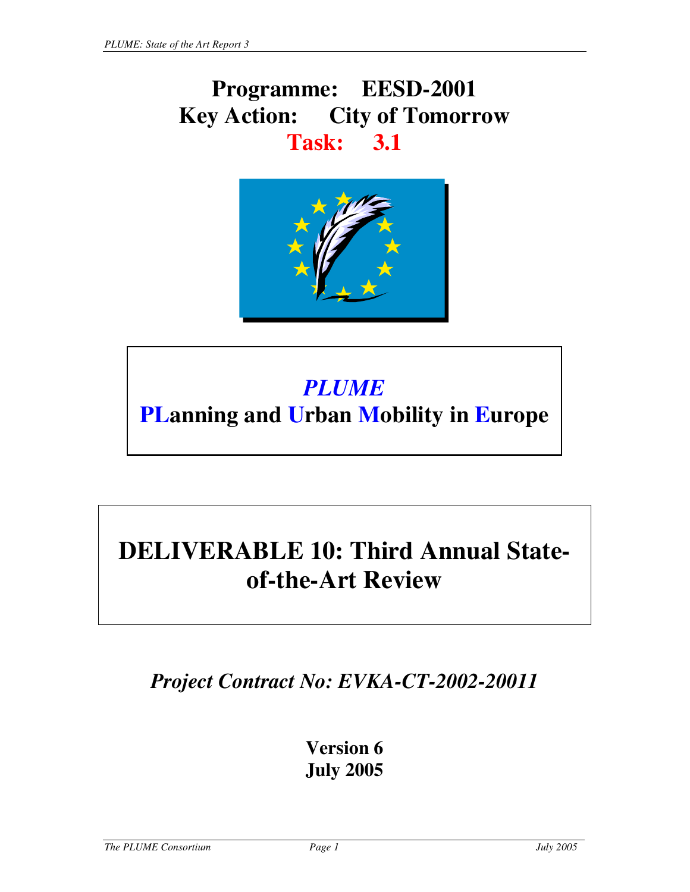# Programme: EESD-2001
# Key Action: City of Tomorrow
# Task: 3.1

***PLUME***

**PLanning and Urban Mobility in Europe**

# DELIVERABLE 10: Third Annual State-of-the-Art Review

***Project Contract No: EVKA-CT-2002-20011***

**Version 6**
**July 2005**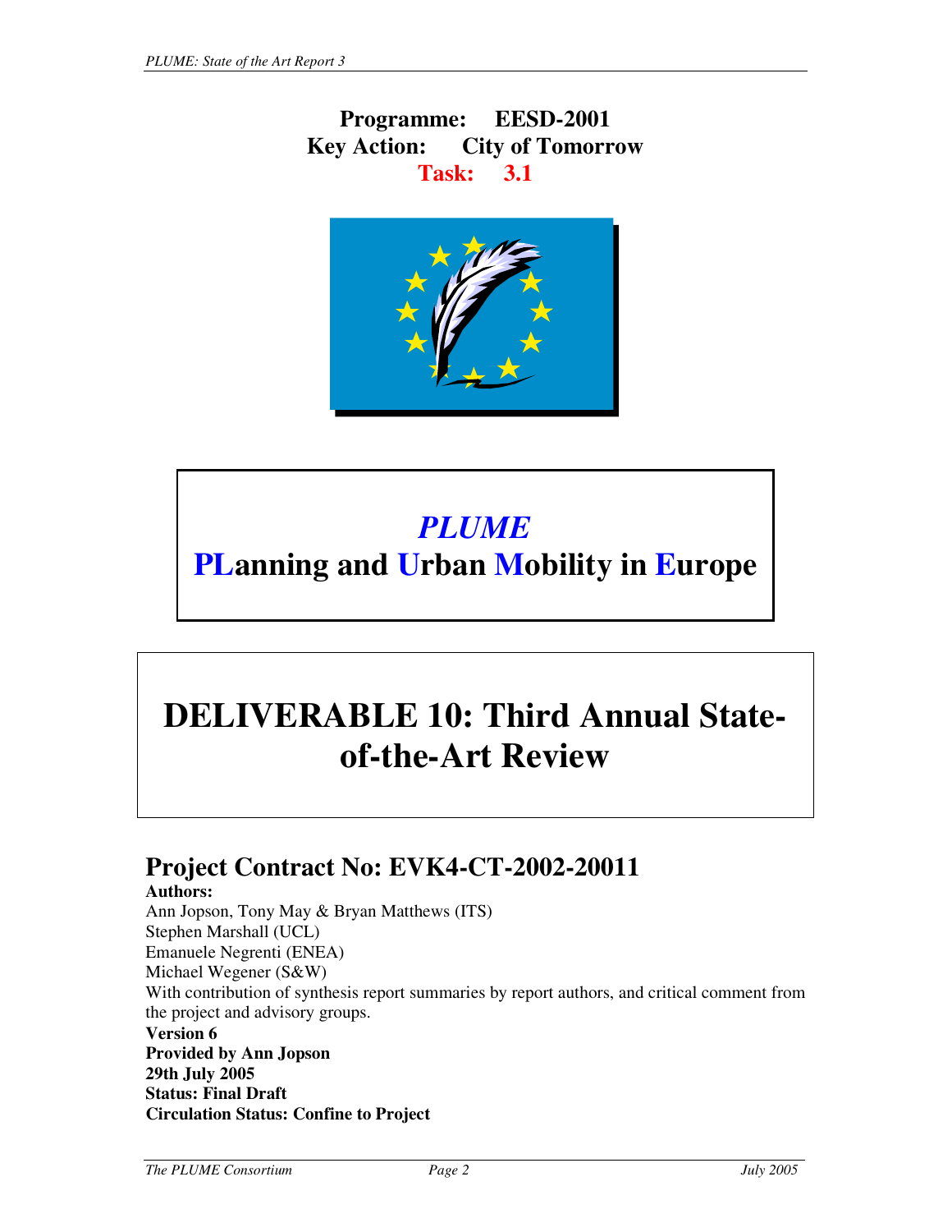**Programme: EESD-2001**
**Key Action: City of Tomorrow**
**Task: 3.1**

# *PLUME*
# PLanning and Urban Mobility in Europe

# DELIVERABLE 10: Third Annual State-of-the-Art Review

## Project Contract No: EVK4-CT-2002-20011

**Authors:**
Ann Jopson, Tony May & Bryan Matthews (ITS)
Stephen Marshall (UCL)
Emanuele Negrenti (ENEA)
Michael Wegener (S&W)
With contribution of synthesis report summaries by report authors, and critical comment from the project and advisory groups.

**Version 6**
**Provided by Ann Jopson**
**29th July 2005**
**Status: Final Draft**
**Circulation Status: Confine to Project**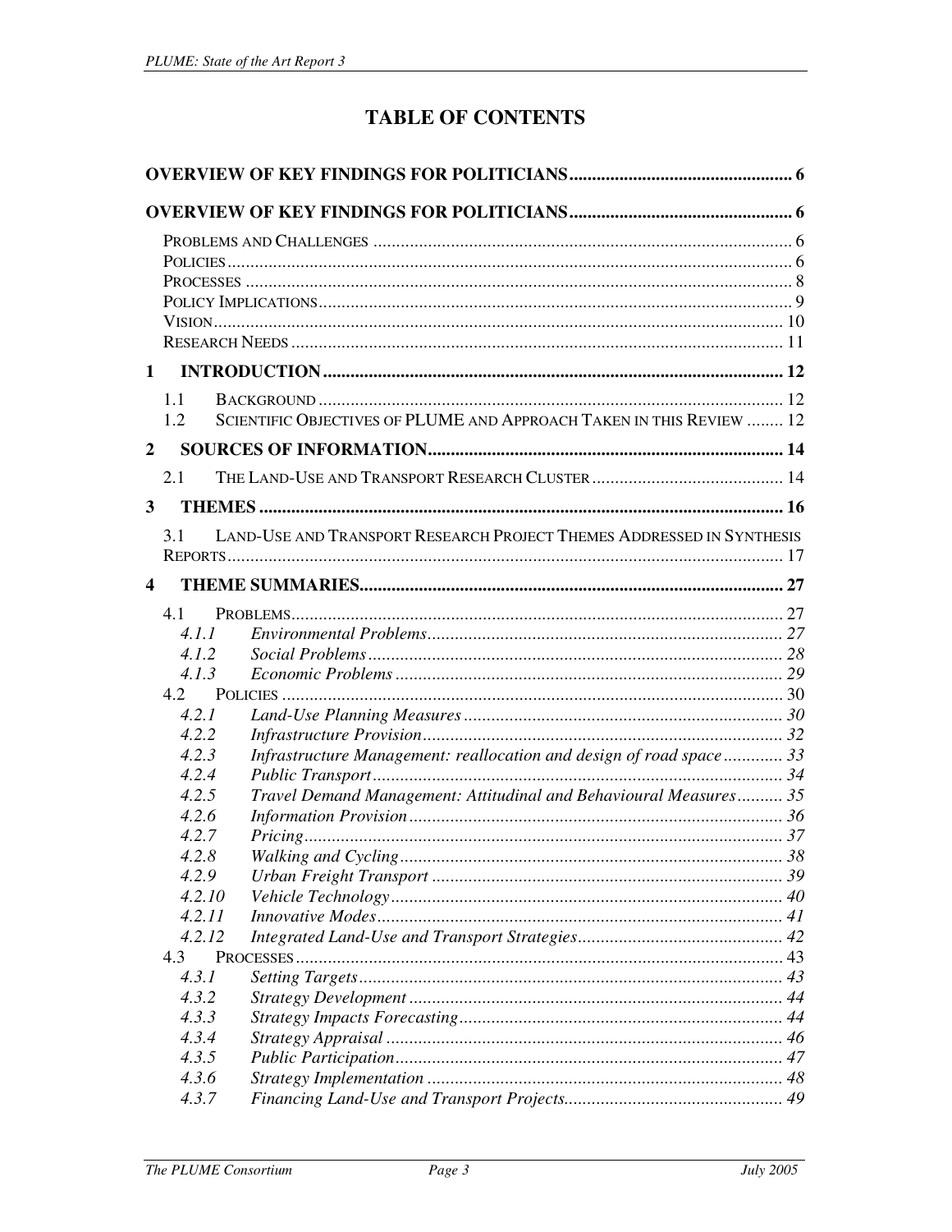# TABLE OF CONTENTS

**OVERVIEW OF KEY FINDINGS FOR POLITICIANS** ........ 6

**OVERVIEW OF KEY FINDINGS FOR POLITICIANS** ........ 6

PROBLEMS AND CHALLENGES ........ 6
POLICIES ........ 6
PROCESSES ........ 8
POLICY IMPLICATIONS ........ 9
VISION ........ 10
RESEARCH NEEDS ........ 11

**1 INTRODUCTION** ........ 12

- 1.1 BACKGROUND ........ 12
- 1.2 SCIENTIFIC OBJECTIVES OF PLUME AND APPROACH TAKEN IN THIS REVIEW ........ 12

**2 SOURCES OF INFORMATION** ........ 14

- 2.1 THE LAND-USE AND TRANSPORT RESEARCH CLUSTER ........ 14

**3 THEMES** ........ 16

- 3.1 LAND-USE AND TRANSPORT RESEARCH PROJECT THEMES ADDRESSED IN SYNTHESIS REPORTS ........ 17

**4 THEME SUMMARIES** ........ 27

- 4.1 PROBLEMS ........ 27
  - *4.1.1 Environmental Problems* ........ 27
  - *4.1.2 Social Problems* ........ 28
  - *4.1.3 Economic Problems* ........ 29
- 4.2 POLICIES ........ 30
  - *4.2.1 Land-Use Planning Measures* ........ 30
  - *4.2.2 Infrastructure Provision* ........ 32
  - *4.2.3 Infrastructure Management: reallocation and design of road space* ........ 33
  - *4.2.4 Public Transport* ........ 34
  - *4.2.5 Travel Demand Management: Attitudinal and Behavioural Measures* ........ 35
  - *4.2.6 Information Provision* ........ 36
  - *4.2.7 Pricing* ........ 37
  - *4.2.8 Walking and Cycling* ........ 38
  - *4.2.9 Urban Freight Transport* ........ 39
  - *4.2.10 Vehicle Technology* ........ 40
  - *4.2.11 Innovative Modes* ........ 41
  - *4.2.12 Integrated Land-Use and Transport Strategies* ........ 42
- 4.3 PROCESSES ........ 43
  - *4.3.1 Setting Targets* ........ 43
  - *4.3.2 Strategy Development* ........ 44
  - *4.3.3 Strategy Impacts Forecasting* ........ 44
  - *4.3.4 Strategy Appraisal* ........ 46
  - *4.3.5 Public Participation* ........ 47
  - *4.3.6 Strategy Implementation* ........ 48
  - *4.3.7 Financing Land-Use and Transport Projects* ........ 49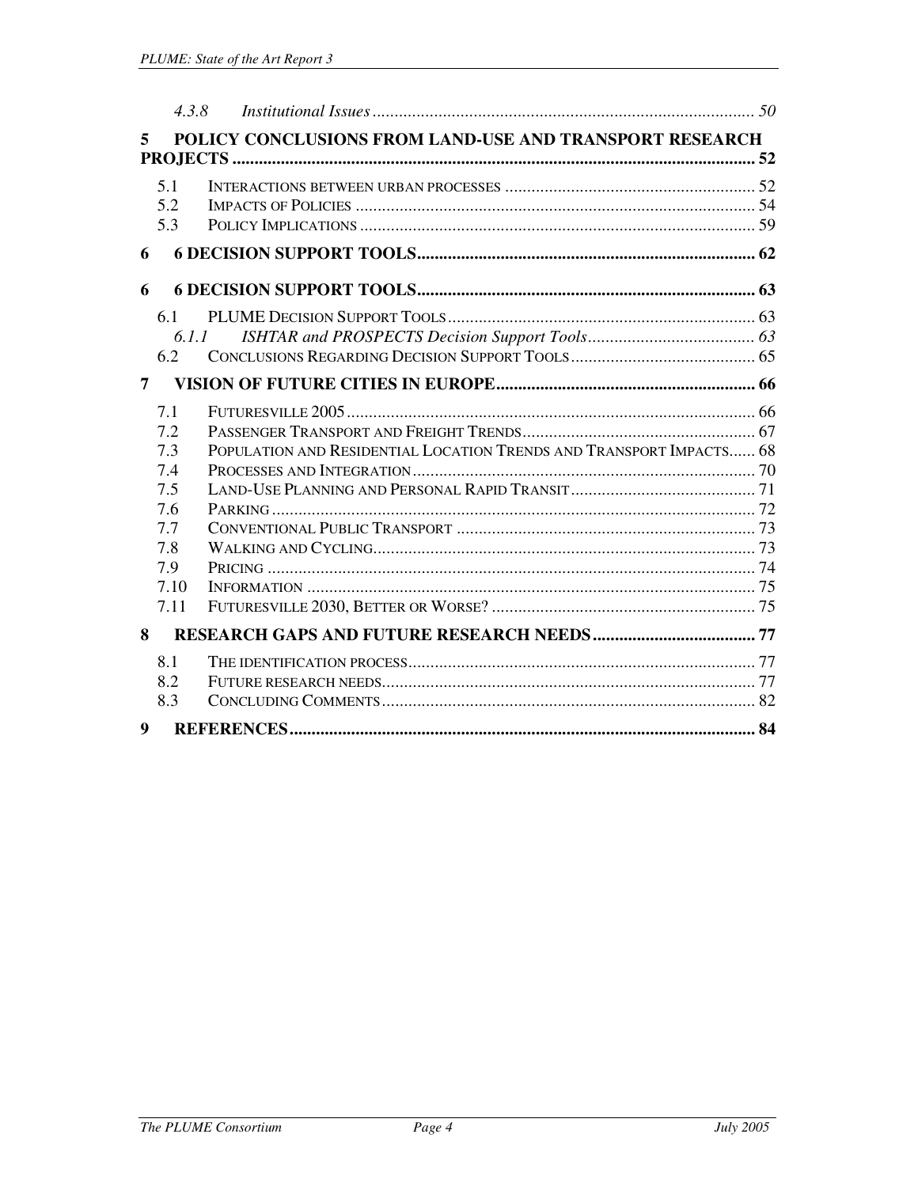4.3.8 *Institutional Issues* ... 50

**5 POLICY CONCLUSIONS FROM LAND-USE AND TRANSPORT RESEARCH PROJECTS ... 52**

5.1 Interactions between urban processes ... 52
5.2 Impacts of Policies ... 54
5.3 Policy Implications ... 59

**6 6 DECISION SUPPORT TOOLS ... 62**

**6 6 DECISION SUPPORT TOOLS ... 63**

6.1 PLUME Decision Support Tools ... 63
6.1.1 *ISHTAR and PROSPECTS Decision Support Tools* ... 63
6.2 Conclusions Regarding Decision Support Tools ... 65

**7 VISION OF FUTURE CITIES IN EUROPE ... 66**

7.1 Futuresville 2005 ... 66
7.2 Passenger Transport and Freight Trends ... 67
7.3 Population and Residential Location Trends and Transport Impacts ... 68
7.4 Processes and Integration ... 70
7.5 Land-Use Planning and Personal Rapid Transit ... 71
7.6 Parking ... 72
7.7 Conventional Public Transport ... 73
7.8 Walking and Cycling ... 73
7.9 Pricing ... 74
7.10 Information ... 75
7.11 Futuresville 2030, Better or Worse? ... 75

**8 RESEARCH GAPS AND FUTURE RESEARCH NEEDS ... 77**

8.1 The identification process ... 77
8.2 Future research needs ... 77
8.3 Concluding Comments ... 82

**9 REFERENCES ... 84**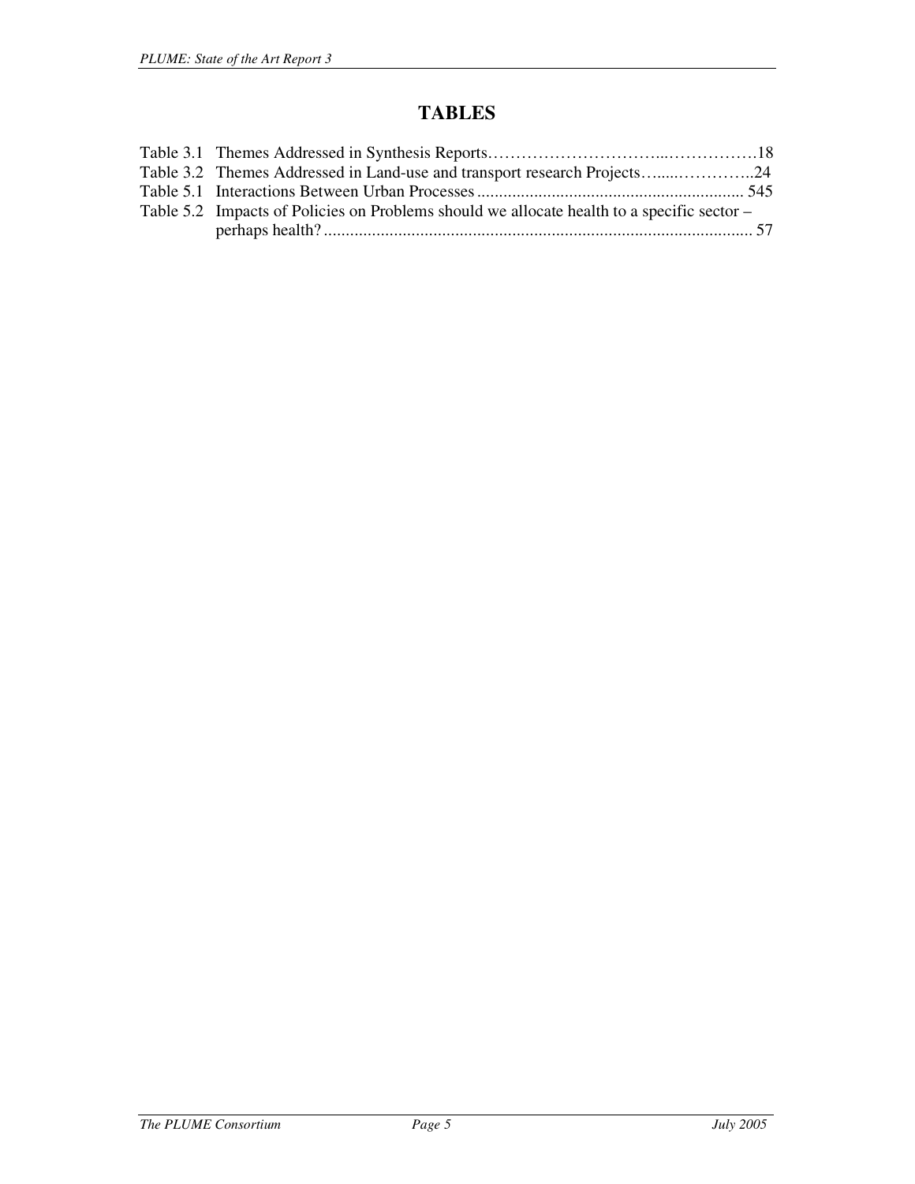# TABLES

Table 3.1 Themes Addressed in Synthesis Reports…………………………...…………….18

Table 3.2 Themes Addressed in Land-use and transport research Projects…....…………..24

Table 5.1 Interactions Between Urban Processes ............................................................ 545

Table 5.2 Impacts of Policies on Problems should we allocate health to a specific sector – perhaps health? ................................................................................................ 57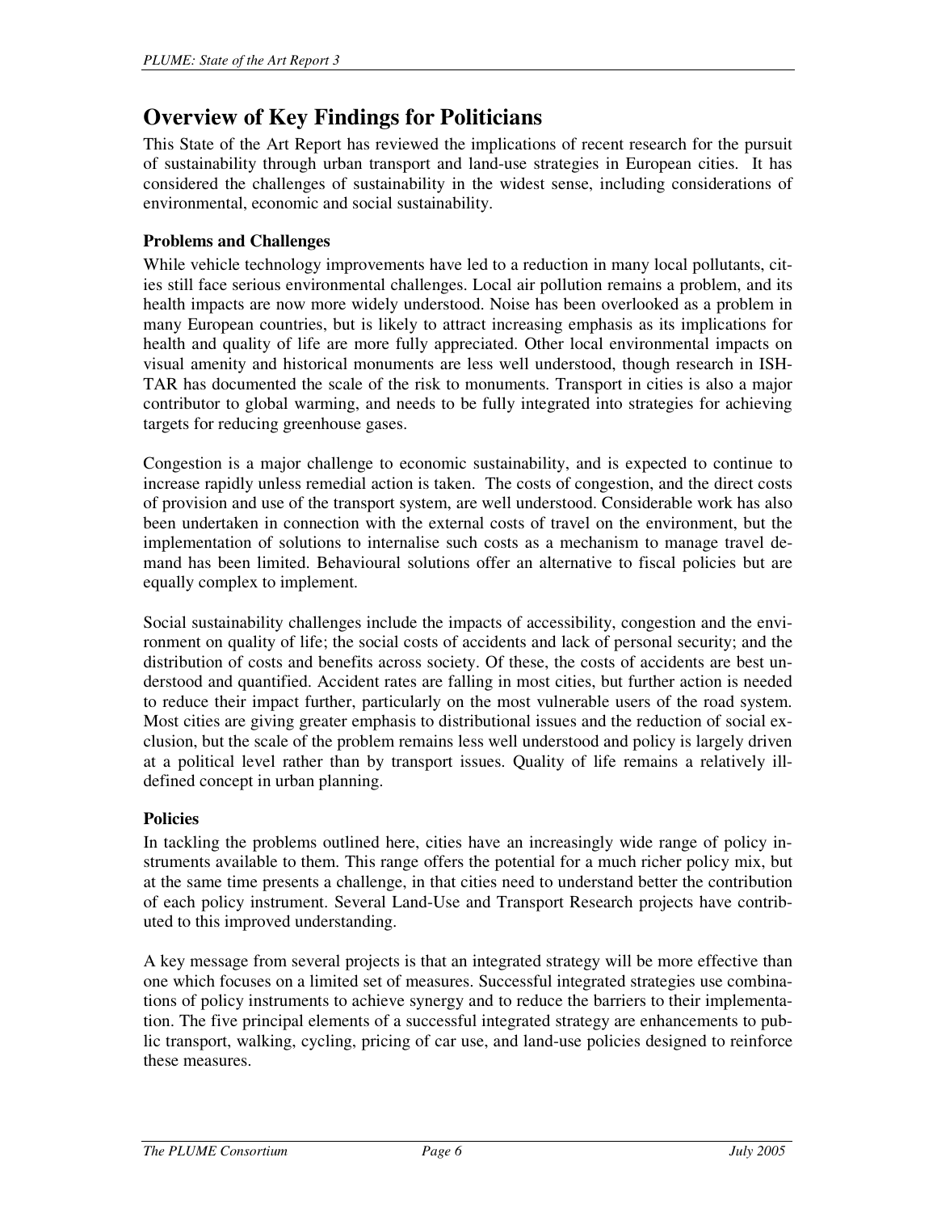# Overview of Key Findings for Politicians

This State of the Art Report has reviewed the implications of recent research for the pursuit of sustainability through urban transport and land-use strategies in European cities. It has considered the challenges of sustainability in the widest sense, including considerations of environmental, economic and social sustainability.

### Problems and Challenges

While vehicle technology improvements have led to a reduction in many local pollutants, cities still face serious environmental challenges. Local air pollution remains a problem, and its health impacts are now more widely understood. Noise has been overlooked as a problem in many European countries, but is likely to attract increasing emphasis as its implications for health and quality of life are more fully appreciated. Other local environmental impacts on visual amenity and historical monuments are less well understood, though research in ISHTAR has documented the scale of the risk to monuments. Transport in cities is also a major contributor to global warming, and needs to be fully integrated into strategies for achieving targets for reducing greenhouse gases.

Congestion is a major challenge to economic sustainability, and is expected to continue to increase rapidly unless remedial action is taken. The costs of congestion, and the direct costs of provision and use of the transport system, are well understood. Considerable work has also been undertaken in connection with the external costs of travel on the environment, but the implementation of solutions to internalise such costs as a mechanism to manage travel demand has been limited. Behavioural solutions offer an alternative to fiscal policies but are equally complex to implement.

Social sustainability challenges include the impacts of accessibility, congestion and the environment on quality of life; the social costs of accidents and lack of personal security; and the distribution of costs and benefits across society. Of these, the costs of accidents are best understood and quantified. Accident rates are falling in most cities, but further action is needed to reduce their impact further, particularly on the most vulnerable users of the road system. Most cities are giving greater emphasis to distributional issues and the reduction of social exclusion, but the scale of the problem remains less well understood and policy is largely driven at a political level rather than by transport issues. Quality of life remains a relatively ill-defined concept in urban planning.

### Policies

In tackling the problems outlined here, cities have an increasingly wide range of policy instruments available to them. This range offers the potential for a much richer policy mix, but at the same time presents a challenge, in that cities need to understand better the contribution of each policy instrument. Several Land-Use and Transport Research projects have contributed to this improved understanding.

A key message from several projects is that an integrated strategy will be more effective than one which focuses on a limited set of measures. Successful integrated strategies use combinations of policy instruments to achieve synergy and to reduce the barriers to their implementation. The five principal elements of a successful integrated strategy are enhancements to public transport, walking, cycling, pricing of car use, and land-use policies designed to reinforce these measures.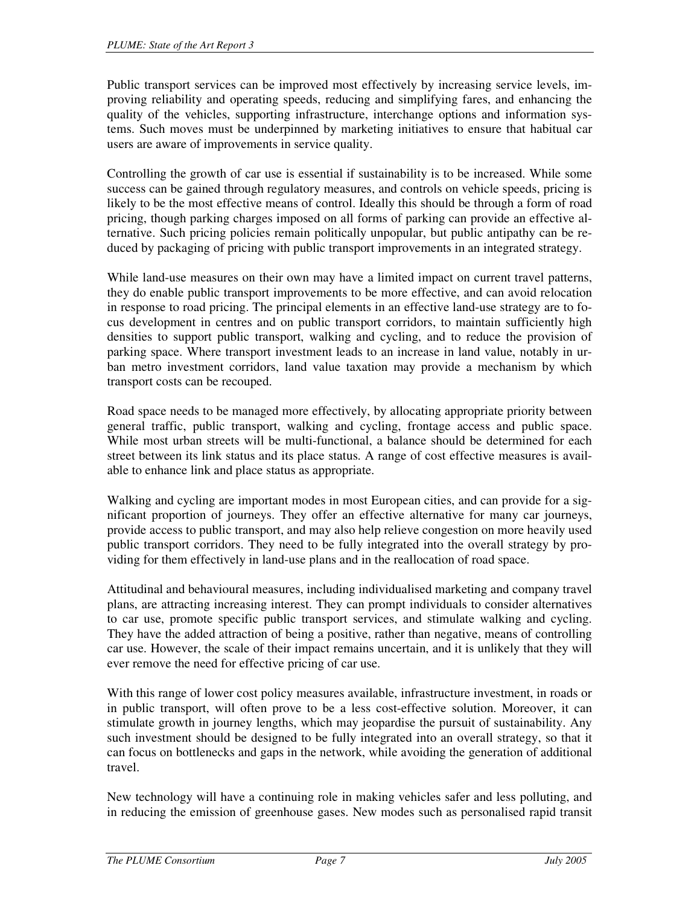Public transport services can be improved most effectively by increasing service levels, improving reliability and operating speeds, reducing and simplifying fares, and enhancing the quality of the vehicles, supporting infrastructure, interchange options and information systems. Such moves must be underpinned by marketing initiatives to ensure that habitual car users are aware of improvements in service quality.

Controlling the growth of car use is essential if sustainability is to be increased. While some success can be gained through regulatory measures, and controls on vehicle speeds, pricing is likely to be the most effective means of control. Ideally this should be through a form of road pricing, though parking charges imposed on all forms of parking can provide an effective alternative. Such pricing policies remain politically unpopular, but public antipathy can be reduced by packaging of pricing with public transport improvements in an integrated strategy.

While land-use measures on their own may have a limited impact on current travel patterns, they do enable public transport improvements to be more effective, and can avoid relocation in response to road pricing. The principal elements in an effective land-use strategy are to focus development in centres and on public transport corridors, to maintain sufficiently high densities to support public transport, walking and cycling, and to reduce the provision of parking space. Where transport investment leads to an increase in land value, notably in urban metro investment corridors, land value taxation may provide a mechanism by which transport costs can be recouped.

Road space needs to be managed more effectively, by allocating appropriate priority between general traffic, public transport, walking and cycling, frontage access and public space. While most urban streets will be multi-functional, a balance should be determined for each street between its link status and its place status. A range of cost effective measures is available to enhance link and place status as appropriate.

Walking and cycling are important modes in most European cities, and can provide for a significant proportion of journeys. They offer an effective alternative for many car journeys, provide access to public transport, and may also help relieve congestion on more heavily used public transport corridors. They need to be fully integrated into the overall strategy by providing for them effectively in land-use plans and in the reallocation of road space.

Attitudinal and behavioural measures, including individualised marketing and company travel plans, are attracting increasing interest. They can prompt individuals to consider alternatives to car use, promote specific public transport services, and stimulate walking and cycling. They have the added attraction of being a positive, rather than negative, means of controlling car use. However, the scale of their impact remains uncertain, and it is unlikely that they will ever remove the need for effective pricing of car use.

With this range of lower cost policy measures available, infrastructure investment, in roads or in public transport, will often prove to be a less cost-effective solution. Moreover, it can stimulate growth in journey lengths, which may jeopardise the pursuit of sustainability. Any such investment should be designed to be fully integrated into an overall strategy, so that it can focus on bottlenecks and gaps in the network, while avoiding the generation of additional travel.

New technology will have a continuing role in making vehicles safer and less polluting, and in reducing the emission of greenhouse gases. New modes such as personalised rapid transit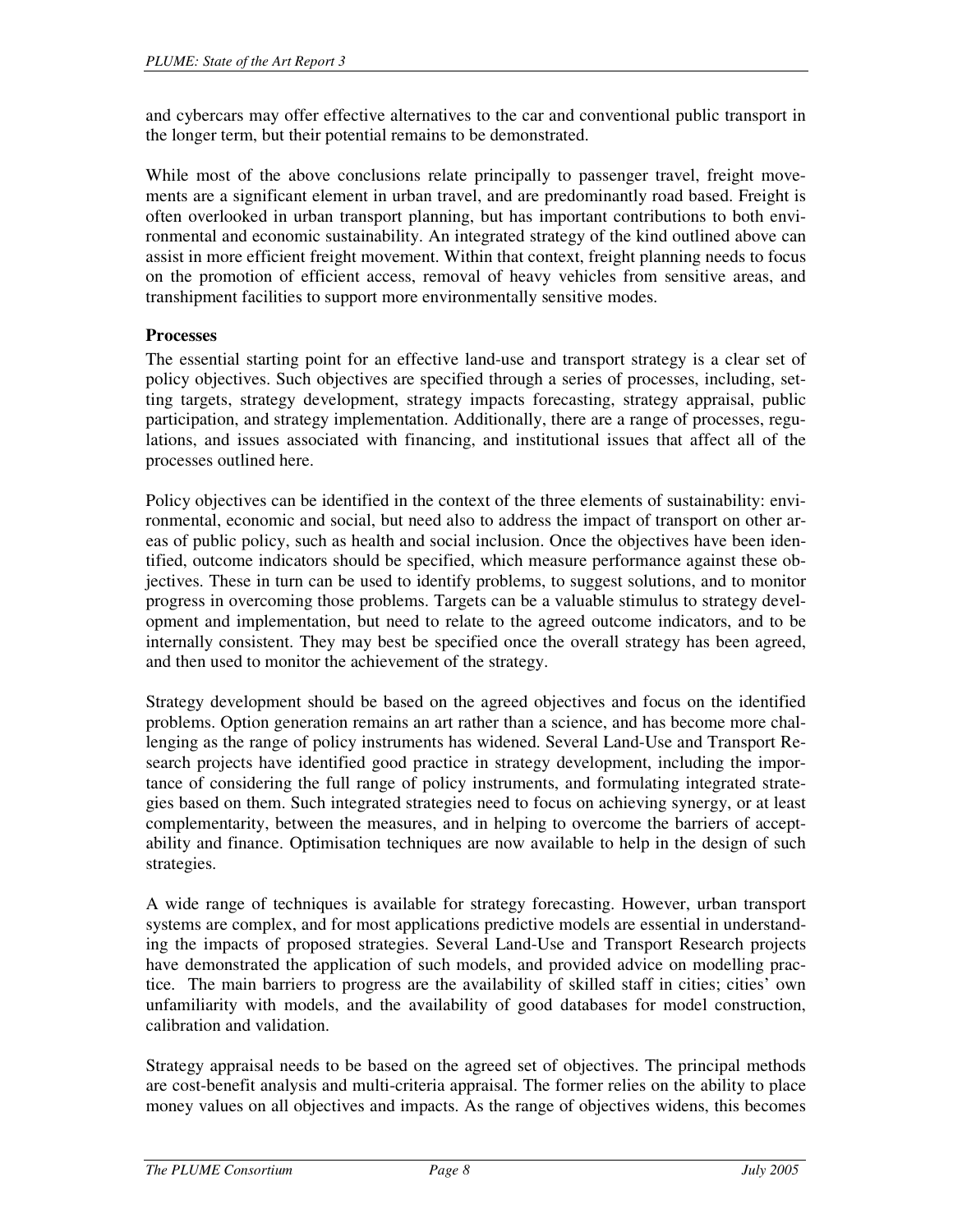and cybercars may offer effective alternatives to the car and conventional public transport in the longer term, but their potential remains to be demonstrated.

While most of the above conclusions relate principally to passenger travel, freight movements are a significant element in urban travel, and are predominantly road based. Freight is often overlooked in urban transport planning, but has important contributions to both environmental and economic sustainability. An integrated strategy of the kind outlined above can assist in more efficient freight movement. Within that context, freight planning needs to focus on the promotion of efficient access, removal of heavy vehicles from sensitive areas, and transhipment facilities to support more environmentally sensitive modes.

**Processes**

The essential starting point for an effective land-use and transport strategy is a clear set of policy objectives. Such objectives are specified through a series of processes, including, setting targets, strategy development, strategy impacts forecasting, strategy appraisal, public participation, and strategy implementation. Additionally, there are a range of processes, regulations, and issues associated with financing, and institutional issues that affect all of the processes outlined here.

Policy objectives can be identified in the context of the three elements of sustainability: environmental, economic and social, but need also to address the impact of transport on other areas of public policy, such as health and social inclusion. Once the objectives have been identified, outcome indicators should be specified, which measure performance against these objectives. These in turn can be used to identify problems, to suggest solutions, and to monitor progress in overcoming those problems. Targets can be a valuable stimulus to strategy development and implementation, but need to relate to the agreed outcome indicators, and to be internally consistent. They may best be specified once the overall strategy has been agreed, and then used to monitor the achievement of the strategy.

Strategy development should be based on the agreed objectives and focus on the identified problems. Option generation remains an art rather than a science, and has become more challenging as the range of policy instruments has widened. Several Land-Use and Transport Research projects have identified good practice in strategy development, including the importance of considering the full range of policy instruments, and formulating integrated strategies based on them. Such integrated strategies need to focus on achieving synergy, or at least complementarity, between the measures, and in helping to overcome the barriers of acceptability and finance. Optimisation techniques are now available to help in the design of such strategies.

A wide range of techniques is available for strategy forecasting. However, urban transport systems are complex, and for most applications predictive models are essential in understanding the impacts of proposed strategies. Several Land-Use and Transport Research projects have demonstrated the application of such models, and provided advice on modelling practice. The main barriers to progress are the availability of skilled staff in cities; cities' own unfamiliarity with models, and the availability of good databases for model construction, calibration and validation.

Strategy appraisal needs to be based on the agreed set of objectives. The principal methods are cost-benefit analysis and multi-criteria appraisal. The former relies on the ability to place money values on all objectives and impacts. As the range of objectives widens, this becomes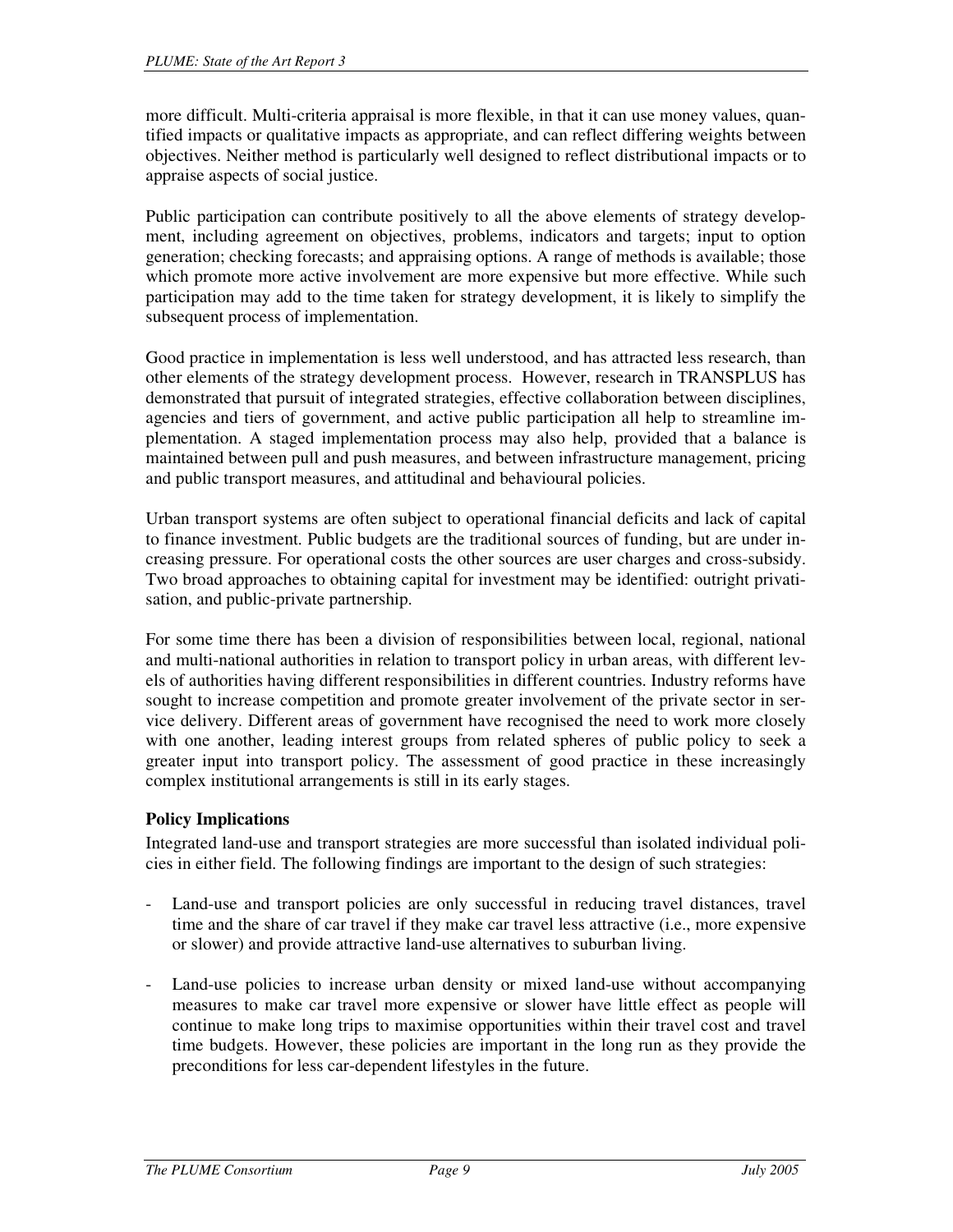more difficult. Multi-criteria appraisal is more flexible, in that it can use money values, quantified impacts or qualitative impacts as appropriate, and can reflect differing weights between objectives. Neither method is particularly well designed to reflect distributional impacts or to appraise aspects of social justice.

Public participation can contribute positively to all the above elements of strategy development, including agreement on objectives, problems, indicators and targets; input to option generation; checking forecasts; and appraising options. A range of methods is available; those which promote more active involvement are more expensive but more effective. While such participation may add to the time taken for strategy development, it is likely to simplify the subsequent process of implementation.

Good practice in implementation is less well understood, and has attracted less research, than other elements of the strategy development process. However, research in TRANSPLUS has demonstrated that pursuit of integrated strategies, effective collaboration between disciplines, agencies and tiers of government, and active public participation all help to streamline implementation. A staged implementation process may also help, provided that a balance is maintained between pull and push measures, and between infrastructure management, pricing and public transport measures, and attitudinal and behavioural policies.

Urban transport systems are often subject to operational financial deficits and lack of capital to finance investment. Public budgets are the traditional sources of funding, but are under increasing pressure. For operational costs the other sources are user charges and cross-subsidy. Two broad approaches to obtaining capital for investment may be identified: outright privatisation, and public-private partnership.

For some time there has been a division of responsibilities between local, regional, national and multi-national authorities in relation to transport policy in urban areas, with different levels of authorities having different responsibilities in different countries. Industry reforms have sought to increase competition and promote greater involvement of the private sector in service delivery. Different areas of government have recognised the need to work more closely with one another, leading interest groups from related spheres of public policy to seek a greater input into transport policy. The assessment of good practice in these increasingly complex institutional arrangements is still in its early stages.

**Policy Implications**

Integrated land-use and transport strategies are more successful than isolated individual policies in either field. The following findings are important to the design of such strategies:

- Land-use and transport policies are only successful in reducing travel distances, travel time and the share of car travel if they make car travel less attractive (i.e., more expensive or slower) and provide attractive land-use alternatives to suburban living.

- Land-use policies to increase urban density or mixed land-use without accompanying measures to make car travel more expensive or slower have little effect as people will continue to make long trips to maximise opportunities within their travel cost and travel time budgets. However, these policies are important in the long run as they provide the preconditions for less car-dependent lifestyles in the future.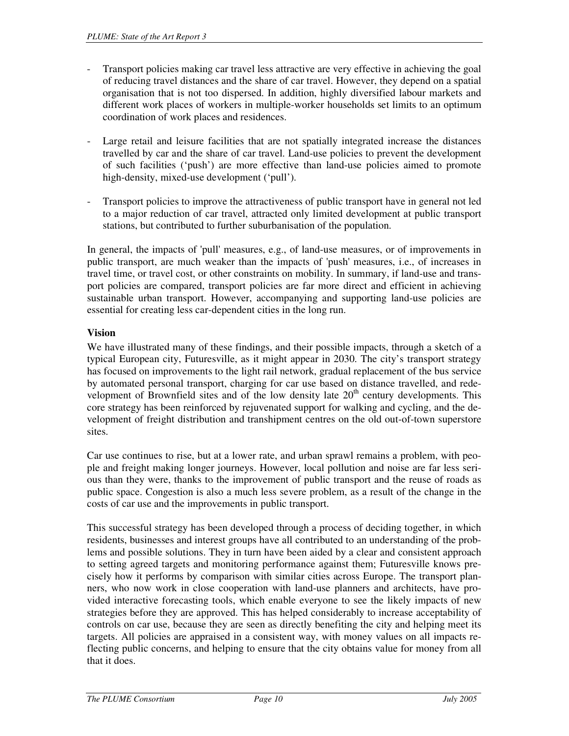- Transport policies making car travel less attractive are very effective in achieving the goal of reducing travel distances and the share of car travel. However, they depend on a spatial organisation that is not too dispersed. In addition, highly diversified labour markets and different work places of workers in multiple-worker households set limits to an optimum coordination of work places and residences.

- Large retail and leisure facilities that are not spatially integrated increase the distances travelled by car and the share of car travel. Land-use policies to prevent the development of such facilities ('push') are more effective than land-use policies aimed to promote high-density, mixed-use development ('pull').

- Transport policies to improve the attractiveness of public transport have in general not led to a major reduction of car travel, attracted only limited development at public transport stations, but contributed to further suburbanisation of the population.

In general, the impacts of 'pull' measures, e.g., of land-use measures, or of improvements in public transport, are much weaker than the impacts of 'push' measures, i.e., of increases in travel time, or travel cost, or other constraints on mobility. In summary, if land-use and transport policies are compared, transport policies are far more direct and efficient in achieving sustainable urban transport. However, accompanying and supporting land-use policies are essential for creating less car-dependent cities in the long run.

**Vision**

We have illustrated many of these findings, and their possible impacts, through a sketch of a typical European city, Futuresville, as it might appear in 2030. The city's transport strategy has focused on improvements to the light rail network, gradual replacement of the bus service by automated personal transport, charging for car use based on distance travelled, and redevelopment of Brownfield sites and of the low density late 20th century developments. This core strategy has been reinforced by rejuvenated support for walking and cycling, and the development of freight distribution and transhipment centres on the old out-of-town superstore sites.

Car use continues to rise, but at a lower rate, and urban sprawl remains a problem, with people and freight making longer journeys. However, local pollution and noise are far less serious than they were, thanks to the improvement of public transport and the reuse of roads as public space. Congestion is also a much less severe problem, as a result of the change in the costs of car use and the improvements in public transport.

This successful strategy has been developed through a process of deciding together, in which residents, businesses and interest groups have all contributed to an understanding of the problems and possible solutions. They in turn have been aided by a clear and consistent approach to setting agreed targets and monitoring performance against them; Futuresville knows precisely how it performs by comparison with similar cities across Europe. The transport planners, who now work in close cooperation with land-use planners and architects, have provided interactive forecasting tools, which enable everyone to see the likely impacts of new strategies before they are approved. This has helped considerably to increase acceptability of controls on car use, because they are seen as directly benefiting the city and helping meet its targets. All policies are appraised in a consistent way, with money values on all impacts reflecting public concerns, and helping to ensure that the city obtains value for money from all that it does.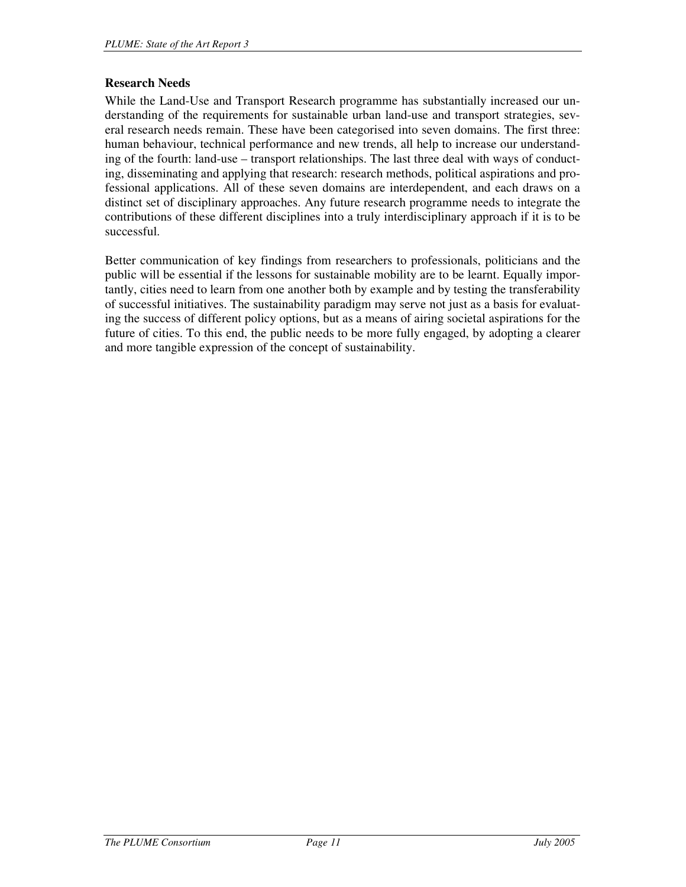### Research Needs

While the Land-Use and Transport Research programme has substantially increased our understanding of the requirements for sustainable urban land-use and transport strategies, several research needs remain. These have been categorised into seven domains. The first three: human behaviour, technical performance and new trends, all help to increase our understanding of the fourth: land-use – transport relationships. The last three deal with ways of conducting, disseminating and applying that research: research methods, political aspirations and professional applications. All of these seven domains are interdependent, and each draws on a distinct set of disciplinary approaches. Any future research programme needs to integrate the contributions of these different disciplines into a truly interdisciplinary approach if it is to be successful.

Better communication of key findings from researchers to professionals, politicians and the public will be essential if the lessons for sustainable mobility are to be learnt. Equally importantly, cities need to learn from one another both by example and by testing the transferability of successful initiatives. The sustainability paradigm may serve not just as a basis for evaluating the success of different policy options, but as a means of airing societal aspirations for the future of cities. To this end, the public needs to be more fully engaged, by adopting a clearer and more tangible expression of the concept of sustainability.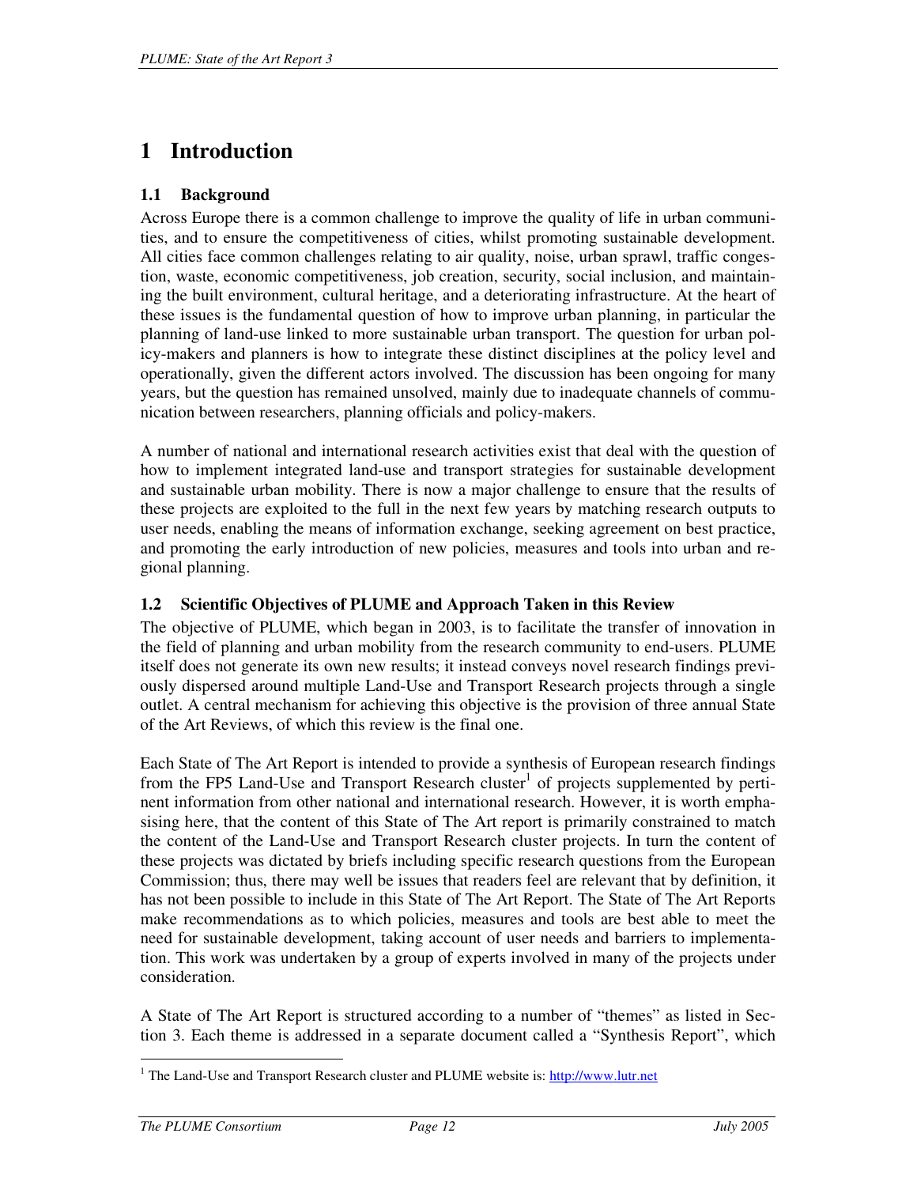# 1 Introduction

## 1.1 Background

Across Europe there is a common challenge to improve the quality of life in urban communities, and to ensure the competitiveness of cities, whilst promoting sustainable development. All cities face common challenges relating to air quality, noise, urban sprawl, traffic congestion, waste, economic competitiveness, job creation, security, social inclusion, and maintaining the built environment, cultural heritage, and a deteriorating infrastructure. At the heart of these issues is the fundamental question of how to improve urban planning, in particular the planning of land-use linked to more sustainable urban transport. The question for urban policy-makers and planners is how to integrate these distinct disciplines at the policy level and operationally, given the different actors involved. The discussion has been ongoing for many years, but the question has remained unsolved, mainly due to inadequate channels of communication between researchers, planning officials and policy-makers.

A number of national and international research activities exist that deal with the question of how to implement integrated land-use and transport strategies for sustainable development and sustainable urban mobility. There is now a major challenge to ensure that the results of these projects are exploited to the full in the next few years by matching research outputs to user needs, enabling the means of information exchange, seeking agreement on best practice, and promoting the early introduction of new policies, measures and tools into urban and regional planning.

## 1.2 Scientific Objectives of PLUME and Approach Taken in this Review

The objective of PLUME, which began in 2003, is to facilitate the transfer of innovation in the field of planning and urban mobility from the research community to end-users. PLUME itself does not generate its own new results; it instead conveys novel research findings previously dispersed around multiple Land-Use and Transport Research projects through a single outlet. A central mechanism for achieving this objective is the provision of three annual State of the Art Reviews, of which this review is the final one.

Each State of The Art Report is intended to provide a synthesis of European research findings from the FP5 Land-Use and Transport Research cluster[1] of projects supplemented by pertinent information from other national and international research. However, it is worth emphasising here, that the content of this State of The Art report is primarily constrained to match the content of the Land-Use and Transport Research cluster projects. In turn the content of these projects was dictated by briefs including specific research questions from the European Commission; thus, there may well be issues that readers feel are relevant that by definition, it has not been possible to include in this State of The Art Report. The State of The Art Reports make recommendations as to which policies, measures and tools are best able to meet the need for sustainable development, taking account of user needs and barriers to implementation. This work was undertaken by a group of experts involved in many of the projects under consideration.

A State of The Art Report is structured according to a number of "themes" as listed in Section 3. Each theme is addressed in a separate document called a "Synthesis Report", which

[1] The Land-Use and Transport Research cluster and PLUME website is: http://www.lutr.net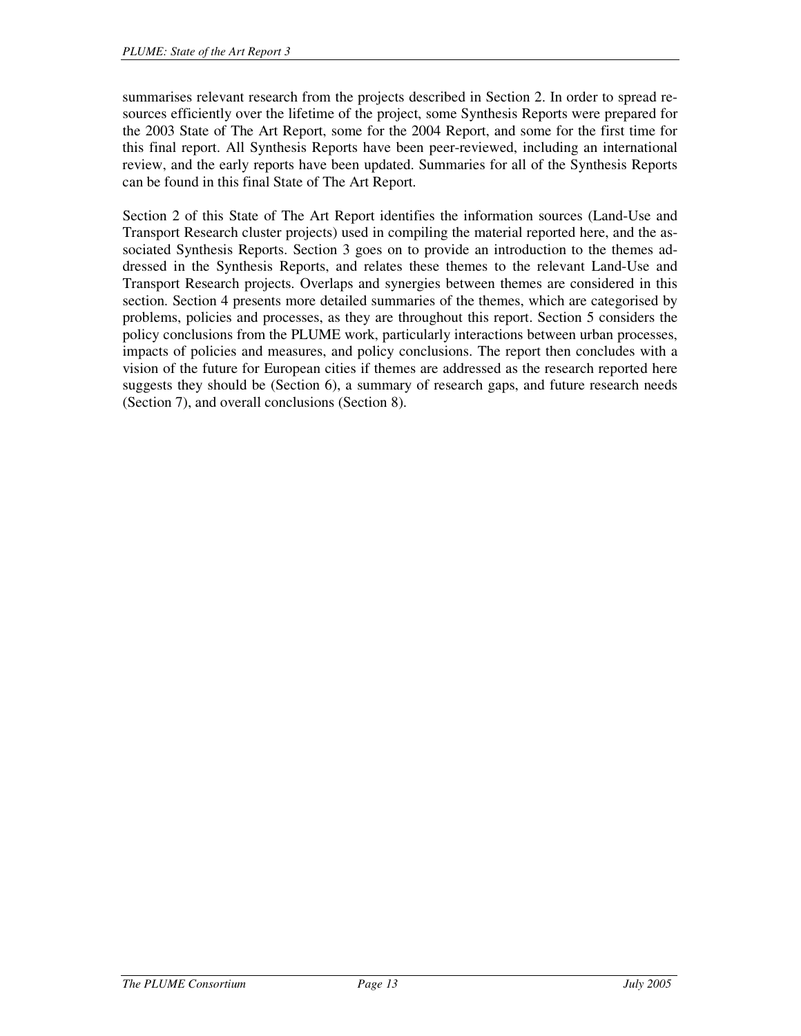summarises relevant research from the projects described in Section 2. In order to spread resources efficiently over the lifetime of the project, some Synthesis Reports were prepared for the 2003 State of The Art Report, some for the 2004 Report, and some for the first time for this final report. All Synthesis Reports have been peer-reviewed, including an international review, and the early reports have been updated. Summaries for all of the Synthesis Reports can be found in this final State of The Art Report.

Section 2 of this State of The Art Report identifies the information sources (Land-Use and Transport Research cluster projects) used in compiling the material reported here, and the associated Synthesis Reports. Section 3 goes on to provide an introduction to the themes addressed in the Synthesis Reports, and relates these themes to the relevant Land-Use and Transport Research projects. Overlaps and synergies between themes are considered in this section. Section 4 presents more detailed summaries of the themes, which are categorised by problems, policies and processes, as they are throughout this report. Section 5 considers the policy conclusions from the PLUME work, particularly interactions between urban processes, impacts of policies and measures, and policy conclusions. The report then concludes with a vision of the future for European cities if themes are addressed as the research reported here suggests they should be (Section 6), a summary of research gaps, and future research needs (Section 7), and overall conclusions (Section 8).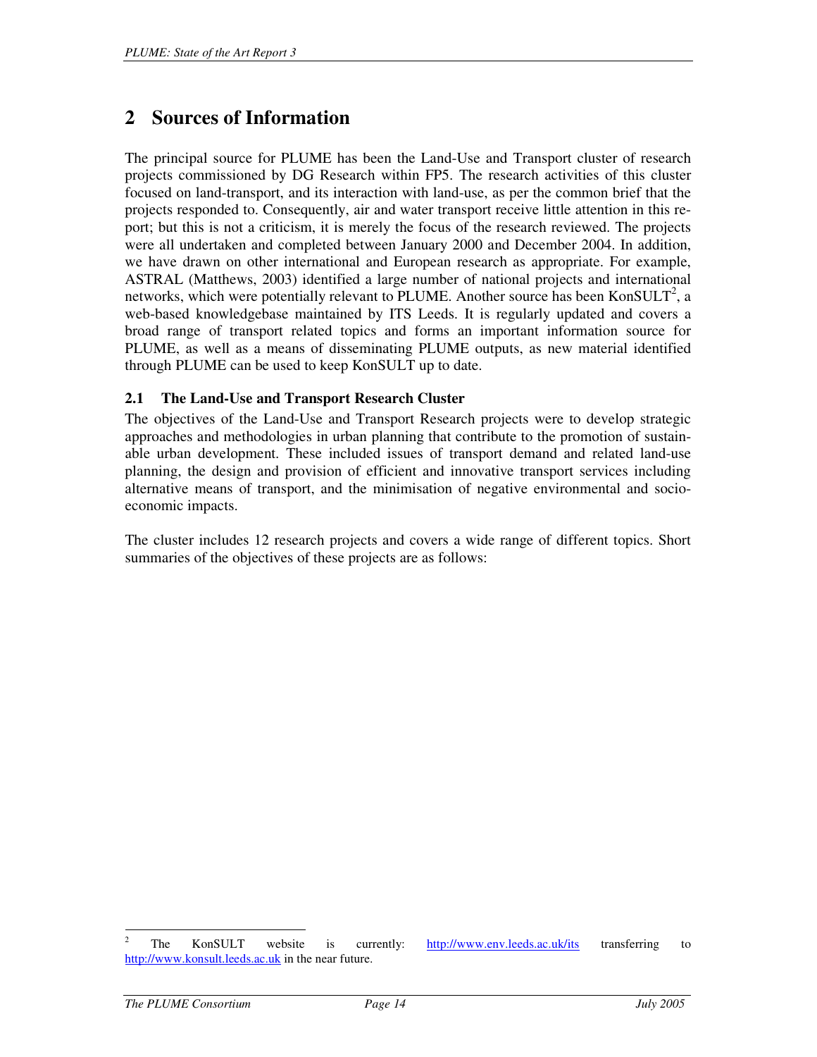# 2 Sources of Information

The principal source for PLUME has been the Land-Use and Transport cluster of research projects commissioned by DG Research within FP5. The research activities of this cluster focused on land-transport, and its interaction with land-use, as per the common brief that the projects responded to. Consequently, air and water transport receive little attention in this report; but this is not a criticism, it is merely the focus of the research reviewed. The projects were all undertaken and completed between January 2000 and December 2004. In addition, we have drawn on other international and European research as appropriate. For example, ASTRAL (Matthews, 2003) identified a large number of national projects and international networks, which were potentially relevant to PLUME. Another source has been KonSULT[2], a web-based knowledgebase maintained by ITS Leeds. It is regularly updated and covers a broad range of transport related topics and forms an important information source for PLUME, as well as a means of disseminating PLUME outputs, as new material identified through PLUME can be used to keep KonSULT up to date.

## 2.1 The Land-Use and Transport Research Cluster

The objectives of the Land-Use and Transport Research projects were to develop strategic approaches and methodologies in urban planning that contribute to the promotion of sustainable urban development. These included issues of transport demand and related land-use planning, the design and provision of efficient and innovative transport services including alternative means of transport, and the minimisation of negative environmental and socio-economic impacts.

The cluster includes 12 research projects and covers a wide range of different topics. Short summaries of the objectives of these projects are as follows:

---

[2] The KonSULT website is currently: http://www.env.leeds.ac.uk/its transferring to http://www.konsult.leeds.ac.uk in the near future.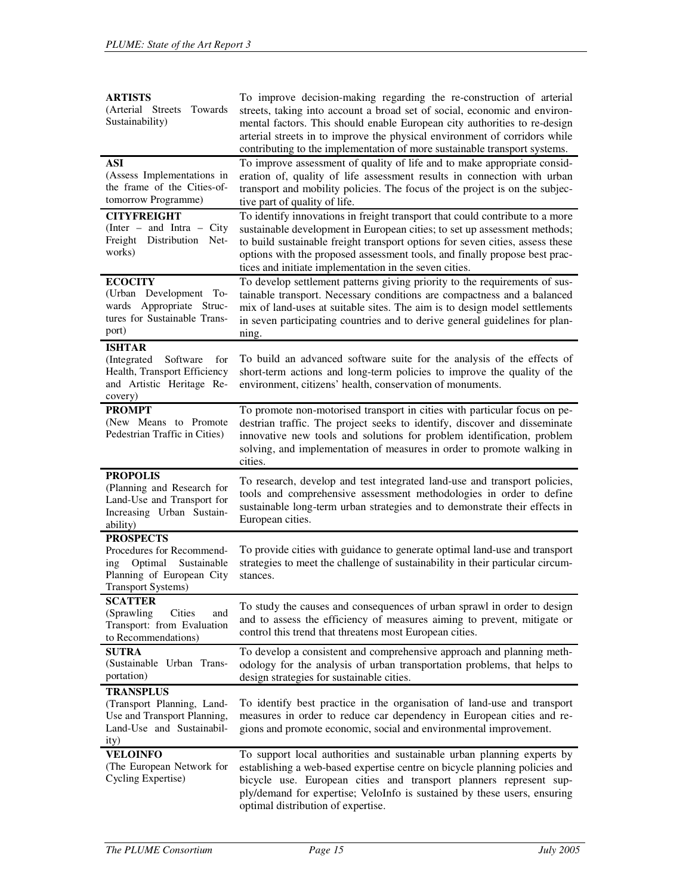| | |
|---|---|
| **ARTISTS** (Arterial Streets Towards Sustainability) | To improve decision-making regarding the re-construction of arterial streets, taking into account a broad set of social, economic and environmental factors. This should enable European city authorities to re-design arterial streets in to improve the physical environment of corridors while contributing to the implementation of more sustainable transport systems. |
| **ASI** (Assess Implementations in the frame of the Cities-of-tomorrow Programme) | To improve assessment of quality of life and to make appropriate consideration of, quality of life assessment results in connection with urban transport and mobility policies. The focus of the project is on the subjective part of quality of life. |
| **CITYFREIGHT** (Inter – and Intra – City Freight Distribution Networks) | To identify innovations in freight transport that could contribute to a more sustainable development in European cities; to set up assessment methods; to build sustainable freight transport options for seven cities, assess these options with the proposed assessment tools, and finally propose best practices and initiate implementation in the seven cities. |
| **ECOCITY** (Urban Development Towards Appropriate Structures for Sustainable Transport) | To develop settlement patterns giving priority to the requirements of sustainable transport. Necessary conditions are compactness and a balanced mix of land-uses at suitable sites. The aim is to design model settlements in seven participating countries and to derive general guidelines for planning. |
| **ISHTAR** (Integrated Software for Health, Transport Efficiency and Artistic Heritage Recovery) | To build an advanced software suite for the analysis of the effects of short-term actions and long-term policies to improve the quality of the environment, citizens' health, conservation of monuments. |
| **PROMPT** (New Means to Promote Pedestrian Traffic in Cities) | To promote non-motorised transport in cities with particular focus on pedestrian traffic. The project seeks to identify, discover and disseminate innovative new tools and solutions for problem identification, problem solving, and implementation of measures in order to promote walking in cities. |
| **PROPOLIS** (Planning and Research for Land-Use and Transport for Increasing Urban Sustainability) | To research, develop and test integrated land-use and transport policies, tools and comprehensive assessment methodologies in order to define sustainable long-term urban strategies and to demonstrate their effects in European cities. |
| **PROSPECTS** Procedures for Recommending Optimal Sustainable Planning of European City Transport Systems) | To provide cities with guidance to generate optimal land-use and transport strategies to meet the challenge of sustainability in their particular circumstances. |
| **SCATTER** (Sprawling Cities and Transport: from Evaluation to Recommendations) | To study the causes and consequences of urban sprawl in order to design and to assess the efficiency of measures aiming to prevent, mitigate or control this trend that threatens most European cities. |
| **SUTRA** (Sustainable Urban Transportation) | To develop a consistent and comprehensive approach and planning methodology for the analysis of urban transportation problems, that helps to design strategies for sustainable cities. |
| **TRANSPLUS** (Transport Planning, Land-Use and Transport Planning, Land-Use and Sustainability) | To identify best practice in the organisation of land-use and transport measures in order to reduce car dependency in European cities and regions and promote economic, social and environmental improvement. |
| **VELOINFO** (The European Network for Cycling Expertise) | To support local authorities and sustainable urban planning experts by establishing a web-based expertise centre on bicycle planning policies and bicycle use. European cities and transport planners represent supply/demand for expertise; VeloInfo is sustained by these users, ensuring optimal distribution of expertise. |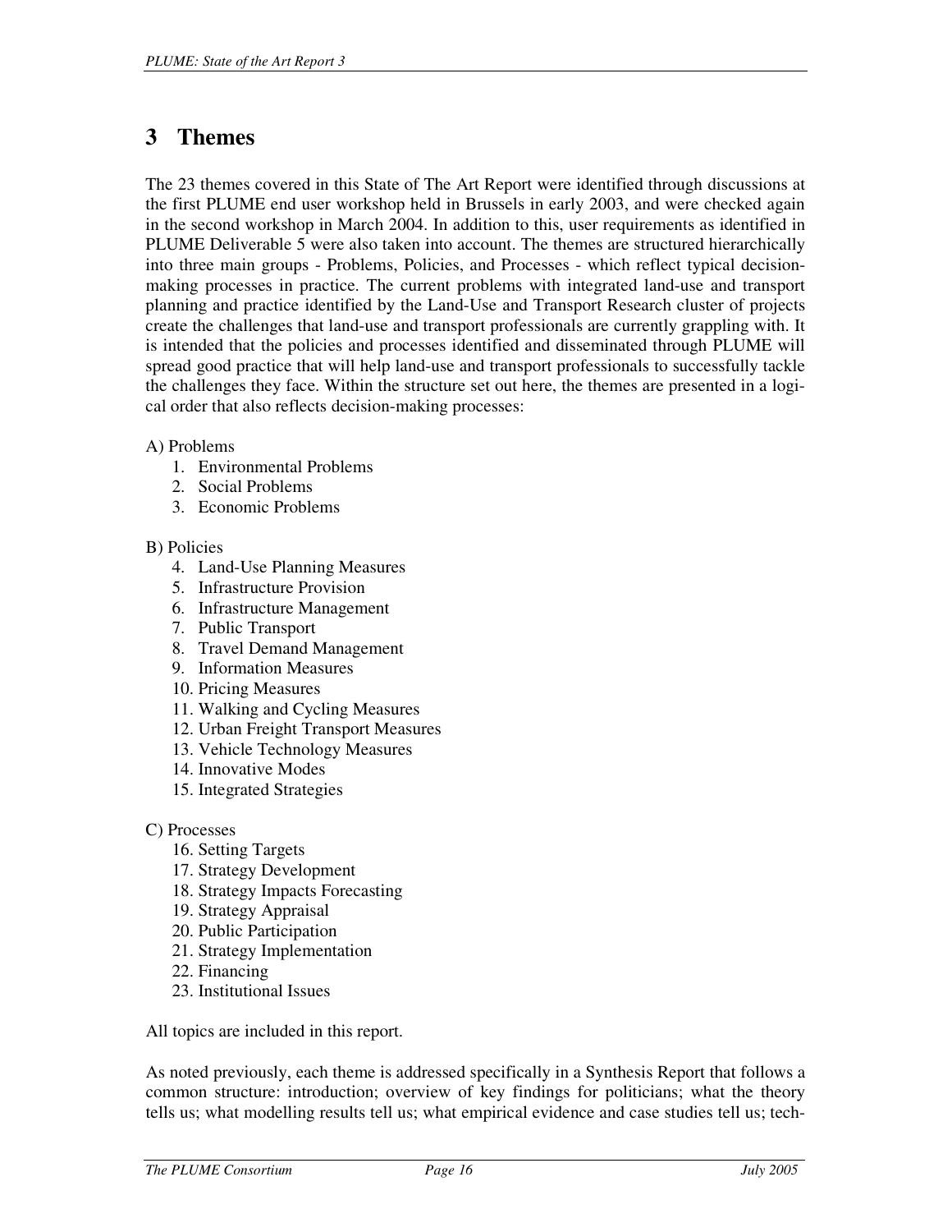# 3 Themes

The 23 themes covered in this State of The Art Report were identified through discussions at the first PLUME end user workshop held in Brussels in early 2003, and were checked again in the second workshop in March 2004. In addition to this, user requirements as identified in PLUME Deliverable 5 were also taken into account. The themes are structured hierarchically into three main groups - Problems, Policies, and Processes - which reflect typical decision-making processes in practice. The current problems with integrated land-use and transport planning and practice identified by the Land-Use and Transport Research cluster of projects create the challenges that land-use and transport professionals are currently grappling with. It is intended that the policies and processes identified and disseminated through PLUME will spread good practice that will help land-use and transport professionals to successfully tackle the challenges they face. Within the structure set out here, the themes are presented in a logical order that also reflects decision-making processes:

A) Problems

1. Environmental Problems
2. Social Problems
3. Economic Problems

B) Policies

4. Land-Use Planning Measures
5. Infrastructure Provision
6. Infrastructure Management
7. Public Transport
8. Travel Demand Management
9. Information Measures
10. Pricing Measures
11. Walking and Cycling Measures
12. Urban Freight Transport Measures
13. Vehicle Technology Measures
14. Innovative Modes
15. Integrated Strategies

C) Processes

16. Setting Targets
17. Strategy Development
18. Strategy Impacts Forecasting
19. Strategy Appraisal
20. Public Participation
21. Strategy Implementation
22. Financing
23. Institutional Issues

All topics are included in this report.

As noted previously, each theme is addressed specifically in a Synthesis Report that follows a common structure: introduction; overview of key findings for politicians; what the theory tells us; what modelling results tell us; what empirical evidence and case studies tell us; tech-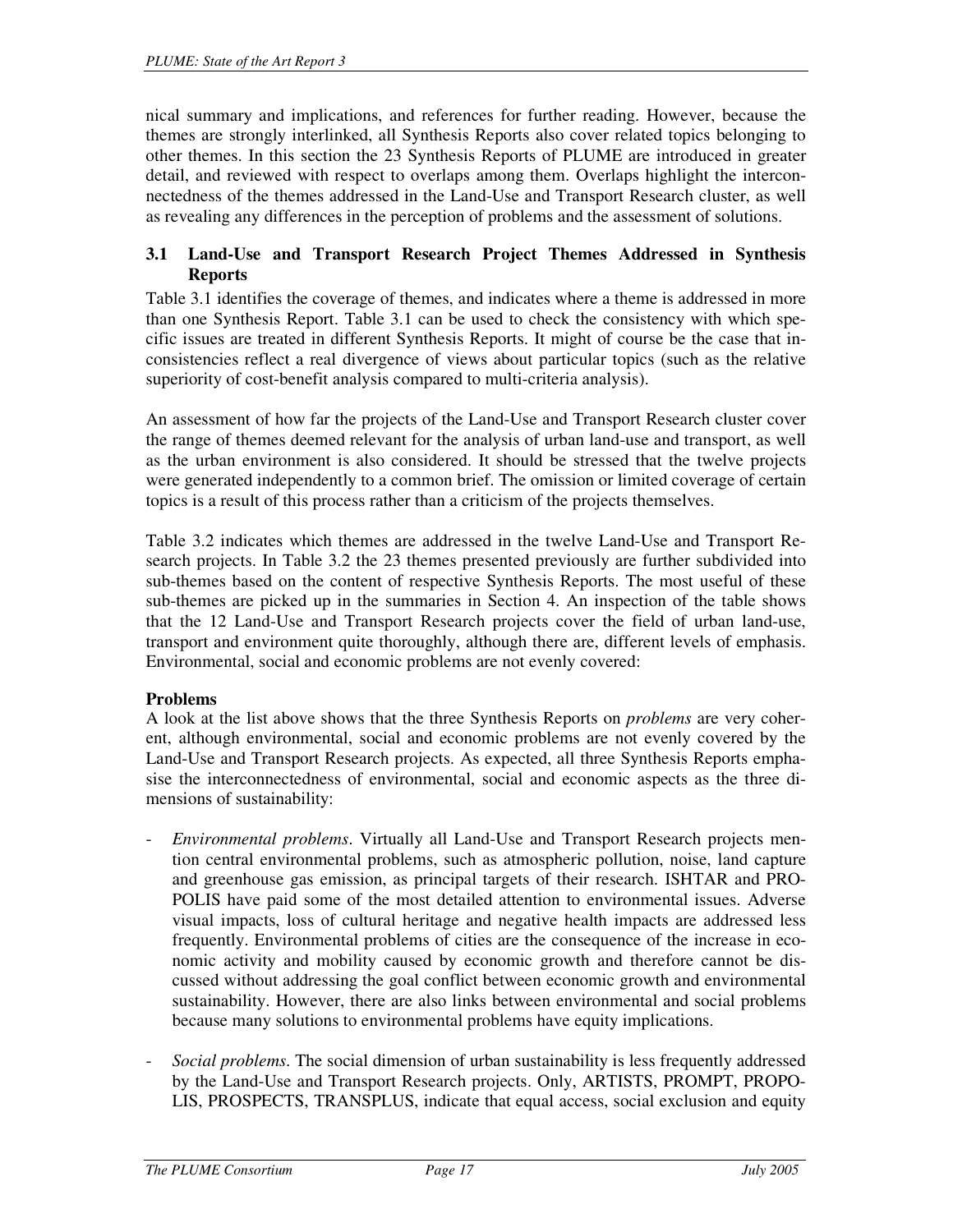nical summary and implications, and references for further reading. However, because the themes are strongly interlinked, all Synthesis Reports also cover related topics belonging to other themes. In this section the 23 Synthesis Reports of PLUME are introduced in greater detail, and reviewed with respect to overlaps among them. Overlaps highlight the interconnectedness of the themes addressed in the Land-Use and Transport Research cluster, as well as revealing any differences in the perception of problems and the assessment of solutions.

## 3.1 Land-Use and Transport Research Project Themes Addressed in Synthesis Reports

Table 3.1 identifies the coverage of themes, and indicates where a theme is addressed in more than one Synthesis Report. Table 3.1 can be used to check the consistency with which specific issues are treated in different Synthesis Reports. It might of course be the case that inconsistencies reflect a real divergence of views about particular topics (such as the relative superiority of cost-benefit analysis compared to multi-criteria analysis).

An assessment of how far the projects of the Land-Use and Transport Research cluster cover the range of themes deemed relevant for the analysis of urban land-use and transport, as well as the urban environment is also considered. It should be stressed that the twelve projects were generated independently to a common brief. The omission or limited coverage of certain topics is a result of this process rather than a criticism of the projects themselves.

Table 3.2 indicates which themes are addressed in the twelve Land-Use and Transport Research projects. In Table 3.2 the 23 themes presented previously are further subdivided into sub-themes based on the content of respective Synthesis Reports. The most useful of these sub-themes are picked up in the summaries in Section 4. An inspection of the table shows that the 12 Land-Use and Transport Research projects cover the field of urban land-use, transport and environment quite thoroughly, although there are, different levels of emphasis. Environmental, social and economic problems are not evenly covered:

**Problems**

A look at the list above shows that the three Synthesis Reports on *problems* are very coherent, although environmental, social and economic problems are not evenly covered by the Land-Use and Transport Research projects. As expected, all three Synthesis Reports emphasise the interconnectedness of environmental, social and economic aspects as the three dimensions of sustainability:

- *Environmental problems*. Virtually all Land-Use and Transport Research projects mention central environmental problems, such as atmospheric pollution, noise, land capture and greenhouse gas emission, as principal targets of their research. ISHTAR and PROPOLIS have paid some of the most detailed attention to environmental issues. Adverse visual impacts, loss of cultural heritage and negative health impacts are addressed less frequently. Environmental problems of cities are the consequence of the increase in economic activity and mobility caused by economic growth and therefore cannot be discussed without addressing the goal conflict between economic growth and environmental sustainability. However, there are also links between environmental and social problems because many solutions to environmental problems have equity implications.

- *Social problems*. The social dimension of urban sustainability is less frequently addressed by the Land-Use and Transport Research projects. Only, ARTISTS, PROMPT, PROPOLIS, PROSPECTS, TRANSPLUS, indicate that equal access, social exclusion and equity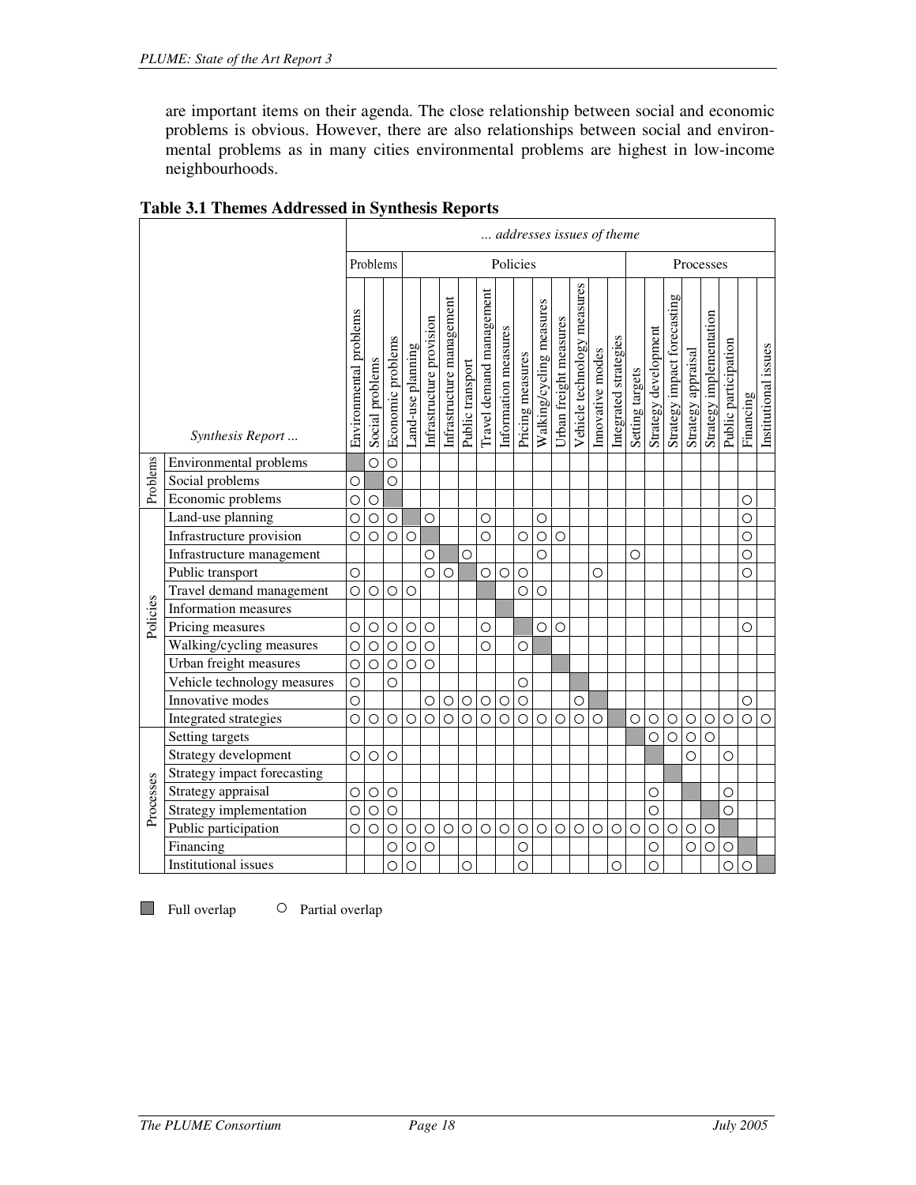are important items on their agenda. The close relationship between social and economic problems is obvious. However, there are also relationships between social and environmental problems as in many cities environmental problems are highest in low-income neighbourhoods.

**Table 3.1 Themes Addressed in Synthesis Reports**

| | | ... addresses issues of theme | | | | | | | | | | | | | | | | | | | | | | |
|---|---|---|---|---|---|---|---|---|---|---|---|---|---|---|---|---|---|---|---|---|---|---|---|---|
| | | Problems | | | Policies | | | | | | | | | | | | Processes | | | | | | | |
| | *Synthesis Report ...* | Environmental problems | Social problems | Economic problems | Land-use planning | Infrastructure provision | Infrastructure management | Public transport | Travel demand management | Information measures | Pricing measures | Walking/cycling measures | Urban freight measures | Vehicle technology measures | Innovative modes | Integrated strategies | Setting targets | Strategy development | Strategy impact forecasting | Strategy appraisal | Strategy implementation | Public participation | Financing | Institutional issues |
| Problems | Environmental problems | ■ | ○ | ○ | | | | | | | | | | | | | | | | | | | | |
| | Social problems | ○ | ■ | ○ | | | | | | | | | | | | | | | | | | | | |
| | Economic problems | ○ | ○ | ■ | | | | | | | | | | | | | | | | | | | ○ | |
| Policies | Land-use planning | ○ | ○ | ○ | ■ | ○ | | | ○ | | | ○ | | | | | | | | | | | ○ | |
| | Infrastructure provision | ○ | ○ | ○ | ○ | ■ | | | ○ | | ○ | ○ | ○ | | | | | | | | | | ○ | |
| | Infrastructure management | | | | | ○ | ■ | ○ | | | | ○ | | | | | ○ | | | | | | ○ | |
| | Public transport | ○ | | | | ○ | ○ | ■ | ○ | ○ | ○ | | | | ○ | | | | | | | | ○ | |
| | Travel demand management | ○ | ○ | ○ | ○ | | | | ■ | | ○ | ○ | | | | | | | | | | | | |
| | Information measures | | | | | | | | | ■ | | | | | | | | | | | | | | |
| | Pricing measures | ○ | ○ | ○ | ○ | ○ | | | ○ | | ■ | ○ | ○ | | | | | | | | | | ○ | |
| | Walking/cycling measures | ○ | ○ | ○ | ○ | ○ | | | ○ | | ○ | ■ | | | | | | | | | | | | |
| | Urban freight measures | ○ | ○ | ○ | ○ | ○ | | | | | | | ■ | | | | | | | | | | | |
| | Vehicle technology measures | ○ | | ○ | | | | | | | ○ | | | ■ | | | | | | | | | | |
| | Innovative modes | ○ | | | | ○ | ○ | ○ | ○ | ○ | ○ | | | ○ | ■ | | | | | | | | ○ | |
| | Integrated strategies | ○ | ○ | ○ | ○ | ○ | ○ | ○ | ○ | ○ | ○ | ○ | ○ | ○ | ○ | ■ | ○ | ○ | ○ | ○ | ○ | ○ | ○ | ○ |
| Processes | Setting targets | | | | | | | | | | | | | | | | ■ | ○ | ○ | ○ | ○ | | | |
| | Strategy development | ○ | ○ | ○ | | | | | | | | | | | | | | ■ | | ○ | | ○ | | |
| | Strategy impact forecasting | | | | | | | | | | | | | | | | | | ■ | | | | | |
| | Strategy appraisal | ○ | ○ | ○ | | | | | | | | | | | | | | ○ | | ■ | | ○ | | |
| | Strategy implementation | ○ | ○ | ○ | | | | | | | | | | | | | | ○ | | | ■ | ○ | | |
| | Public participation | ○ | ○ | ○ | ○ | ○ | ○ | ○ | ○ | ○ | ○ | ○ | ○ | ○ | ○ | ○ | ○ | ○ | ○ | ○ | ○ | ■ | | |
| | Financing | | | ○ | ○ | ○ | | | | | ○ | | | | | | | ○ | | ○ | ○ | ○ | ■ | |
| | Institutional issues | | | ○ | ○ | | | ○ | | | ○ | | | | | ○ | | ○ | | | | ○ | ○ | ■ |

■ Full overlap ○ Partial overlap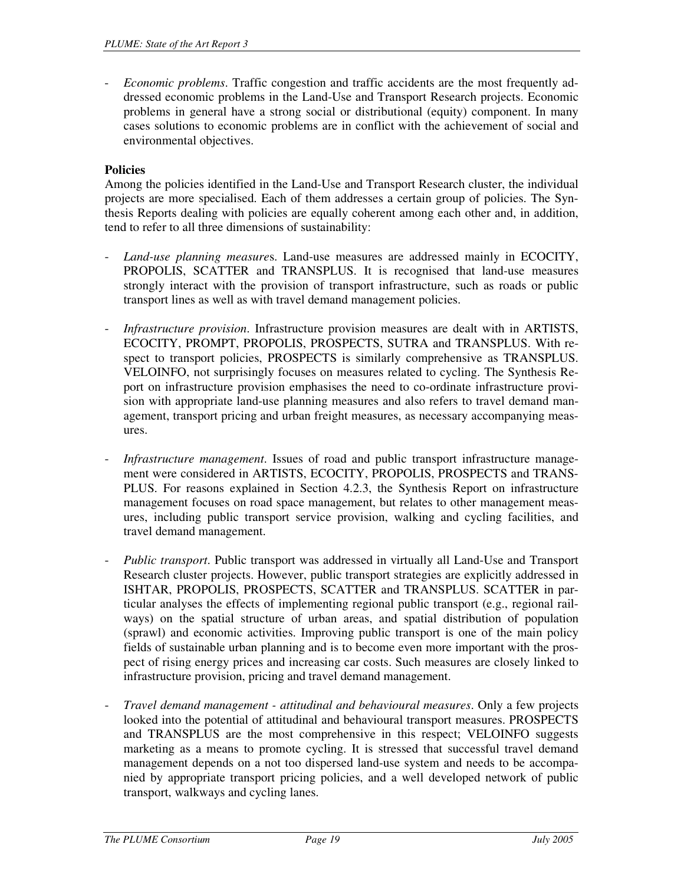- *Economic problems*. Traffic congestion and traffic accidents are the most frequently addressed economic problems in the Land-Use and Transport Research projects. Economic problems in general have a strong social or distributional (equity) component. In many cases solutions to economic problems are in conflict with the achievement of social and environmental objectives.

**Policies**

Among the policies identified in the Land-Use and Transport Research cluster, the individual projects are more specialised. Each of them addresses a certain group of policies. The Synthesis Reports dealing with policies are equally coherent among each other and, in addition, tend to refer to all three dimensions of sustainability:

- *Land-use planning measures*. Land-use measures are addressed mainly in ECOCITY, PROPOLIS, SCATTER and TRANSPLUS. It is recognised that land-use measures strongly interact with the provision of transport infrastructure, such as roads or public transport lines as well as with travel demand management policies.

- *Infrastructure provision*. Infrastructure provision measures are dealt with in ARTISTS, ECOCITY, PROMPT, PROPOLIS, PROSPECTS, SUTRA and TRANSPLUS. With respect to transport policies, PROSPECTS is similarly comprehensive as TRANSPLUS. VELOINFO, not surprisingly focuses on measures related to cycling. The Synthesis Report on infrastructure provision emphasises the need to co-ordinate infrastructure provision with appropriate land-use planning measures and also refers to travel demand management, transport pricing and urban freight measures, as necessary accompanying measures.

- *Infrastructure management*. Issues of road and public transport infrastructure management were considered in ARTISTS, ECOCITY, PROPOLIS, PROSPECTS and TRANSPLUS. For reasons explained in Section 4.2.3, the Synthesis Report on infrastructure management focuses on road space management, but relates to other management measures, including public transport service provision, walking and cycling facilities, and travel demand management.

- *Public transport*. Public transport was addressed in virtually all Land-Use and Transport Research cluster projects. However, public transport strategies are explicitly addressed in ISHTAR, PROPOLIS, PROSPECTS, SCATTER and TRANSPLUS. SCATTER in particular analyses the effects of implementing regional public transport (e.g., regional railways) on the spatial structure of urban areas, and spatial distribution of population (sprawl) and economic activities. Improving public transport is one of the main policy fields of sustainable urban planning and is to become even more important with the prospect of rising energy prices and increasing car costs. Such measures are closely linked to infrastructure provision, pricing and travel demand management.

- *Travel demand management - attitudinal and behavioural measures*. Only a few projects looked into the potential of attitudinal and behavioural transport measures. PROSPECTS and TRANSPLUS are the most comprehensive in this respect; VELOINFO suggests marketing as a means to promote cycling. It is stressed that successful travel demand management depends on a not too dispersed land-use system and needs to be accompanied by appropriate transport pricing policies, and a well developed network of public transport, walkways and cycling lanes.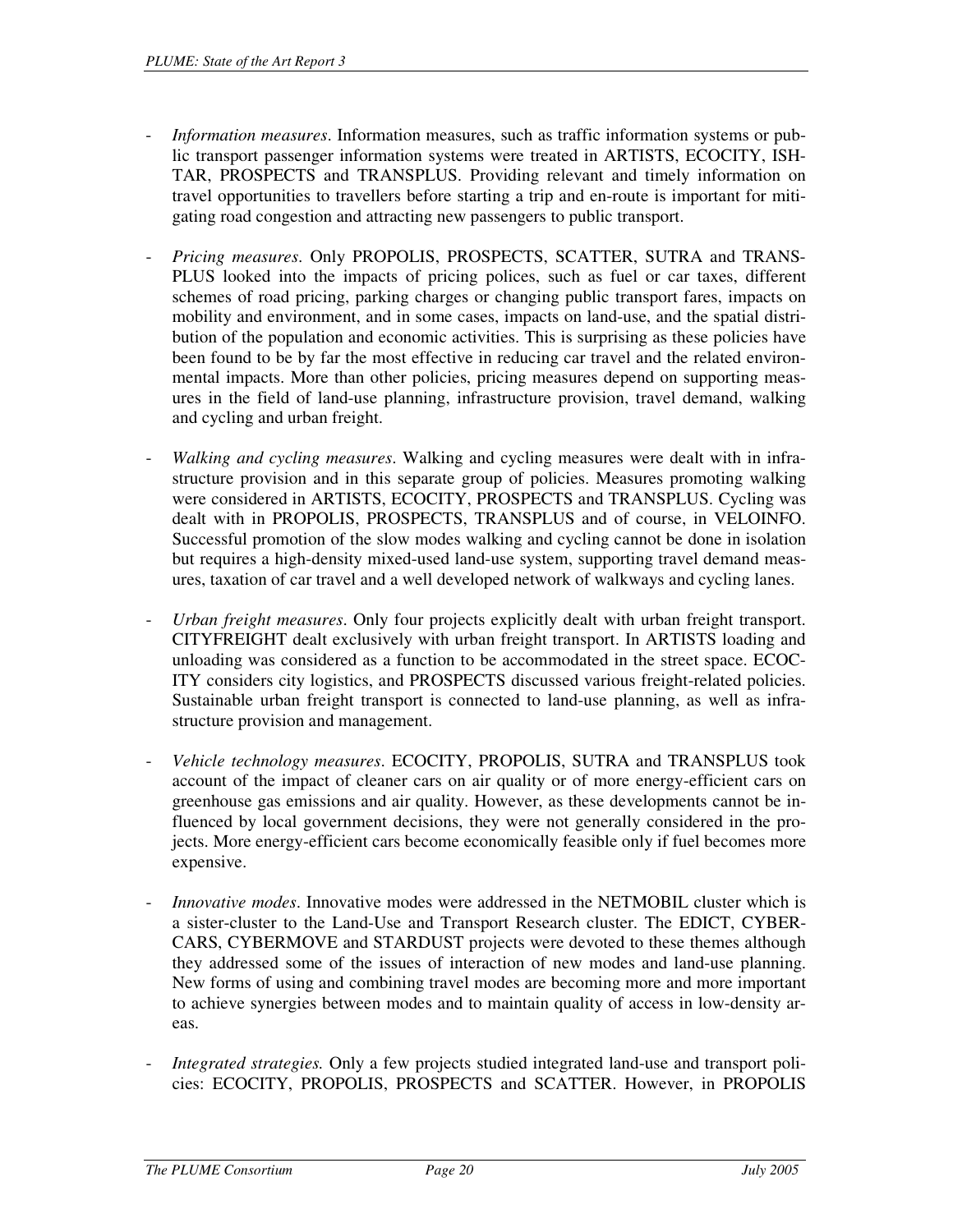- *Information measures*. Information measures, such as traffic information systems or public transport passenger information systems were treated in ARTISTS, ECOCITY, ISHTAR, PROSPECTS and TRANSPLUS. Providing relevant and timely information on travel opportunities to travellers before starting a trip and en-route is important for mitigating road congestion and attracting new passengers to public transport.

- *Pricing measures*. Only PROPOLIS, PROSPECTS, SCATTER, SUTRA and TRANSPLUS looked into the impacts of pricing polices, such as fuel or car taxes, different schemes of road pricing, parking charges or changing public transport fares, impacts on mobility and environment, and in some cases, impacts on land-use, and the spatial distribution of the population and economic activities. This is surprising as these policies have been found to be by far the most effective in reducing car travel and the related environmental impacts. More than other policies, pricing measures depend on supporting measures in the field of land-use planning, infrastructure provision, travel demand, walking and cycling and urban freight.

- *Walking and cycling measures*. Walking and cycling measures were dealt with in infrastructure provision and in this separate group of policies. Measures promoting walking were considered in ARTISTS, ECOCITY, PROSPECTS and TRANSPLUS. Cycling was dealt with in PROPOLIS, PROSPECTS, TRANSPLUS and of course, in VELOINFO. Successful promotion of the slow modes walking and cycling cannot be done in isolation but requires a high-density mixed-used land-use system, supporting travel demand measures, taxation of car travel and a well developed network of walkways and cycling lanes.

- *Urban freight measures*. Only four projects explicitly dealt with urban freight transport. CITYFREIGHT dealt exclusively with urban freight transport. In ARTISTS loading and unloading was considered as a function to be accommodated in the street space. ECOCITY considers city logistics, and PROSPECTS discussed various freight-related policies. Sustainable urban freight transport is connected to land-use planning, as well as infrastructure provision and management.

- *Vehicle technology measures*. ECOCITY, PROPOLIS, SUTRA and TRANSPLUS took account of the impact of cleaner cars on air quality or of more energy-efficient cars on greenhouse gas emissions and air quality. However, as these developments cannot be influenced by local government decisions, they were not generally considered in the projects. More energy-efficient cars become economically feasible only if fuel becomes more expensive.

- *Innovative modes*. Innovative modes were addressed in the NETMOBIL cluster which is a sister-cluster to the Land-Use and Transport Research cluster. The EDICT, CYBERCARS, CYBERMOVE and STARDUST projects were devoted to these themes although they addressed some of the issues of interaction of new modes and land-use planning. New forms of using and combining travel modes are becoming more and more important to achieve synergies between modes and to maintain quality of access in low-density areas.

- *Integrated strategies.* Only a few projects studied integrated land-use and transport policies: ECOCITY, PROPOLIS, PROSPECTS and SCATTER. However, in PROPOLIS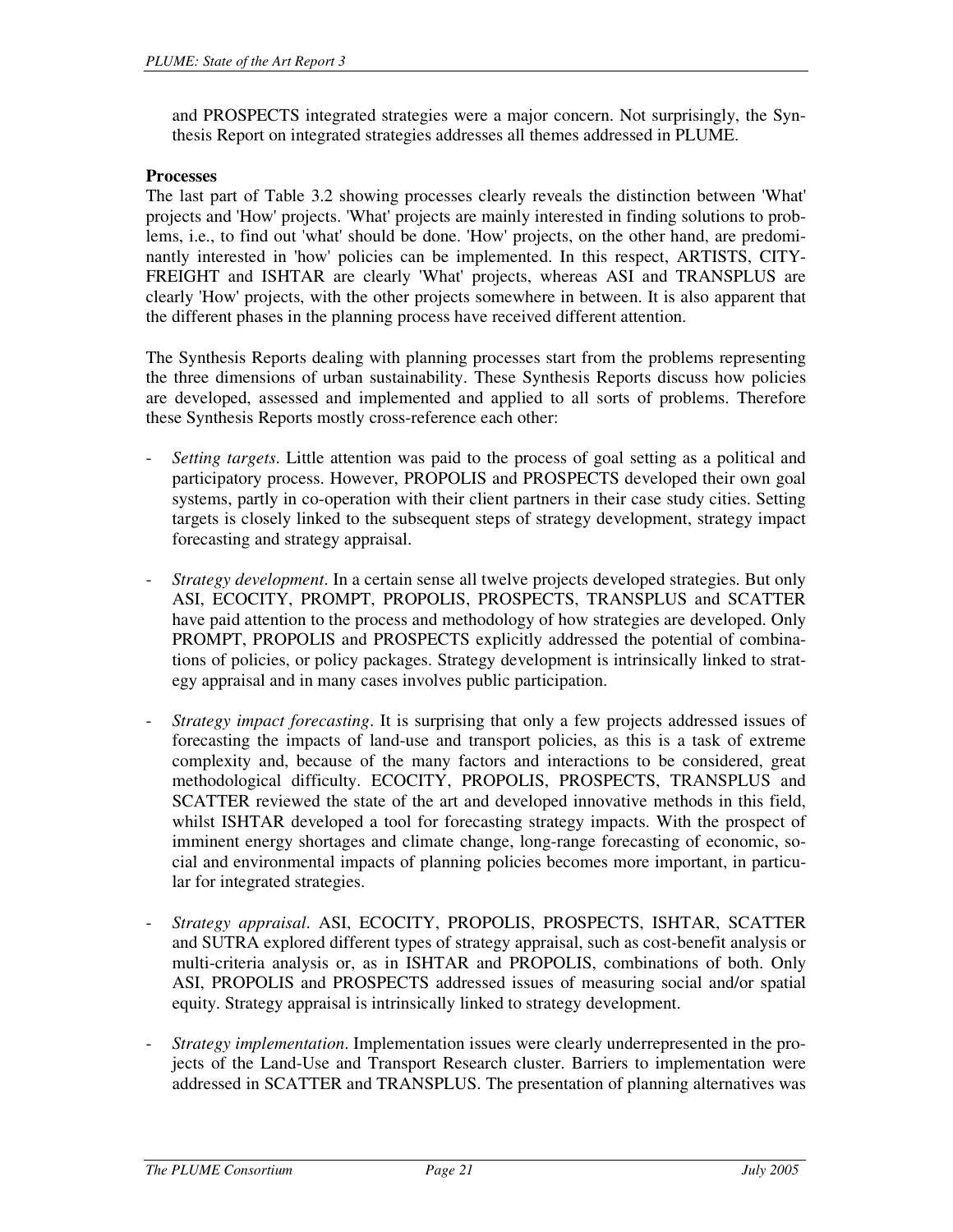and PROSPECTS integrated strategies were a major concern. Not surprisingly, the Synthesis Report on integrated strategies addresses all themes addressed in PLUME.

**Processes**

The last part of Table 3.2 showing processes clearly reveals the distinction between 'What' projects and 'How' projects. 'What' projects are mainly interested in finding solutions to problems, i.e., to find out 'what' should be done. 'How' projects, on the other hand, are predominantly interested in 'how' policies can be implemented. In this respect, ARTISTS, CITY-FREIGHT and ISHTAR are clearly 'What' projects, whereas ASI and TRANSPLUS are clearly 'How' projects, with the other projects somewhere in between. It is also apparent that the different phases in the planning process have received different attention.

The Synthesis Reports dealing with planning processes start from the problems representing the three dimensions of urban sustainability. These Synthesis Reports discuss how policies are developed, assessed and implemented and applied to all sorts of problems. Therefore these Synthesis Reports mostly cross-reference each other:

- *Setting targets*. Little attention was paid to the process of goal setting as a political and participatory process. However, PROPOLIS and PROSPECTS developed their own goal systems, partly in co-operation with their client partners in their case study cities. Setting targets is closely linked to the subsequent steps of strategy development, strategy impact forecasting and strategy appraisal.

- *Strategy development*. In a certain sense all twelve projects developed strategies. But only ASI, ECOCITY, PROMPT, PROPOLIS, PROSPECTS, TRANSPLUS and SCATTER have paid attention to the process and methodology of how strategies are developed. Only PROMPT, PROPOLIS and PROSPECTS explicitly addressed the potential of combinations of policies, or policy packages. Strategy development is intrinsically linked to strategy appraisal and in many cases involves public participation.

- *Strategy impact forecasting*. It is surprising that only a few projects addressed issues of forecasting the impacts of land-use and transport policies, as this is a task of extreme complexity and, because of the many factors and interactions to be considered, great methodological difficulty. ECOCITY, PROPOLIS, PROSPECTS, TRANSPLUS and SCATTER reviewed the state of the art and developed innovative methods in this field, whilst ISHTAR developed a tool for forecasting strategy impacts. With the prospect of imminent energy shortages and climate change, long-range forecasting of economic, social and environmental impacts of planning policies becomes more important, in particular for integrated strategies.

- *Strategy appraisal*. ASI, ECOCITY, PROPOLIS, PROSPECTS, ISHTAR, SCATTER and SUTRA explored different types of strategy appraisal, such as cost-benefit analysis or multi-criteria analysis or, as in ISHTAR and PROPOLIS, combinations of both. Only ASI, PROPOLIS and PROSPECTS addressed issues of measuring social and/or spatial equity. Strategy appraisal is intrinsically linked to strategy development.

- *Strategy implementation*. Implementation issues were clearly underrepresented in the projects of the Land-Use and Transport Research cluster. Barriers to implementation were addressed in SCATTER and TRANSPLUS. The presentation of planning alternatives was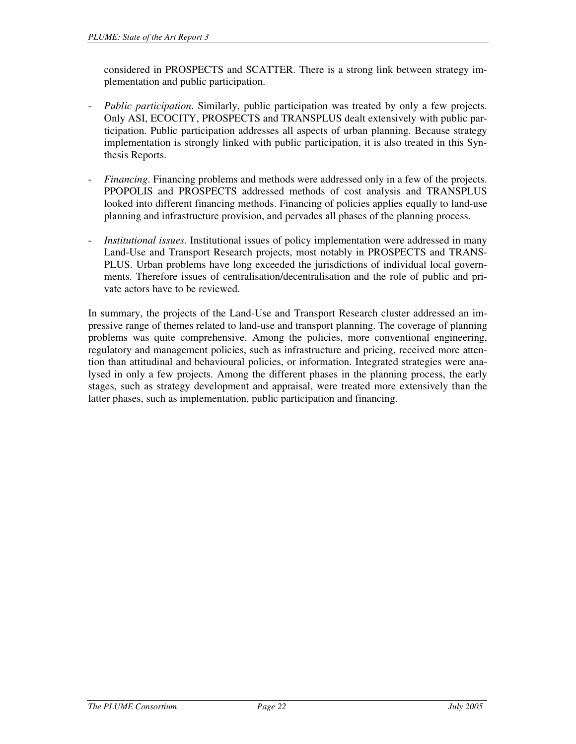considered in PROSPECTS and SCATTER. There is a strong link between strategy implementation and public participation.

- *Public participation*. Similarly, public participation was treated by only a few projects. Only ASI, ECOCITY, PROSPECTS and TRANSPLUS dealt extensively with public participation. Public participation addresses all aspects of urban planning. Because strategy implementation is strongly linked with public participation, it is also treated in this Synthesis Reports.

- *Financing*. Financing problems and methods were addressed only in a few of the projects. PPOPOLIS and PROSPECTS addressed methods of cost analysis and TRANSPLUS looked into different financing methods. Financing of policies applies equally to land-use planning and infrastructure provision, and pervades all phases of the planning process.

- *Institutional issues*. Institutional issues of policy implementation were addressed in many Land-Use and Transport Research projects, most notably in PROSPECTS and TRANSPLUS. Urban problems have long exceeded the jurisdictions of individual local governments. Therefore issues of centralisation/decentralisation and the role of public and private actors have to be reviewed.

In summary, the projects of the Land-Use and Transport Research cluster addressed an impressive range of themes related to land-use and transport planning. The coverage of planning problems was quite comprehensive. Among the policies, more conventional engineering, regulatory and management policies, such as infrastructure and pricing, received more attention than attitudinal and behavioural policies, or information. Integrated strategies were analysed in only a few projects. Among the different phases in the planning process, the early stages, such as strategy development and appraisal, were treated more extensively than the latter phases, such as implementation, public participation and financing.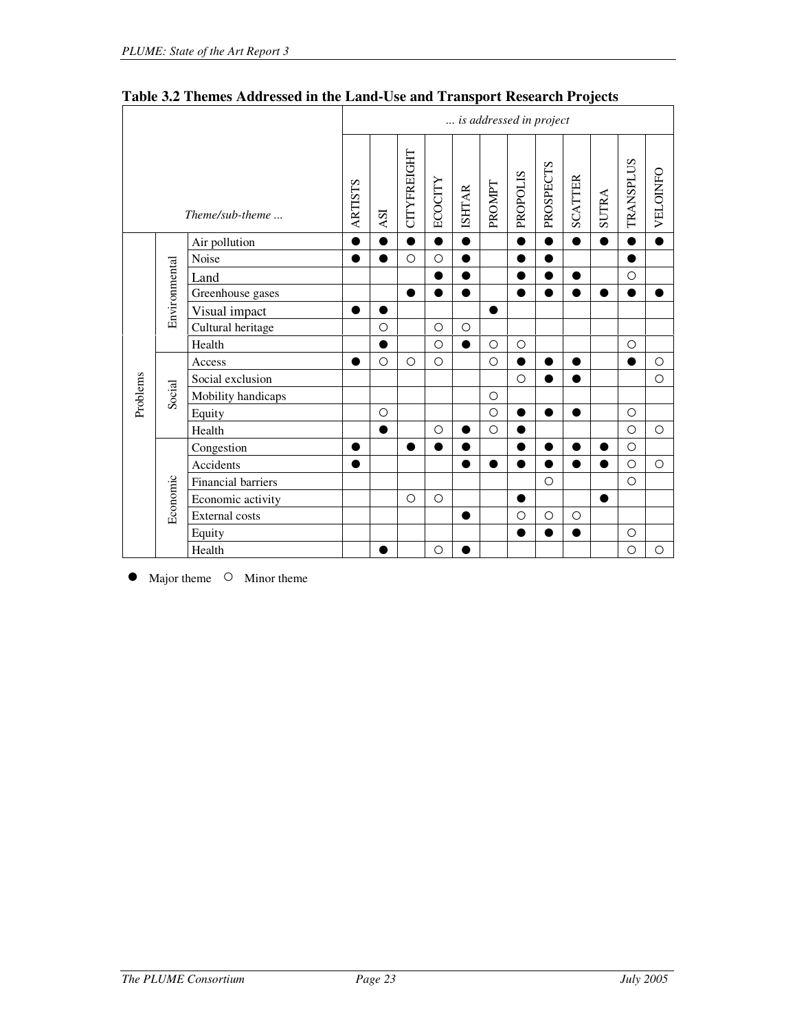**Table 3.2 Themes Addressed in the Land-Use and Transport Research Projects**

| Theme/sub-theme ... | | | *... is addressed in project* | | | | | | | | | | | |
|---|---|---|---|---|---|---|---|---|---|---|---|---|---|---|
| | | | ARTISTS | ASI | CITYFREIGHT | ECOCITY | ISHTAR | PROMPT | PROPOLIS | PROSPECTS | SCATTER | SUTRA | TRANSPLUS | VELOINFO |
| Problems | Environmental | Air pollution | ● | ● | ● | ● | ● | | ● | ● | ● | ● | ● | ● |
| | | Noise | ● | ● | ○ | ○ | ● | | ● | ● | | | ● | |
| | | Land | | | | ● | ● | | ● | ● | ● | | ○ | |
| | | Greenhouse gases | | | ● | ● | ● | | ● | ● | ● | ● | ● | ● |
| | | Visual impact | ● | ● | | | | ● | | | | | | |
| | | Cultural heritage | | ○ | | ○ | ○ | | | | | | | |
| | | Health | | ● | | ○ | ● | ○ | ○ | | | | ○ | |
| | Social | Access | ● | ○ | ○ | ○ | | ○ | ● | ● | ● | | ● | ○ |
| | | Social exclusion | | | | | | | ○ | ● | ● | | | ○ |
| | | Mobility handicaps | | | | | | ○ | | | | | | |
| | | Equity | | ○ | | | | ○ | ● | ● | ● | | ○ | |
| | | Health | | ● | | ○ | ● | ○ | ● | | | | ○ | ○ |
| | Economic | Congestion | ● | | ● | ● | ● | | ● | ● | ● | ● | ○ | |
| | | Accidents | ● | | | | ● | ● | ● | ● | ● | ● | ○ | ○ |
| | | Financial barriers | | | | | | | | ○ | | | ○ | |
| | | Economic activity | | | ○ | ○ | | | ● | | | ● | | |
| | | External costs | | | | | ● | | ○ | ○ | ○ | | | |
| | | Equity | | | | | | | ● | ● | ● | | ○ | |
| | | Health | | ● | | ○ | ● | | | | | | ○ | ○ |

● Major theme ○ Minor theme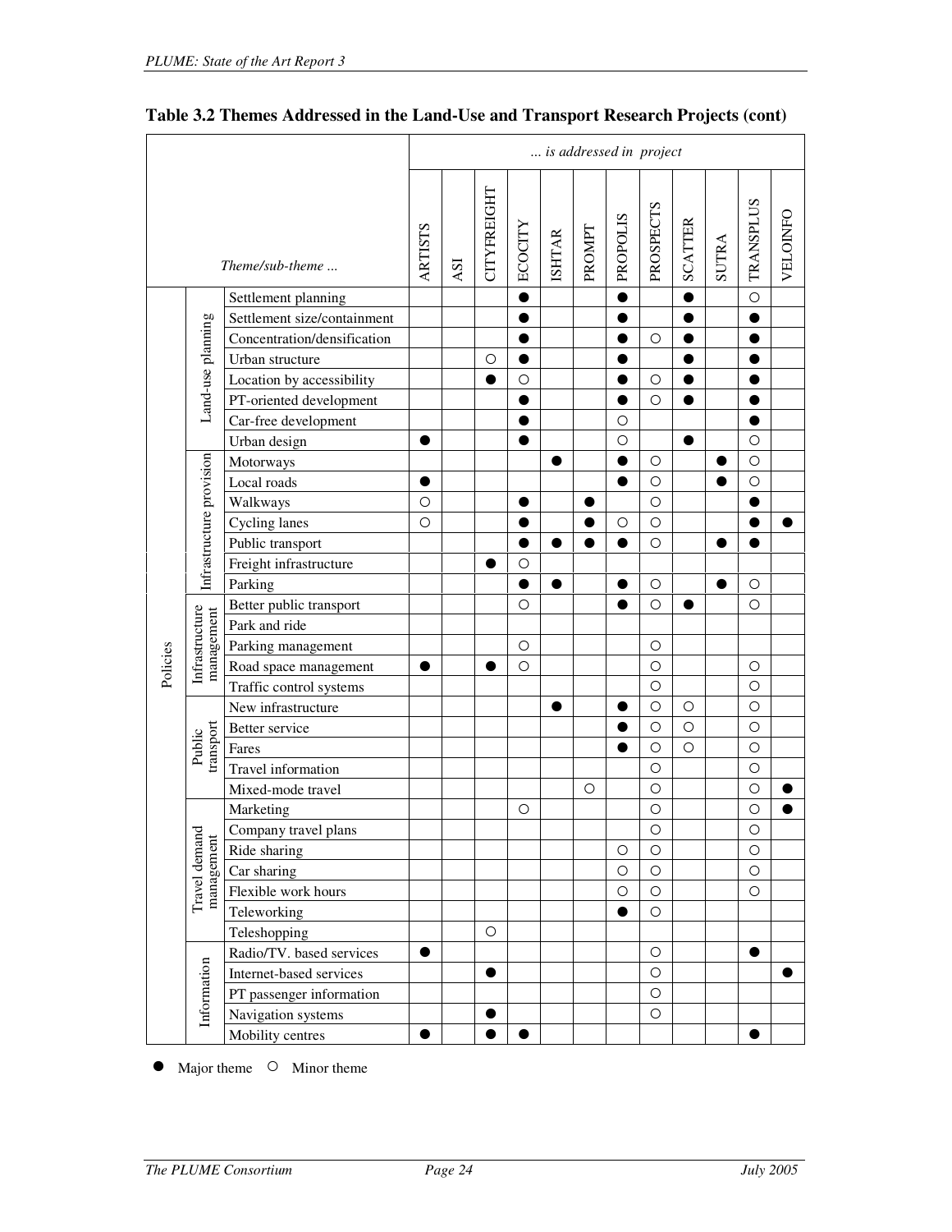## Table 3.2 Themes Addressed in the Land-Use and Transport Research Projects (cont)

| | | Theme/sub-theme ... | ARTISTS | ASI | CITYFREIGHT | ECOCITY | ISHTAR | PROMPT | PROPOLIS | PROSPECTS | SCATTER | SUTRA | TRANSPLUS | VELOINFO |
|---|---|---|---|---|---|---|---|---|---|---|---|---|---|---|
| | | | *... is addressed in project* | | | | | | | | | | | |
| Policies | Land-use planning | Settlement planning | | | | ● | | | ● | | ● | | ○ | |
| | | Settlement size/containment | | | | ● | | | ● | | ● | | ● | |
| | | Concentration/densification | | | | ● | | | ● | ○ | ● | | ● | |
| | | Urban structure | | | ○ | ● | | | ● | | ● | | ● | |
| | | Location by accessibility | | | ● | ○ | | | ● | ○ | ● | | ● | |
| | | PT-oriented development | | | | ● | | | ● | ○ | ● | | ● | |
| | | Car-free development | | | | ● | | | ○ | | | | ● | |
| | | Urban design | ● | | | ● | | | ○ | | ● | | ○ | |
| | Infrastructure provision | Motorways | | | | | ● | | ● | ○ | | ● | ○ | |
| | | Local roads | ● | | | | | | ● | ○ | | ● | ○ | |
| | | Walkways | ○ | | | ● | | ● | | ○ | | | ● | |
| | | Cycling lanes | ○ | | | ● | | ● | ○ | ○ | | | ● | ● |
| | | Public transport | | | | ● | ● | ● | ● | ○ | | ● | ● | |
| | | Freight infrastructure | | | ● | ○ | | | | | | | | |
| | | Parking | | | | ● | ● | | ● | ○ | | ● | ○ | |
| | Infrastructure management | Better public transport | | | | ○ | | | ● | ○ | ● | | ○ | |
| | | Park and ride | | | | | | | | | | | | |
| | | Parking management | | | | ○ | | | | ○ | | | | |
| | | Road space management | ● | | ● | ○ | | | | ○ | | | ○ | |
| | | Traffic control systems | | | | | | | | ○ | | | ○ | |
| | Public transport | New infrastructure | | | | | ● | | ● | ○ | ○ | | ○ | |
| | | Better service | | | | | | | ● | ○ | ○ | | ○ | |
| | | Fares | | | | | | | ● | ○ | ○ | | ○ | |
| | | Travel information | | | | | | | | ○ | | | ○ | |
| | | Mixed-mode travel | | | | | | ○ | | ○ | | | ○ | ● |
| | Travel demand management | Marketing | | | | ○ | | | | ○ | | | ○ | ● |
| | | Company travel plans | | | | | | | | ○ | | | ○ | |
| | | Ride sharing | | | | | | | ○ | ○ | | | ○ | |
| | | Car sharing | | | | | | | ○ | ○ | | | ○ | |
| | | Flexible work hours | | | | | | | ○ | ○ | | | ○ | |
| | | Teleworking | | | | | | | ● | ○ | | | | |
| | | Teleshopping | | | ○ | | | | | | | | | |
| | Information | Radio/TV. based services | ● | | | | | | | ○ | | | ● | |
| | | Internet-based services | | | ● | | | | | ○ | | | | ● |
| | | PT passenger information | | | | | | | | ○ | | | | |
| | | Navigation systems | | | ● | | | | | ○ | | | | |
| | | Mobility centres | ● | | ● | ● | | | | | | | ● | |

● Major theme ○ Minor theme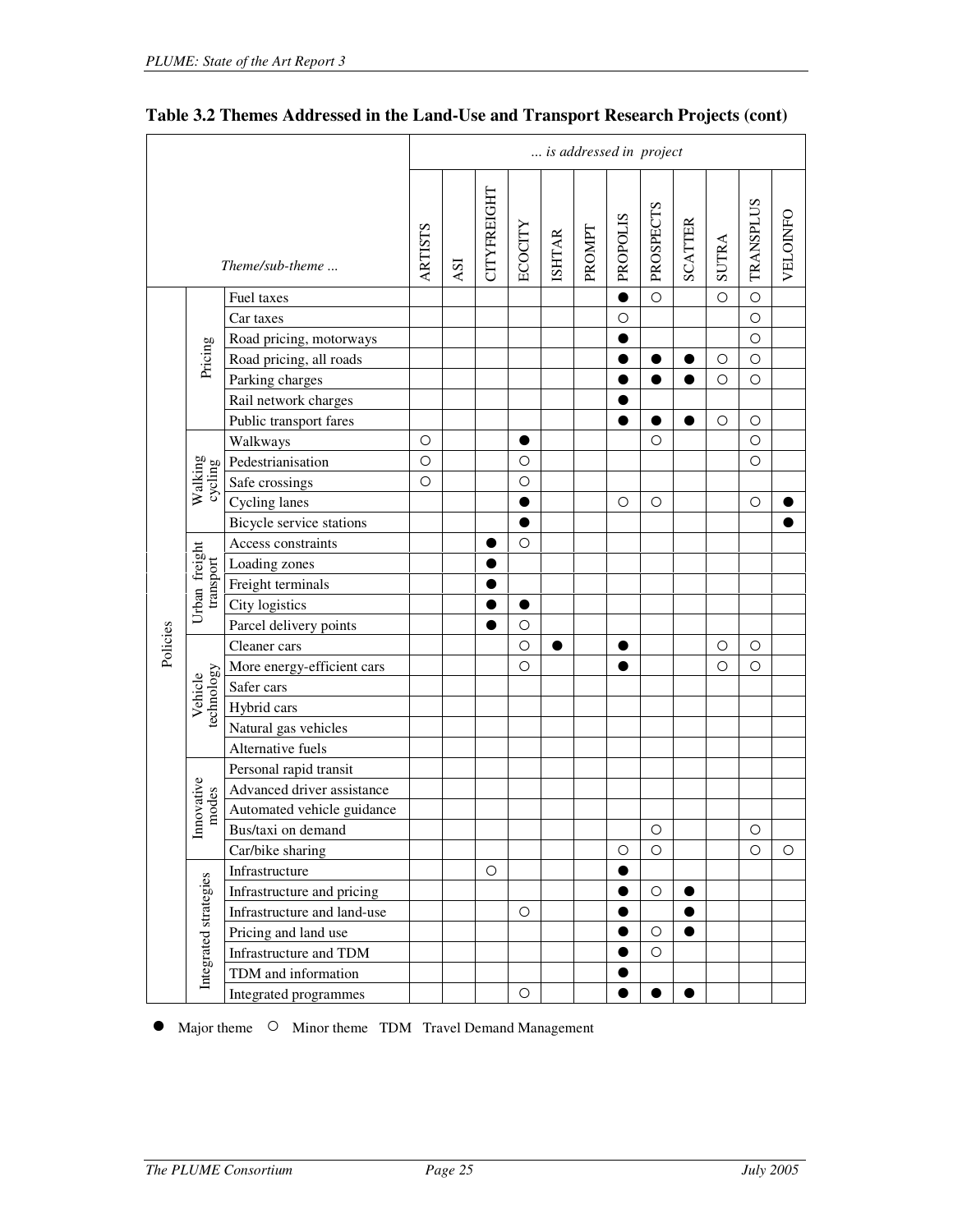**Table 3.2 Themes Addressed in the Land-Use and Transport Research Projects (cont)**

| | | Theme/sub-theme ... | ARTISTS | ASI | CITYFREIGHT | ECOCITY | ISHTAR | PROMPT | PROPOLIS | PROSPECTS | SCATTER | SUTRA | TRANSPLUS | VELOINFO |
|---|---|---|---|---|---|---|---|---|---|---|---|---|---|---|
| | | | *... is addressed in project* | | | | | | | | | | | |
| Policies | Pricing | Fuel taxes | | | | | | | ● | ○ | | ○ | ○ | |
| | | Car taxes | | | | | | | ○ | | | | ○ | |
| | | Road pricing, motorways | | | | | | | ● | | | | ○ | |
| | | Road pricing, all roads | | | | | | | ● | ● | ● | ○ | ○ | |
| | | Parking charges | | | | | | | ● | ● | ● | ○ | ○ | |
| | | Rail network charges | | | | | | | ● | | | | | |
| | | Public transport fares | | | | | | | ● | ● | ● | ○ | ○ | |
| | Walking cycling | Walkways | ○ | | | ● | | | | ○ | | | ○ | |
| | | Pedestrianisation | ○ | | | ○ | | | | | | | ○ | |
| | | Safe crossings | ○ | | | ○ | | | | | | | | |
| | | Cycling lanes | | | | ● | | | ○ | ○ | | | ○ | ● |
| | | Bicycle service stations | | | | ● | | | | | | | | ● |
| | Urban freight transport | Access constraints | | | ● | ○ | | | | | | | | |
| | | Loading zones | | | ● | | | | | | | | | |
| | | Freight terminals | | | ● | | | | | | | | | |
| | | City logistics | | | ● | ● | | | | | | | | |
| | | Parcel delivery points | | | ● | ○ | | | | | | | | |
| | Vehicle technology | Cleaner cars | | | | ○ | ● | | ● | | | ○ | ○ | |
| | | More energy-efficient cars | | | | ○ | | | ● | | | ○ | ○ | |
| | | Safer cars | | | | | | | | | | | | |
| | | Hybrid cars | | | | | | | | | | | | |
| | | Natural gas vehicles | | | | | | | | | | | | |
| | | Alternative fuels | | | | | | | | | | | | |
| | Innovative modes | Personal rapid transit | | | | | | | | | | | | |
| | | Advanced driver assistance | | | | | | | | | | | | |
| | | Automated vehicle guidance | | | | | | | | | | | | |
| | | Bus/taxi on demand | | | | | | | | ○ | | | ○ | |
| | | Car/bike sharing | | | | | | | ○ | ○ | | | ○ | ○ |
| | Integrated strategies | Infrastructure | | | ○ | | | | ● | | | | | |
| | | Infrastructure and pricing | | | | | | | ● | ○ | ● | | | |
| | | Infrastructure and land-use | | | | ○ | | | ● | | ● | | | |
| | | Pricing and land use | | | | | | | ● | ○ | ● | | | |
| | | Infrastructure and TDM | | | | | | | ● | ○ | | | | |
| | | TDM and information | | | | | | | ● | | | | | |
| | | Integrated programmes | | | | ○ | | | ● | ● | ● | | | |

● Major theme ○ Minor theme TDM Travel Demand Management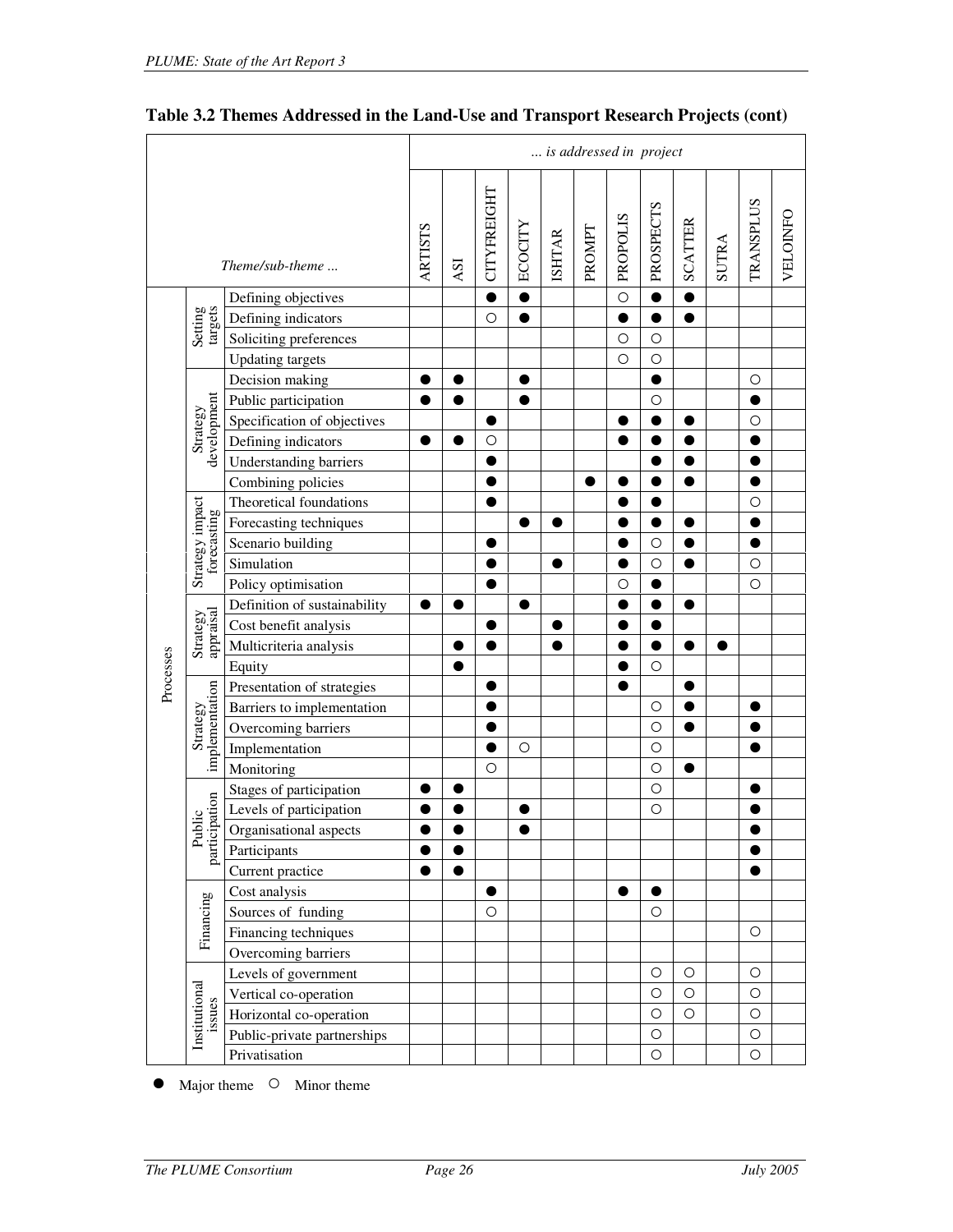**Table 3.2 Themes Addressed in the Land-Use and Transport Research Projects (cont)**

| | | Theme/sub-theme ... | ARTISTS | ASI | CITYFREIGHT | ECOCITY | ISHTAR | PROMPT | PROPOLIS | PROSPECTS | SCATTER | SUTRA | TRANSPLUS | VELOINFO |
|---|---|---|---|---|---|---|---|---|---|---|---|---|---|---|
| Processes | Setting targets | Defining objectives | | | ● | ● | | | ○ | ● | ● | | | |
| | | Defining indicators | | | ○ | ● | | | ● | ● | ● | | | |
| | | Soliciting preferences | | | | | | | ○ | ○ | | | | |
| | | Updating targets | | | | | | | ○ | ○ | | | | |
| | Strategy development | Decision making | ● | ● | | ● | | | | ● | | | ○ | |
| | | Public participation | ● | ● | | ● | | | | ○ | | | ● | |
| | | Specification of objectives | | | ● | | | | ● | ● | ● | | ○ | |
| | | Defining indicators | ● | ● | ○ | | | | ● | ● | ● | | ● | |
| | | Understanding barriers | | | ● | | | | | ● | ● | | ● | |
| | | Combining policies | | | ● | | | ● | ● | ● | ● | | ● | |
| | Strategy impact forecasting | Theoretical foundations | | | ● | | | | ● | ● | | | ○ | |
| | | Forecasting techniques | | | | ● | ● | | ● | ● | ● | | ● | |
| | | Scenario building | | | ● | | | | ● | ○ | ● | | ● | |
| | | Simulation | | | ● | | ● | | ● | ○ | ● | | ○ | |
| | | Policy optimisation | | | ● | | | | ○ | ● | | | ○ | |
| | Strategy appraisal | Definition of sustainability | ● | ● | | ● | | | ● | ● | ● | | | |
| | | Cost benefit analysis | | | ● | | ● | | ● | ● | | | | |
| | | Multicriteria analysis | | ● | ● | | ● | | ● | ● | ● | ● | | |
| | | Equity | | ● | | | | | ● | ○ | | | | |
| | Strategy implementation | Presentation of strategies | | | ● | | | | ● | | ● | | | |
| | | Barriers to implementation | | | ● | | | | | ○ | ● | | ● | |
| | | Overcoming barriers | | | ● | | | | | ○ | ● | | ● | |
| | | Implementation | | | ● | ○ | | | | ○ | | | ● | |
| | | Monitoring | | | ○ | | | | | ○ | ● | | | |
| | Public participation | Stages of participation | ● | ● | | | | | | ○ | | | ● | |
| | | Levels of participation | ● | ● | | ● | | | | ○ | | | ● | |
| | | Organisational aspects | ● | ● | | ● | | | | | | | ● | |
| | | Participants | ● | ● | | | | | | | | | ● | |
| | | Current practice | ● | ● | | | | | | | | | ● | |
| | Financing | Cost analysis | | | ● | | | | ● | ● | | | | |
| | | Sources of funding | | | ○ | | | | | ○ | | | | |
| | | Financing techniques | | | | | | | | | | | ○ | |
| | | Overcoming barriers | | | | | | | | | | | | |
| | Institutional issues | Levels of government | | | | | | | | ○ | ○ | | ○ | |
| | | Vertical co-operation | | | | | | | | ○ | ○ | | ○ | |
| | | Horizontal co-operation | | | | | | | | ○ | ○ | | ○ | |
| | | Public-private partnerships | | | | | | | | ○ | | | ○ | |
| | | Privatisation | | | | | | | | ○ | | | ○ | |

● Major theme ○ Minor theme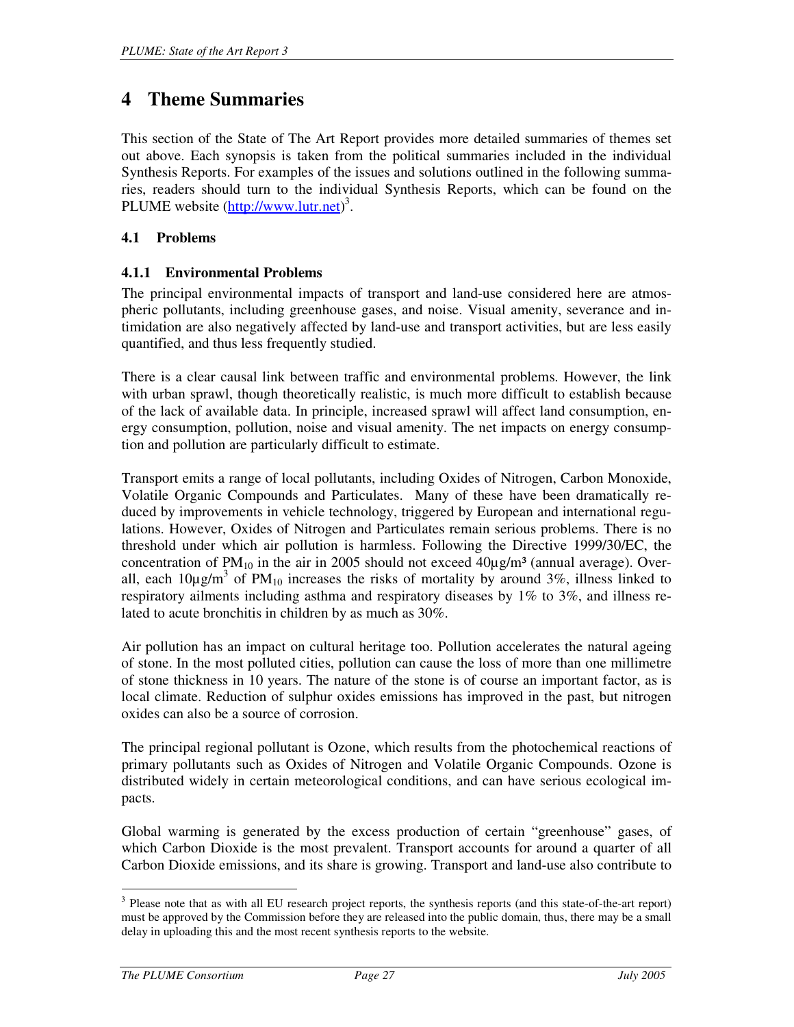# 4 Theme Summaries

This section of the State of The Art Report provides more detailed summaries of themes set out above. Each synopsis is taken from the political summaries included in the individual Synthesis Reports. For examples of the issues and solutions outlined in the following summaries, readers should turn to the individual Synthesis Reports, which can be found on the PLUME website (http://www.lutr.net)[3].

## 4.1 Problems

### 4.1.1 Environmental Problems

The principal environmental impacts of transport and land-use considered here are atmospheric pollutants, including greenhouse gases, and noise. Visual amenity, severance and intimidation are also negatively affected by land-use and transport activities, but are less easily quantified, and thus less frequently studied.

There is a clear causal link between traffic and environmental problems. However, the link with urban sprawl, though theoretically realistic, is much more difficult to establish because of the lack of available data. In principle, increased sprawl will affect land consumption, energy consumption, pollution, noise and visual amenity. The net impacts on energy consumption and pollution are particularly difficult to estimate.

Transport emits a range of local pollutants, including Oxides of Nitrogen, Carbon Monoxide, Volatile Organic Compounds and Particulates. Many of these have been dramatically reduced by improvements in vehicle technology, triggered by European and international regulations. However, Oxides of Nitrogen and Particulates remain serious problems. There is no threshold under which air pollution is harmless. Following the Directive 1999/30/EC, the concentration of $PM_{10}$ in the air in 2005 should not exceed $40 \mu g/m^3$ (annual average). Overall, each $10 \mu g/m^3$ of $PM_{10}$ increases the risks of mortality by around 3%, illness linked to respiratory ailments including asthma and respiratory diseases by 1% to 3%, and illness related to acute bronchitis in children by as much as 30%.

Air pollution has an impact on cultural heritage too. Pollution accelerates the natural ageing of stone. In the most polluted cities, pollution can cause the loss of more than one millimetre of stone thickness in 10 years. The nature of the stone is of course an important factor, as is local climate. Reduction of sulphur oxides emissions has improved in the past, but nitrogen oxides can also be a source of corrosion.

The principal regional pollutant is Ozone, which results from the photochemical reactions of primary pollutants such as Oxides of Nitrogen and Volatile Organic Compounds. Ozone is distributed widely in certain meteorological conditions, and can have serious ecological impacts.

Global warming is generated by the excess production of certain "greenhouse" gases, of which Carbon Dioxide is the most prevalent. Transport accounts for around a quarter of all Carbon Dioxide emissions, and its share is growing. Transport and land-use also contribute to

[3] Please note that as with all EU research project reports, the synthesis reports (and this state-of-the-art report) must be approved by the Commission before they are released into the public domain, thus, there may be a small delay in uploading this and the most recent synthesis reports to the website.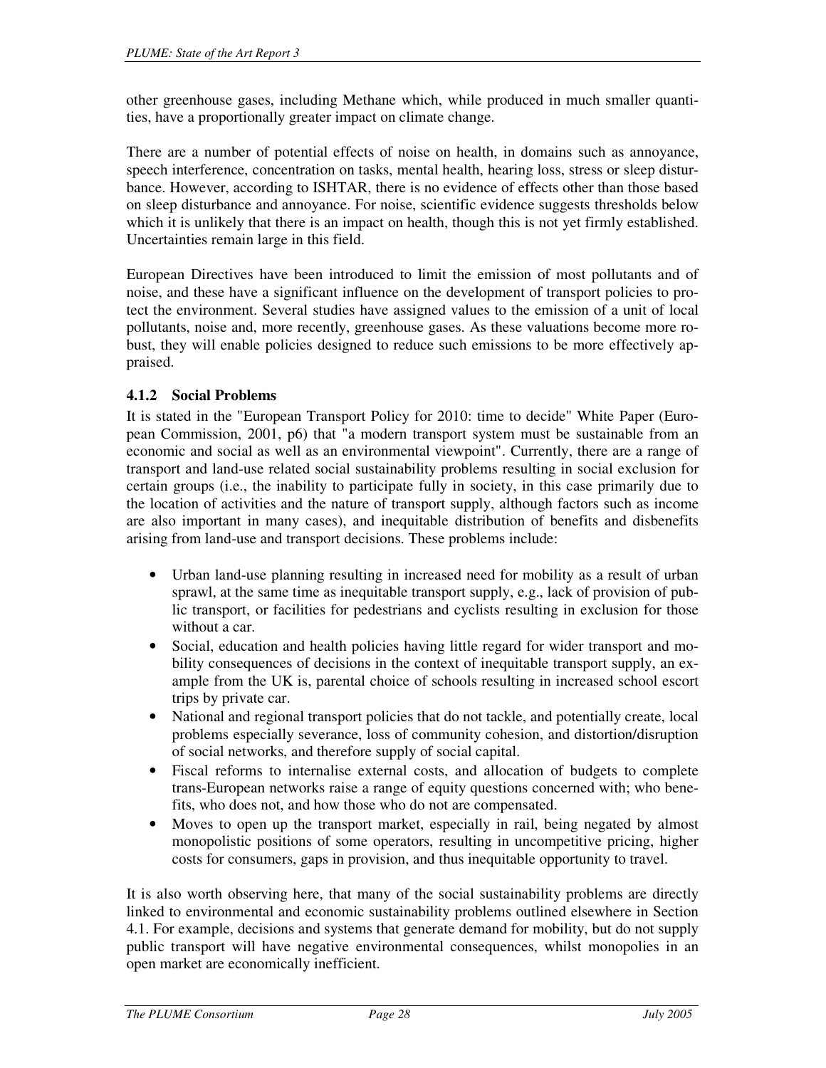other greenhouse gases, including Methane which, while produced in much smaller quantities, have a proportionally greater impact on climate change.

There are a number of potential effects of noise on health, in domains such as annoyance, speech interference, concentration on tasks, mental health, hearing loss, stress or sleep disturbance. However, according to ISHTAR, there is no evidence of effects other than those based on sleep disturbance and annoyance. For noise, scientific evidence suggests thresholds below which it is unlikely that there is an impact on health, though this is not yet firmly established. Uncertainties remain large in this field.

European Directives have been introduced to limit the emission of most pollutants and of noise, and these have a significant influence on the development of transport policies to protect the environment. Several studies have assigned values to the emission of a unit of local pollutants, noise and, more recently, greenhouse gases. As these valuations become more robust, they will enable policies designed to reduce such emissions to be more effectively appraised.

### 4.1.2 Social Problems

It is stated in the "European Transport Policy for 2010: time to decide" White Paper (European Commission, 2001, p6) that "a modern transport system must be sustainable from an economic and social as well as an environmental viewpoint". Currently, there are a range of transport and land-use related social sustainability problems resulting in social exclusion for certain groups (i.e., the inability to participate fully in society, in this case primarily due to the location of activities and the nature of transport supply, although factors such as income are also important in many cases), and inequitable distribution of benefits and disbenefits arising from land-use and transport decisions. These problems include:

- Urban land-use planning resulting in increased need for mobility as a result of urban sprawl, at the same time as inequitable transport supply, e.g., lack of provision of public transport, or facilities for pedestrians and cyclists resulting in exclusion for those without a car.
- Social, education and health policies having little regard for wider transport and mobility consequences of decisions in the context of inequitable transport supply, an example from the UK is, parental choice of schools resulting in increased school escort trips by private car.
- National and regional transport policies that do not tackle, and potentially create, local problems especially severance, loss of community cohesion, and distortion/disruption of social networks, and therefore supply of social capital.
- Fiscal reforms to internalise external costs, and allocation of budgets to complete trans-European networks raise a range of equity questions concerned with; who benefits, who does not, and how those who do not are compensated.
- Moves to open up the transport market, especially in rail, being negated by almost monopolistic positions of some operators, resulting in uncompetitive pricing, higher costs for consumers, gaps in provision, and thus inequitable opportunity to travel.

It is also worth observing here, that many of the social sustainability problems are directly linked to environmental and economic sustainability problems outlined elsewhere in Section 4.1. For example, decisions and systems that generate demand for mobility, but do not supply public transport will have negative environmental consequences, whilst monopolies in an open market are economically inefficient.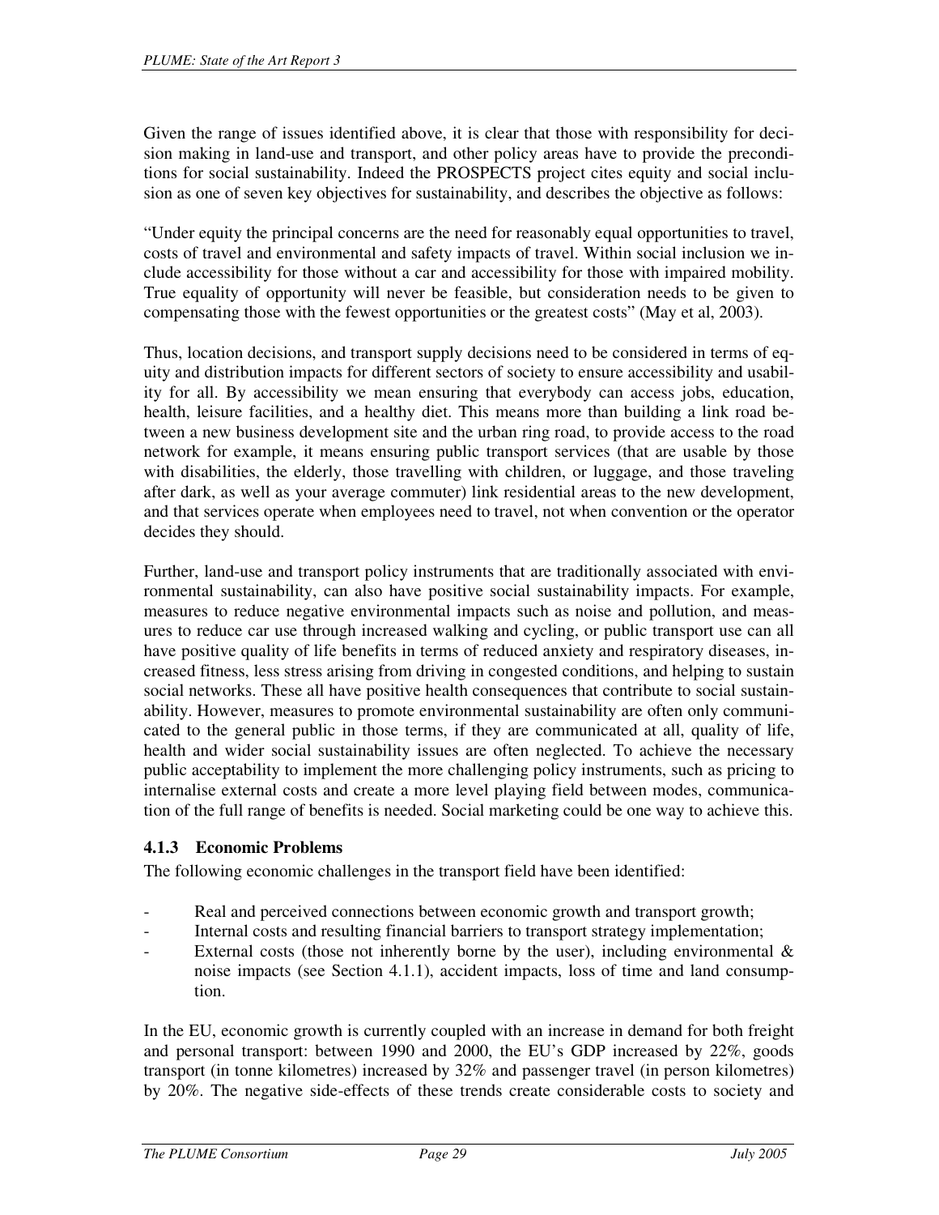Given the range of issues identified above, it is clear that those with responsibility for decision making in land-use and transport, and other policy areas have to provide the preconditions for social sustainability. Indeed the PROSPECTS project cites equity and social inclusion as one of seven key objectives for sustainability, and describes the objective as follows:

"Under equity the principal concerns are the need for reasonably equal opportunities to travel, costs of travel and environmental and safety impacts of travel. Within social inclusion we include accessibility for those without a car and accessibility for those with impaired mobility. True equality of opportunity will never be feasible, but consideration needs to be given to compensating those with the fewest opportunities or the greatest costs" (May et al, 2003).

Thus, location decisions, and transport supply decisions need to be considered in terms of equity and distribution impacts for different sectors of society to ensure accessibility and usability for all. By accessibility we mean ensuring that everybody can access jobs, education, health, leisure facilities, and a healthy diet. This means more than building a link road between a new business development site and the urban ring road, to provide access to the road network for example, it means ensuring public transport services (that are usable by those with disabilities, the elderly, those travelling with children, or luggage, and those traveling after dark, as well as your average commuter) link residential areas to the new development, and that services operate when employees need to travel, not when convention or the operator decides they should.

Further, land-use and transport policy instruments that are traditionally associated with environmental sustainability, can also have positive social sustainability impacts. For example, measures to reduce negative environmental impacts such as noise and pollution, and measures to reduce car use through increased walking and cycling, or public transport use can all have positive quality of life benefits in terms of reduced anxiety and respiratory diseases, increased fitness, less stress arising from driving in congested conditions, and helping to sustain social networks. These all have positive health consequences that contribute to social sustainability. However, measures to promote environmental sustainability are often only communicated to the general public in those terms, if they are communicated at all, quality of life, health and wider social sustainability issues are often neglected. To achieve the necessary public acceptability to implement the more challenging policy instruments, such as pricing to internalise external costs and create a more level playing field between modes, communication of the full range of benefits is needed. Social marketing could be one way to achieve this.

### 4.1.3 Economic Problems

The following economic challenges in the transport field have been identified:

- Real and perceived connections between economic growth and transport growth;
- Internal costs and resulting financial barriers to transport strategy implementation;
- External costs (those not inherently borne by the user), including environmental & noise impacts (see Section 4.1.1), accident impacts, loss of time and land consumption.

In the EU, economic growth is currently coupled with an increase in demand for both freight and personal transport: between 1990 and 2000, the EU's GDP increased by 22%, goods transport (in tonne kilometres) increased by 32% and passenger travel (in person kilometres) by 20%. The negative side-effects of these trends create considerable costs to society and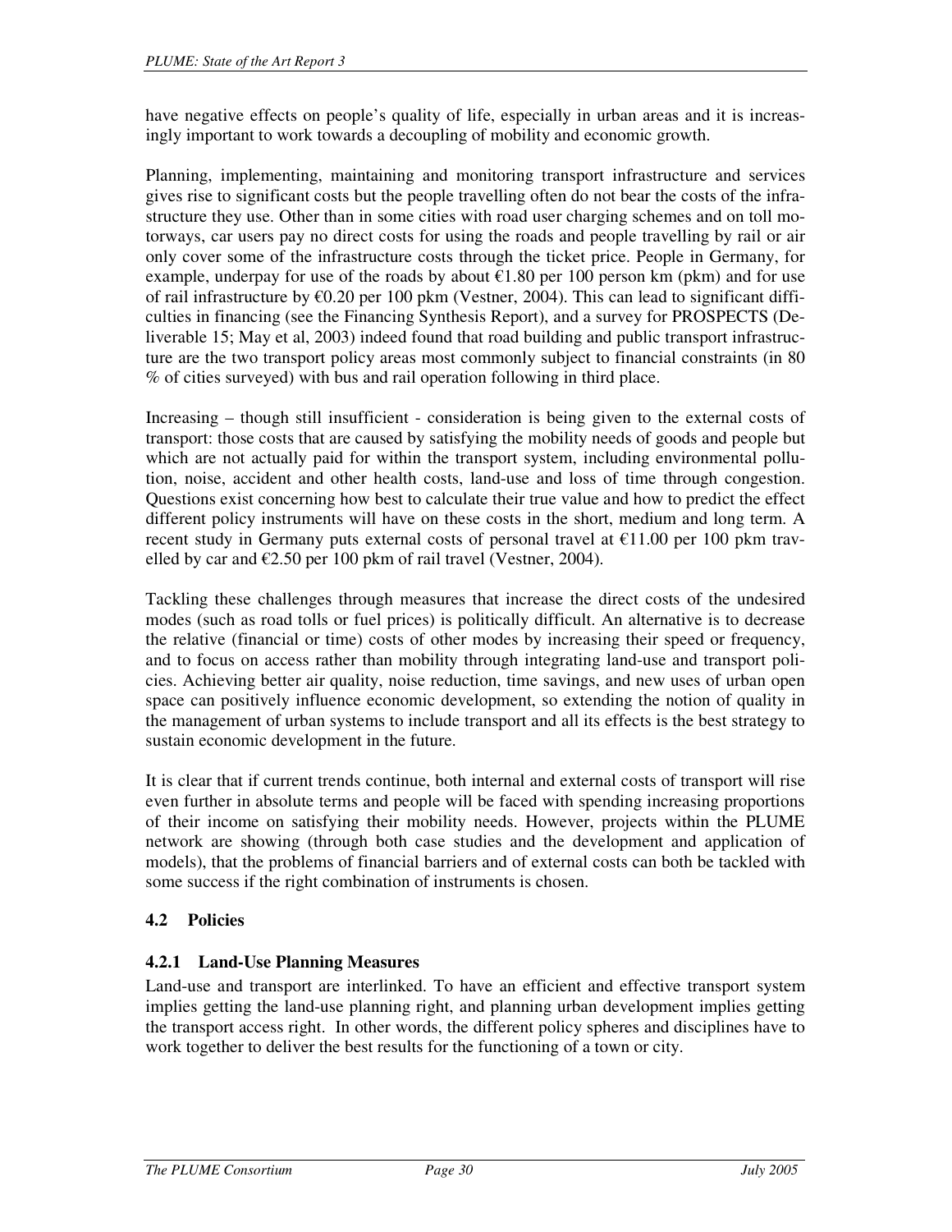have negative effects on people's quality of life, especially in urban areas and it is increasingly important to work towards a decoupling of mobility and economic growth.

Planning, implementing, maintaining and monitoring transport infrastructure and services gives rise to significant costs but the people travelling often do not bear the costs of the infrastructure they use. Other than in some cities with road user charging schemes and on toll motorways, car users pay no direct costs for using the roads and people travelling by rail or air only cover some of the infrastructure costs through the ticket price. People in Germany, for example, underpay for use of the roads by about €1.80 per 100 person km (pkm) and for use of rail infrastructure by €0.20 per 100 pkm (Vestner, 2004). This can lead to significant difficulties in financing (see the Financing Synthesis Report), and a survey for PROSPECTS (Deliverable 15; May et al, 2003) indeed found that road building and public transport infrastructure are the two transport policy areas most commonly subject to financial constraints (in 80 % of cities surveyed) with bus and rail operation following in third place.

Increasing – though still insufficient - consideration is being given to the external costs of transport: those costs that are caused by satisfying the mobility needs of goods and people but which are not actually paid for within the transport system, including environmental pollution, noise, accident and other health costs, land-use and loss of time through congestion. Questions exist concerning how best to calculate their true value and how to predict the effect different policy instruments will have on these costs in the short, medium and long term. A recent study in Germany puts external costs of personal travel at €11.00 per 100 pkm travelled by car and €2.50 per 100 pkm of rail travel (Vestner, 2004).

Tackling these challenges through measures that increase the direct costs of the undesired modes (such as road tolls or fuel prices) is politically difficult. An alternative is to decrease the relative (financial or time) costs of other modes by increasing their speed or frequency, and to focus on access rather than mobility through integrating land-use and transport policies. Achieving better air quality, noise reduction, time savings, and new uses of urban open space can positively influence economic development, so extending the notion of quality in the management of urban systems to include transport and all its effects is the best strategy to sustain economic development in the future.

It is clear that if current trends continue, both internal and external costs of transport will rise even further in absolute terms and people will be faced with spending increasing proportions of their income on satisfying their mobility needs. However, projects within the PLUME network are showing (through both case studies and the development and application of models), that the problems of financial barriers and of external costs can both be tackled with some success if the right combination of instruments is chosen.

## 4.2 Policies

### 4.2.1 Land-Use Planning Measures

Land-use and transport are interlinked. To have an efficient and effective transport system implies getting the land-use planning right, and planning urban development implies getting the transport access right. In other words, the different policy spheres and disciplines have to work together to deliver the best results for the functioning of a town or city.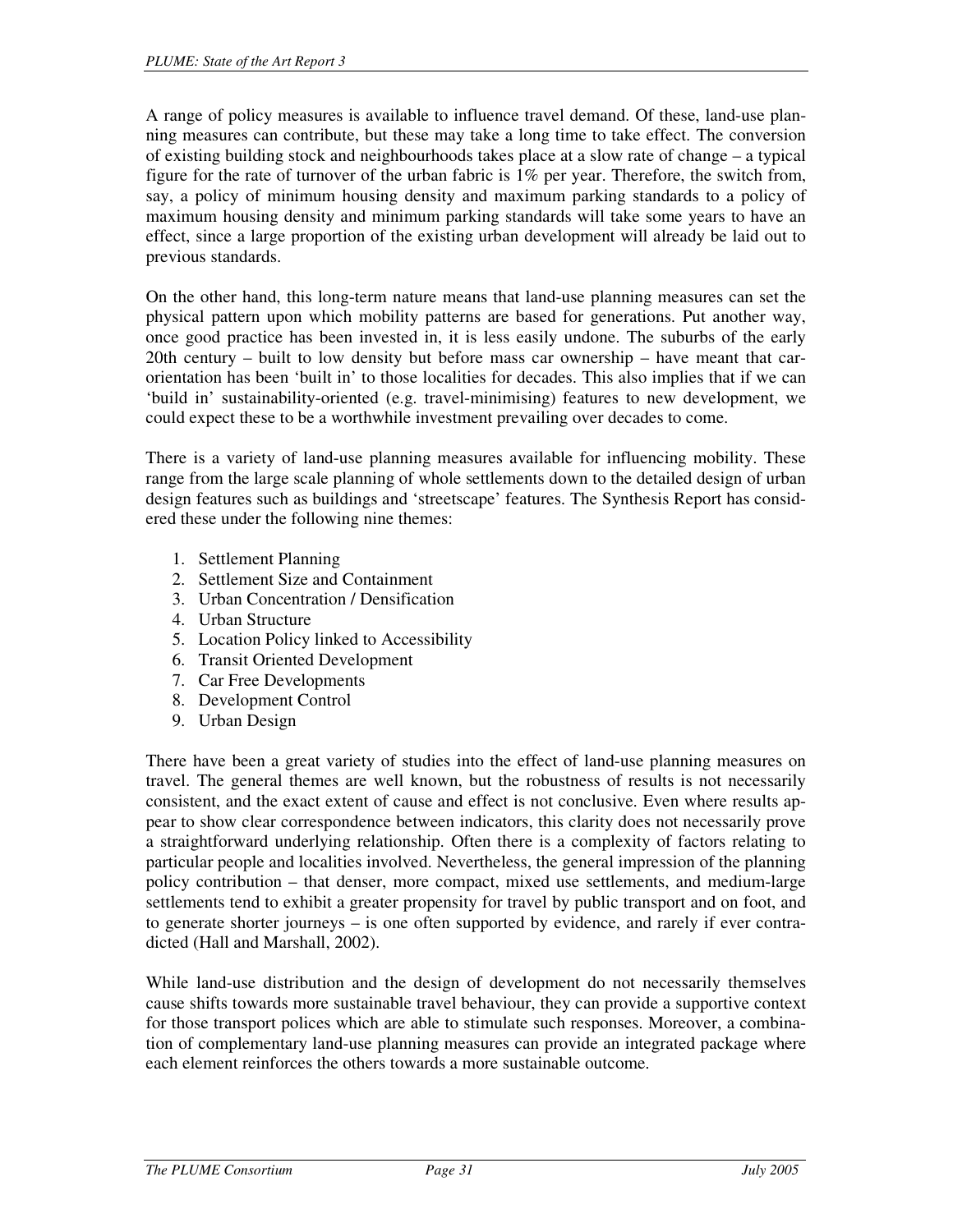A range of policy measures is available to influence travel demand. Of these, land-use planning measures can contribute, but these may take a long time to take effect. The conversion of existing building stock and neighbourhoods takes place at a slow rate of change – a typical figure for the rate of turnover of the urban fabric is 1% per year. Therefore, the switch from, say, a policy of minimum housing density and maximum parking standards to a policy of maximum housing density and minimum parking standards will take some years to have an effect, since a large proportion of the existing urban development will already be laid out to previous standards.

On the other hand, this long-term nature means that land-use planning measures can set the physical pattern upon which mobility patterns are based for generations. Put another way, once good practice has been invested in, it is less easily undone. The suburbs of the early 20th century – built to low density but before mass car ownership – have meant that car-orientation has been 'built in' to those localities for decades. This also implies that if we can 'build in' sustainability-oriented (e.g. travel-minimising) features to new development, we could expect these to be a worthwhile investment prevailing over decades to come.

There is a variety of land-use planning measures available for influencing mobility. These range from the large scale planning of whole settlements down to the detailed design of urban design features such as buildings and 'streetscape' features. The Synthesis Report has considered these under the following nine themes:

1. Settlement Planning
2. Settlement Size and Containment
3. Urban Concentration / Densification
4. Urban Structure
5. Location Policy linked to Accessibility
6. Transit Oriented Development
7. Car Free Developments
8. Development Control
9. Urban Design

There have been a great variety of studies into the effect of land-use planning measures on travel. The general themes are well known, but the robustness of results is not necessarily consistent, and the exact extent of cause and effect is not conclusive. Even where results appear to show clear correspondence between indicators, this clarity does not necessarily prove a straightforward underlying relationship. Often there is a complexity of factors relating to particular people and localities involved. Nevertheless, the general impression of the planning policy contribution – that denser, more compact, mixed use settlements, and medium-large settlements tend to exhibit a greater propensity for travel by public transport and on foot, and to generate shorter journeys – is one often supported by evidence, and rarely if ever contradicted (Hall and Marshall, 2002).

While land-use distribution and the design of development do not necessarily themselves cause shifts towards more sustainable travel behaviour, they can provide a supportive context for those transport polices which are able to stimulate such responses. Moreover, a combination of complementary land-use planning measures can provide an integrated package where each element reinforces the others towards a more sustainable outcome.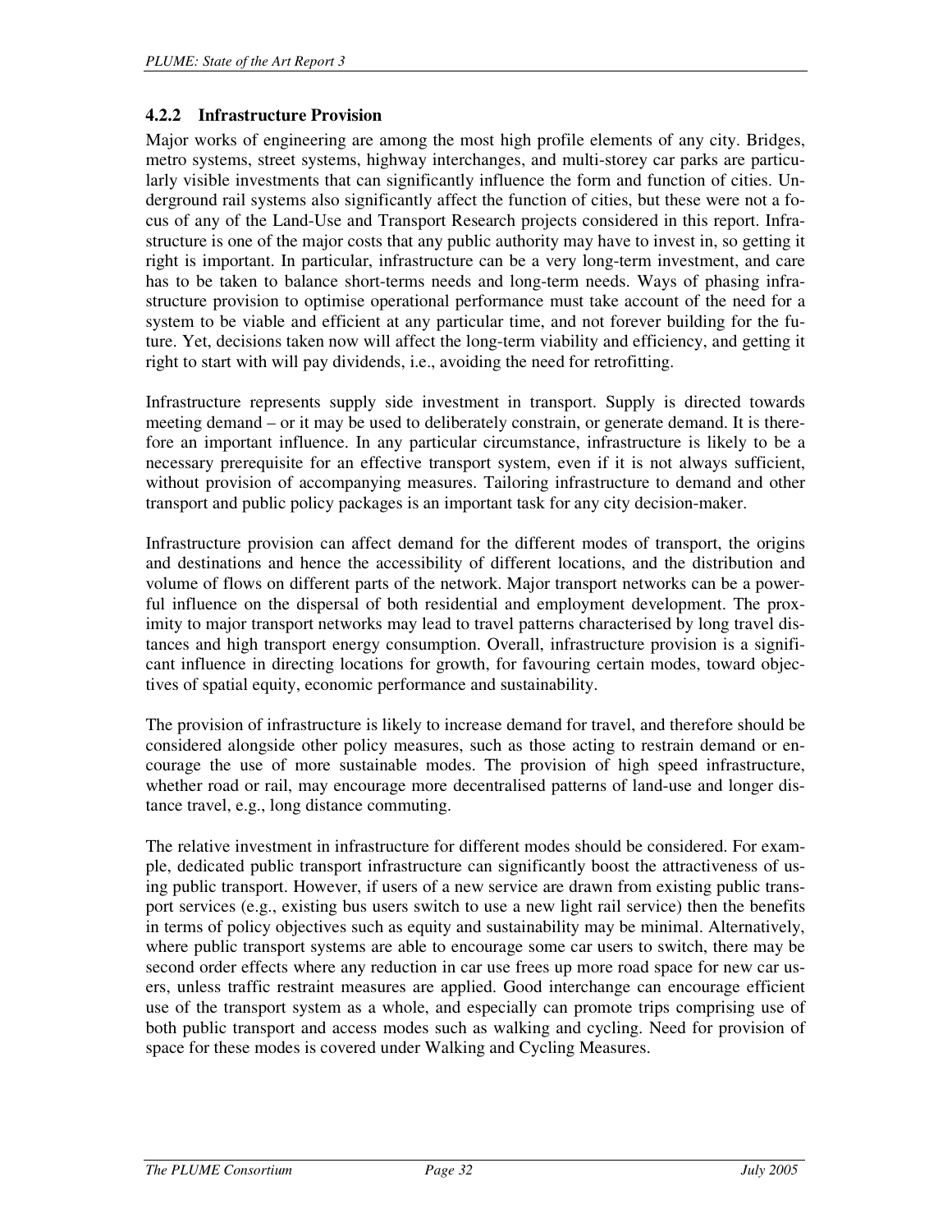### 4.2.2 Infrastructure Provision

Major works of engineering are among the most high profile elements of any city. Bridges, metro systems, street systems, highway interchanges, and multi-storey car parks are particularly visible investments that can significantly influence the form and function of cities. Underground rail systems also significantly affect the function of cities, but these were not a focus of any of the Land-Use and Transport Research projects considered in this report. Infrastructure is one of the major costs that any public authority may have to invest in, so getting it right is important. In particular, infrastructure can be a very long-term investment, and care has to be taken to balance short-terms needs and long-term needs. Ways of phasing infrastructure provision to optimise operational performance must take account of the need for a system to be viable and efficient at any particular time, and not forever building for the future. Yet, decisions taken now will affect the long-term viability and efficiency, and getting it right to start with will pay dividends, i.e., avoiding the need for retrofitting.

Infrastructure represents supply side investment in transport. Supply is directed towards meeting demand – or it may be used to deliberately constrain, or generate demand. It is therefore an important influence. In any particular circumstance, infrastructure is likely to be a necessary prerequisite for an effective transport system, even if it is not always sufficient, without provision of accompanying measures. Tailoring infrastructure to demand and other transport and public policy packages is an important task for any city decision-maker.

Infrastructure provision can affect demand for the different modes of transport, the origins and destinations and hence the accessibility of different locations, and the distribution and volume of flows on different parts of the network. Major transport networks can be a powerful influence on the dispersal of both residential and employment development. The proximity to major transport networks may lead to travel patterns characterised by long travel distances and high transport energy consumption. Overall, infrastructure provision is a significant influence in directing locations for growth, for favouring certain modes, toward objectives of spatial equity, economic performance and sustainability.

The provision of infrastructure is likely to increase demand for travel, and therefore should be considered alongside other policy measures, such as those acting to restrain demand or encourage the use of more sustainable modes. The provision of high speed infrastructure, whether road or rail, may encourage more decentralised patterns of land-use and longer distance travel, e.g., long distance commuting.

The relative investment in infrastructure for different modes should be considered. For example, dedicated public transport infrastructure can significantly boost the attractiveness of using public transport. However, if users of a new service are drawn from existing public transport services (e.g., existing bus users switch to use a new light rail service) then the benefits in terms of policy objectives such as equity and sustainability may be minimal. Alternatively, where public transport systems are able to encourage some car users to switch, there may be second order effects where any reduction in car use frees up more road space for new car users, unless traffic restraint measures are applied. Good interchange can encourage efficient use of the transport system as a whole, and especially can promote trips comprising use of both public transport and access modes such as walking and cycling. Need for provision of space for these modes is covered under Walking and Cycling Measures.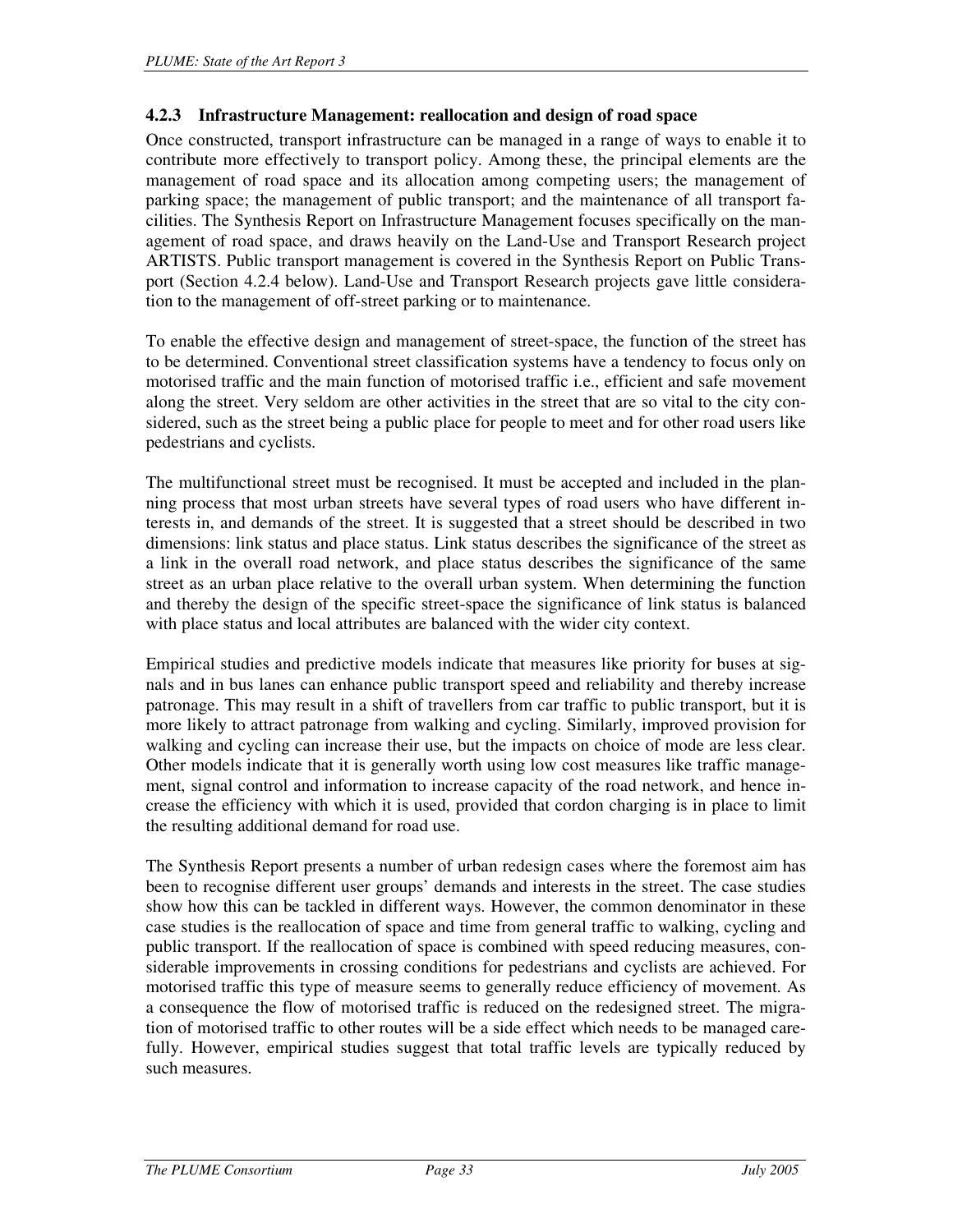### 4.2.3 Infrastructure Management: reallocation and design of road space

Once constructed, transport infrastructure can be managed in a range of ways to enable it to contribute more effectively to transport policy. Among these, the principal elements are the management of road space and its allocation among competing users; the management of parking space; the management of public transport; and the maintenance of all transport facilities. The Synthesis Report on Infrastructure Management focuses specifically on the management of road space, and draws heavily on the Land-Use and Transport Research project ARTISTS. Public transport management is covered in the Synthesis Report on Public Transport (Section 4.2.4 below). Land-Use and Transport Research projects gave little consideration to the management of off-street parking or to maintenance.

To enable the effective design and management of street-space, the function of the street has to be determined. Conventional street classification systems have a tendency to focus only on motorised traffic and the main function of motorised traffic i.e., efficient and safe movement along the street. Very seldom are other activities in the street that are so vital to the city considered, such as the street being a public place for people to meet and for other road users like pedestrians and cyclists.

The multifunctional street must be recognised. It must be accepted and included in the planning process that most urban streets have several types of road users who have different interests in, and demands of the street. It is suggested that a street should be described in two dimensions: link status and place status. Link status describes the significance of the street as a link in the overall road network, and place status describes the significance of the same street as an urban place relative to the overall urban system. When determining the function and thereby the design of the specific street-space the significance of link status is balanced with place status and local attributes are balanced with the wider city context.

Empirical studies and predictive models indicate that measures like priority for buses at signals and in bus lanes can enhance public transport speed and reliability and thereby increase patronage. This may result in a shift of travellers from car traffic to public transport, but it is more likely to attract patronage from walking and cycling. Similarly, improved provision for walking and cycling can increase their use, but the impacts on choice of mode are less clear. Other models indicate that it is generally worth using low cost measures like traffic management, signal control and information to increase capacity of the road network, and hence increase the efficiency with which it is used, provided that cordon charging is in place to limit the resulting additional demand for road use.

The Synthesis Report presents a number of urban redesign cases where the foremost aim has been to recognise different user groups' demands and interests in the street. The case studies show how this can be tackled in different ways. However, the common denominator in these case studies is the reallocation of space and time from general traffic to walking, cycling and public transport. If the reallocation of space is combined with speed reducing measures, considerable improvements in crossing conditions for pedestrians and cyclists are achieved. For motorised traffic this type of measure seems to generally reduce efficiency of movement. As a consequence the flow of motorised traffic is reduced on the redesigned street. The migration of motorised traffic to other routes will be a side effect which needs to be managed carefully. However, empirical studies suggest that total traffic levels are typically reduced by such measures.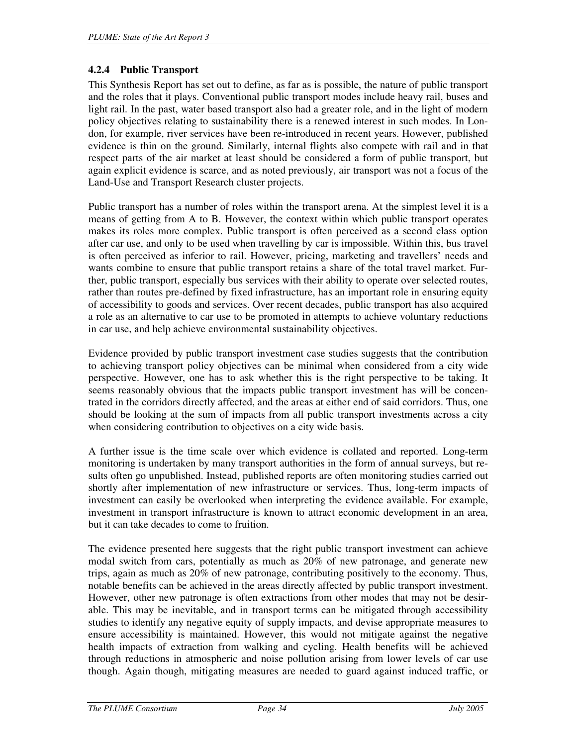### 4.2.4 Public Transport

This Synthesis Report has set out to define, as far as is possible, the nature of public transport and the roles that it plays. Conventional public transport modes include heavy rail, buses and light rail. In the past, water based transport also had a greater role, and in the light of modern policy objectives relating to sustainability there is a renewed interest in such modes. In London, for example, river services have been re-introduced in recent years. However, published evidence is thin on the ground. Similarly, internal flights also compete with rail and in that respect parts of the air market at least should be considered a form of public transport, but again explicit evidence is scarce, and as noted previously, air transport was not a focus of the Land-Use and Transport Research cluster projects.

Public transport has a number of roles within the transport arena. At the simplest level it is a means of getting from A to B. However, the context within which public transport operates makes its roles more complex. Public transport is often perceived as a second class option after car use, and only to be used when travelling by car is impossible. Within this, bus travel is often perceived as inferior to rail. However, pricing, marketing and travellers' needs and wants combine to ensure that public transport retains a share of the total travel market. Further, public transport, especially bus services with their ability to operate over selected routes, rather than routes pre-defined by fixed infrastructure, has an important role in ensuring equity of accessibility to goods and services. Over recent decades, public transport has also acquired a role as an alternative to car use to be promoted in attempts to achieve voluntary reductions in car use, and help achieve environmental sustainability objectives.

Evidence provided by public transport investment case studies suggests that the contribution to achieving transport policy objectives can be minimal when considered from a city wide perspective. However, one has to ask whether this is the right perspective to be taking. It seems reasonably obvious that the impacts public transport investment has will be concentrated in the corridors directly affected, and the areas at either end of said corridors. Thus, one should be looking at the sum of impacts from all public transport investments across a city when considering contribution to objectives on a city wide basis.

A further issue is the time scale over which evidence is collated and reported. Long-term monitoring is undertaken by many transport authorities in the form of annual surveys, but results often go unpublished. Instead, published reports are often monitoring studies carried out shortly after implementation of new infrastructure or services. Thus, long-term impacts of investment can easily be overlooked when interpreting the evidence available. For example, investment in transport infrastructure is known to attract economic development in an area, but it can take decades to come to fruition.

The evidence presented here suggests that the right public transport investment can achieve modal switch from cars, potentially as much as 20% of new patronage, and generate new trips, again as much as 20% of new patronage, contributing positively to the economy. Thus, notable benefits can be achieved in the areas directly affected by public transport investment. However, other new patronage is often extractions from other modes that may not be desirable. This may be inevitable, and in transport terms can be mitigated through accessibility studies to identify any negative equity of supply impacts, and devise appropriate measures to ensure accessibility is maintained. However, this would not mitigate against the negative health impacts of extraction from walking and cycling. Health benefits will be achieved through reductions in atmospheric and noise pollution arising from lower levels of car use though. Again though, mitigating measures are needed to guard against induced traffic, or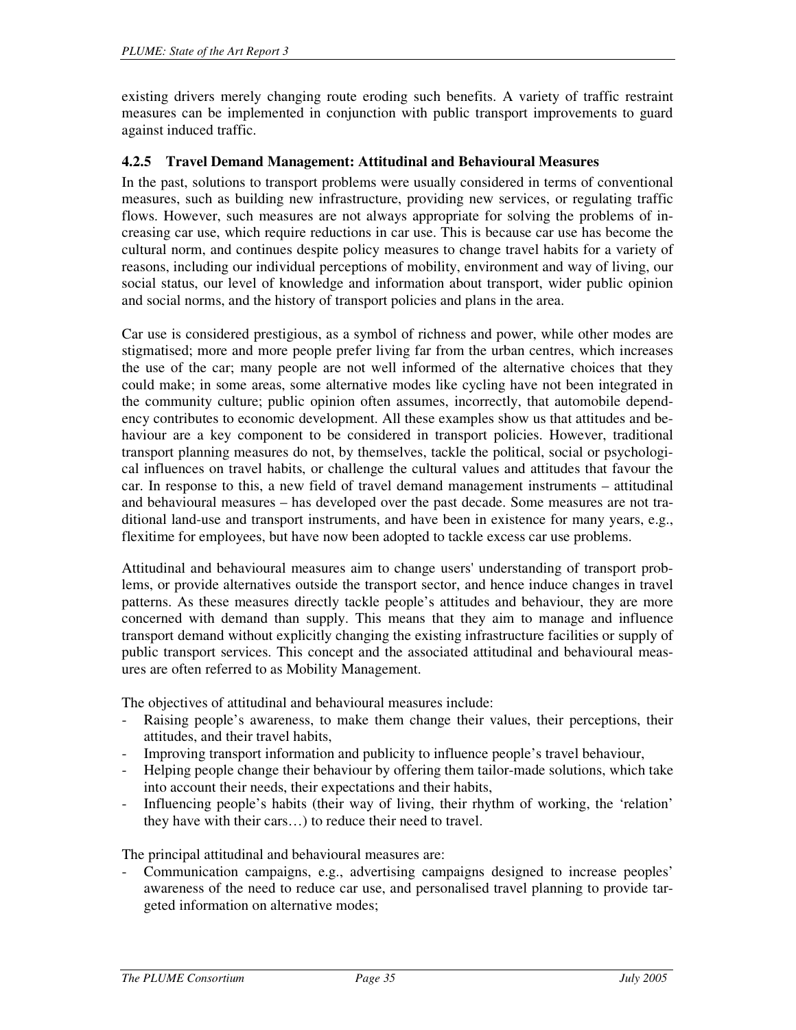existing drivers merely changing route eroding such benefits. A variety of traffic restraint measures can be implemented in conjunction with public transport improvements to guard against induced traffic.

### 4.2.5 Travel Demand Management: Attitudinal and Behavioural Measures

In the past, solutions to transport problems were usually considered in terms of conventional measures, such as building new infrastructure, providing new services, or regulating traffic flows. However, such measures are not always appropriate for solving the problems of increasing car use, which require reductions in car use. This is because car use has become the cultural norm, and continues despite policy measures to change travel habits for a variety of reasons, including our individual perceptions of mobility, environment and way of living, our social status, our level of knowledge and information about transport, wider public opinion and social norms, and the history of transport policies and plans in the area.

Car use is considered prestigious, as a symbol of richness and power, while other modes are stigmatised; more and more people prefer living far from the urban centres, which increases the use of the car; many people are not well informed of the alternative choices that they could make; in some areas, some alternative modes like cycling have not been integrated in the community culture; public opinion often assumes, incorrectly, that automobile dependency contributes to economic development. All these examples show us that attitudes and behaviour are a key component to be considered in transport policies. However, traditional transport planning measures do not, by themselves, tackle the political, social or psychological influences on travel habits, or challenge the cultural values and attitudes that favour the car. In response to this, a new field of travel demand management instruments – attitudinal and behavioural measures – has developed over the past decade. Some measures are not traditional land-use and transport instruments, and have been in existence for many years, e.g., flexitime for employees, but have now been adopted to tackle excess car use problems.

Attitudinal and behavioural measures aim to change users' understanding of transport problems, or provide alternatives outside the transport sector, and hence induce changes in travel patterns. As these measures directly tackle people's attitudes and behaviour, they are more concerned with demand than supply. This means that they aim to manage and influence transport demand without explicitly changing the existing infrastructure facilities or supply of public transport services. This concept and the associated attitudinal and behavioural measures are often referred to as Mobility Management.

The objectives of attitudinal and behavioural measures include:

- Raising people's awareness, to make them change their values, their perceptions, their attitudes, and their travel habits,
- Improving transport information and publicity to influence people's travel behaviour,
- Helping people change their behaviour by offering them tailor-made solutions, which take into account their needs, their expectations and their habits,
- Influencing people's habits (their way of living, their rhythm of working, the 'relation' they have with their cars…) to reduce their need to travel.

The principal attitudinal and behavioural measures are:

- Communication campaigns, e.g., advertising campaigns designed to increase peoples' awareness of the need to reduce car use, and personalised travel planning to provide targeted information on alternative modes;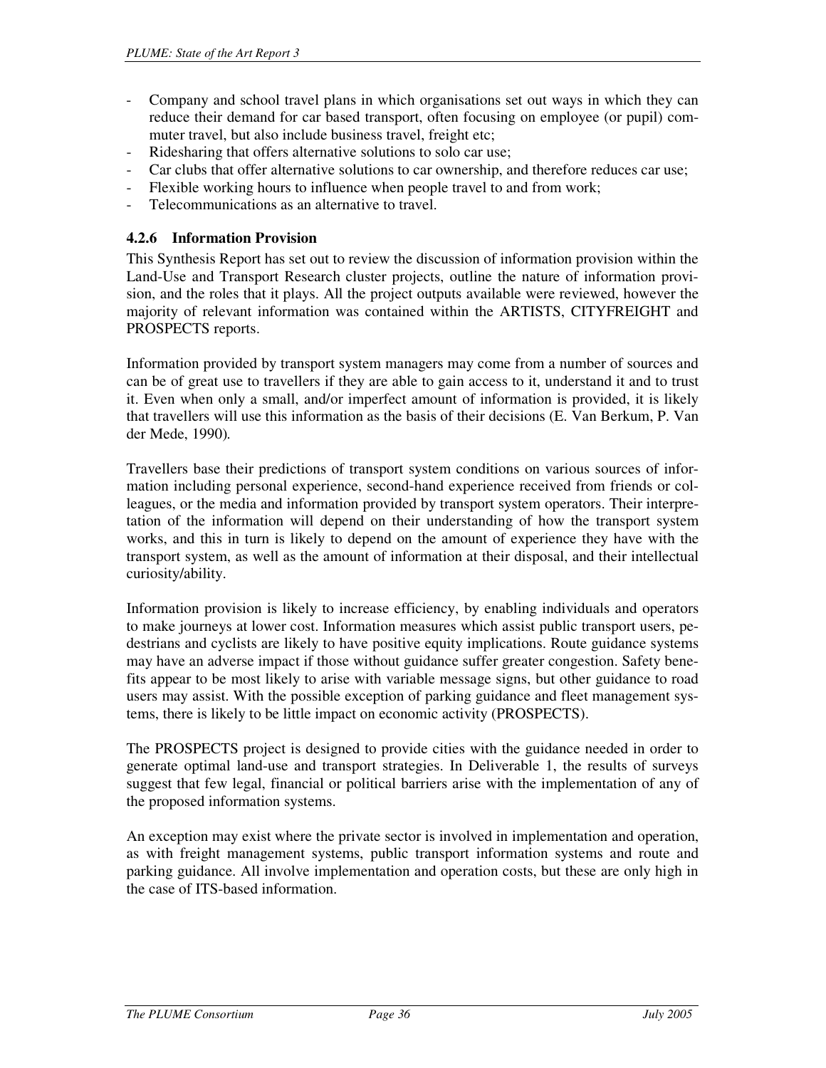- Company and school travel plans in which organisations set out ways in which they can reduce their demand for car based transport, often focusing on employee (or pupil) commuter travel, but also include business travel, freight etc;
- Ridesharing that offers alternative solutions to solo car use;
- Car clubs that offer alternative solutions to car ownership, and therefore reduces car use;
- Flexible working hours to influence when people travel to and from work;
- Telecommunications as an alternative to travel.

### 4.2.6 Information Provision

This Synthesis Report has set out to review the discussion of information provision within the Land-Use and Transport Research cluster projects, outline the nature of information provision, and the roles that it plays. All the project outputs available were reviewed, however the majority of relevant information was contained within the ARTISTS, CITYFREIGHT and PROSPECTS reports.

Information provided by transport system managers may come from a number of sources and can be of great use to travellers if they are able to gain access to it, understand it and to trust it. Even when only a small, and/or imperfect amount of information is provided, it is likely that travellers will use this information as the basis of their decisions (E. Van Berkum, P. Van der Mede, 1990).

Travellers base their predictions of transport system conditions on various sources of information including personal experience, second-hand experience received from friends or colleagues, or the media and information provided by transport system operators. Their interpretation of the information will depend on their understanding of how the transport system works, and this in turn is likely to depend on the amount of experience they have with the transport system, as well as the amount of information at their disposal, and their intellectual curiosity/ability.

Information provision is likely to increase efficiency, by enabling individuals and operators to make journeys at lower cost. Information measures which assist public transport users, pedestrians and cyclists are likely to have positive equity implications. Route guidance systems may have an adverse impact if those without guidance suffer greater congestion. Safety benefits appear to be most likely to arise with variable message signs, but other guidance to road users may assist. With the possible exception of parking guidance and fleet management systems, there is likely to be little impact on economic activity (PROSPECTS).

The PROSPECTS project is designed to provide cities with the guidance needed in order to generate optimal land-use and transport strategies. In Deliverable 1, the results of surveys suggest that few legal, financial or political barriers arise with the implementation of any of the proposed information systems.

An exception may exist where the private sector is involved in implementation and operation, as with freight management systems, public transport information systems and route and parking guidance. All involve implementation and operation costs, but these are only high in the case of ITS-based information.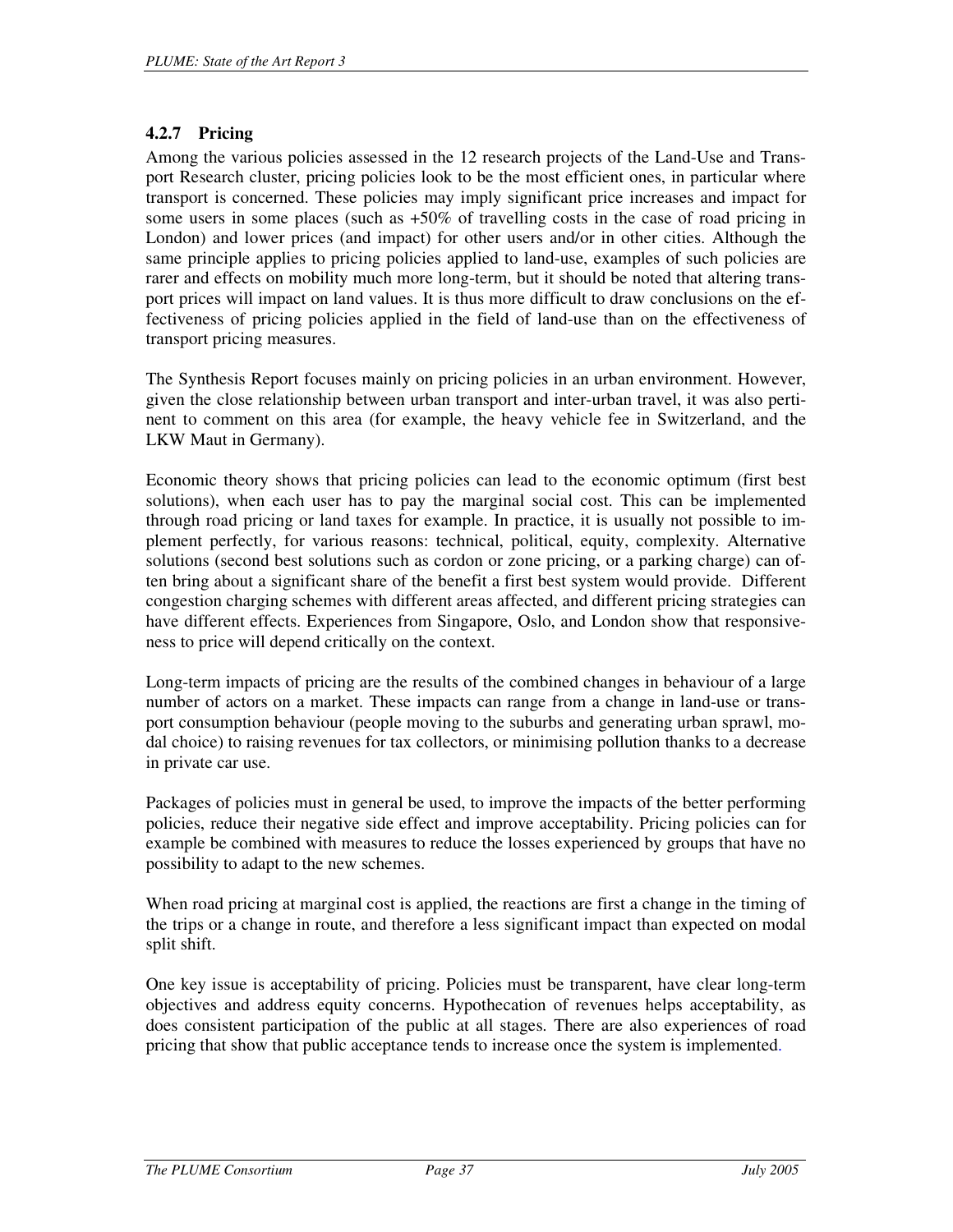### 4.2.7 Pricing

Among the various policies assessed in the 12 research projects of the Land-Use and Transport Research cluster, pricing policies look to be the most efficient ones, in particular where transport is concerned. These policies may imply significant price increases and impact for some users in some places (such as +50% of travelling costs in the case of road pricing in London) and lower prices (and impact) for other users and/or in other cities. Although the same principle applies to pricing policies applied to land-use, examples of such policies are rarer and effects on mobility much more long-term, but it should be noted that altering transport prices will impact on land values. It is thus more difficult to draw conclusions on the effectiveness of pricing policies applied in the field of land-use than on the effectiveness of transport pricing measures.

The Synthesis Report focuses mainly on pricing policies in an urban environment. However, given the close relationship between urban transport and inter-urban travel, it was also pertinent to comment on this area (for example, the heavy vehicle fee in Switzerland, and the LKW Maut in Germany).

Economic theory shows that pricing policies can lead to the economic optimum (first best solutions), when each user has to pay the marginal social cost. This can be implemented through road pricing or land taxes for example. In practice, it is usually not possible to implement perfectly, for various reasons: technical, political, equity, complexity. Alternative solutions (second best solutions such as cordon or zone pricing, or a parking charge) can often bring about a significant share of the benefit a first best system would provide. Different congestion charging schemes with different areas affected, and different pricing strategies can have different effects. Experiences from Singapore, Oslo, and London show that responsiveness to price will depend critically on the context.

Long-term impacts of pricing are the results of the combined changes in behaviour of a large number of actors on a market. These impacts can range from a change in land-use or transport consumption behaviour (people moving to the suburbs and generating urban sprawl, modal choice) to raising revenues for tax collectors, or minimising pollution thanks to a decrease in private car use.

Packages of policies must in general be used, to improve the impacts of the better performing policies, reduce their negative side effect and improve acceptability. Pricing policies can for example be combined with measures to reduce the losses experienced by groups that have no possibility to adapt to the new schemes.

When road pricing at marginal cost is applied, the reactions are first a change in the timing of the trips or a change in route, and therefore a less significant impact than expected on modal split shift.

One key issue is acceptability of pricing. Policies must be transparent, have clear long-term objectives and address equity concerns. Hypothecation of revenues helps acceptability, as does consistent participation of the public at all stages. There are also experiences of road pricing that show that public acceptance tends to increase once the system is implemented.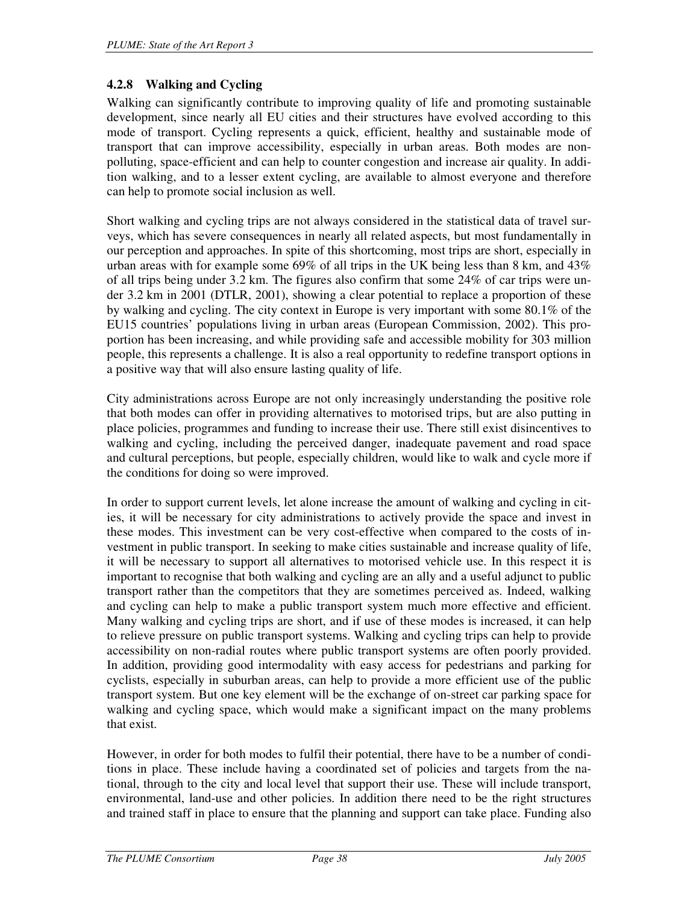### 4.2.8 Walking and Cycling

Walking can significantly contribute to improving quality of life and promoting sustainable development, since nearly all EU cities and their structures have evolved according to this mode of transport. Cycling represents a quick, efficient, healthy and sustainable mode of transport that can improve accessibility, especially in urban areas. Both modes are non-polluting, space-efficient and can help to counter congestion and increase air quality. In addition walking, and to a lesser extent cycling, are available to almost everyone and therefore can help to promote social inclusion as well.

Short walking and cycling trips are not always considered in the statistical data of travel surveys, which has severe consequences in nearly all related aspects, but most fundamentally in our perception and approaches. In spite of this shortcoming, most trips are short, especially in urban areas with for example some 69% of all trips in the UK being less than 8 km, and 43% of all trips being under 3.2 km. The figures also confirm that some 24% of car trips were under 3.2 km in 2001 (DTLR, 2001), showing a clear potential to replace a proportion of these by walking and cycling. The city context in Europe is very important with some 80.1% of the EU15 countries' populations living in urban areas (European Commission, 2002). This proportion has been increasing, and while providing safe and accessible mobility for 303 million people, this represents a challenge. It is also a real opportunity to redefine transport options in a positive way that will also ensure lasting quality of life.

City administrations across Europe are not only increasingly understanding the positive role that both modes can offer in providing alternatives to motorised trips, but are also putting in place policies, programmes and funding to increase their use. There still exist disincentives to walking and cycling, including the perceived danger, inadequate pavement and road space and cultural perceptions, but people, especially children, would like to walk and cycle more if the conditions for doing so were improved.

In order to support current levels, let alone increase the amount of walking and cycling in cities, it will be necessary for city administrations to actively provide the space and invest in these modes. This investment can be very cost-effective when compared to the costs of investment in public transport. In seeking to make cities sustainable and increase quality of life, it will be necessary to support all alternatives to motorised vehicle use. In this respect it is important to recognise that both walking and cycling are an ally and a useful adjunct to public transport rather than the competitors that they are sometimes perceived as. Indeed, walking and cycling can help to make a public transport system much more effective and efficient. Many walking and cycling trips are short, and if use of these modes is increased, it can help to relieve pressure on public transport systems. Walking and cycling trips can help to provide accessibility on non-radial routes where public transport systems are often poorly provided. In addition, providing good intermodality with easy access for pedestrians and parking for cyclists, especially in suburban areas, can help to provide a more efficient use of the public transport system. But one key element will be the exchange of on-street car parking space for walking and cycling space, which would make a significant impact on the many problems that exist.

However, in order for both modes to fulfil their potential, there have to be a number of conditions in place. These include having a coordinated set of policies and targets from the national, through to the city and local level that support their use. These will include transport, environmental, land-use and other policies. In addition there need to be the right structures and trained staff in place to ensure that the planning and support can take place. Funding also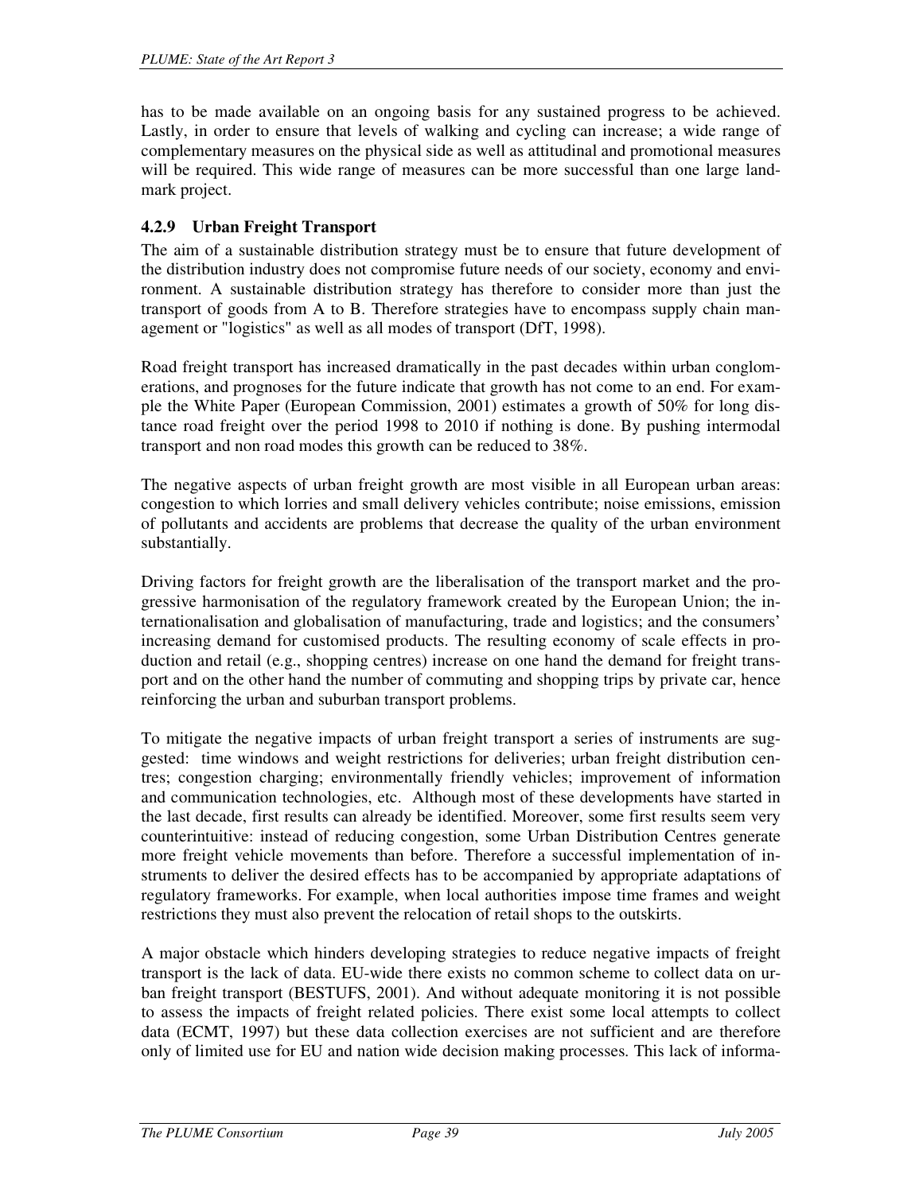has to be made available on an ongoing basis for any sustained progress to be achieved. Lastly, in order to ensure that levels of walking and cycling can increase; a wide range of complementary measures on the physical side as well as attitudinal and promotional measures will be required. This wide range of measures can be more successful than one large landmark project.

### 4.2.9 Urban Freight Transport

The aim of a sustainable distribution strategy must be to ensure that future development of the distribution industry does not compromise future needs of our society, economy and environment. A sustainable distribution strategy has therefore to consider more than just the transport of goods from A to B. Therefore strategies have to encompass supply chain management or "logistics" as well as all modes of transport (DfT, 1998).

Road freight transport has increased dramatically in the past decades within urban conglomerations, and prognoses for the future indicate that growth has not come to an end. For example the White Paper (European Commission, 2001) estimates a growth of 50% for long distance road freight over the period 1998 to 2010 if nothing is done. By pushing intermodal transport and non road modes this growth can be reduced to 38%.

The negative aspects of urban freight growth are most visible in all European urban areas: congestion to which lorries and small delivery vehicles contribute; noise emissions, emission of pollutants and accidents are problems that decrease the quality of the urban environment substantially.

Driving factors for freight growth are the liberalisation of the transport market and the progressive harmonisation of the regulatory framework created by the European Union; the internationalisation and globalisation of manufacturing, trade and logistics; and the consumers' increasing demand for customised products. The resulting economy of scale effects in production and retail (e.g., shopping centres) increase on one hand the demand for freight transport and on the other hand the number of commuting and shopping trips by private car, hence reinforcing the urban and suburban transport problems.

To mitigate the negative impacts of urban freight transport a series of instruments are suggested: time windows and weight restrictions for deliveries; urban freight distribution centres; congestion charging; environmentally friendly vehicles; improvement of information and communication technologies, etc. Although most of these developments have started in the last decade, first results can already be identified. Moreover, some first results seem very counterintuitive: instead of reducing congestion, some Urban Distribution Centres generate more freight vehicle movements than before. Therefore a successful implementation of instruments to deliver the desired effects has to be accompanied by appropriate adaptations of regulatory frameworks. For example, when local authorities impose time frames and weight restrictions they must also prevent the relocation of retail shops to the outskirts.

A major obstacle which hinders developing strategies to reduce negative impacts of freight transport is the lack of data. EU-wide there exists no common scheme to collect data on urban freight transport (BESTUFS, 2001). And without adequate monitoring it is not possible to assess the impacts of freight related policies. There exist some local attempts to collect data (ECMT, 1997) but these data collection exercises are not sufficient and are therefore only of limited use for EU and nation wide decision making processes. This lack of informa-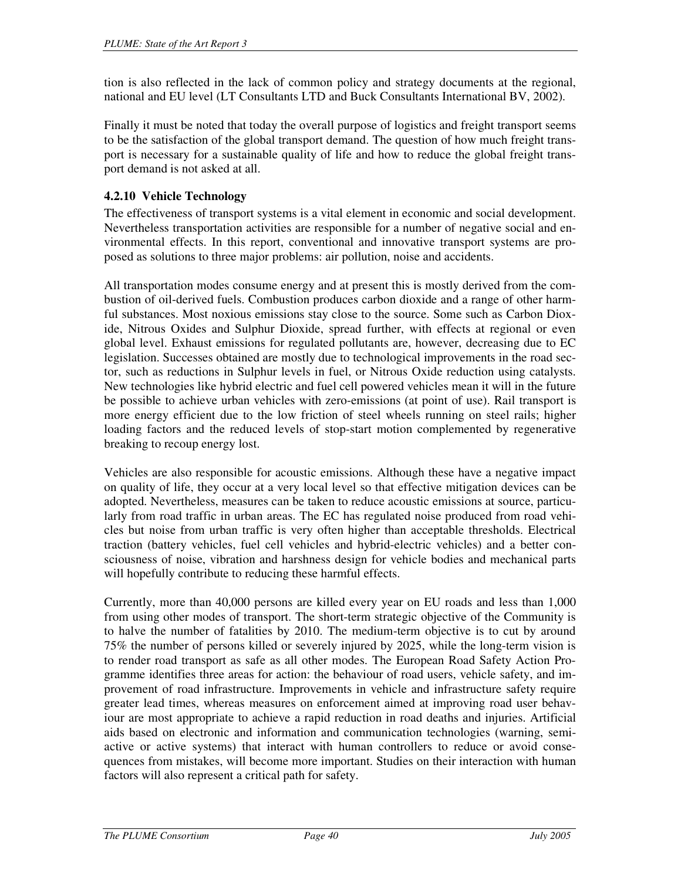tion is also reflected in the lack of common policy and strategy documents at the regional, national and EU level (LT Consultants LTD and Buck Consultants International BV, 2002).

Finally it must be noted that today the overall purpose of logistics and freight transport seems to be the satisfaction of the global transport demand. The question of how much freight transport is necessary for a sustainable quality of life and how to reduce the global freight transport demand is not asked at all.

### 4.2.10 Vehicle Technology

The effectiveness of transport systems is a vital element in economic and social development. Nevertheless transportation activities are responsible for a number of negative social and environmental effects. In this report, conventional and innovative transport systems are proposed as solutions to three major problems: air pollution, noise and accidents.

All transportation modes consume energy and at present this is mostly derived from the combustion of oil-derived fuels. Combustion produces carbon dioxide and a range of other harmful substances. Most noxious emissions stay close to the source. Some such as Carbon Dioxide, Nitrous Oxides and Sulphur Dioxide, spread further, with effects at regional or even global level. Exhaust emissions for regulated pollutants are, however, decreasing due to EC legislation. Successes obtained are mostly due to technological improvements in the road sector, such as reductions in Sulphur levels in fuel, or Nitrous Oxide reduction using catalysts. New technologies like hybrid electric and fuel cell powered vehicles mean it will in the future be possible to achieve urban vehicles with zero-emissions (at point of use). Rail transport is more energy efficient due to the low friction of steel wheels running on steel rails; higher loading factors and the reduced levels of stop-start motion complemented by regenerative breaking to recoup energy lost.

Vehicles are also responsible for acoustic emissions. Although these have a negative impact on quality of life, they occur at a very local level so that effective mitigation devices can be adopted. Nevertheless, measures can be taken to reduce acoustic emissions at source, particularly from road traffic in urban areas. The EC has regulated noise produced from road vehicles but noise from urban traffic is very often higher than acceptable thresholds. Electrical traction (battery vehicles, fuel cell vehicles and hybrid-electric vehicles) and a better consciousness of noise, vibration and harshness design for vehicle bodies and mechanical parts will hopefully contribute to reducing these harmful effects.

Currently, more than 40,000 persons are killed every year on EU roads and less than 1,000 from using other modes of transport. The short-term strategic objective of the Community is to halve the number of fatalities by 2010. The medium-term objective is to cut by around 75% the number of persons killed or severely injured by 2025, while the long-term vision is to render road transport as safe as all other modes. The European Road Safety Action Programme identifies three areas for action: the behaviour of road users, vehicle safety, and improvement of road infrastructure. Improvements in vehicle and infrastructure safety require greater lead times, whereas measures on enforcement aimed at improving road user behaviour are most appropriate to achieve a rapid reduction in road deaths and injuries. Artificial aids based on electronic and information and communication technologies (warning, semi-active or active systems) that interact with human controllers to reduce or avoid consequences from mistakes, will become more important. Studies on their interaction with human factors will also represent a critical path for safety.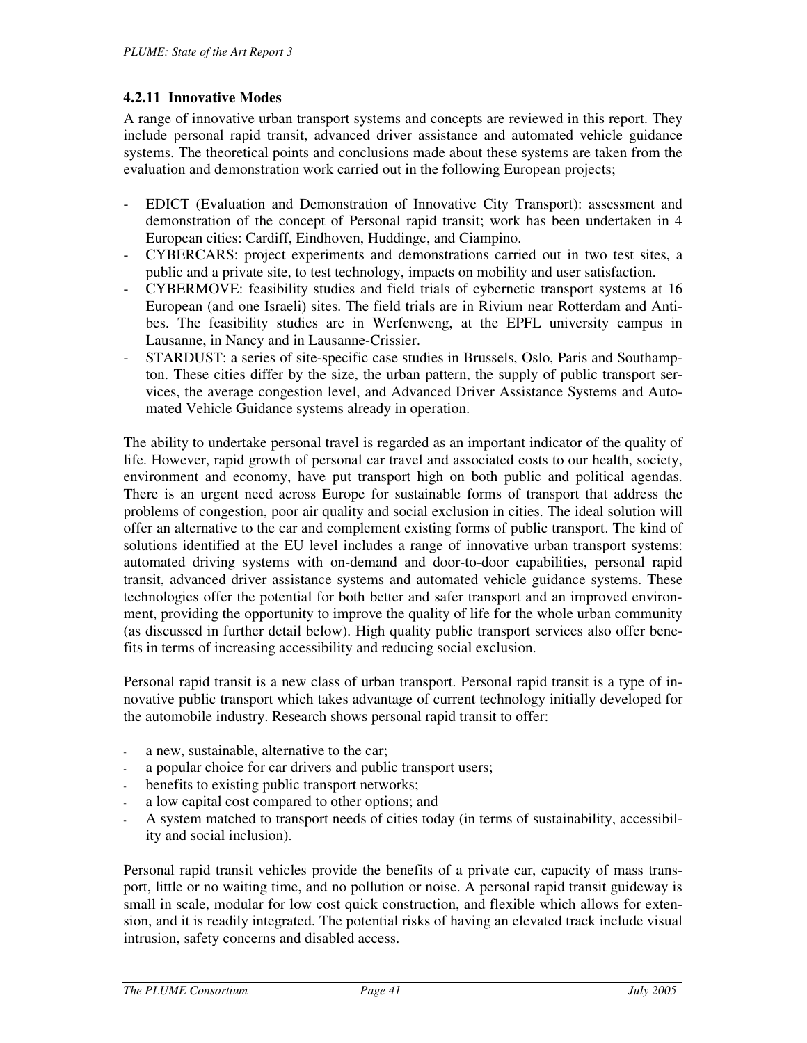### 4.2.11 Innovative Modes

A range of innovative urban transport systems and concepts are reviewed in this report. They include personal rapid transit, advanced driver assistance and automated vehicle guidance systems. The theoretical points and conclusions made about these systems are taken from the evaluation and demonstration work carried out in the following European projects;

- EDICT (Evaluation and Demonstration of Innovative City Transport): assessment and demonstration of the concept of Personal rapid transit; work has been undertaken in 4 European cities: Cardiff, Eindhoven, Huddinge, and Ciampino.
- CYBERCARS: project experiments and demonstrations carried out in two test sites, a public and a private site, to test technology, impacts on mobility and user satisfaction.
- CYBERMOVE: feasibility studies and field trials of cybernetic transport systems at 16 European (and one Israeli) sites. The field trials are in Rivium near Rotterdam and Antibes. The feasibility studies are in Werfenweng, at the EPFL university campus in Lausanne, in Nancy and in Lausanne-Crissier.
- STARDUST: a series of site-specific case studies in Brussels, Oslo, Paris and Southampton. These cities differ by the size, the urban pattern, the supply of public transport services, the average congestion level, and Advanced Driver Assistance Systems and Automated Vehicle Guidance systems already in operation.

The ability to undertake personal travel is regarded as an important indicator of the quality of life. However, rapid growth of personal car travel and associated costs to our health, society, environment and economy, have put transport high on both public and political agendas. There is an urgent need across Europe for sustainable forms of transport that address the problems of congestion, poor air quality and social exclusion in cities. The ideal solution will offer an alternative to the car and complement existing forms of public transport. The kind of solutions identified at the EU level includes a range of innovative urban transport systems: automated driving systems with on-demand and door-to-door capabilities, personal rapid transit, advanced driver assistance systems and automated vehicle guidance systems. These technologies offer the potential for both better and safer transport and an improved environment, providing the opportunity to improve the quality of life for the whole urban community (as discussed in further detail below). High quality public transport services also offer benefits in terms of increasing accessibility and reducing social exclusion.

Personal rapid transit is a new class of urban transport. Personal rapid transit is a type of innovative public transport which takes advantage of current technology initially developed for the automobile industry. Research shows personal rapid transit to offer:

- a new, sustainable, alternative to the car;
- a popular choice for car drivers and public transport users;
- benefits to existing public transport networks;
- a low capital cost compared to other options; and
- A system matched to transport needs of cities today (in terms of sustainability, accessibility and social inclusion).

Personal rapid transit vehicles provide the benefits of a private car, capacity of mass transport, little or no waiting time, and no pollution or noise. A personal rapid transit guideway is small in scale, modular for low cost quick construction, and flexible which allows for extension, and it is readily integrated. The potential risks of having an elevated track include visual intrusion, safety concerns and disabled access.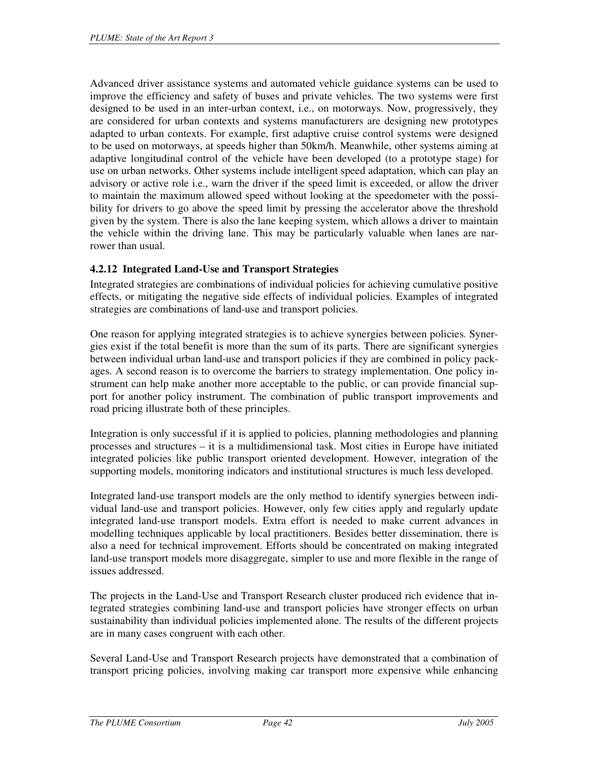Advanced driver assistance systems and automated vehicle guidance systems can be used to improve the efficiency and safety of buses and private vehicles. The two systems were first designed to be used in an inter-urban context, i.e., on motorways. Now, progressively, they are considered for urban contexts and systems manufacturers are designing new prototypes adapted to urban contexts. For example, first adaptive cruise control systems were designed to be used on motorways, at speeds higher than 50km/h. Meanwhile, other systems aiming at adaptive longitudinal control of the vehicle have been developed (to a prototype stage) for use on urban networks. Other systems include intelligent speed adaptation, which can play an advisory or active role i.e., warn the driver if the speed limit is exceeded, or allow the driver to maintain the maximum allowed speed without looking at the speedometer with the possibility for drivers to go above the speed limit by pressing the accelerator above the threshold given by the system. There is also the lane keeping system, which allows a driver to maintain the vehicle within the driving lane. This may be particularly valuable when lanes are narrower than usual.

### 4.2.12 Integrated Land-Use and Transport Strategies

Integrated strategies are combinations of individual policies for achieving cumulative positive effects, or mitigating the negative side effects of individual policies. Examples of integrated strategies are combinations of land-use and transport policies.

One reason for applying integrated strategies is to achieve synergies between policies. Synergies exist if the total benefit is more than the sum of its parts. There are significant synergies between individual urban land-use and transport policies if they are combined in policy packages. A second reason is to overcome the barriers to strategy implementation. One policy instrument can help make another more acceptable to the public, or can provide financial support for another policy instrument. The combination of public transport improvements and road pricing illustrate both of these principles.

Integration is only successful if it is applied to policies, planning methodologies and planning processes and structures – it is a multidimensional task. Most cities in Europe have initiated integrated policies like public transport oriented development. However, integration of the supporting models, monitoring indicators and institutional structures is much less developed.

Integrated land-use transport models are the only method to identify synergies between individual land-use and transport policies. However, only few cities apply and regularly update integrated land-use transport models. Extra effort is needed to make current advances in modelling techniques applicable by local practitioners. Besides better dissemination, there is also a need for technical improvement. Efforts should be concentrated on making integrated land-use transport models more disaggregate, simpler to use and more flexible in the range of issues addressed.

The projects in the Land-Use and Transport Research cluster produced rich evidence that integrated strategies combining land-use and transport policies have stronger effects on urban sustainability than individual policies implemented alone. The results of the different projects are in many cases congruent with each other.

Several Land-Use and Transport Research projects have demonstrated that a combination of transport pricing policies, involving making car transport more expensive while enhancing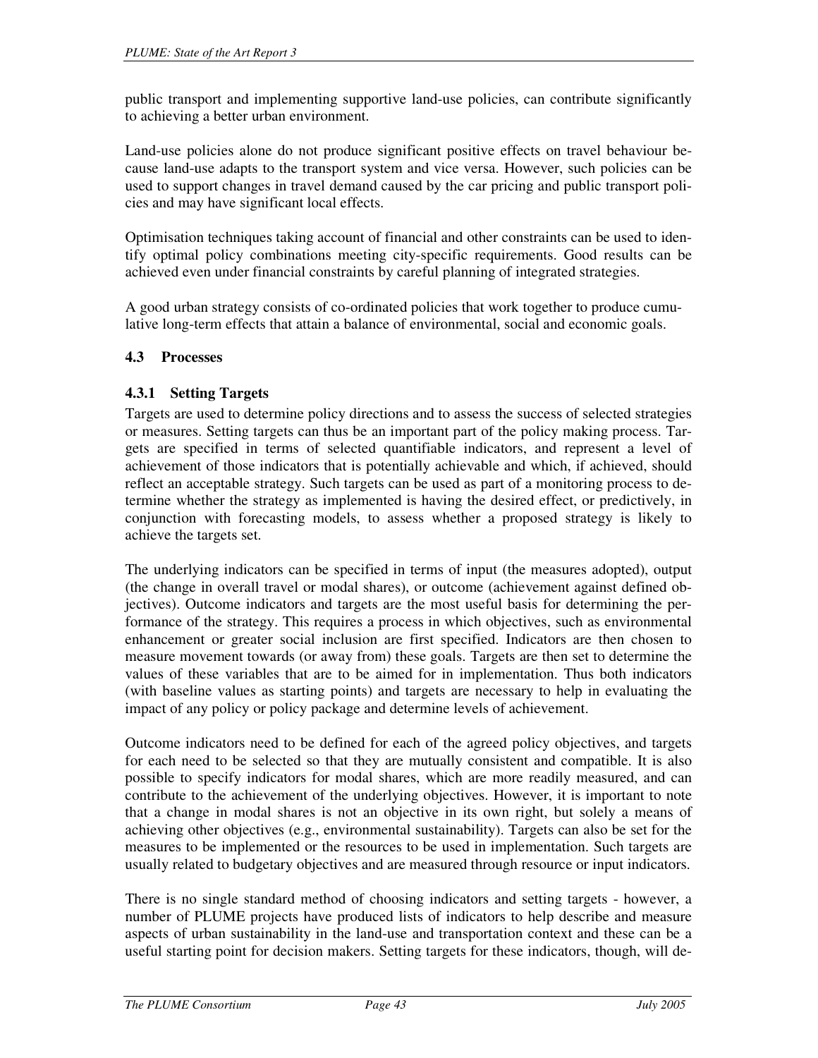public transport and implementing supportive land-use policies, can contribute significantly to achieving a better urban environment.

Land-use policies alone do not produce significant positive effects on travel behaviour because land-use adapts to the transport system and vice versa. However, such policies can be used to support changes in travel demand caused by the car pricing and public transport policies and may have significant local effects.

Optimisation techniques taking account of financial and other constraints can be used to identify optimal policy combinations meeting city-specific requirements. Good results can be achieved even under financial constraints by careful planning of integrated strategies.

A good urban strategy consists of co-ordinated policies that work together to produce cumulative long-term effects that attain a balance of environmental, social and economic goals.

### 4.3 Processes

#### 4.3.1 Setting Targets

Targets are used to determine policy directions and to assess the success of selected strategies or measures. Setting targets can thus be an important part of the policy making process. Targets are specified in terms of selected quantifiable indicators, and represent a level of achievement of those indicators that is potentially achievable and which, if achieved, should reflect an acceptable strategy. Such targets can be used as part of a monitoring process to determine whether the strategy as implemented is having the desired effect, or predictively, in conjunction with forecasting models, to assess whether a proposed strategy is likely to achieve the targets set.

The underlying indicators can be specified in terms of input (the measures adopted), output (the change in overall travel or modal shares), or outcome (achievement against defined objectives). Outcome indicators and targets are the most useful basis for determining the performance of the strategy. This requires a process in which objectives, such as environmental enhancement or greater social inclusion are first specified. Indicators are then chosen to measure movement towards (or away from) these goals. Targets are then set to determine the values of these variables that are to be aimed for in implementation. Thus both indicators (with baseline values as starting points) and targets are necessary to help in evaluating the impact of any policy or policy package and determine levels of achievement.

Outcome indicators need to be defined for each of the agreed policy objectives, and targets for each need to be selected so that they are mutually consistent and compatible. It is also possible to specify indicators for modal shares, which are more readily measured, and can contribute to the achievement of the underlying objectives. However, it is important to note that a change in modal shares is not an objective in its own right, but solely a means of achieving other objectives (e.g., environmental sustainability). Targets can also be set for the measures to be implemented or the resources to be used in implementation. Such targets are usually related to budgetary objectives and are measured through resource or input indicators.

There is no single standard method of choosing indicators and setting targets - however, a number of PLUME projects have produced lists of indicators to help describe and measure aspects of urban sustainability in the land-use and transportation context and these can be a useful starting point for decision makers. Setting targets for these indicators, though, will de-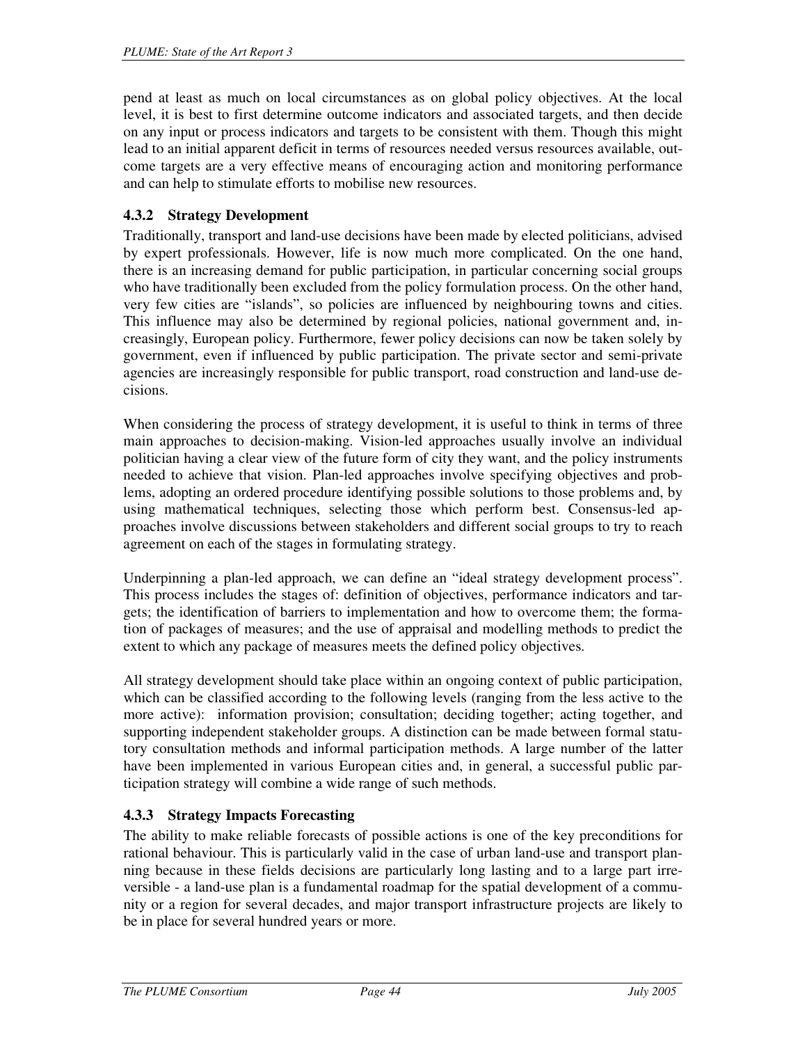pend at least as much on local circumstances as on global policy objectives. At the local level, it is best to first determine outcome indicators and associated targets, and then decide on any input or process indicators and targets to be consistent with them. Though this might lead to an initial apparent deficit in terms of resources needed versus resources available, outcome targets are a very effective means of encouraging action and monitoring performance and can help to stimulate efforts to mobilise new resources.

### 4.3.2 Strategy Development

Traditionally, transport and land-use decisions have been made by elected politicians, advised by expert professionals. However, life is now much more complicated. On the one hand, there is an increasing demand for public participation, in particular concerning social groups who have traditionally been excluded from the policy formulation process. On the other hand, very few cities are "islands", so policies are influenced by neighbouring towns and cities. This influence may also be determined by regional policies, national government and, increasingly, European policy. Furthermore, fewer policy decisions can now be taken solely by government, even if influenced by public participation. The private sector and semi-private agencies are increasingly responsible for public transport, road construction and land-use decisions.

When considering the process of strategy development, it is useful to think in terms of three main approaches to decision-making. Vision-led approaches usually involve an individual politician having a clear view of the future form of city they want, and the policy instruments needed to achieve that vision. Plan-led approaches involve specifying objectives and problems, adopting an ordered procedure identifying possible solutions to those problems and, by using mathematical techniques, selecting those which perform best. Consensus-led approaches involve discussions between stakeholders and different social groups to try to reach agreement on each of the stages in formulating strategy.

Underpinning a plan-led approach, we can define an "ideal strategy development process". This process includes the stages of: definition of objectives, performance indicators and targets; the identification of barriers to implementation and how to overcome them; the formation of packages of measures; and the use of appraisal and modelling methods to predict the extent to which any package of measures meets the defined policy objectives.

All strategy development should take place within an ongoing context of public participation, which can be classified according to the following levels (ranging from the less active to the more active): information provision; consultation; deciding together; acting together, and supporting independent stakeholder groups. A distinction can be made between formal statutory consultation methods and informal participation methods. A large number of the latter have been implemented in various European cities and, in general, a successful public participation strategy will combine a wide range of such methods.

### 4.3.3 Strategy Impacts Forecasting

The ability to make reliable forecasts of possible actions is one of the key preconditions for rational behaviour. This is particularly valid in the case of urban land-use and transport planning because in these fields decisions are particularly long lasting and to a large part irreversible - a land-use plan is a fundamental roadmap for the spatial development of a community or a region for several decades, and major transport infrastructure projects are likely to be in place for several hundred years or more.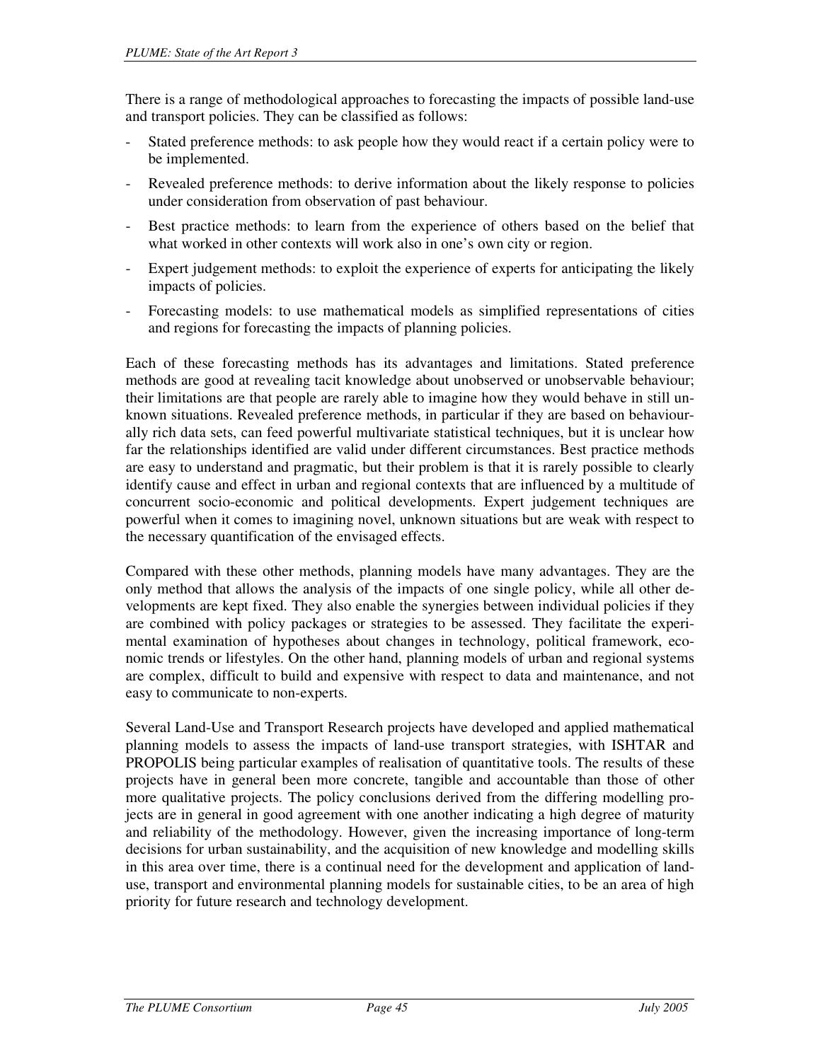There is a range of methodological approaches to forecasting the impacts of possible land-use and transport policies. They can be classified as follows:

- Stated preference methods: to ask people how they would react if a certain policy were to be implemented.
- Revealed preference methods: to derive information about the likely response to policies under consideration from observation of past behaviour.
- Best practice methods: to learn from the experience of others based on the belief that what worked in other contexts will work also in one's own city or region.
- Expert judgement methods: to exploit the experience of experts for anticipating the likely impacts of policies.
- Forecasting models: to use mathematical models as simplified representations of cities and regions for forecasting the impacts of planning policies.

Each of these forecasting methods has its advantages and limitations. Stated preference methods are good at revealing tacit knowledge about unobserved or unobservable behaviour; their limitations are that people are rarely able to imagine how they would behave in still unknown situations. Revealed preference methods, in particular if they are based on behaviourally rich data sets, can feed powerful multivariate statistical techniques, but it is unclear how far the relationships identified are valid under different circumstances. Best practice methods are easy to understand and pragmatic, but their problem is that it is rarely possible to clearly identify cause and effect in urban and regional contexts that are influenced by a multitude of concurrent socio-economic and political developments. Expert judgement techniques are powerful when it comes to imagining novel, unknown situations but are weak with respect to the necessary quantification of the envisaged effects.

Compared with these other methods, planning models have many advantages. They are the only method that allows the analysis of the impacts of one single policy, while all other developments are kept fixed. They also enable the synergies between individual policies if they are combined with policy packages or strategies to be assessed. They facilitate the experimental examination of hypotheses about changes in technology, political framework, economic trends or lifestyles. On the other hand, planning models of urban and regional systems are complex, difficult to build and expensive with respect to data and maintenance, and not easy to communicate to non-experts.

Several Land-Use and Transport Research projects have developed and applied mathematical planning models to assess the impacts of land-use transport strategies, with ISHTAR and PROPOLIS being particular examples of realisation of quantitative tools. The results of these projects have in general been more concrete, tangible and accountable than those of other more qualitative projects. The policy conclusions derived from the differing modelling projects are in general in good agreement with one another indicating a high degree of maturity and reliability of the methodology. However, given the increasing importance of long-term decisions for urban sustainability, and the acquisition of new knowledge and modelling skills in this area over time, there is a continual need for the development and application of land-use, transport and environmental planning models for sustainable cities, to be an area of high priority for future research and technology development.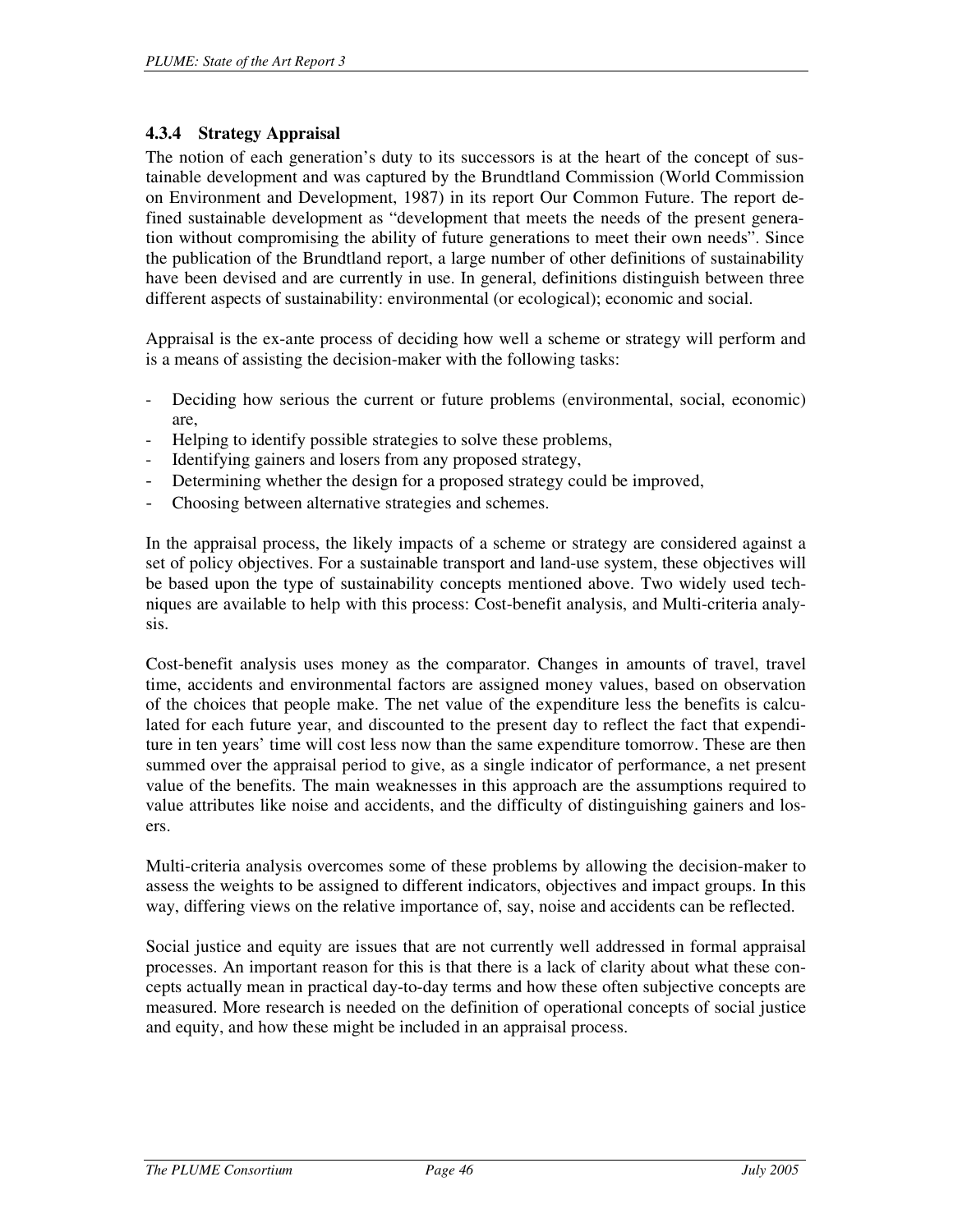### 4.3.4 Strategy Appraisal

The notion of each generation's duty to its successors is at the heart of the concept of sustainable development and was captured by the Brundtland Commission (World Commission on Environment and Development, 1987) in its report Our Common Future. The report defined sustainable development as "development that meets the needs of the present generation without compromising the ability of future generations to meet their own needs". Since the publication of the Brundtland report, a large number of other definitions of sustainability have been devised and are currently in use. In general, definitions distinguish between three different aspects of sustainability: environmental (or ecological); economic and social.

Appraisal is the ex-ante process of deciding how well a scheme or strategy will perform and is a means of assisting the decision-maker with the following tasks:

- Deciding how serious the current or future problems (environmental, social, economic) are,
- Helping to identify possible strategies to solve these problems,
- Identifying gainers and losers from any proposed strategy,
- Determining whether the design for a proposed strategy could be improved,
- Choosing between alternative strategies and schemes.

In the appraisal process, the likely impacts of a scheme or strategy are considered against a set of policy objectives. For a sustainable transport and land-use system, these objectives will be based upon the type of sustainability concepts mentioned above. Two widely used techniques are available to help with this process: Cost-benefit analysis, and Multi-criteria analysis.

Cost-benefit analysis uses money as the comparator. Changes in amounts of travel, travel time, accidents and environmental factors are assigned money values, based on observation of the choices that people make. The net value of the expenditure less the benefits is calculated for each future year, and discounted to the present day to reflect the fact that expenditure in ten years' time will cost less now than the same expenditure tomorrow. These are then summed over the appraisal period to give, as a single indicator of performance, a net present value of the benefits. The main weaknesses in this approach are the assumptions required to value attributes like noise and accidents, and the difficulty of distinguishing gainers and losers.

Multi-criteria analysis overcomes some of these problems by allowing the decision-maker to assess the weights to be assigned to different indicators, objectives and impact groups. In this way, differing views on the relative importance of, say, noise and accidents can be reflected.

Social justice and equity are issues that are not currently well addressed in formal appraisal processes. An important reason for this is that there is a lack of clarity about what these concepts actually mean in practical day-to-day terms and how these often subjective concepts are measured. More research is needed on the definition of operational concepts of social justice and equity, and how these might be included in an appraisal process.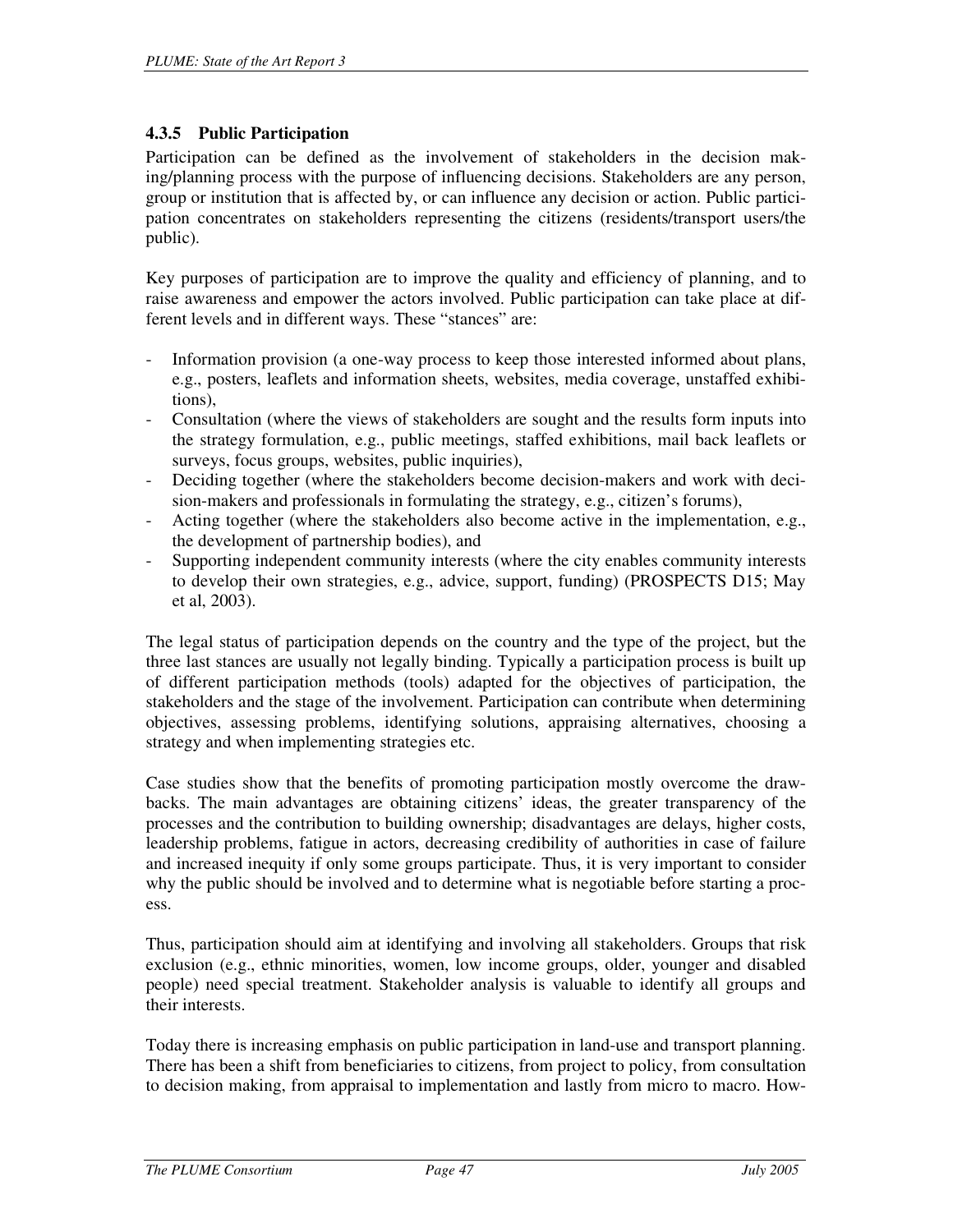### 4.3.5 Public Participation

Participation can be defined as the involvement of stakeholders in the decision making/planning process with the purpose of influencing decisions. Stakeholders are any person, group or institution that is affected by, or can influence any decision or action. Public participation concentrates on stakeholders representing the citizens (residents/transport users/the public).

Key purposes of participation are to improve the quality and efficiency of planning, and to raise awareness and empower the actors involved. Public participation can take place at different levels and in different ways. These "stances" are:

- Information provision (a one-way process to keep those interested informed about plans, e.g., posters, leaflets and information sheets, websites, media coverage, unstaffed exhibitions),
- Consultation (where the views of stakeholders are sought and the results form inputs into the strategy formulation, e.g., public meetings, staffed exhibitions, mail back leaflets or surveys, focus groups, websites, public inquiries),
- Deciding together (where the stakeholders become decision-makers and work with decision-makers and professionals in formulating the strategy, e.g., citizen's forums),
- Acting together (where the stakeholders also become active in the implementation, e.g., the development of partnership bodies), and
- Supporting independent community interests (where the city enables community interests to develop their own strategies, e.g., advice, support, funding) (PROSPECTS D15; May et al, 2003).

The legal status of participation depends on the country and the type of the project, but the three last stances are usually not legally binding. Typically a participation process is built up of different participation methods (tools) adapted for the objectives of participation, the stakeholders and the stage of the involvement. Participation can contribute when determining objectives, assessing problems, identifying solutions, appraising alternatives, choosing a strategy and when implementing strategies etc.

Case studies show that the benefits of promoting participation mostly overcome the drawbacks. The main advantages are obtaining citizens' ideas, the greater transparency of the processes and the contribution to building ownership; disadvantages are delays, higher costs, leadership problems, fatigue in actors, decreasing credibility of authorities in case of failure and increased inequity if only some groups participate. Thus, it is very important to consider why the public should be involved and to determine what is negotiable before starting a process.

Thus, participation should aim at identifying and involving all stakeholders. Groups that risk exclusion (e.g., ethnic minorities, women, low income groups, older, younger and disabled people) need special treatment. Stakeholder analysis is valuable to identify all groups and their interests.

Today there is increasing emphasis on public participation in land-use and transport planning. There has been a shift from beneficiaries to citizens, from project to policy, from consultation to decision making, from appraisal to implementation and lastly from micro to macro. How-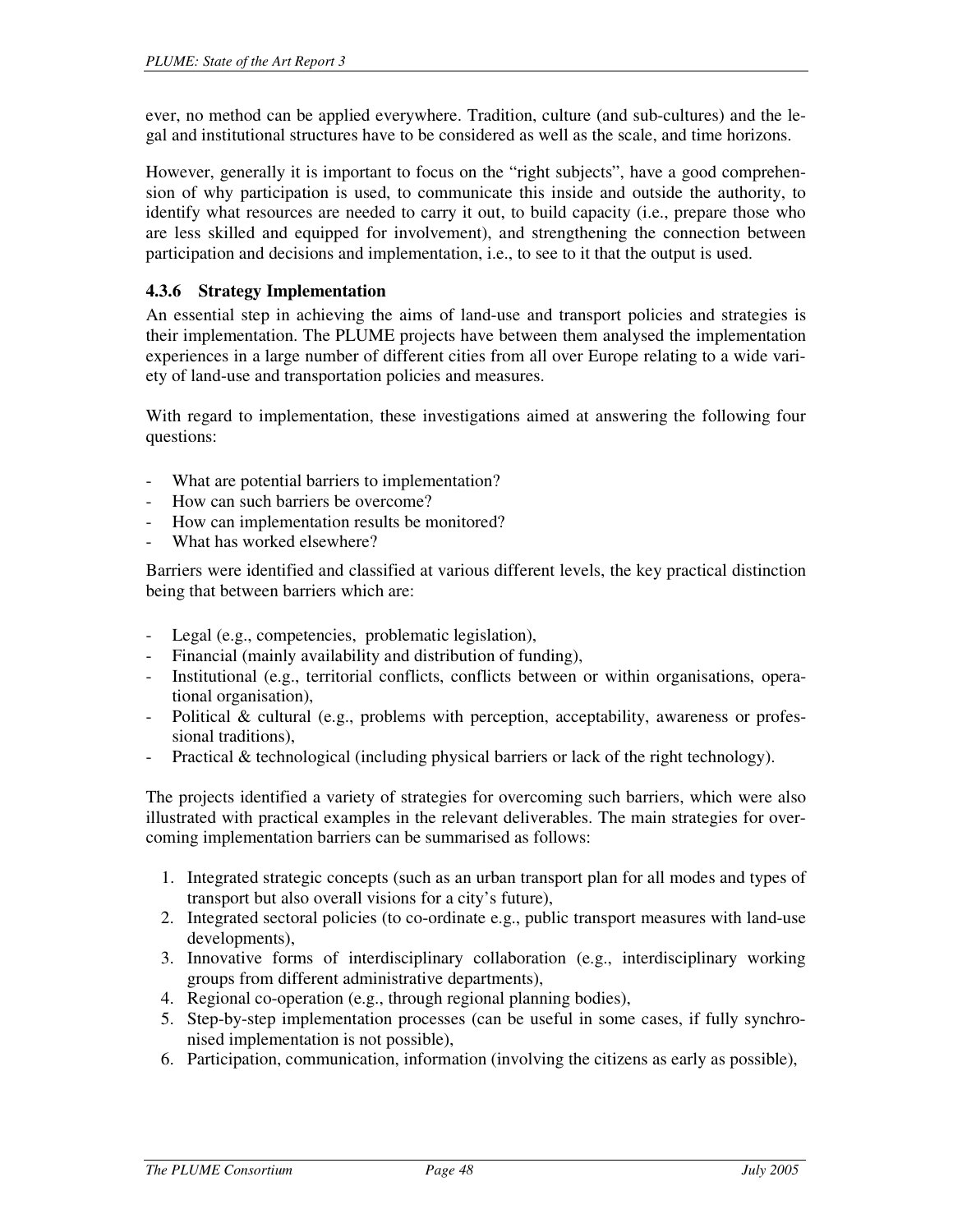ever, no method can be applied everywhere. Tradition, culture (and sub-cultures) and the legal and institutional structures have to be considered as well as the scale, and time horizons.

However, generally it is important to focus on the "right subjects", have a good comprehension of why participation is used, to communicate this inside and outside the authority, to identify what resources are needed to carry it out, to build capacity (i.e., prepare those who are less skilled and equipped for involvement), and strengthening the connection between participation and decisions and implementation, i.e., to see to it that the output is used.

### 4.3.6 Strategy Implementation

An essential step in achieving the aims of land-use and transport policies and strategies is their implementation. The PLUME projects have between them analysed the implementation experiences in a large number of different cities from all over Europe relating to a wide variety of land-use and transportation policies and measures.

With regard to implementation, these investigations aimed at answering the following four questions:

- What are potential barriers to implementation?
- How can such barriers be overcome?
- How can implementation results be monitored?
- What has worked elsewhere?

Barriers were identified and classified at various different levels, the key practical distinction being that between barriers which are:

- Legal (e.g., competencies, problematic legislation),
- Financial (mainly availability and distribution of funding),
- Institutional (e.g., territorial conflicts, conflicts between or within organisations, operational organisation),
- Political & cultural (e.g., problems with perception, acceptability, awareness or professional traditions),
- Practical & technological (including physical barriers or lack of the right technology).

The projects identified a variety of strategies for overcoming such barriers, which were also illustrated with practical examples in the relevant deliverables. The main strategies for overcoming implementation barriers can be summarised as follows:

1. Integrated strategic concepts (such as an urban transport plan for all modes and types of transport but also overall visions for a city's future),
2. Integrated sectoral policies (to co-ordinate e.g., public transport measures with land-use developments),
3. Innovative forms of interdisciplinary collaboration (e.g., interdisciplinary working groups from different administrative departments),
4. Regional co-operation (e.g., through regional planning bodies),
5. Step-by-step implementation processes (can be useful in some cases, if fully synchronised implementation is not possible),
6. Participation, communication, information (involving the citizens as early as possible),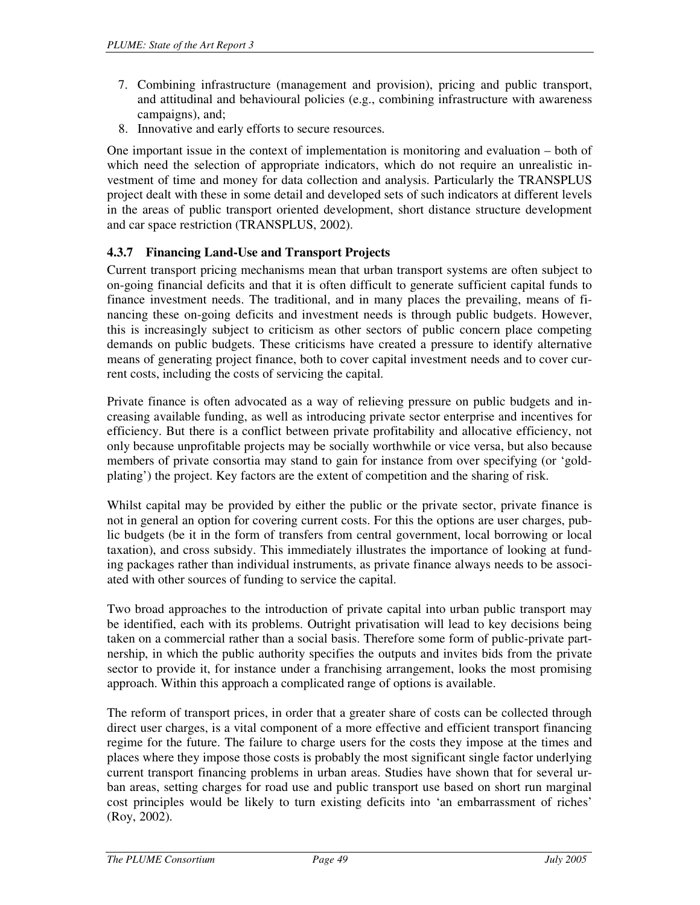7. Combining infrastructure (management and provision), pricing and public transport, and attitudinal and behavioural policies (e.g., combining infrastructure with awareness campaigns), and;
8. Innovative and early efforts to secure resources.

One important issue in the context of implementation is monitoring and evaluation – both of which need the selection of appropriate indicators, which do not require an unrealistic investment of time and money for data collection and analysis. Particularly the TRANSPLUS project dealt with these in some detail and developed sets of such indicators at different levels in the areas of public transport oriented development, short distance structure development and car space restriction (TRANSPLUS, 2002).

### 4.3.7 Financing Land-Use and Transport Projects

Current transport pricing mechanisms mean that urban transport systems are often subject to on-going financial deficits and that it is often difficult to generate sufficient capital funds to finance investment needs. The traditional, and in many places the prevailing, means of financing these on-going deficits and investment needs is through public budgets. However, this is increasingly subject to criticism as other sectors of public concern place competing demands on public budgets. These criticisms have created a pressure to identify alternative means of generating project finance, both to cover capital investment needs and to cover current costs, including the costs of servicing the capital.

Private finance is often advocated as a way of relieving pressure on public budgets and increasing available funding, as well as introducing private sector enterprise and incentives for efficiency. But there is a conflict between private profitability and allocative efficiency, not only because unprofitable projects may be socially worthwhile or vice versa, but also because members of private consortia may stand to gain for instance from over specifying (or 'gold-plating') the project. Key factors are the extent of competition and the sharing of risk.

Whilst capital may be provided by either the public or the private sector, private finance is not in general an option for covering current costs. For this the options are user charges, public budgets (be it in the form of transfers from central government, local borrowing or local taxation), and cross subsidy. This immediately illustrates the importance of looking at funding packages rather than individual instruments, as private finance always needs to be associated with other sources of funding to service the capital.

Two broad approaches to the introduction of private capital into urban public transport may be identified, each with its problems. Outright privatisation will lead to key decisions being taken on a commercial rather than a social basis. Therefore some form of public-private partnership, in which the public authority specifies the outputs and invites bids from the private sector to provide it, for instance under a franchising arrangement, looks the most promising approach. Within this approach a complicated range of options is available.

The reform of transport prices, in order that a greater share of costs can be collected through direct user charges, is a vital component of a more effective and efficient transport financing regime for the future. The failure to charge users for the costs they impose at the times and places where they impose those costs is probably the most significant single factor underlying current transport financing problems in urban areas. Studies have shown that for several urban areas, setting charges for road use and public transport use based on short run marginal cost principles would be likely to turn existing deficits into 'an embarrassment of riches' (Roy, 2002).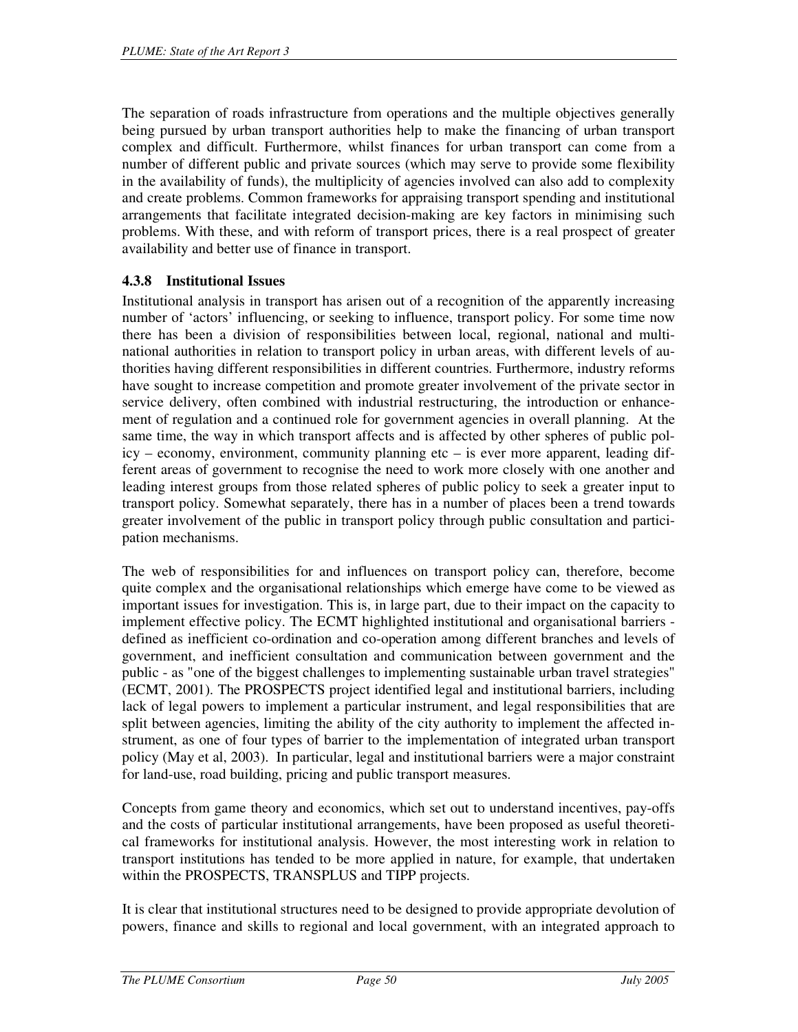The separation of roads infrastructure from operations and the multiple objectives generally being pursued by urban transport authorities help to make the financing of urban transport complex and difficult. Furthermore, whilst finances for urban transport can come from a number of different public and private sources (which may serve to provide some flexibility in the availability of funds), the multiplicity of agencies involved can also add to complexity and create problems. Common frameworks for appraising transport spending and institutional arrangements that facilitate integrated decision-making are key factors in minimising such problems. With these, and with reform of transport prices, there is a real prospect of greater availability and better use of finance in transport.

### 4.3.8 Institutional Issues

Institutional analysis in transport has arisen out of a recognition of the apparently increasing number of 'actors' influencing, or seeking to influence, transport policy. For some time now there has been a division of responsibilities between local, regional, national and multinational authorities in relation to transport policy in urban areas, with different levels of authorities having different responsibilities in different countries. Furthermore, industry reforms have sought to increase competition and promote greater involvement of the private sector in service delivery, often combined with industrial restructuring, the introduction or enhancement of regulation and a continued role for government agencies in overall planning. At the same time, the way in which transport affects and is affected by other spheres of public policy – economy, environment, community planning etc – is ever more apparent, leading different areas of government to recognise the need to work more closely with one another and leading interest groups from those related spheres of public policy to seek a greater input to transport policy. Somewhat separately, there has in a number of places been a trend towards greater involvement of the public in transport policy through public consultation and participation mechanisms.

The web of responsibilities for and influences on transport policy can, therefore, become quite complex and the organisational relationships which emerge have come to be viewed as important issues for investigation. This is, in large part, due to their impact on the capacity to implement effective policy. The ECMT highlighted institutional and organisational barriers - defined as inefficient co-ordination and co-operation among different branches and levels of government, and inefficient consultation and communication between government and the public - as "one of the biggest challenges to implementing sustainable urban travel strategies" (ECMT, 2001). The PROSPECTS project identified legal and institutional barriers, including lack of legal powers to implement a particular instrument, and legal responsibilities that are split between agencies, limiting the ability of the city authority to implement the affected instrument, as one of four types of barrier to the implementation of integrated urban transport policy (May et al, 2003). In particular, legal and institutional barriers were a major constraint for land-use, road building, pricing and public transport measures.

Concepts from game theory and economics, which set out to understand incentives, pay-offs and the costs of particular institutional arrangements, have been proposed as useful theoretical frameworks for institutional analysis. However, the most interesting work in relation to transport institutions has tended to be more applied in nature, for example, that undertaken within the PROSPECTS, TRANSPLUS and TIPP projects.

It is clear that institutional structures need to be designed to provide appropriate devolution of powers, finance and skills to regional and local government, with an integrated approach to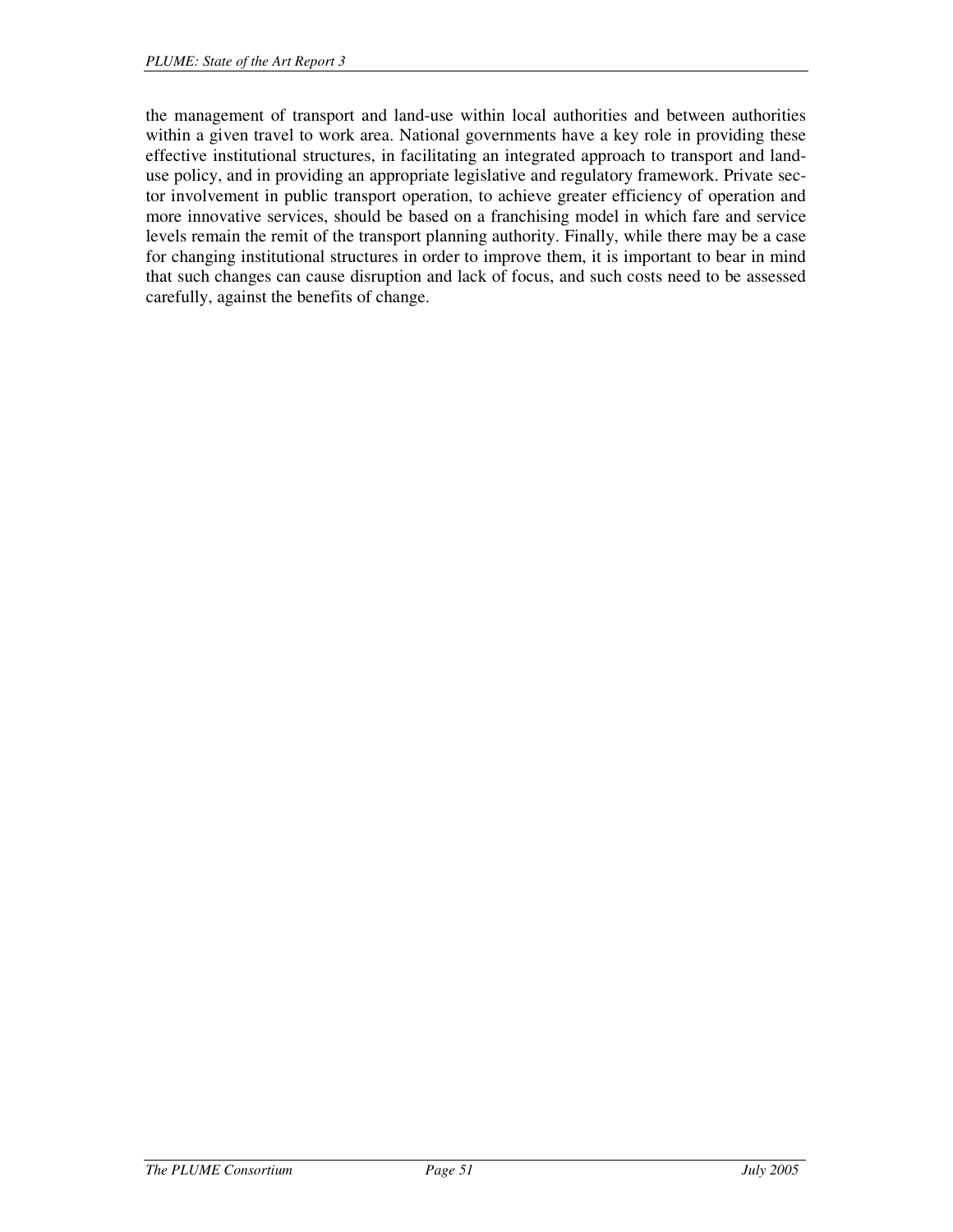the management of transport and land-use within local authorities and between authorities within a given travel to work area. National governments have a key role in providing these effective institutional structures, in facilitating an integrated approach to transport and land-use policy, and in providing an appropriate legislative and regulatory framework. Private sector involvement in public transport operation, to achieve greater efficiency of operation and more innovative services, should be based on a franchising model in which fare and service levels remain the remit of the transport planning authority. Finally, while there may be a case for changing institutional structures in order to improve them, it is important to bear in mind that such changes can cause disruption and lack of focus, and such costs need to be assessed carefully, against the benefits of change.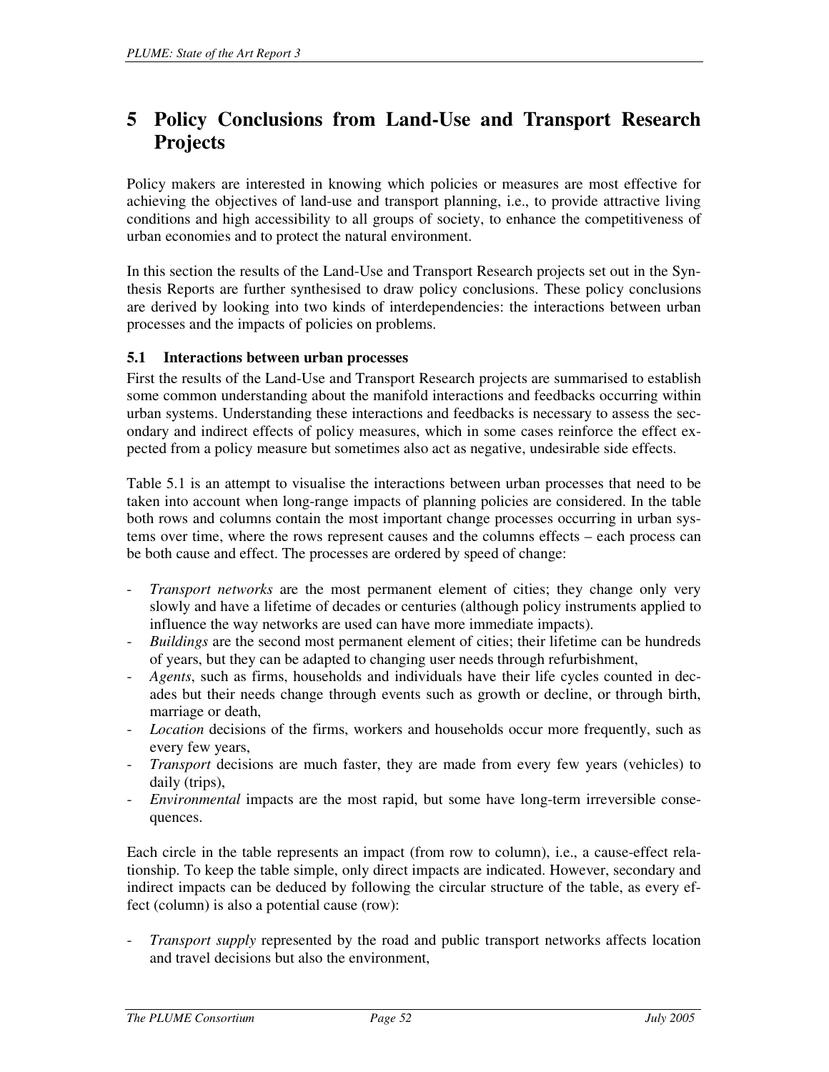# 5 Policy Conclusions from Land-Use and Transport Research Projects

Policy makers are interested in knowing which policies or measures are most effective for achieving the objectives of land-use and transport planning, i.e., to provide attractive living conditions and high accessibility to all groups of society, to enhance the competitiveness of urban economies and to protect the natural environment.

In this section the results of the Land-Use and Transport Research projects set out in the Synthesis Reports are further synthesised to draw policy conclusions. These policy conclusions are derived by looking into two kinds of interdependencies: the interactions between urban processes and the impacts of policies on problems.

## 5.1 Interactions between urban processes

First the results of the Land-Use and Transport Research projects are summarised to establish some common understanding about the manifold interactions and feedbacks occurring within urban systems. Understanding these interactions and feedbacks is necessary to assess the secondary and indirect effects of policy measures, which in some cases reinforce the effect expected from a policy measure but sometimes also act as negative, undesirable side effects.

Table 5.1 is an attempt to visualise the interactions between urban processes that need to be taken into account when long-range impacts of planning policies are considered. In the table both rows and columns contain the most important change processes occurring in urban systems over time, where the rows represent causes and the columns effects – each process can be both cause and effect. The processes are ordered by speed of change:

- *Transport networks* are the most permanent element of cities; they change only very slowly and have a lifetime of decades or centuries (although policy instruments applied to influence the way networks are used can have more immediate impacts).
- *Buildings* are the second most permanent element of cities; their lifetime can be hundreds of years, but they can be adapted to changing user needs through refurbishment,
- *Agents*, such as firms, households and individuals have their life cycles counted in decades but their needs change through events such as growth or decline, or through birth, marriage or death,
- *Location* decisions of the firms, workers and households occur more frequently, such as every few years,
- *Transport* decisions are much faster, they are made from every few years (vehicles) to daily (trips),
- *Environmental* impacts are the most rapid, but some have long-term irreversible consequences.

Each circle in the table represents an impact (from row to column), i.e., a cause-effect relationship. To keep the table simple, only direct impacts are indicated. However, secondary and indirect impacts can be deduced by following the circular structure of the table, as every effect (column) is also a potential cause (row):

- *Transport supply* represented by the road and public transport networks affects location and travel decisions but also the environment,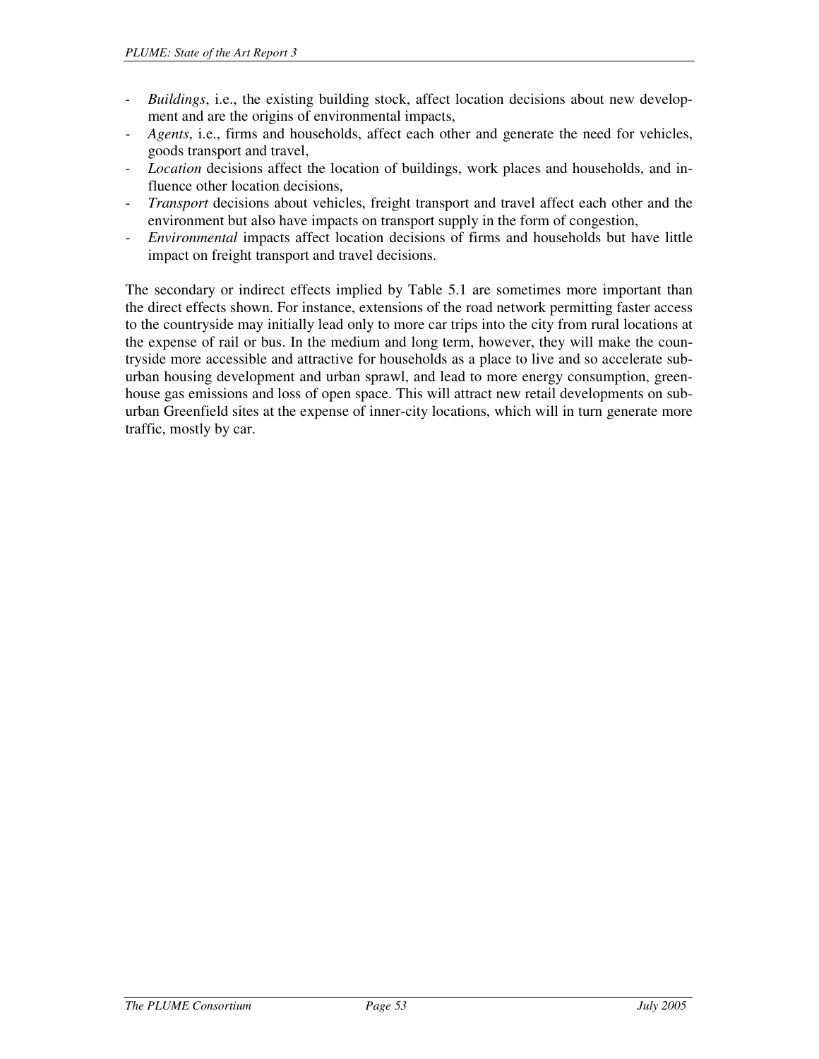- *Buildings*, i.e., the existing building stock, affect location decisions about new development and are the origins of environmental impacts,
- *Agents*, i.e., firms and households, affect each other and generate the need for vehicles, goods transport and travel,
- *Location* decisions affect the location of buildings, work places and households, and influence other location decisions,
- *Transport* decisions about vehicles, freight transport and travel affect each other and the environment but also have impacts on transport supply in the form of congestion,
- *Environmental* impacts affect location decisions of firms and households but have little impact on freight transport and travel decisions.

The secondary or indirect effects implied by Table 5.1 are sometimes more important than the direct effects shown. For instance, extensions of the road network permitting faster access to the countryside may initially lead only to more car trips into the city from rural locations at the expense of rail or bus. In the medium and long term, however, they will make the countryside more accessible and attractive for households as a place to live and so accelerate suburban housing development and urban sprawl, and lead to more energy consumption, greenhouse gas emissions and loss of open space. This will attract new retail developments on suburban Greenfield sites at the expense of inner-city locations, which will in turn generate more traffic, mostly by car.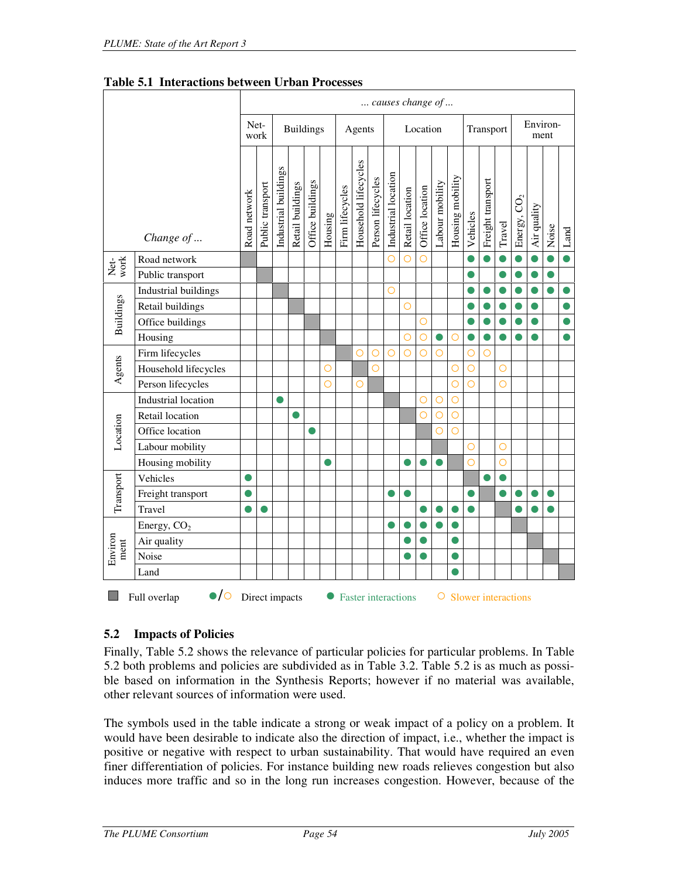**Table 5.1 Interactions between Urban Processes**

| | | *... causes change of ...* | | | | | | | | | | | | | | | | | | | | |
|---|---|---|---|---|---|---|---|---|---|---|---|---|---|---|---|---|---|---|---|---|---|---|
| | | Network | | Buildings | | | | Agents | | | Location | | | | | Transport | | | Environment | | | |
| | *Change of ...* | Road network | Public transport | Industrial buildings | Retail buildings | Office buildings | Housing | Firm lifecycles | Household lifecycles | Person lifecycles | Industrial location | Retail location | Office location | Labour mobility | Housing mobility | Vehicles | Freight transport | Travel | Energy, $CO_2$ | Air quality | Noise | Land |
| Network | Road network | ■ | | | | | | | | | ○ | ○ | ○ | | | ● | ● | ● | ● | ● | ● | ● |
| | Public transport | | ■ | | | | | | | | | | | | | ● | | ● | ● | ● | ● | |
| Buildings | Industrial buildings | | | ■ | | | | | | | ○ | | | | | ● | ● | ● | ● | ● | ● | ● |
| | Retail buildings | | | | ■ | | | | | | | ○ | | | | ● | ● | ● | ● | ● | | ● |
| | Office buildings | | | | | ■ | | | | | | | ○ | | | ● | ● | ● | ● | ● | | ● |
| | Housing | | | | | | ■ | | | | | ○ | ○ | ● | ○ | ● | ● | ● | ● | ● | | ● |
| Agents | Firm lifecycles | | | | | | | ■ | ○ | ○ | ○ | ○ | ○ | ○ | | ○ | ○ | | | | | |
| | Household lifecycles | | | | | | ○ | | ■ | ○ | | | | | ○ | ○ | | ○ | | | | |
| | Person lifecycles | | | | | | ○ | | ○ | ■ | | | | | ○ | ○ | | ○ | | | | |
| Location | Industrial location | | | ● | | | | | | | ■ | | ○ | ○ | ○ | | | | | | | |
| | Retail location | | | | ● | | | | | | | ■ | ○ | ○ | ○ | | | | | | | |
| | Office location | | | | | ● | | | | | | | ■ | ○ | ○ | | | | | | | |
| | Labour mobility | | | | | | | | | | | | | ■ | | ○ | | ○ | | | | |
| | Housing mobility | | | | | | ● | | | | | ● | ● | ● | ■ | ○ | | ○ | | | | |
| Transport | Vehicles | ● | | | | | | | | | | | | | | ■ | ● | ● | | | | |
| | Freight transport | ● | | | | | | | | | ● | ● | | | | ● | ■ | ● | ● | ● | ● | |
| | Travel | ● | ● | | | | | | | | | | ● | ● | ● | ● | | ■ | ● | ● | ● | |
| Environment | Energy, $CO_2$ | | | | | | | | | | ● | ● | ● | ● | ● | | | | ■ | | | |
| | Air quality | | | | | | | | | | | ● | ● | | ● | | | | | ■ | | |
| | Noise | | | | | | | | | | | ● | ● | | ● | | | | | | ■ | |
| | Land | | | | | | | | | | | | | | ● | | | | | | | ■ |

■ Full overlap ●/○ Direct impacts ● Faster interactions ○ Slower interactions

## 5.2 Impacts of Policies

Finally, Table 5.2 shows the relevance of particular policies for particular problems. In Table 5.2 both problems and policies are subdivided as in Table 3.2. Table 5.2 is as much as possible based on information in the Synthesis Reports; however if no material was available, other relevant sources of information were used.

The symbols used in the table indicate a strong or weak impact of a policy on a problem. It would have been desirable to indicate also the direction of impact, i.e., whether the impact is positive or negative with respect to urban sustainability. That would have required an even finer differentiation of policies. For instance building new roads relieves congestion but also induces more traffic and so in the long run increases congestion. However, because of the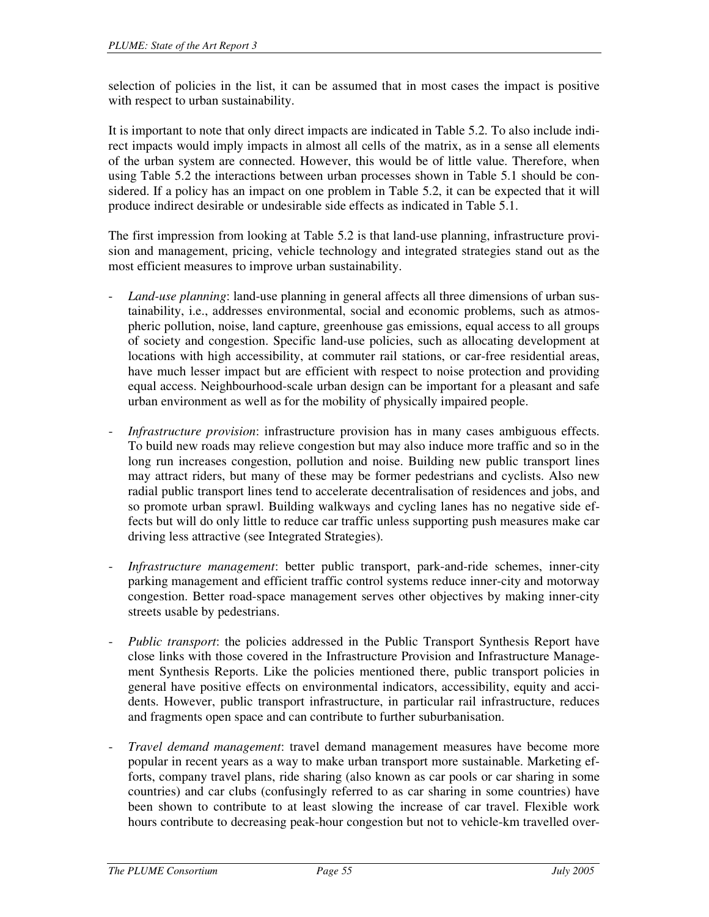selection of policies in the list, it can be assumed that in most cases the impact is positive with respect to urban sustainability.

It is important to note that only direct impacts are indicated in Table 5.2. To also include indirect impacts would imply impacts in almost all cells of the matrix, as in a sense all elements of the urban system are connected. However, this would be of little value. Therefore, when using Table 5.2 the interactions between urban processes shown in Table 5.1 should be considered. If a policy has an impact on one problem in Table 5.2, it can be expected that it will produce indirect desirable or undesirable side effects as indicated in Table 5.1.

The first impression from looking at Table 5.2 is that land-use planning, infrastructure provision and management, pricing, vehicle technology and integrated strategies stand out as the most efficient measures to improve urban sustainability.

- *Land-use planning*: land-use planning in general affects all three dimensions of urban sustainability, i.e., addresses environmental, social and economic problems, such as atmospheric pollution, noise, land capture, greenhouse gas emissions, equal access to all groups of society and congestion. Specific land-use policies, such as allocating development at locations with high accessibility, at commuter rail stations, or car-free residential areas, have much lesser impact but are efficient with respect to noise protection and providing equal access. Neighbourhood-scale urban design can be important for a pleasant and safe urban environment as well as for the mobility of physically impaired people.

- *Infrastructure provision*: infrastructure provision has in many cases ambiguous effects. To build new roads may relieve congestion but may also induce more traffic and so in the long run increases congestion, pollution and noise. Building new public transport lines may attract riders, but many of these may be former pedestrians and cyclists. Also new radial public transport lines tend to accelerate decentralisation of residences and jobs, and so promote urban sprawl. Building walkways and cycling lanes has no negative side effects but will do only little to reduce car traffic unless supporting push measures make car driving less attractive (see Integrated Strategies).

- *Infrastructure management*: better public transport, park-and-ride schemes, inner-city parking management and efficient traffic control systems reduce inner-city and motorway congestion. Better road-space management serves other objectives by making inner-city streets usable by pedestrians.

- *Public transport*: the policies addressed in the Public Transport Synthesis Report have close links with those covered in the Infrastructure Provision and Infrastructure Management Synthesis Reports. Like the policies mentioned there, public transport policies in general have positive effects on environmental indicators, accessibility, equity and accidents. However, public transport infrastructure, in particular rail infrastructure, reduces and fragments open space and can contribute to further suburbanisation.

- *Travel demand management*: travel demand management measures have become more popular in recent years as a way to make urban transport more sustainable. Marketing efforts, company travel plans, ride sharing (also known as car pools or car sharing in some countries) and car clubs (confusingly referred to as car sharing in some countries) have been shown to contribute to at least slowing the increase of car travel. Flexible work hours contribute to decreasing peak-hour congestion but not to vehicle-km travelled over-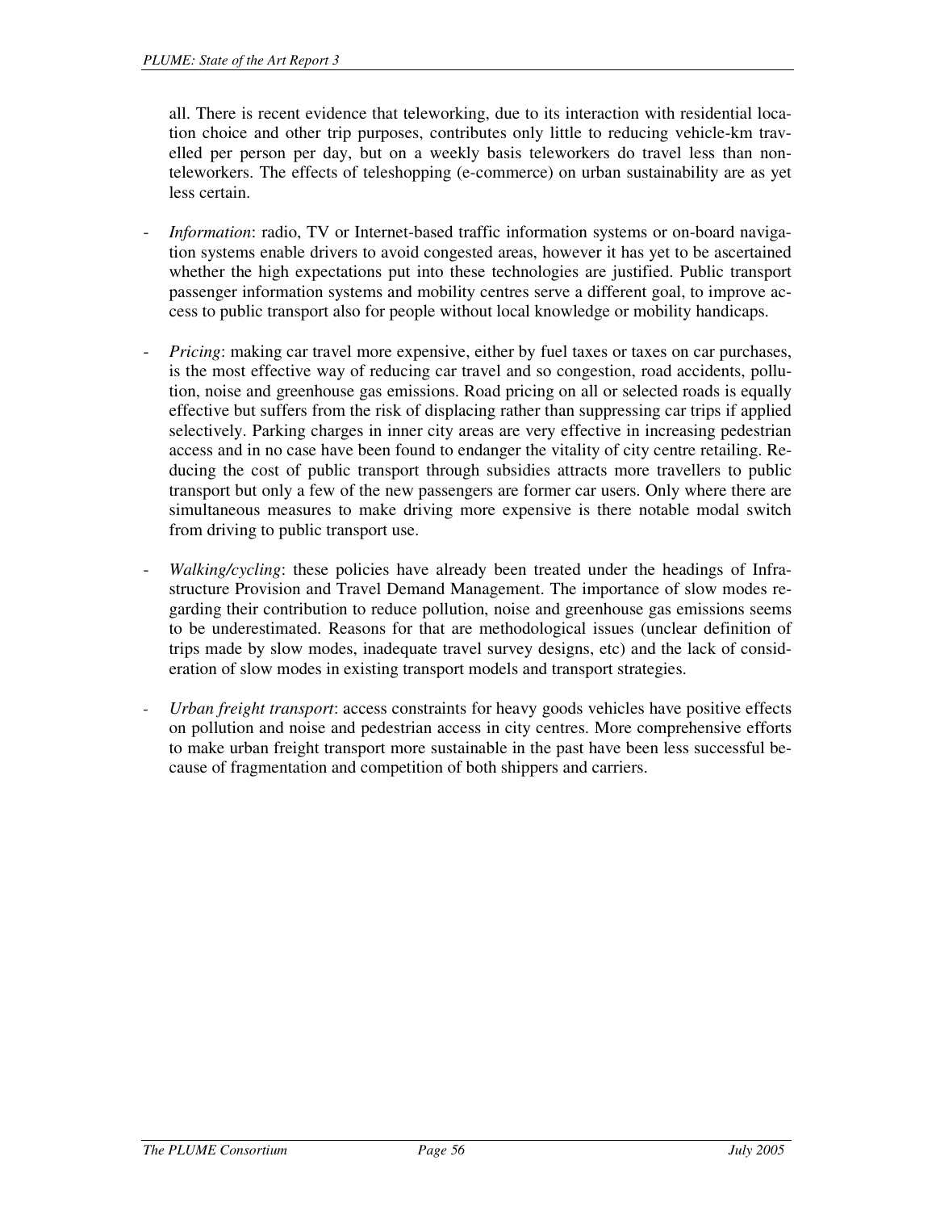all. There is recent evidence that teleworking, due to its interaction with residential location choice and other trip purposes, contributes only little to reducing vehicle-km travelled per person per day, but on a weekly basis teleworkers do travel less than non-teleworkers. The effects of teleshopping (e-commerce) on urban sustainability are as yet less certain.

- *Information*: radio, TV or Internet-based traffic information systems or on-board navigation systems enable drivers to avoid congested areas, however it has yet to be ascertained whether the high expectations put into these technologies are justified. Public transport passenger information systems and mobility centres serve a different goal, to improve access to public transport also for people without local knowledge or mobility handicaps.

- *Pricing*: making car travel more expensive, either by fuel taxes or taxes on car purchases, is the most effective way of reducing car travel and so congestion, road accidents, pollution, noise and greenhouse gas emissions. Road pricing on all or selected roads is equally effective but suffers from the risk of displacing rather than suppressing car trips if applied selectively. Parking charges in inner city areas are very effective in increasing pedestrian access and in no case have been found to endanger the vitality of city centre retailing. Reducing the cost of public transport through subsidies attracts more travellers to public transport but only a few of the new passengers are former car users. Only where there are simultaneous measures to make driving more expensive is there notable modal switch from driving to public transport use.

- *Walking/cycling*: these policies have already been treated under the headings of Infrastructure Provision and Travel Demand Management. The importance of slow modes regarding their contribution to reduce pollution, noise and greenhouse gas emissions seems to be underestimated. Reasons for that are methodological issues (unclear definition of trips made by slow modes, inadequate travel survey designs, etc) and the lack of consideration of slow modes in existing transport models and transport strategies.

- *Urban freight transport*: access constraints for heavy goods vehicles have positive effects on pollution and noise and pedestrian access in city centres. More comprehensive efforts to make urban freight transport more sustainable in the past have been less successful because of fragmentation and competition of both shippers and carriers.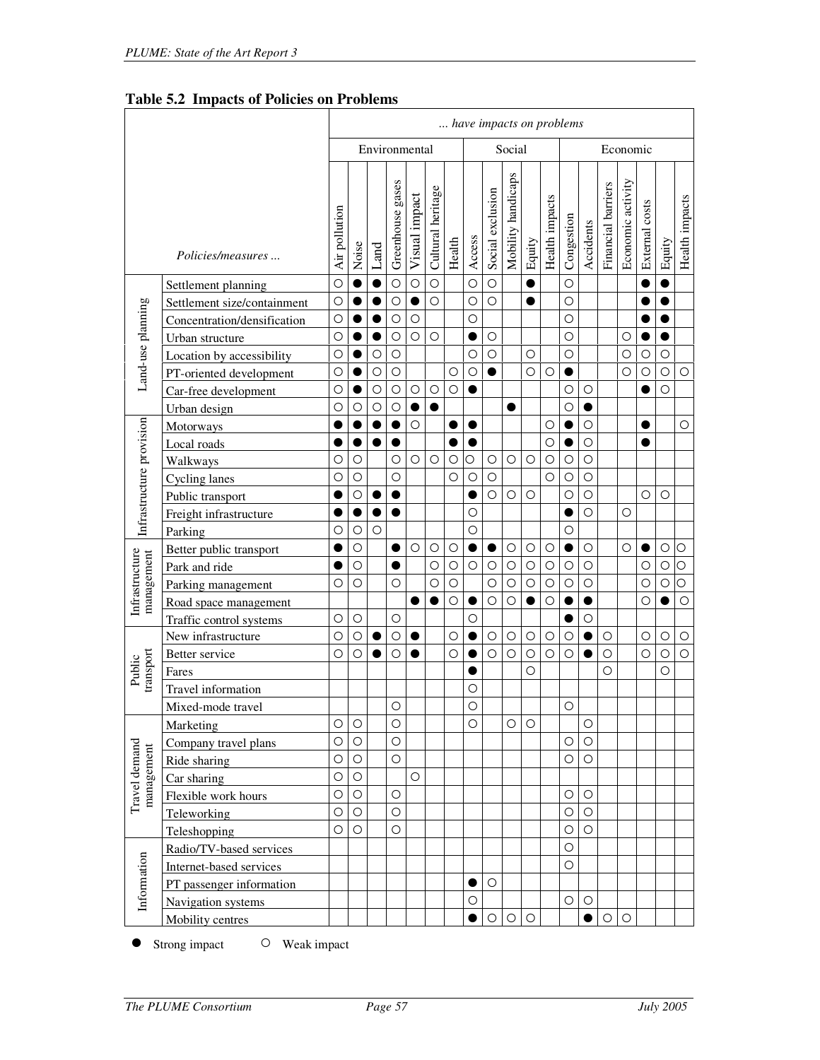**Table 5.2 Impacts of Policies on Problems**

| | Policies/measures ... | Air pollution | Noise | Land | Greenhouse gases | Visual impact | Cultural heritage | Health | Access | Social exclusion | Mobility handicaps | Equity | Health impacts | Congestion | Accidents | Financial barriers | Economic activity | External costs | Equity | Health impacts |
|---|---|---|---|---|---|---|---|---|---|---|---|---|---|---|---|---|---|---|---|---|
| | | Environmental | | | | | | | Social | | | | | Economic | | | | | | |
| Land-use planning | Settlement planning | ○ | ● | ● | ○ | ○ | ○ | | ○ | ○ | | ● | | ○ | | | | ● | ● | |
| | Settlement size/containment | ○ | ● | ● | ○ | ● | ○ | | ○ | ○ | | ● | | ○ | | | | ● | ● | |
| | Concentration/densification | ○ | ● | ● | ○ | ○ | | | ○ | | | | | ○ | | | | ● | ● | |
| | Urban structure | ○ | ● | ● | ○ | ○ | ○ | | ● | ○ | | | | ○ | | | ○ | ● | ● | |
| | Location by accessibility | ○ | ● | ○ | ○ | | | | ○ | ○ | | ○ | | ○ | | | ○ | ○ | ○ | |
| | PT-oriented development | ○ | ● | ○ | ○ | | | ○ | ○ | ● | | ○ | ○ | ● | | | ○ | ○ | ○ | ○ |
| | Car-free development | ○ | ● | ○ | ○ | ○ | ○ | ○ | ● | | | | | ○ | ○ | | | ● | ○ | |
| | Urban design | ○ | ○ | ○ | ○ | ● | ● | | | | ● | | | ○ | ● | | | | | |
| Infrastructure provision | Motorways | ● | ● | ● | ● | ○ | | ● | ● | | | | ○ | ● | ○ | | | ● | | ○ |
| | Local roads | ● | ● | ● | ● | | | ● | ● | | | | ○ | ● | ○ | | | ● | | |
| | Walkways | ○ | ○ | | ○ | ○ | ○ | ○ | ○ | ○ | ○ | ○ | ○ | ○ | ○ | | | | | |
| | Cycling lanes | ○ | ○ | | ○ | | | ○ | ○ | ○ | | | ○ | ○ | ○ | | | | | |
| | Public transport | ● | ○ | ● | ● | | | | ● | ○ | ○ | ○ | | ○ | ○ | | | ○ | ○ | |
| | Freight infrastructure | ● | ● | ● | ● | | | | ○ | | | | | ● | ○ | | ○ | | | |
| | Parking | ○ | ○ | ○ | | | | | ○ | | | | | ○ | | | | | | |
| Infrastructure management | Better public transport | ● | ○ | | ● | ○ | ○ | ○ | ● | ● | ○ | ○ | ○ | ● | ○ | | ○ | ● | ○ | ○ |
| | Park and ride | ● | ○ | | ● | | ○ | ○ | ○ | ○ | ○ | ○ | ○ | ○ | ○ | | | ○ | ○ | ○ |
| | Parking management | ○ | ○ | | ○ | | ○ | ○ | | ○ | ○ | ○ | ○ | ○ | ○ | | | ○ | ○ | ○ |
| | Road space management | | | | | ● | ● | ○ | ● | ○ | ○ | ● | ○ | ● | ● | | | ○ | ● | ○ |
| | Traffic control systems | ○ | ○ | | ○ | | | | ○ | | | | | ● | ○ | | | | | |
| Public transport | New infrastructure | ○ | ○ | ● | ○ | ● | | ○ | ● | ○ | ○ | ○ | ○ | ○ | ● | ○ | | ○ | ○ | ○ |
| | Better service | ○ | ○ | ● | ○ | ● | | ○ | ● | ○ | ○ | ○ | ○ | ○ | ● | ○ | | ○ | ○ | ○ |
| | Fares | | | | | | | | ● | | | ○ | | | | ○ | | | ○ | |
| | Travel information | | | | | | | | ○ | | | | | | | | | | | |
| | Mixed-mode travel | | | | ○ | | | | ○ | | | | | ○ | | | | | | |
| Travel demand management | Marketing | ○ | ○ | | ○ | | | | ○ | | ○ | ○ | | | ○ | | | | | |
| | Company travel plans | ○ | ○ | | ○ | | | | | | | | | ○ | ○ | | | | | |
| | Ride sharing | ○ | ○ | | ○ | | | | | | | | | ○ | ○ | | | | | |
| | Car sharing | ○ | ○ | | | ○ | | | | | | | | | | | | | | |
| | Flexible work hours | ○ | ○ | | ○ | | | | | | | | | ○ | ○ | | | | | |
| | Teleworking | ○ | ○ | | ○ | | | | | | | | | ○ | ○ | | | | | |
| | Teleshopping | ○ | ○ | | ○ | | | | | | | | | ○ | ○ | | | | | |
| Information | Radio/TV-based services | | | | | | | | | | | | | ○ | | | | | | |
| | Internet-based services | | | | | | | | | | | | | ○ | | | | | | |
| | PT passenger information | | | | | | | | ● | ○ | | | | | | | | | | |
| | Navigation systems | | | | | | | | ○ | | | | | ○ | ○ | | | | | |
| | Mobility centres | | | | | | | | ● | ○ | ○ | ○ | | | ● | ○ | ○ | | | |

● Strong impact ○ Weak impact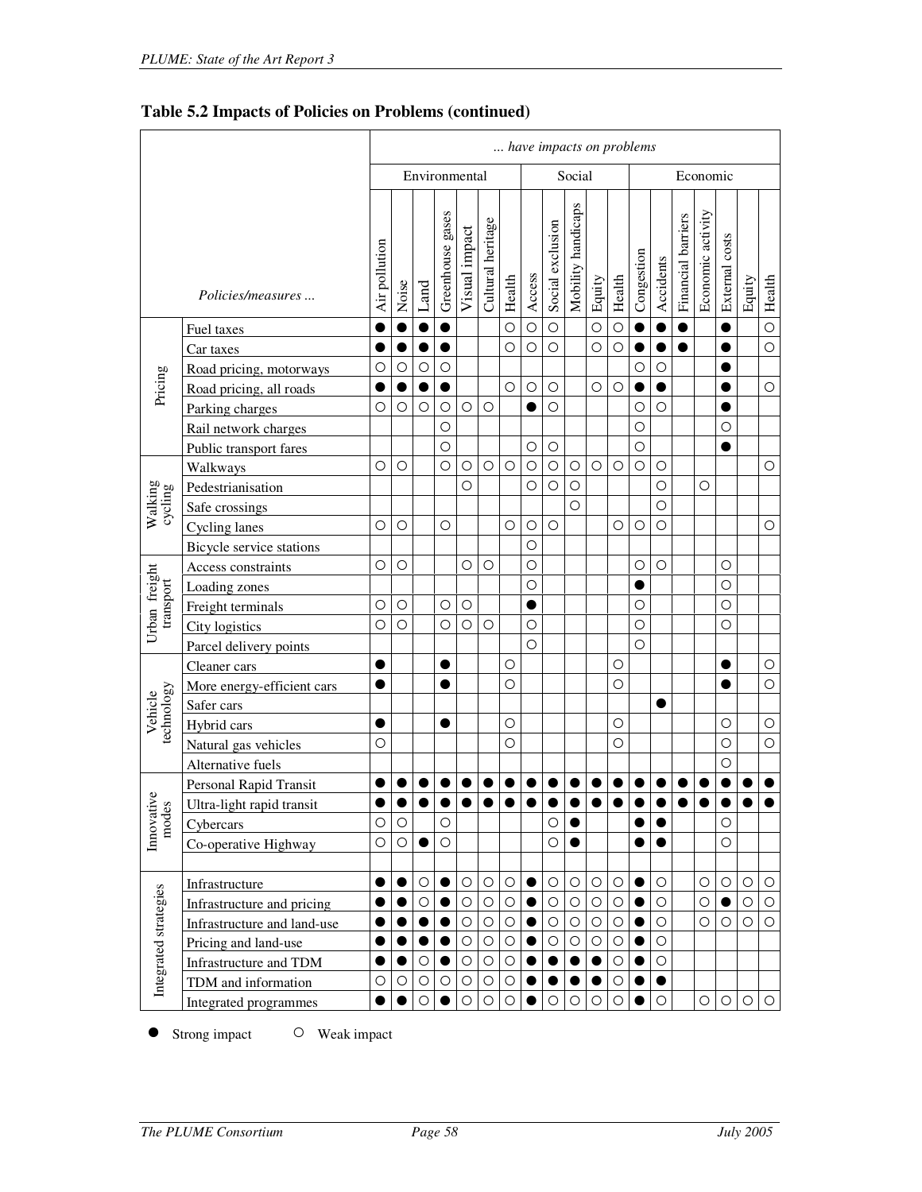## Table 5.2 Impacts of Policies on Problems (continued)

| | | *... have impacts on problems* | | | | | | | | | | | | | | | | | | |
|---|---|---|---|---|---|---|---|---|---|---|---|---|---|---|---|---|---|---|---|---|
| | | Environmental | | | | | | | Social | | | | | Economic | | | | | | |
| | *Policies/measures ...* | Air pollution | Noise | Land | Greenhouse gases | Visual impact | Cultural heritage | Health | Access | Social exclusion | Mobility handicaps | Equity | Health | Congestion | Accidents | Financial barriers | Economic activity | External costs | Equity | Health |
| Pricing | Fuel taxes | ● | ● | ● | ● | | | ○ | ○ | ○ | | ○ | ○ | ● | ● | ● | | ● | | ○ |
| | Car taxes | ● | ● | ● | ● | | | ○ | ○ | ○ | | ○ | ○ | ● | ● | ● | | ● | | ○ |
| | Road pricing, motorways | ○ | ○ | ○ | ○ | | | | | | | | | ○ | ○ | | | ● | | |
| | Road pricing, all roads | ● | ● | ● | ● | | | ○ | ○ | ○ | | ○ | ○ | ● | ● | | | ● | | ○ |
| | Parking charges | ○ | ○ | ○ | ○ | ○ | ○ | | ● | ○ | | | | ○ | ○ | | | ● | | |
| | Rail network charges | | | | ○ | | | | | | | | | ○ | | | | ○ | | |
| | Public transport fares | | | | ○ | | | | ○ | ○ | | | | ○ | | | | ● | | |
| Walking cycling | Walkways | ○ | ○ | | ○ | ○ | ○ | ○ | ○ | ○ | ○ | ○ | ○ | ○ | ○ | | | | | ○ |
| | Pedestrianisation | | | | | ○ | | | ○ | ○ | ○ | | | | ○ | | ○ | | | |
| | Safe crossings | | | | | | | | | | ○ | | | | ○ | | | | | |
| | Cycling lanes | ○ | ○ | | ○ | | | ○ | ○ | ○ | | | ○ | ○ | ○ | | | | | ○ |
| | Bicycle service stations | | | | | | | | ○ | | | | | | | | | | | |
| Urban freight transport | Access constraints | ○ | ○ | | | ○ | ○ | | ○ | | | | | ○ | ○ | | | ○ | | |
| | Loading zones | | | | | | | | ○ | | | | | ● | | | | ○ | | |
| | Freight terminals | ○ | ○ | | ○ | ○ | | | ● | | | | | ○ | | | | ○ | | |
| | City logistics | ○ | ○ | | ○ | ○ | ○ | | ○ | | | | | ○ | | | | ○ | | |
| | Parcel delivery points | | | | | | | | ○ | | | | | ○ | | | | | | |
| Vehicle technology | Cleaner cars | ● | | | ● | | | ○ | | | | | ○ | | | | | ● | | ○ |
| | More energy-efficient cars | ● | | | ● | | | ○ | | | | | ○ | | | | | ● | | ○ |
| | Safer cars | | | | | | | | | | | | | | ● | | | | | |
| | Hybrid cars | ● | | | ● | | | ○ | | | | | ○ | | | | | ○ | | ○ |
| | Natural gas vehicles | ○ | | | | | | ○ | | | | | ○ | | | | | ○ | | ○ |
| | Alternative fuels | | | | | | | | | | | | | | | | | ○ | | |
| Innovative modes | Personal Rapid Transit | ● | ● | ● | ● | ● | ● | ● | ● | ● | ● | ● | ● | ● | ● | ● | ● | ● | ● | ● |
| | Ultra-light rapid transit | ● | ● | ● | ● | ● | ● | ● | ● | ● | ● | ● | ● | ● | ● | ● | ● | ● | ● | ● |
| | Cybercars | ○ | ○ | | ○ | | | | | ○ | ● | | | ● | ● | | | ○ | | |
| | Co-operative Highway | ○ | ○ | ● | ○ | | | | | ○ | ● | | | ● | ● | | | ○ | | |
| | | | | | | | | | | | | | | | | | | | | |
| Integrated strategies | Infrastructure | ● | ● | ○ | ● | ○ | ○ | ○ | ● | ○ | ○ | ○ | ○ | ● | ○ | | ○ | ○ | ○ | ○ |
| | Infrastructure and pricing | ● | ● | ○ | ● | ○ | ○ | ○ | ● | ○ | ○ | ○ | ○ | ● | ○ | | ○ | ● | ○ | ○ |
| | Infrastructure and land-use | ● | ● | ● | ● | ○ | ○ | ○ | ● | ○ | ○ | ○ | ○ | ● | ○ | | ○ | ○ | ○ | ○ |
| | Pricing and land-use | ● | ● | ● | ● | ○ | ○ | ○ | ● | ○ | ○ | ○ | ○ | ● | ○ | | | | | |
| | Infrastructure and TDM | ● | ● | ○ | ● | ○ | ○ | ○ | ● | ● | ● | ● | ○ | ● | ○ | | | | | |
| | TDM and information | ○ | ○ | ○ | ○ | ○ | ○ | ○ | ● | ● | ● | ● | ○ | ● | ● | | | | | |
| | Integrated programmes | ● | ● | ○ | ● | ○ | ○ | ○ | ● | ○ | ○ | ○ | ○ | ● | ○ | | ○ | ○ | ○ | ○ |

● Strong impact ○ Weak impact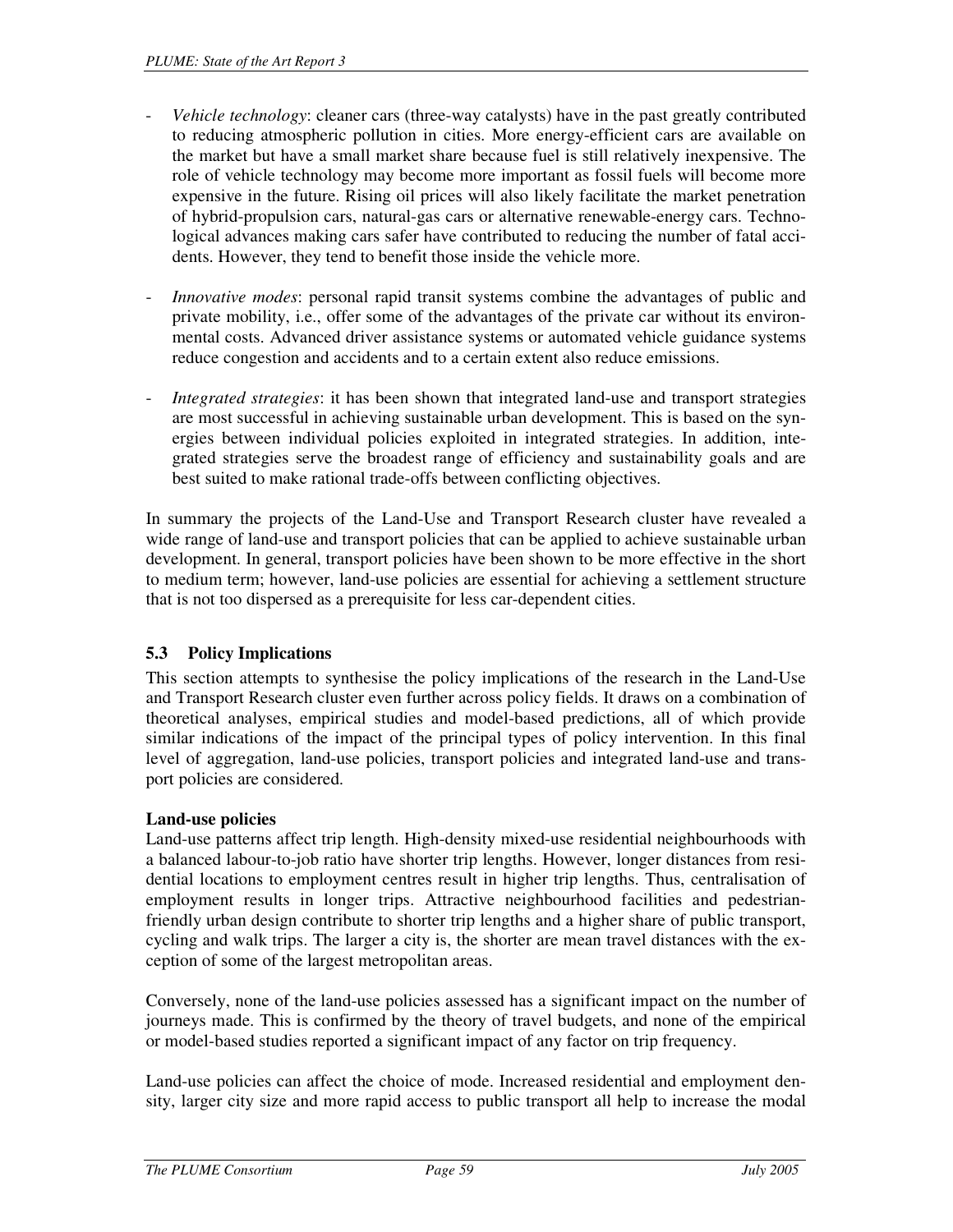- *Vehicle technology*: cleaner cars (three-way catalysts) have in the past greatly contributed to reducing atmospheric pollution in cities. More energy-efficient cars are available on the market but have a small market share because fuel is still relatively inexpensive. The role of vehicle technology may become more important as fossil fuels will become more expensive in the future. Rising oil prices will also likely facilitate the market penetration of hybrid-propulsion cars, natural-gas cars or alternative renewable-energy cars. Technological advances making cars safer have contributed to reducing the number of fatal accidents. However, they tend to benefit those inside the vehicle more.

- *Innovative modes*: personal rapid transit systems combine the advantages of public and private mobility, i.e., offer some of the advantages of the private car without its environmental costs. Advanced driver assistance systems or automated vehicle guidance systems reduce congestion and accidents and to a certain extent also reduce emissions.

- *Integrated strategies*: it has been shown that integrated land-use and transport strategies are most successful in achieving sustainable urban development. This is based on the synergies between individual policies exploited in integrated strategies. In addition, integrated strategies serve the broadest range of efficiency and sustainability goals and are best suited to make rational trade-offs between conflicting objectives.

In summary the projects of the Land-Use and Transport Research cluster have revealed a wide range of land-use and transport policies that can be applied to achieve sustainable urban development. In general, transport policies have been shown to be more effective in the short to medium term; however, land-use policies are essential for achieving a settlement structure that is not too dispersed as a prerequisite for less car-dependent cities.

### 5.3 Policy Implications

This section attempts to synthesise the policy implications of the research in the Land-Use and Transport Research cluster even further across policy fields. It draws on a combination of theoretical analyses, empirical studies and model-based predictions, all of which provide similar indications of the impact of the principal types of policy intervention. In this final level of aggregation, land-use policies, transport policies and integrated land-use and transport policies are considered.

**Land-use policies**

Land-use patterns affect trip length. High-density mixed-use residential neighbourhoods with a balanced labour-to-job ratio have shorter trip lengths. However, longer distances from residential locations to employment centres result in higher trip lengths. Thus, centralisation of employment results in longer trips. Attractive neighbourhood facilities and pedestrian-friendly urban design contribute to shorter trip lengths and a higher share of public transport, cycling and walk trips. The larger a city is, the shorter are mean travel distances with the exception of some of the largest metropolitan areas.

Conversely, none of the land-use policies assessed has a significant impact on the number of journeys made. This is confirmed by the theory of travel budgets, and none of the empirical or model-based studies reported a significant impact of any factor on trip frequency.

Land-use policies can affect the choice of mode. Increased residential and employment density, larger city size and more rapid access to public transport all help to increase the modal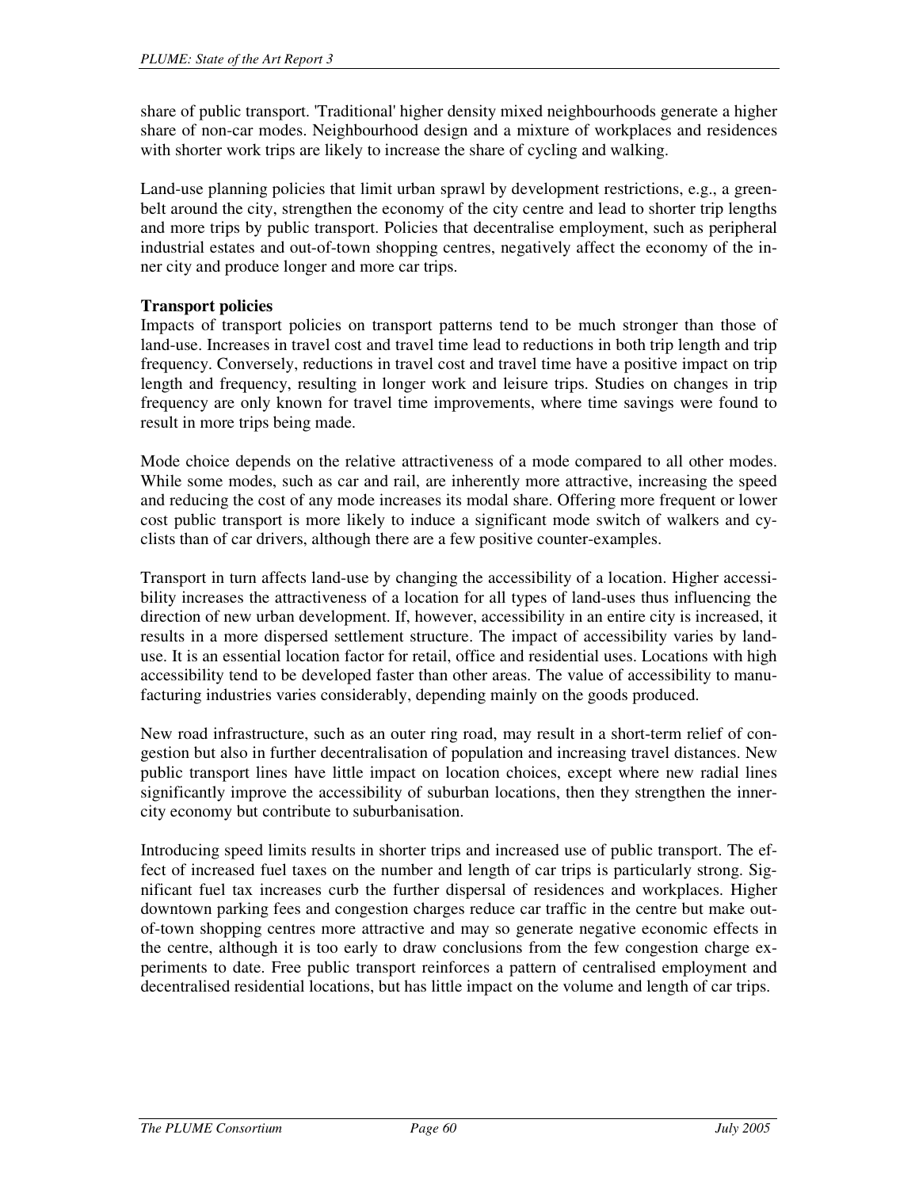share of public transport. 'Traditional' higher density mixed neighbourhoods generate a higher share of non-car modes. Neighbourhood design and a mixture of workplaces and residences with shorter work trips are likely to increase the share of cycling and walking.

Land-use planning policies that limit urban sprawl by development restrictions, e.g., a green-belt around the city, strengthen the economy of the city centre and lead to shorter trip lengths and more trips by public transport. Policies that decentralise employment, such as peripheral industrial estates and out-of-town shopping centres, negatively affect the economy of the inner city and produce longer and more car trips.

**Transport policies**

Impacts of transport policies on transport patterns tend to be much stronger than those of land-use. Increases in travel cost and travel time lead to reductions in both trip length and trip frequency. Conversely, reductions in travel cost and travel time have a positive impact on trip length and frequency, resulting in longer work and leisure trips. Studies on changes in trip frequency are only known for travel time improvements, where time savings were found to result in more trips being made.

Mode choice depends on the relative attractiveness of a mode compared to all other modes. While some modes, such as car and rail, are inherently more attractive, increasing the speed and reducing the cost of any mode increases its modal share. Offering more frequent or lower cost public transport is more likely to induce a significant mode switch of walkers and cyclists than of car drivers, although there are a few positive counter-examples.

Transport in turn affects land-use by changing the accessibility of a location. Higher accessibility increases the attractiveness of a location for all types of land-uses thus influencing the direction of new urban development. If, however, accessibility in an entire city is increased, it results in a more dispersed settlement structure. The impact of accessibility varies by land-use. It is an essential location factor for retail, office and residential uses. Locations with high accessibility tend to be developed faster than other areas. The value of accessibility to manufacturing industries varies considerably, depending mainly on the goods produced.

New road infrastructure, such as an outer ring road, may result in a short-term relief of congestion but also in further decentralisation of population and increasing travel distances. New public transport lines have little impact on location choices, except where new radial lines significantly improve the accessibility of suburban locations, then they strengthen the inner-city economy but contribute to suburbanisation.

Introducing speed limits results in shorter trips and increased use of public transport. The effect of increased fuel taxes on the number and length of car trips is particularly strong. Significant fuel tax increases curb the further dispersal of residences and workplaces. Higher downtown parking fees and congestion charges reduce car traffic in the centre but make out-of-town shopping centres more attractive and may so generate negative economic effects in the centre, although it is too early to draw conclusions from the few congestion charge experiments to date. Free public transport reinforces a pattern of centralised employment and decentralised residential locations, but has little impact on the volume and length of car trips.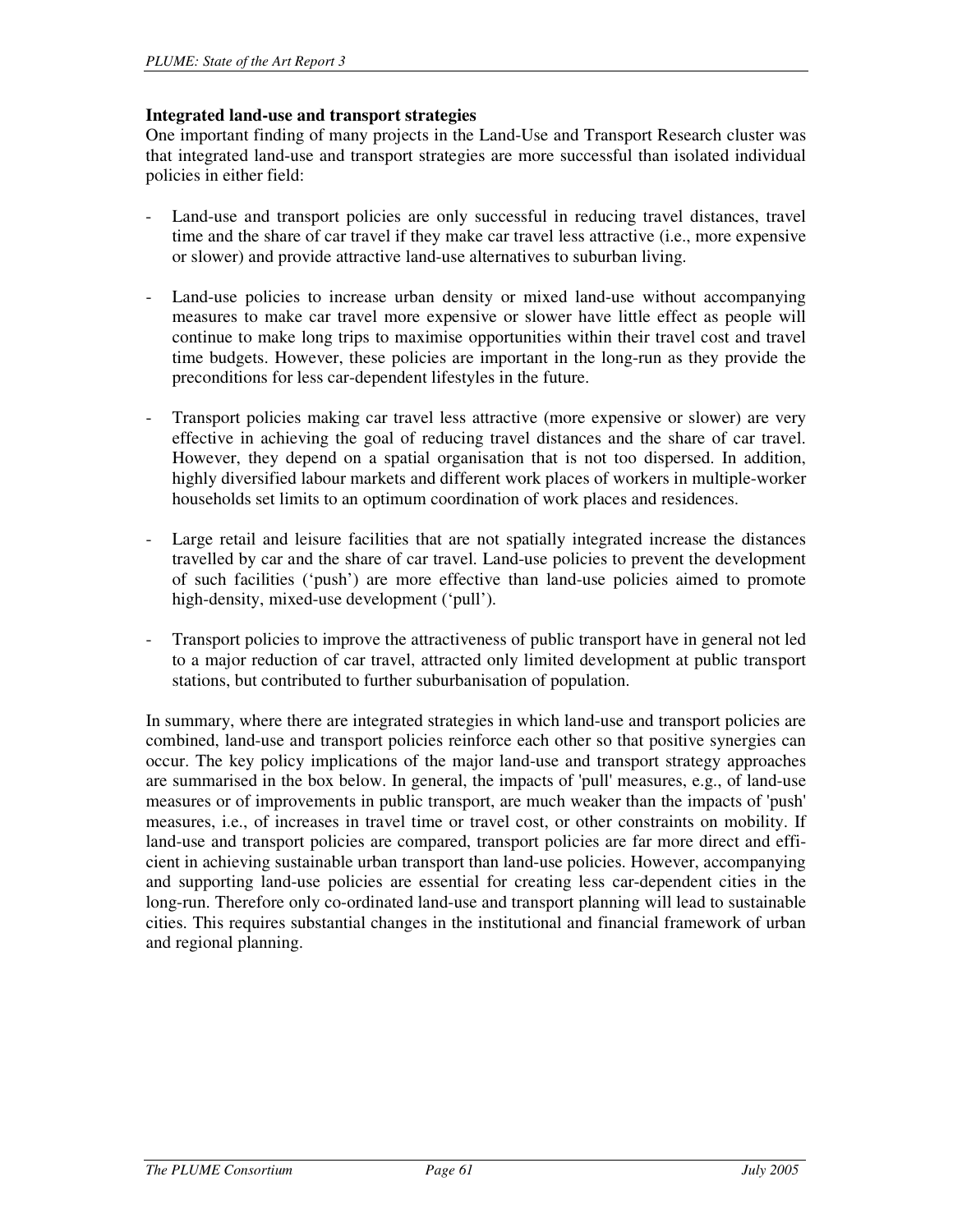**Integrated land-use and transport strategies**

One important finding of many projects in the Land-Use and Transport Research cluster was that integrated land-use and transport strategies are more successful than isolated individual policies in either field:

- Land-use and transport policies are only successful in reducing travel distances, travel time and the share of car travel if they make car travel less attractive (i.e., more expensive or slower) and provide attractive land-use alternatives to suburban living.
- Land-use policies to increase urban density or mixed land-use without accompanying measures to make car travel more expensive or slower have little effect as people will continue to make long trips to maximise opportunities within their travel cost and travel time budgets. However, these policies are important in the long-run as they provide the preconditions for less car-dependent lifestyles in the future.
- Transport policies making car travel less attractive (more expensive or slower) are very effective in achieving the goal of reducing travel distances and the share of car travel. However, they depend on a spatial organisation that is not too dispersed. In addition, highly diversified labour markets and different work places of workers in multiple-worker households set limits to an optimum coordination of work places and residences.
- Large retail and leisure facilities that are not spatially integrated increase the distances travelled by car and the share of car travel. Land-use policies to prevent the development of such facilities ('push') are more effective than land-use policies aimed to promote high-density, mixed-use development ('pull').
- Transport policies to improve the attractiveness of public transport have in general not led to a major reduction of car travel, attracted only limited development at public transport stations, but contributed to further suburbanisation of population.

In summary, where there are integrated strategies in which land-use and transport policies are combined, land-use and transport policies reinforce each other so that positive synergies can occur. The key policy implications of the major land-use and transport strategy approaches are summarised in the box below. In general, the impacts of 'pull' measures, e.g., of land-use measures or of improvements in public transport, are much weaker than the impacts of 'push' measures, i.e., of increases in travel time or travel cost, or other constraints on mobility. If land-use and transport policies are compared, transport policies are far more direct and efficient in achieving sustainable urban transport than land-use policies. However, accompanying and supporting land-use policies are essential for creating less car-dependent cities in the long-run. Therefore only co-ordinated land-use and transport planning will lead to sustainable cities. This requires substantial changes in the institutional and financial framework of urban and regional planning.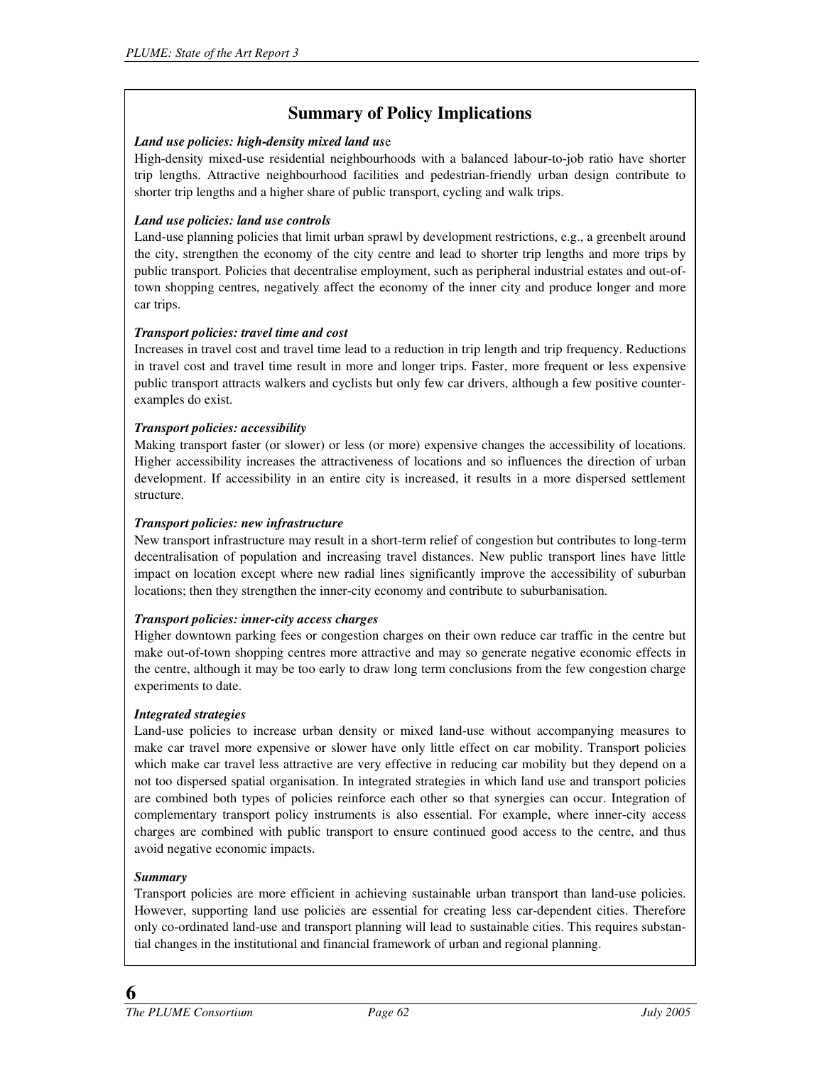## Summary of Policy Implications

***Land use policies: high-density mixed land use***

High-density mixed-use residential neighbourhoods with a balanced labour-to-job ratio have shorter trip lengths. Attractive neighbourhood facilities and pedestrian-friendly urban design contribute to shorter trip lengths and a higher share of public transport, cycling and walk trips.

***Land use policies: land use controls***

Land-use planning policies that limit urban sprawl by development restrictions, e.g., a greenbelt around the city, strengthen the economy of the city centre and lead to shorter trip lengths and more trips by public transport. Policies that decentralise employment, such as peripheral industrial estates and out-of-town shopping centres, negatively affect the economy of the inner city and produce longer and more car trips.

***Transport policies: travel time and cost***

Increases in travel cost and travel time lead to a reduction in trip length and trip frequency. Reductions in travel cost and travel time result in more and longer trips. Faster, more frequent or less expensive public transport attracts walkers and cyclists but only few car drivers, although a few positive counter-examples do exist.

***Transport policies: accessibility***

Making transport faster (or slower) or less (or more) expensive changes the accessibility of locations. Higher accessibility increases the attractiveness of locations and so influences the direction of urban development. If accessibility in an entire city is increased, it results in a more dispersed settlement structure.

***Transport policies: new infrastructure***

New transport infrastructure may result in a short-term relief of congestion but contributes to long-term decentralisation of population and increasing travel distances. New public transport lines have little impact on location except where new radial lines significantly improve the accessibility of suburban locations; then they strengthen the inner-city economy and contribute to suburbanisation.

***Transport policies: inner-city access charges***

Higher downtown parking fees or congestion charges on their own reduce car traffic in the centre but make out-of-town shopping centres more attractive and may so generate negative economic effects in the centre, although it may be too early to draw long term conclusions from the few congestion charge experiments to date.

***Integrated strategies***

Land-use policies to increase urban density or mixed land-use without accompanying measures to make car travel more expensive or slower have only little effect on car mobility. Transport policies which make car travel less attractive are very effective in reducing car mobility but they depend on a not too dispersed spatial organisation. In integrated strategies in which land use and transport policies are combined both types of policies reinforce each other so that synergies can occur. Integration of complementary transport policy instruments is also essential. For example, where inner-city access charges are combined with public transport to ensure continued good access to the centre, and thus avoid negative economic impacts.

***Summary***

Transport policies are more efficient in achieving sustainable urban transport than land-use policies. However, supporting land use policies are essential for creating less car-dependent cities. Therefore only co-ordinated land-use and transport planning will lead to sustainable cities. This requires substantial changes in the institutional and financial framework of urban and regional planning.

# 6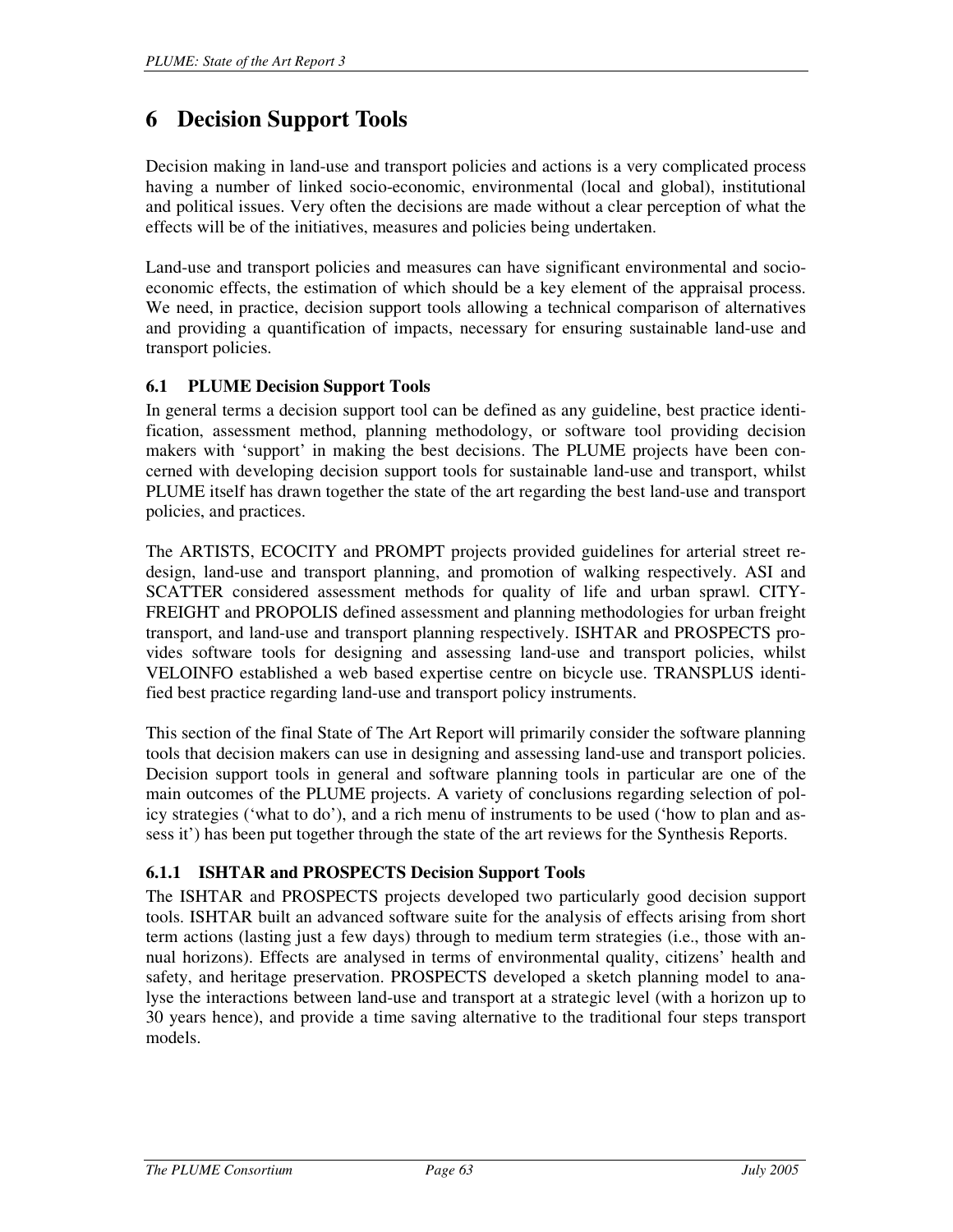# 6 Decision Support Tools

Decision making in land-use and transport policies and actions is a very complicated process having a number of linked socio-economic, environmental (local and global), institutional and political issues. Very often the decisions are made without a clear perception of what the effects will be of the initiatives, measures and policies being undertaken.

Land-use and transport policies and measures can have significant environmental and socio-economic effects, the estimation of which should be a key element of the appraisal process. We need, in practice, decision support tools allowing a technical comparison of alternatives and providing a quantification of impacts, necessary for ensuring sustainable land-use and transport policies.

## 6.1 PLUME Decision Support Tools

In general terms a decision support tool can be defined as any guideline, best practice identification, assessment method, planning methodology, or software tool providing decision makers with 'support' in making the best decisions. The PLUME projects have been concerned with developing decision support tools for sustainable land-use and transport, whilst PLUME itself has drawn together the state of the art regarding the best land-use and transport policies, and practices.

The ARTISTS, ECOCITY and PROMPT projects provided guidelines for arterial street re-design, land-use and transport planning, and promotion of walking respectively. ASI and SCATTER considered assessment methods for quality of life and urban sprawl. CITY-FREIGHT and PROPOLIS defined assessment and planning methodologies for urban freight transport, and land-use and transport planning respectively. ISHTAR and PROSPECTS provides software tools for designing and assessing land-use and transport policies, whilst VELOINFO established a web based expertise centre on bicycle use. TRANSPLUS identified best practice regarding land-use and transport policy instruments.

This section of the final State of The Art Report will primarily consider the software planning tools that decision makers can use in designing and assessing land-use and transport policies. Decision support tools in general and software planning tools in particular are one of the main outcomes of the PLUME projects. A variety of conclusions regarding selection of policy strategies ('what to do'), and a rich menu of instruments to be used ('how to plan and assess it') has been put together through the state of the art reviews for the Synthesis Reports.

### 6.1.1 ISHTAR and PROSPECTS Decision Support Tools

The ISHTAR and PROSPECTS projects developed two particularly good decision support tools. ISHTAR built an advanced software suite for the analysis of effects arising from short term actions (lasting just a few days) through to medium term strategies (i.e., those with annual horizons). Effects are analysed in terms of environmental quality, citizens' health and safety, and heritage preservation. PROSPECTS developed a sketch planning model to analyse the interactions between land-use and transport at a strategic level (with a horizon up to 30 years hence), and provide a time saving alternative to the traditional four steps transport models.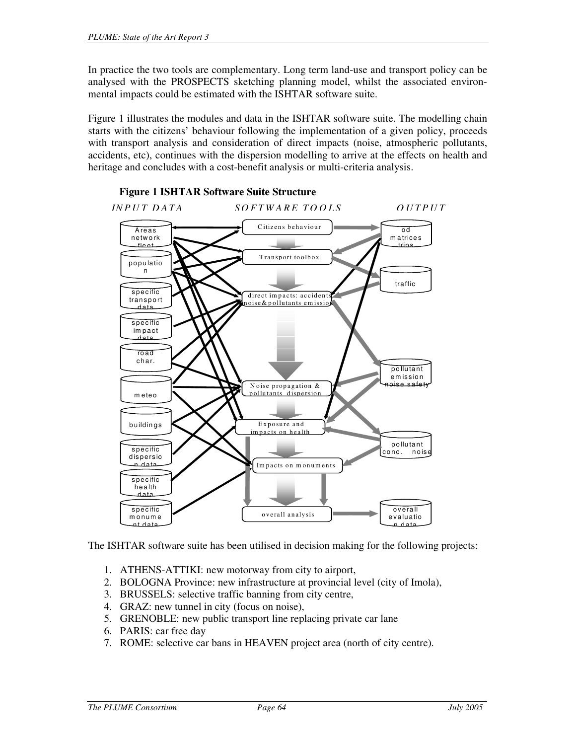In practice the two tools are complementary. Long term land-use and transport policy can be analysed with the PROSPECTS sketching planning model, whilst the associated environmental impacts could be estimated with the ISHTAR software suite.

Figure 1 illustrates the modules and data in the ISHTAR software suite. The modelling chain starts with the citizens' behaviour following the implementation of a given policy, proceeds with transport analysis and consideration of direct impacts (noise, atmospheric pollutants, accidents, etc), continues with the dispersion modelling to arrive at the effects on health and heritage and concludes with a cost-benefit analysis or multi-criteria analysis.

**Figure 1 ISHTAR Software Suite Structure**

*INPUT DATA* | *SOFTWARE TOOLS* | *OUTPUT*

Input data: Areas network fleet; population; specific transport data; specific impact data; road char.; meteo; buildings; specific dispersion data; specific health data; specific monument data

Software tools: Citizens behaviour; Transport toolbox; direct impacts: accidents noise&pollutants emission; Noise propagation & pollutants dispersion; Exposure and impacts on health; Impacts on monuments; overall analysis

Output: od matrices trips; traffic; pollutant emission noise safety; pollutant conc. noise; overall evaluation data

The ISHTAR software suite has been utilised in decision making for the following projects:

1. ATHENS-ATTIKI: new motorway from city to airport,
2. BOLOGNA Province: new infrastructure at provincial level (city of Imola),
3. BRUSSELS: selective traffic banning from city centre,
4. GRAZ: new tunnel in city (focus on noise),
5. GRENOBLE: new public transport line replacing private car lane
6. PARIS: car free day
7. ROME: selective car bans in HEAVEN project area (north of city centre).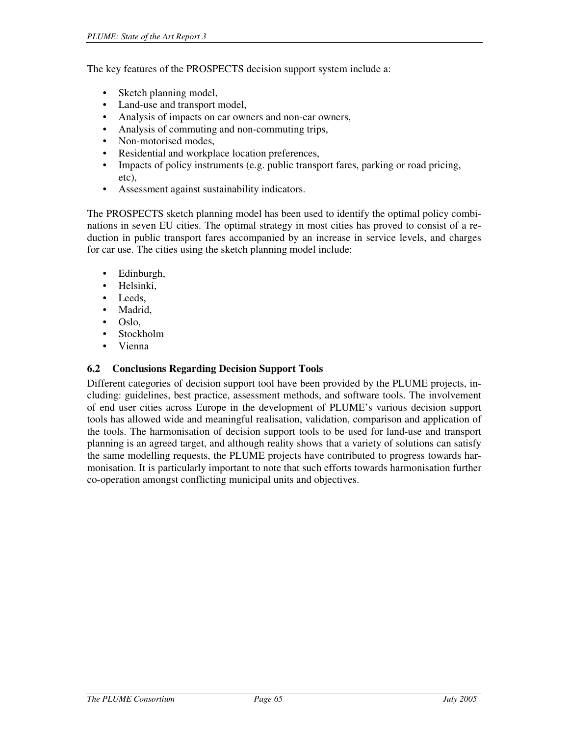The key features of the PROSPECTS decision support system include a:

- Sketch planning model,
- Land-use and transport model,
- Analysis of impacts on car owners and non-car owners,
- Analysis of commuting and non-commuting trips,
- Non-motorised modes,
- Residential and workplace location preferences,
- Impacts of policy instruments (e.g. public transport fares, parking or road pricing, etc),
- Assessment against sustainability indicators.

The PROSPECTS sketch planning model has been used to identify the optimal policy combinations in seven EU cities. The optimal strategy in most cities has proved to consist of a reduction in public transport fares accompanied by an increase in service levels, and charges for car use. The cities using the sketch planning model include:

- Edinburgh,
- Helsinki,
- Leeds,
- Madrid,
- Oslo,
- Stockholm
- Vienna

### 6.2 Conclusions Regarding Decision Support Tools

Different categories of decision support tool have been provided by the PLUME projects, including: guidelines, best practice, assessment methods, and software tools. The involvement of end user cities across Europe in the development of PLUME's various decision support tools has allowed wide and meaningful realisation, validation, comparison and application of the tools. The harmonisation of decision support tools to be used for land-use and transport planning is an agreed target, and although reality shows that a variety of solutions can satisfy the same modelling requests, the PLUME projects have contributed to progress towards harmonisation. It is particularly important to note that such efforts towards harmonisation further co-operation amongst conflicting municipal units and objectives.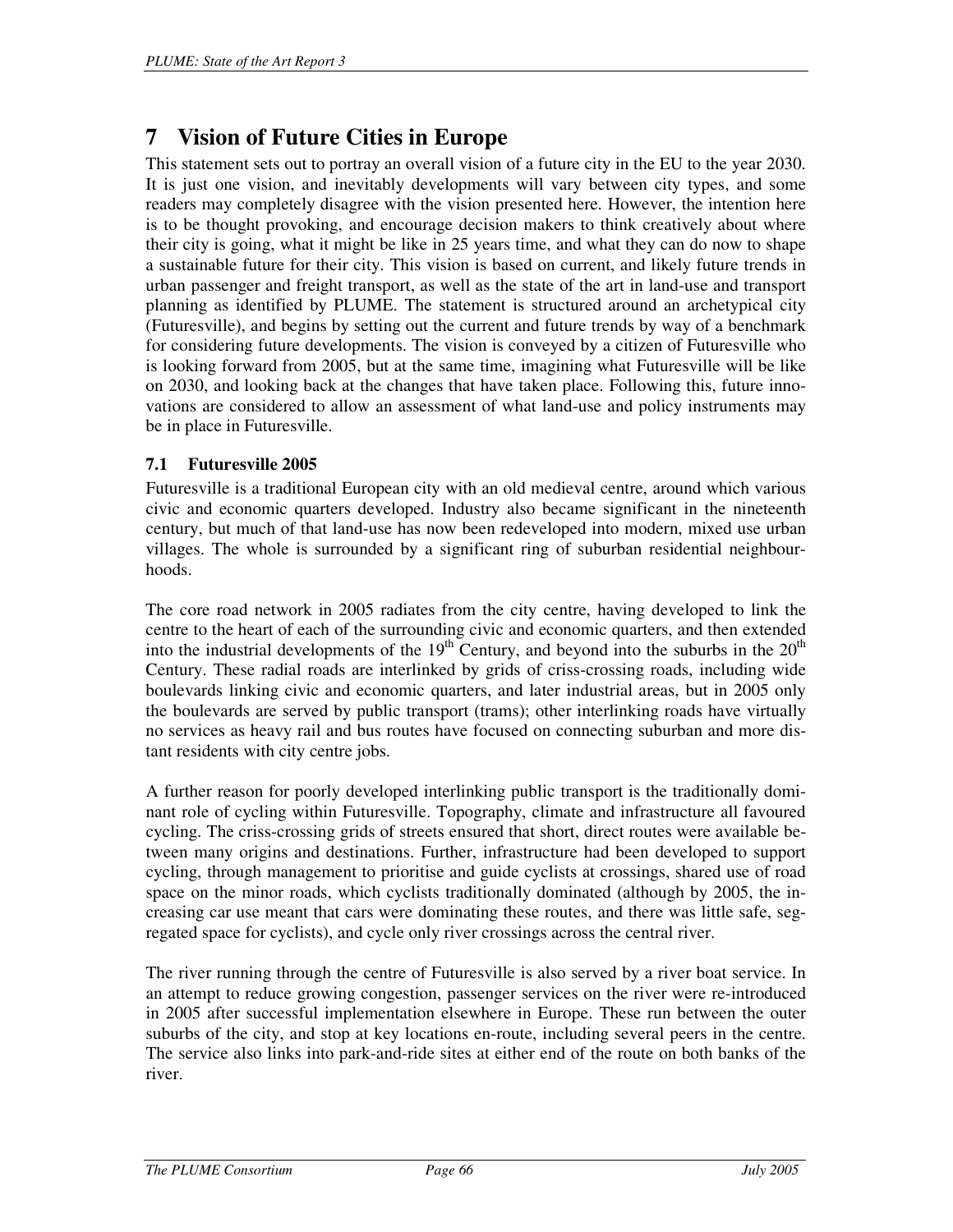# 7 Vision of Future Cities in Europe

This statement sets out to portray an overall vision of a future city in the EU to the year 2030. It is just one vision, and inevitably developments will vary between city types, and some readers may completely disagree with the vision presented here. However, the intention here is to be thought provoking, and encourage decision makers to think creatively about where their city is going, what it might be like in 25 years time, and what they can do now to shape a sustainable future for their city. This vision is based on current, and likely future trends in urban passenger and freight transport, as well as the state of the art in land-use and transport planning as identified by PLUME. The statement is structured around an archetypical city (Futuresville), and begins by setting out the current and future trends by way of a benchmark for considering future developments. The vision is conveyed by a citizen of Futuresville who is looking forward from 2005, but at the same time, imagining what Futuresville will be like on 2030, and looking back at the changes that have taken place. Following this, future innovations are considered to allow an assessment of what land-use and policy instruments may be in place in Futuresville.

## 7.1 Futuresville 2005

Futuresville is a traditional European city with an old medieval centre, around which various civic and economic quarters developed. Industry also became significant in the nineteenth century, but much of that land-use has now been redeveloped into modern, mixed use urban villages. The whole is surrounded by a significant ring of suburban residential neighbourhoods.

The core road network in 2005 radiates from the city centre, having developed to link the centre to the heart of each of the surrounding civic and economic quarters, and then extended into the industrial developments of the 19th Century, and beyond into the suburbs in the 20th Century. These radial roads are interlinked by grids of criss-crossing roads, including wide boulevards linking civic and economic quarters, and later industrial areas, but in 2005 only the boulevards are served by public transport (trams); other interlinking roads have virtually no services as heavy rail and bus routes have focused on connecting suburban and more distant residents with city centre jobs.

A further reason for poorly developed interlinking public transport is the traditionally dominant role of cycling within Futuresville. Topography, climate and infrastructure all favoured cycling. The criss-crossing grids of streets ensured that short, direct routes were available between many origins and destinations. Further, infrastructure had been developed to support cycling, through management to prioritise and guide cyclists at crossings, shared use of road space on the minor roads, which cyclists traditionally dominated (although by 2005, the increasing car use meant that cars were dominating these routes, and there was little safe, segregated space for cyclists), and cycle only river crossings across the central river.

The river running through the centre of Futuresville is also served by a river boat service. In an attempt to reduce growing congestion, passenger services on the river were re-introduced in 2005 after successful implementation elsewhere in Europe. These run between the outer suburbs of the city, and stop at key locations en-route, including several peers in the centre. The service also links into park-and-ride sites at either end of the route on both banks of the river.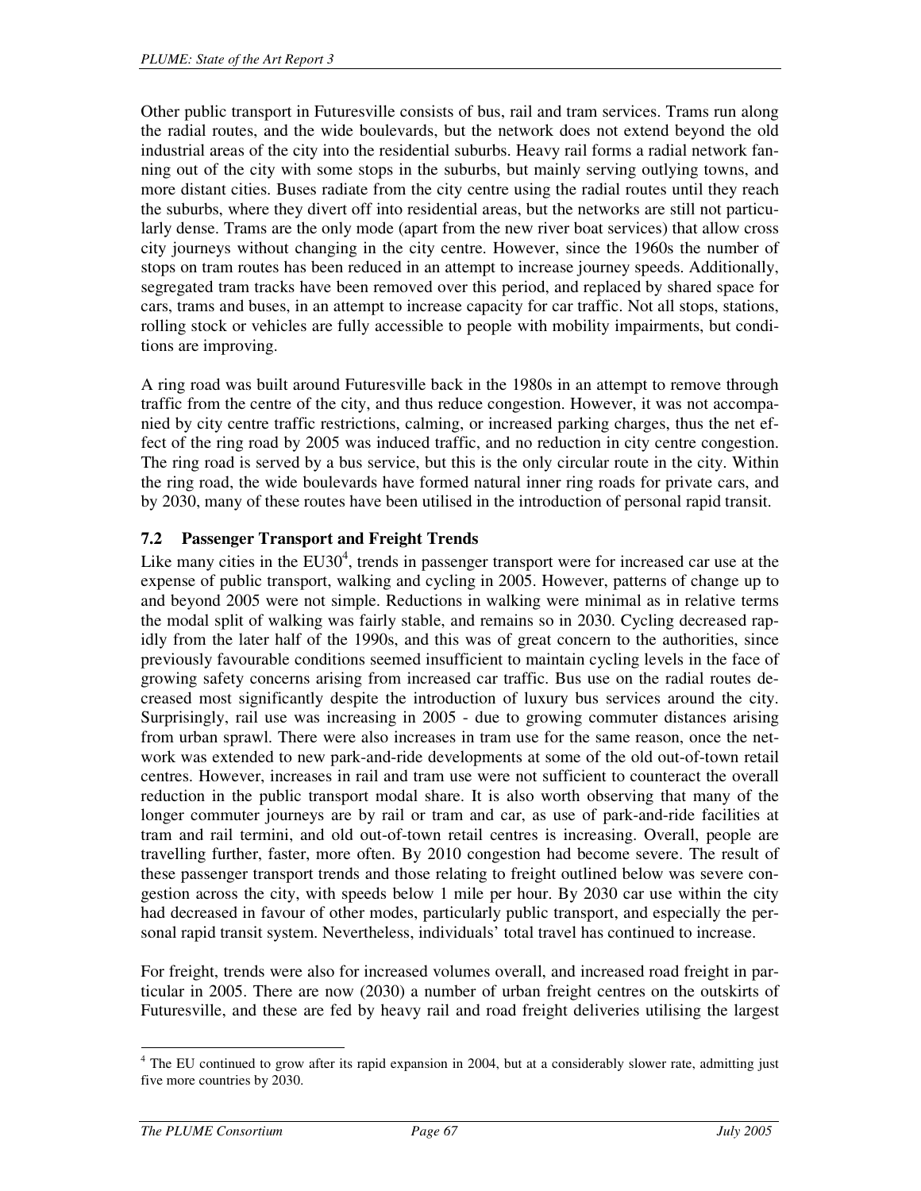Other public transport in Futuresville consists of bus, rail and tram services. Trams run along the radial routes, and the wide boulevards, but the network does not extend beyond the old industrial areas of the city into the residential suburbs. Heavy rail forms a radial network fanning out of the city with some stops in the suburbs, but mainly serving outlying towns, and more distant cities. Buses radiate from the city centre using the radial routes until they reach the suburbs, where they divert off into residential areas, but the networks are still not particularly dense. Trams are the only mode (apart from the new river boat services) that allow cross city journeys without changing in the city centre. However, since the 1960s the number of stops on tram routes has been reduced in an attempt to increase journey speeds. Additionally, segregated tram tracks have been removed over this period, and replaced by shared space for cars, trams and buses, in an attempt to increase capacity for car traffic. Not all stops, stations, rolling stock or vehicles are fully accessible to people with mobility impairments, but conditions are improving.

A ring road was built around Futuresville back in the 1980s in an attempt to remove through traffic from the centre of the city, and thus reduce congestion. However, it was not accompanied by city centre traffic restrictions, calming, or increased parking charges, thus the net effect of the ring road by 2005 was induced traffic, and no reduction in city centre congestion. The ring road is served by a bus service, but this is the only circular route in the city. Within the ring road, the wide boulevards have formed natural inner ring roads for private cars, and by 2030, many of these routes have been utilised in the introduction of personal rapid transit.

## 7.2 Passenger Transport and Freight Trends

Like many cities in the EU30[4], trends in passenger transport were for increased car use at the expense of public transport, walking and cycling in 2005. However, patterns of change up to and beyond 2005 were not simple. Reductions in walking were minimal as in relative terms the modal split of walking was fairly stable, and remains so in 2030. Cycling decreased rapidly from the later half of the 1990s, and this was of great concern to the authorities, since previously favourable conditions seemed insufficient to maintain cycling levels in the face of growing safety concerns arising from increased car traffic. Bus use on the radial routes decreased most significantly despite the introduction of luxury bus services around the city. Surprisingly, rail use was increasing in 2005 - due to growing commuter distances arising from urban sprawl. There were also increases in tram use for the same reason, once the network was extended to new park-and-ride developments at some of the old out-of-town retail centres. However, increases in rail and tram use were not sufficient to counteract the overall reduction in the public transport modal share. It is also worth observing that many of the longer commuter journeys are by rail or tram and car, as use of park-and-ride facilities at tram and rail termini, and old out-of-town retail centres is increasing. Overall, people are travelling further, faster, more often. By 2010 congestion had become severe. The result of these passenger transport trends and those relating to freight outlined below was severe congestion across the city, with speeds below 1 mile per hour. By 2030 car use within the city had decreased in favour of other modes, particularly public transport, and especially the personal rapid transit system. Nevertheless, individuals' total travel has continued to increase.

For freight, trends were also for increased volumes overall, and increased road freight in particular in 2005. There are now (2030) a number of urban freight centres on the outskirts of Futuresville, and these are fed by heavy rail and road freight deliveries utilising the largest

[4] The EU continued to grow after its rapid expansion in 2004, but at a considerably slower rate, admitting just five more countries by 2030.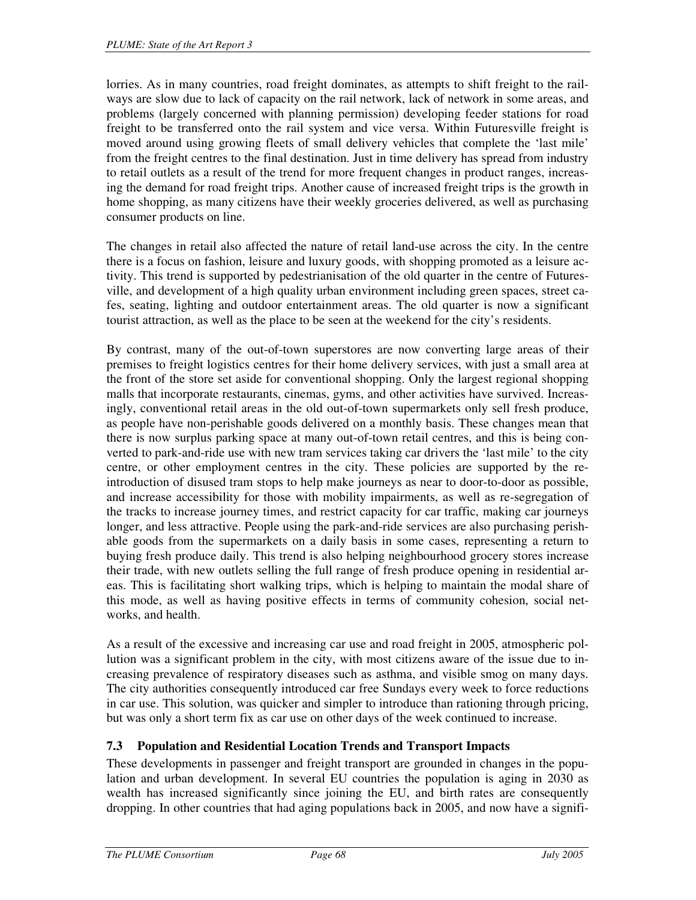lorries. As in many countries, road freight dominates, as attempts to shift freight to the railways are slow due to lack of capacity on the rail network, lack of network in some areas, and problems (largely concerned with planning permission) developing feeder stations for road freight to be transferred onto the rail system and vice versa. Within Futuresville freight is moved around using growing fleets of small delivery vehicles that complete the 'last mile' from the freight centres to the final destination. Just in time delivery has spread from industry to retail outlets as a result of the trend for more frequent changes in product ranges, increasing the demand for road freight trips. Another cause of increased freight trips is the growth in home shopping, as many citizens have their weekly groceries delivered, as well as purchasing consumer products on line.

The changes in retail also affected the nature of retail land-use across the city. In the centre there is a focus on fashion, leisure and luxury goods, with shopping promoted as a leisure activity. This trend is supported by pedestrianisation of the old quarter in the centre of Futuresville, and development of a high quality urban environment including green spaces, street cafes, seating, lighting and outdoor entertainment areas. The old quarter is now a significant tourist attraction, as well as the place to be seen at the weekend for the city's residents.

By contrast, many of the out-of-town superstores are now converting large areas of their premises to freight logistics centres for their home delivery services, with just a small area at the front of the store set aside for conventional shopping. Only the largest regional shopping malls that incorporate restaurants, cinemas, gyms, and other activities have survived. Increasingly, conventional retail areas in the old out-of-town supermarkets only sell fresh produce, as people have non-perishable goods delivered on a monthly basis. These changes mean that there is now surplus parking space at many out-of-town retail centres, and this is being converted to park-and-ride use with new tram services taking car drivers the 'last mile' to the city centre, or other employment centres in the city. These policies are supported by the re-introduction of disused tram stops to help make journeys as near to door-to-door as possible, and increase accessibility for those with mobility impairments, as well as re-segregation of the tracks to increase journey times, and restrict capacity for car traffic, making car journeys longer, and less attractive. People using the park-and-ride services are also purchasing perishable goods from the supermarkets on a daily basis in some cases, representing a return to buying fresh produce daily. This trend is also helping neighbourhood grocery stores increase their trade, with new outlets selling the full range of fresh produce opening in residential areas. This is facilitating short walking trips, which is helping to maintain the modal share of this mode, as well as having positive effects in terms of community cohesion, social networks, and health.

As a result of the excessive and increasing car use and road freight in 2005, atmospheric pollution was a significant problem in the city, with most citizens aware of the issue due to increasing prevalence of respiratory diseases such as asthma, and visible smog on many days. The city authorities consequently introduced car free Sundays every week to force reductions in car use. This solution, was quicker and simpler to introduce than rationing through pricing, but was only a short term fix as car use on other days of the week continued to increase.

### 7.3 Population and Residential Location Trends and Transport Impacts

These developments in passenger and freight transport are grounded in changes in the population and urban development. In several EU countries the population is aging in 2030 as wealth has increased significantly since joining the EU, and birth rates are consequently dropping. In other countries that had aging populations back in 2005, and now have a signifi-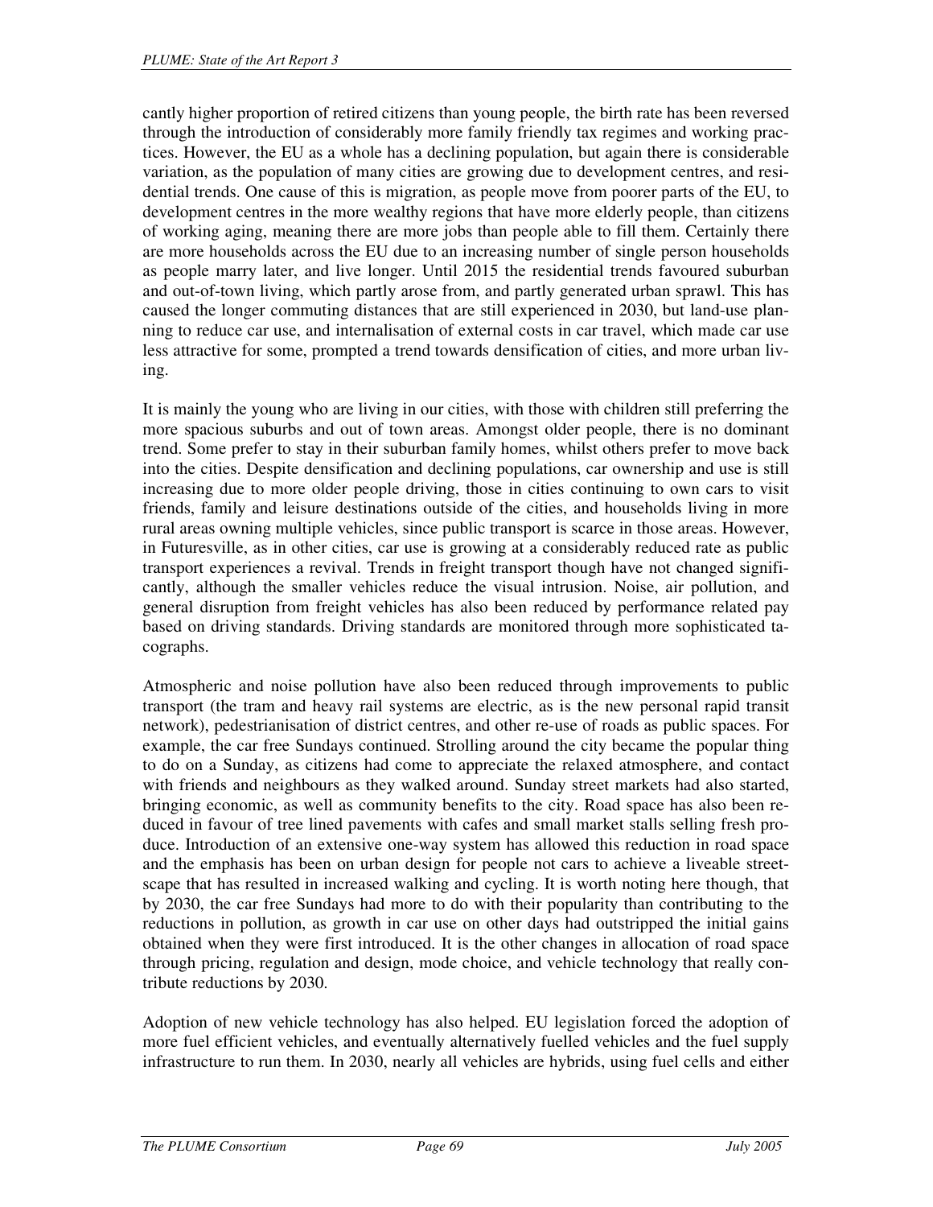cantly higher proportion of retired citizens than young people, the birth rate has been reversed through the introduction of considerably more family friendly tax regimes and working practices. However, the EU as a whole has a declining population, but again there is considerable variation, as the population of many cities are growing due to development centres, and residential trends. One cause of this is migration, as people move from poorer parts of the EU, to development centres in the more wealthy regions that have more elderly people, than citizens of working aging, meaning there are more jobs than people able to fill them. Certainly there are more households across the EU due to an increasing number of single person households as people marry later, and live longer. Until 2015 the residential trends favoured suburban and out-of-town living, which partly arose from, and partly generated urban sprawl. This has caused the longer commuting distances that are still experienced in 2030, but land-use planning to reduce car use, and internalisation of external costs in car travel, which made car use less attractive for some, prompted a trend towards densification of cities, and more urban living.

It is mainly the young who are living in our cities, with those with children still preferring the more spacious suburbs and out of town areas. Amongst older people, there is no dominant trend. Some prefer to stay in their suburban family homes, whilst others prefer to move back into the cities. Despite densification and declining populations, car ownership and use is still increasing due to more older people driving, those in cities continuing to own cars to visit friends, family and leisure destinations outside of the cities, and households living in more rural areas owning multiple vehicles, since public transport is scarce in those areas. However, in Futuresville, as in other cities, car use is growing at a considerably reduced rate as public transport experiences a revival. Trends in freight transport though have not changed significantly, although the smaller vehicles reduce the visual intrusion. Noise, air pollution, and general disruption from freight vehicles has also been reduced by performance related pay based on driving standards. Driving standards are monitored through more sophisticated tacographs.

Atmospheric and noise pollution have also been reduced through improvements to public transport (the tram and heavy rail systems are electric, as is the new personal rapid transit network), pedestrianisation of district centres, and other re-use of roads as public spaces. For example, the car free Sundays continued. Strolling around the city became the popular thing to do on a Sunday, as citizens had come to appreciate the relaxed atmosphere, and contact with friends and neighbours as they walked around. Sunday street markets had also started, bringing economic, as well as community benefits to the city. Road space has also been reduced in favour of tree lined pavements with cafes and small market stalls selling fresh produce. Introduction of an extensive one-way system has allowed this reduction in road space and the emphasis has been on urban design for people not cars to achieve a liveable streetscape that has resulted in increased walking and cycling. It is worth noting here though, that by 2030, the car free Sundays had more to do with their popularity than contributing to the reductions in pollution, as growth in car use on other days had outstripped the initial gains obtained when they were first introduced. It is the other changes in allocation of road space through pricing, regulation and design, mode choice, and vehicle technology that really contribute reductions by 2030.

Adoption of new vehicle technology has also helped. EU legislation forced the adoption of more fuel efficient vehicles, and eventually alternatively fuelled vehicles and the fuel supply infrastructure to run them. In 2030, nearly all vehicles are hybrids, using fuel cells and either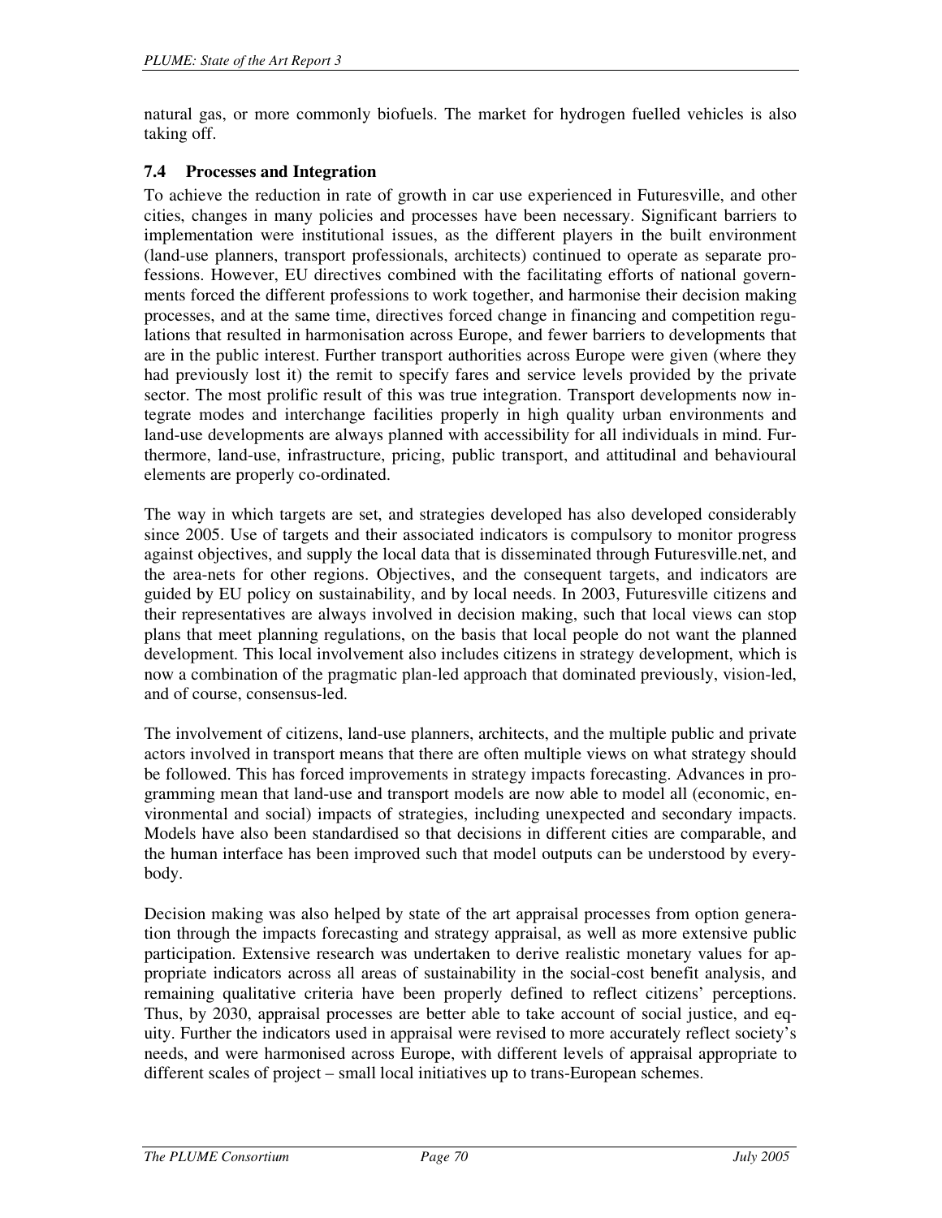natural gas, or more commonly biofuels. The market for hydrogen fuelled vehicles is also taking off.

### 7.4 Processes and Integration

To achieve the reduction in rate of growth in car use experienced in Futuresville, and other cities, changes in many policies and processes have been necessary. Significant barriers to implementation were institutional issues, as the different players in the built environment (land-use planners, transport professionals, architects) continued to operate as separate professions. However, EU directives combined with the facilitating efforts of national governments forced the different professions to work together, and harmonise their decision making processes, and at the same time, directives forced change in financing and competition regulations that resulted in harmonisation across Europe, and fewer barriers to developments that are in the public interest. Further transport authorities across Europe were given (where they had previously lost it) the remit to specify fares and service levels provided by the private sector. The most prolific result of this was true integration. Transport developments now integrate modes and interchange facilities properly in high quality urban environments and land-use developments are always planned with accessibility for all individuals in mind. Furthermore, land-use, infrastructure, pricing, public transport, and attitudinal and behavioural elements are properly co-ordinated.

The way in which targets are set, and strategies developed has also developed considerably since 2005. Use of targets and their associated indicators is compulsory to monitor progress against objectives, and supply the local data that is disseminated through Futuresville.net, and the area-nets for other regions. Objectives, and the consequent targets, and indicators are guided by EU policy on sustainability, and by local needs. In 2003, Futuresville citizens and their representatives are always involved in decision making, such that local views can stop plans that meet planning regulations, on the basis that local people do not want the planned development. This local involvement also includes citizens in strategy development, which is now a combination of the pragmatic plan-led approach that dominated previously, vision-led, and of course, consensus-led.

The involvement of citizens, land-use planners, architects, and the multiple public and private actors involved in transport means that there are often multiple views on what strategy should be followed. This has forced improvements in strategy impacts forecasting. Advances in programming mean that land-use and transport models are now able to model all (economic, environmental and social) impacts of strategies, including unexpected and secondary impacts. Models have also been standardised so that decisions in different cities are comparable, and the human interface has been improved such that model outputs can be understood by everybody.

Decision making was also helped by state of the art appraisal processes from option generation through the impacts forecasting and strategy appraisal, as well as more extensive public participation. Extensive research was undertaken to derive realistic monetary values for appropriate indicators across all areas of sustainability in the social-cost benefit analysis, and remaining qualitative criteria have been properly defined to reflect citizens' perceptions. Thus, by 2030, appraisal processes are better able to take account of social justice, and equity. Further the indicators used in appraisal were revised to more accurately reflect society's needs, and were harmonised across Europe, with different levels of appraisal appropriate to different scales of project – small local initiatives up to trans-European schemes.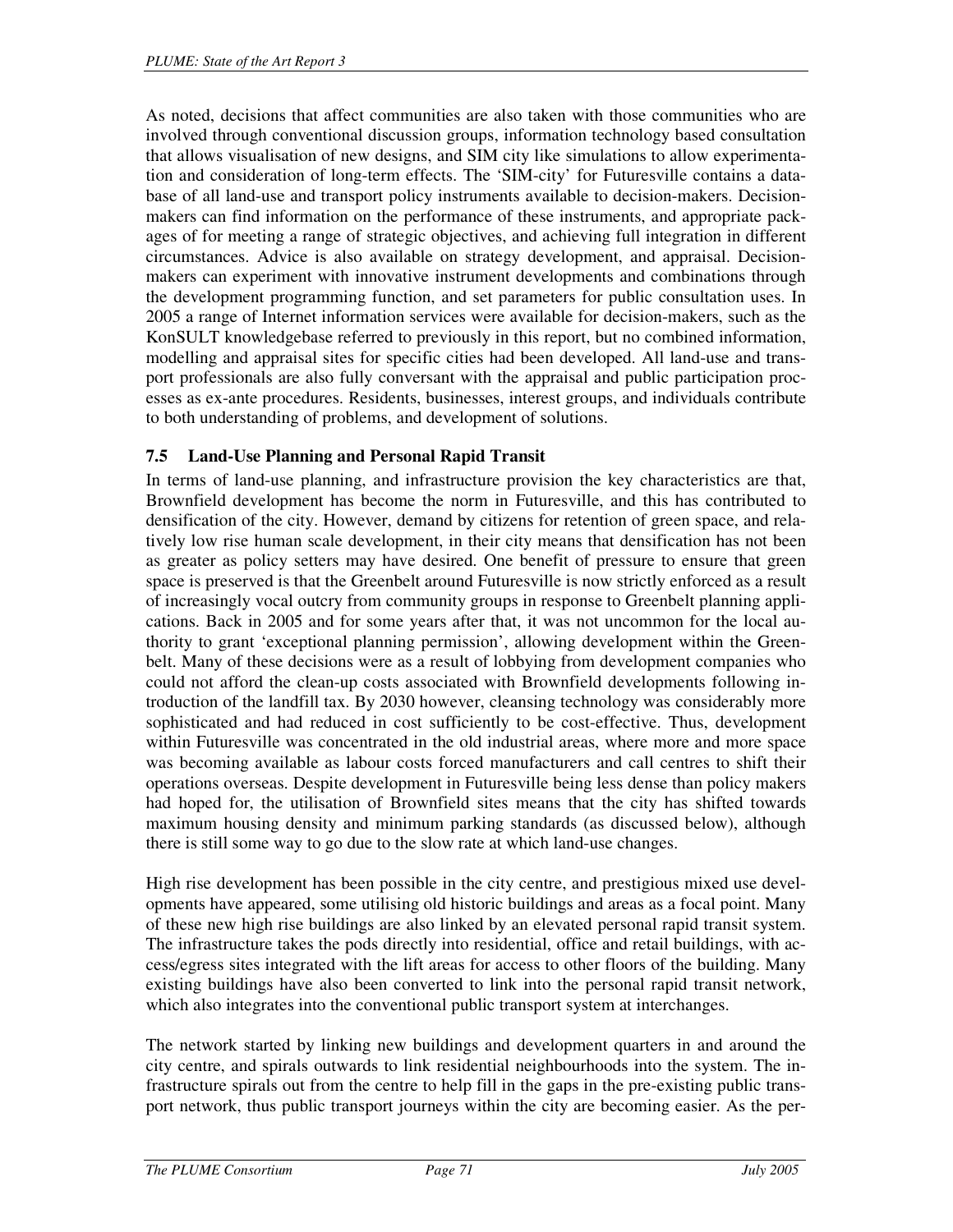As noted, decisions that affect communities are also taken with those communities who are involved through conventional discussion groups, information technology based consultation that allows visualisation of new designs, and SIM city like simulations to allow experimentation and consideration of long-term effects. The 'SIM-city' for Futuresville contains a database of all land-use and transport policy instruments available to decision-makers. Decision-makers can find information on the performance of these instruments, and appropriate packages of for meeting a range of strategic objectives, and achieving full integration in different circumstances. Advice is also available on strategy development, and appraisal. Decision-makers can experiment with innovative instrument developments and combinations through the development programming function, and set parameters for public consultation uses. In 2005 a range of Internet information services were available for decision-makers, such as the KonSULT knowledgebase referred to previously in this report, but no combined information, modelling and appraisal sites for specific cities had been developed. All land-use and transport professionals are also fully conversant with the appraisal and public participation processes as ex-ante procedures. Residents, businesses, interest groups, and individuals contribute to both understanding of problems, and development of solutions.

### 7.5 Land-Use Planning and Personal Rapid Transit

In terms of land-use planning, and infrastructure provision the key characteristics are that, Brownfield development has become the norm in Futuresville, and this has contributed to densification of the city. However, demand by citizens for retention of green space, and relatively low rise human scale development, in their city means that densification has not been as greater as policy setters may have desired. One benefit of pressure to ensure that green space is preserved is that the Greenbelt around Futuresville is now strictly enforced as a result of increasingly vocal outcry from community groups in response to Greenbelt planning applications. Back in 2005 and for some years after that, it was not uncommon for the local authority to grant 'exceptional planning permission', allowing development within the Greenbelt. Many of these decisions were as a result of lobbying from development companies who could not afford the clean-up costs associated with Brownfield developments following introduction of the landfill tax. By 2030 however, cleansing technology was considerably more sophisticated and had reduced in cost sufficiently to be cost-effective. Thus, development within Futuresville was concentrated in the old industrial areas, where more and more space was becoming available as labour costs forced manufacturers and call centres to shift their operations overseas. Despite development in Futuresville being less dense than policy makers had hoped for, the utilisation of Brownfield sites means that the city has shifted towards maximum housing density and minimum parking standards (as discussed below), although there is still some way to go due to the slow rate at which land-use changes.

High rise development has been possible in the city centre, and prestigious mixed use developments have appeared, some utilising old historic buildings and areas as a focal point. Many of these new high rise buildings are also linked by an elevated personal rapid transit system. The infrastructure takes the pods directly into residential, office and retail buildings, with access/egress sites integrated with the lift areas for access to other floors of the building. Many existing buildings have also been converted to link into the personal rapid transit network, which also integrates into the conventional public transport system at interchanges.

The network started by linking new buildings and development quarters in and around the city centre, and spirals outwards to link residential neighbourhoods into the system. The infrastructure spirals out from the centre to help fill in the gaps in the pre-existing public transport network, thus public transport journeys within the city are becoming easier. As the per-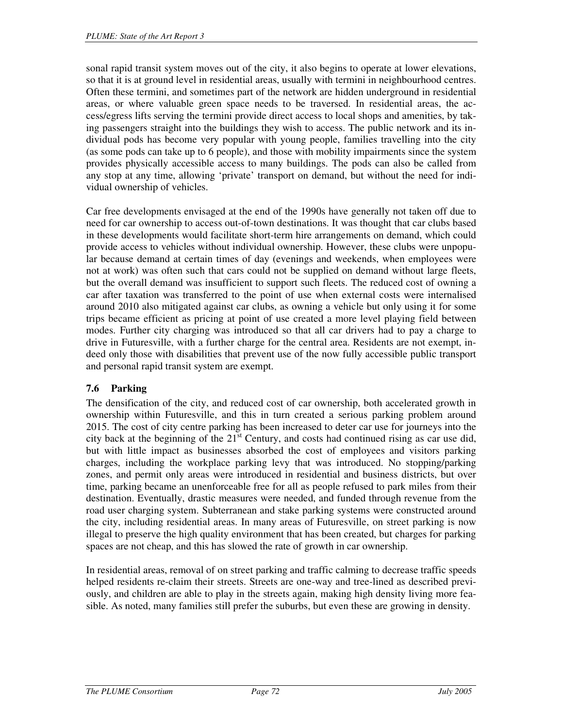sonal rapid transit system moves out of the city, it also begins to operate at lower elevations, so that it is at ground level in residential areas, usually with termini in neighbourhood centres. Often these termini, and sometimes part of the network are hidden underground in residential areas, or where valuable green space needs to be traversed. In residential areas, the access/egress lifts serving the termini provide direct access to local shops and amenities, by taking passengers straight into the buildings they wish to access. The public network and its individual pods has become very popular with young people, families travelling into the city (as some pods can take up to 6 people), and those with mobility impairments since the system provides physically accessible access to many buildings. The pods can also be called from any stop at any time, allowing 'private' transport on demand, but without the need for individual ownership of vehicles.

Car free developments envisaged at the end of the 1990s have generally not taken off due to need for car ownership to access out-of-town destinations. It was thought that car clubs based in these developments would facilitate short-term hire arrangements on demand, which could provide access to vehicles without individual ownership. However, these clubs were unpopular because demand at certain times of day (evenings and weekends, when employees were not at work) was often such that cars could not be supplied on demand without large fleets, but the overall demand was insufficient to support such fleets. The reduced cost of owning a car after taxation was transferred to the point of use when external costs were internalised around 2010 also mitigated against car clubs, as owning a vehicle but only using it for some trips became efficient as pricing at point of use created a more level playing field between modes. Further city charging was introduced so that all car drivers had to pay a charge to drive in Futuresville, with a further charge for the central area. Residents are not exempt, indeed only those with disabilities that prevent use of the now fully accessible public transport and personal rapid transit system are exempt.

### 7.6 Parking

The densification of the city, and reduced cost of car ownership, both accelerated growth in ownership within Futuresville, and this in turn created a serious parking problem around 2015. The cost of city centre parking has been increased to deter car use for journeys into the city back at the beginning of the 21st Century, and costs had continued rising as car use did, but with little impact as businesses absorbed the cost of employees and visitors parking charges, including the workplace parking levy that was introduced. No stopping/parking zones, and permit only areas were introduced in residential and business districts, but over time, parking became an unenforceable free for all as people refused to park miles from their destination. Eventually, drastic measures were needed, and funded through revenue from the road user charging system. Subterranean and stake parking systems were constructed around the city, including residential areas. In many areas of Futuresville, on street parking is now illegal to preserve the high quality environment that has been created, but charges for parking spaces are not cheap, and this has slowed the rate of growth in car ownership.

In residential areas, removal of on street parking and traffic calming to decrease traffic speeds helped residents re-claim their streets. Streets are one-way and tree-lined as described previously, and children are able to play in the streets again, making high density living more feasible. As noted, many families still prefer the suburbs, but even these are growing in density.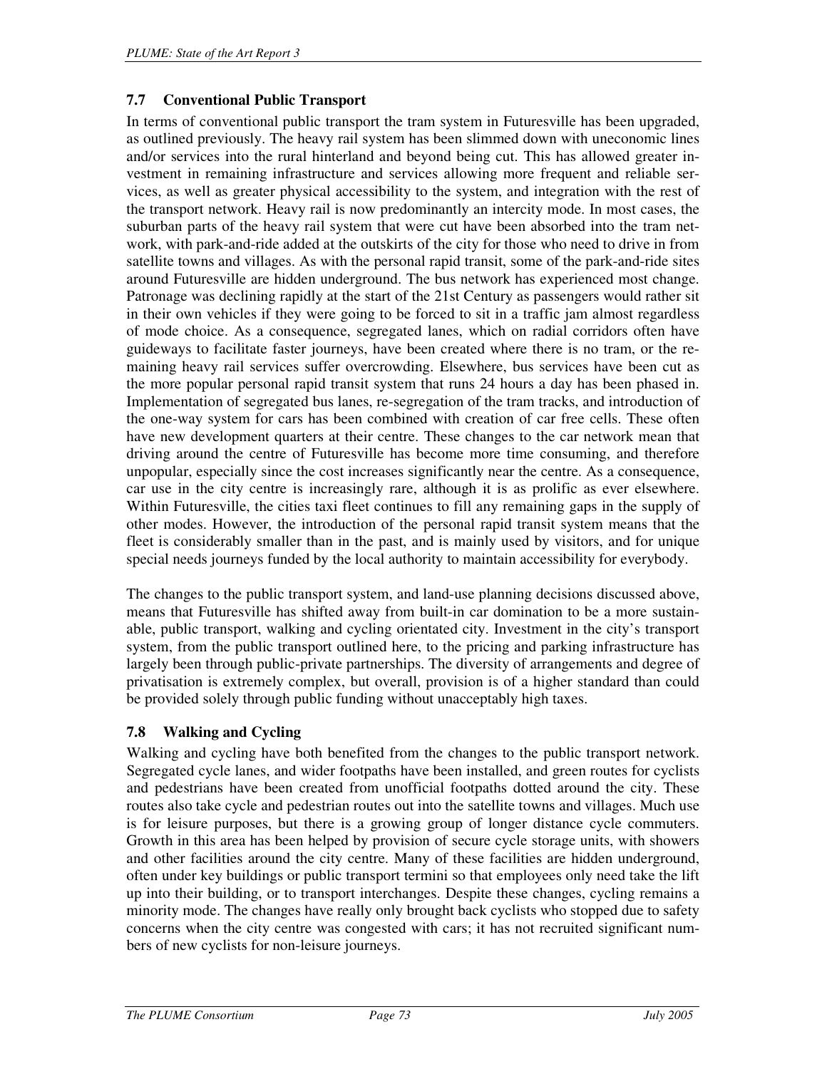## 7.7 Conventional Public Transport

In terms of conventional public transport the tram system in Futuresville has been upgraded, as outlined previously. The heavy rail system has been slimmed down with uneconomic lines and/or services into the rural hinterland and beyond being cut. This has allowed greater investment in remaining infrastructure and services allowing more frequent and reliable services, as well as greater physical accessibility to the system, and integration with the rest of the transport network. Heavy rail is now predominantly an intercity mode. In most cases, the suburban parts of the heavy rail system that were cut have been absorbed into the tram network, with park-and-ride added at the outskirts of the city for those who need to drive in from satellite towns and villages. As with the personal rapid transit, some of the park-and-ride sites around Futuresville are hidden underground. The bus network has experienced most change. Patronage was declining rapidly at the start of the 21st Century as passengers would rather sit in their own vehicles if they were going to be forced to sit in a traffic jam almost regardless of mode choice. As a consequence, segregated lanes, which on radial corridors often have guideways to facilitate faster journeys, have been created where there is no tram, or the remaining heavy rail services suffer overcrowding. Elsewhere, bus services have been cut as the more popular personal rapid transit system that runs 24 hours a day has been phased in. Implementation of segregated bus lanes, re-segregation of the tram tracks, and introduction of the one-way system for cars has been combined with creation of car free cells. These often have new development quarters at their centre. These changes to the car network mean that driving around the centre of Futuresville has become more time consuming, and therefore unpopular, especially since the cost increases significantly near the centre. As a consequence, car use in the city centre is increasingly rare, although it is as prolific as ever elsewhere. Within Futuresville, the cities taxi fleet continues to fill any remaining gaps in the supply of other modes. However, the introduction of the personal rapid transit system means that the fleet is considerably smaller than in the past, and is mainly used by visitors, and for unique special needs journeys funded by the local authority to maintain accessibility for everybody.

The changes to the public transport system, and land-use planning decisions discussed above, means that Futuresville has shifted away from built-in car domination to be a more sustainable, public transport, walking and cycling orientated city. Investment in the city's transport system, from the public transport outlined here, to the pricing and parking infrastructure has largely been through public-private partnerships. The diversity of arrangements and degree of privatisation is extremely complex, but overall, provision is of a higher standard than could be provided solely through public funding without unacceptably high taxes.

## 7.8 Walking and Cycling

Walking and cycling have both benefited from the changes to the public transport network. Segregated cycle lanes, and wider footpaths have been installed, and green routes for cyclists and pedestrians have been created from unofficial footpaths dotted around the city. These routes also take cycle and pedestrian routes out into the satellite towns and villages. Much use is for leisure purposes, but there is a growing group of longer distance cycle commuters. Growth in this area has been helped by provision of secure cycle storage units, with showers and other facilities around the city centre. Many of these facilities are hidden underground, often under key buildings or public transport termini so that employees only need take the lift up into their building, or to transport interchanges. Despite these changes, cycling remains a minority mode. The changes have really only brought back cyclists who stopped due to safety concerns when the city centre was congested with cars; it has not recruited significant numbers of new cyclists for non-leisure journeys.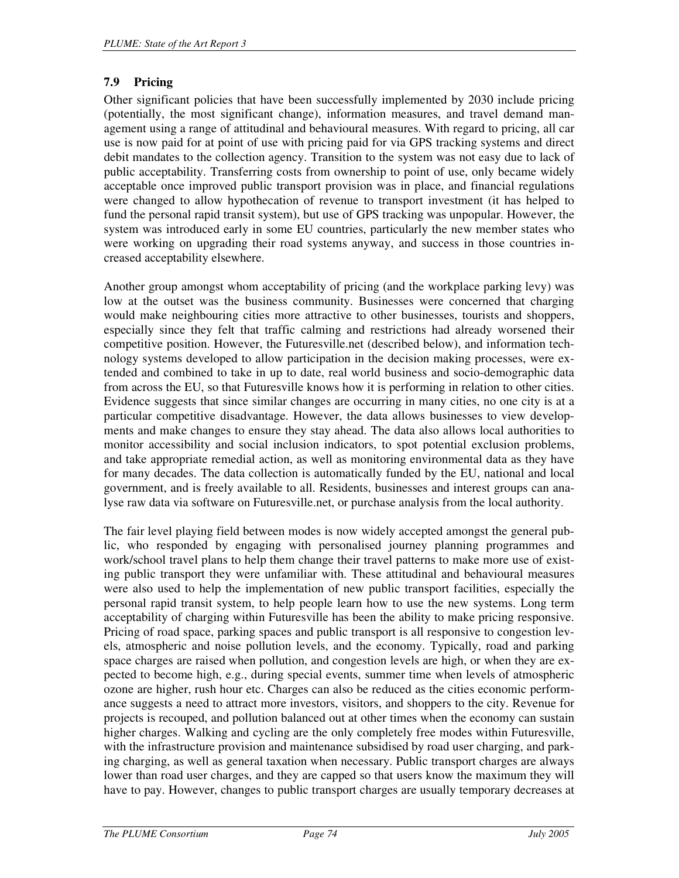### 7.9 Pricing

Other significant policies that have been successfully implemented by 2030 include pricing (potentially, the most significant change), information measures, and travel demand management using a range of attitudinal and behavioural measures. With regard to pricing, all car use is now paid for at point of use with pricing paid for via GPS tracking systems and direct debit mandates to the collection agency. Transition to the system was not easy due to lack of public acceptability. Transferring costs from ownership to point of use, only became widely acceptable once improved public transport provision was in place, and financial regulations were changed to allow hypothecation of revenue to transport investment (it has helped to fund the personal rapid transit system), but use of GPS tracking was unpopular. However, the system was introduced early in some EU countries, particularly the new member states who were working on upgrading their road systems anyway, and success in those countries increased acceptability elsewhere.

Another group amongst whom acceptability of pricing (and the workplace parking levy) was low at the outset was the business community. Businesses were concerned that charging would make neighbouring cities more attractive to other businesses, tourists and shoppers, especially since they felt that traffic calming and restrictions had already worsened their competitive position. However, the Futuresville.net (described below), and information technology systems developed to allow participation in the decision making processes, were extended and combined to take in up to date, real world business and socio-demographic data from across the EU, so that Futuresville knows how it is performing in relation to other cities. Evidence suggests that since similar changes are occurring in many cities, no one city is at a particular competitive disadvantage. However, the data allows businesses to view developments and make changes to ensure they stay ahead. The data also allows local authorities to monitor accessibility and social inclusion indicators, to spot potential exclusion problems, and take appropriate remedial action, as well as monitoring environmental data as they have for many decades. The data collection is automatically funded by the EU, national and local government, and is freely available to all. Residents, businesses and interest groups can analyse raw data via software on Futuresville.net, or purchase analysis from the local authority.

The fair level playing field between modes is now widely accepted amongst the general public, who responded by engaging with personalised journey planning programmes and work/school travel plans to help them change their travel patterns to make more use of existing public transport they were unfamiliar with. These attitudinal and behavioural measures were also used to help the implementation of new public transport facilities, especially the personal rapid transit system, to help people learn how to use the new systems. Long term acceptability of charging within Futuresville has been the ability to make pricing responsive. Pricing of road space, parking spaces and public transport is all responsive to congestion levels, atmospheric and noise pollution levels, and the economy. Typically, road and parking space charges are raised when pollution, and congestion levels are high, or when they are expected to become high, e.g., during special events, summer time when levels of atmospheric ozone are higher, rush hour etc. Charges can also be reduced as the cities economic performance suggests a need to attract more investors, visitors, and shoppers to the city. Revenue for projects is recouped, and pollution balanced out at other times when the economy can sustain higher charges. Walking and cycling are the only completely free modes within Futuresville, with the infrastructure provision and maintenance subsidised by road user charging, and parking charging, as well as general taxation when necessary. Public transport charges are always lower than road user charges, and they are capped so that users know the maximum they will have to pay. However, changes to public transport charges are usually temporary decreases at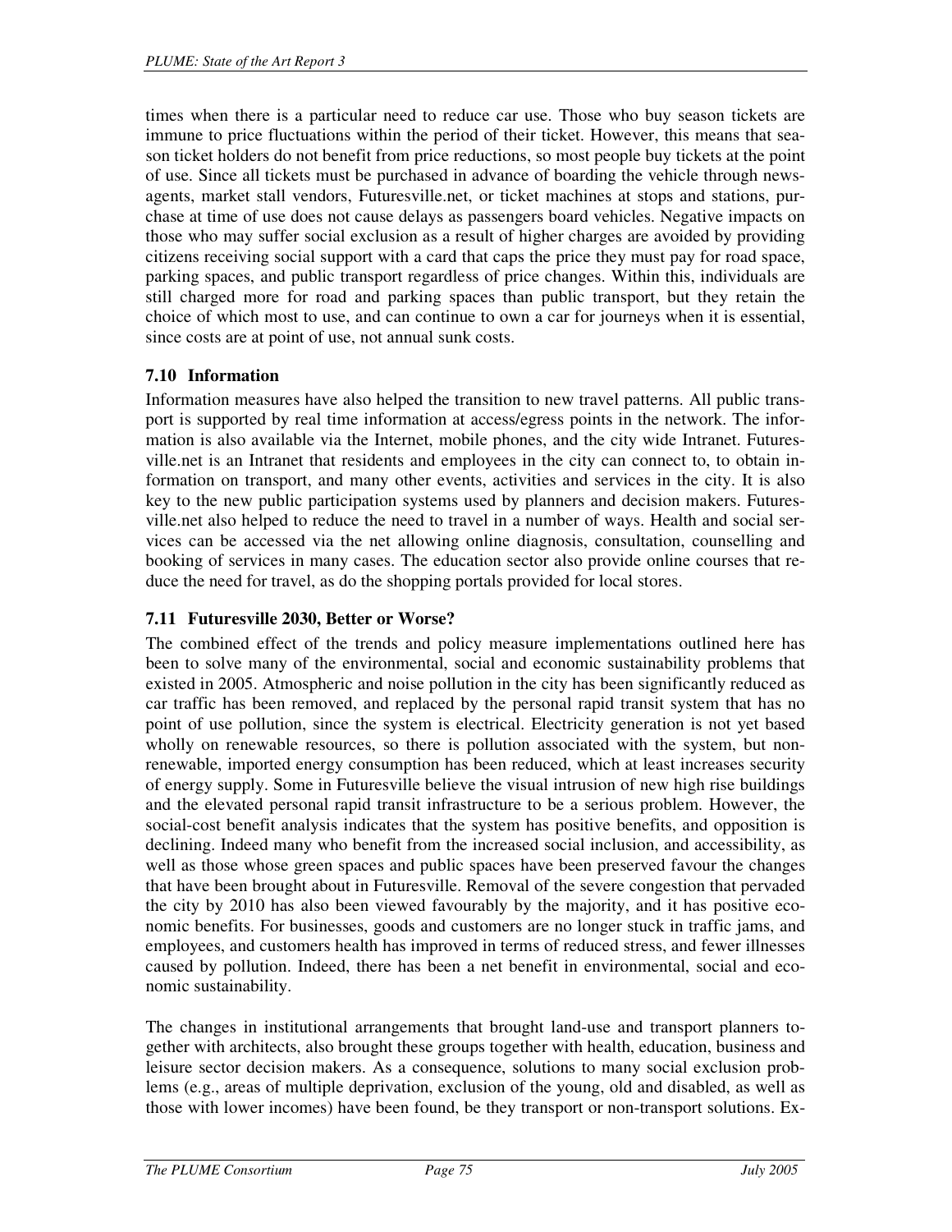times when there is a particular need to reduce car use. Those who buy season tickets are immune to price fluctuations within the period of their ticket. However, this means that season ticket holders do not benefit from price reductions, so most people buy tickets at the point of use. Since all tickets must be purchased in advance of boarding the vehicle through newsagents, market stall vendors, Futuresville.net, or ticket machines at stops and stations, purchase at time of use does not cause delays as passengers board vehicles. Negative impacts on those who may suffer social exclusion as a result of higher charges are avoided by providing citizens receiving social support with a card that caps the price they must pay for road space, parking spaces, and public transport regardless of price changes. Within this, individuals are still charged more for road and parking spaces than public transport, but they retain the choice of which most to use, and can continue to own a car for journeys when it is essential, since costs are at point of use, not annual sunk costs.

### 7.10 Information

Information measures have also helped the transition to new travel patterns. All public transport is supported by real time information at access/egress points in the network. The information is also available via the Internet, mobile phones, and the city wide Intranet. Futuresville.net is an Intranet that residents and employees in the city can connect to, to obtain information on transport, and many other events, activities and services in the city. It is also key to the new public participation systems used by planners and decision makers. Futuresville.net also helped to reduce the need to travel in a number of ways. Health and social services can be accessed via the net allowing online diagnosis, consultation, counselling and booking of services in many cases. The education sector also provide online courses that reduce the need for travel, as do the shopping portals provided for local stores.

### 7.11 Futuresville 2030, Better or Worse?

The combined effect of the trends and policy measure implementations outlined here has been to solve many of the environmental, social and economic sustainability problems that existed in 2005. Atmospheric and noise pollution in the city has been significantly reduced as car traffic has been removed, and replaced by the personal rapid transit system that has no point of use pollution, since the system is electrical. Electricity generation is not yet based wholly on renewable resources, so there is pollution associated with the system, but non-renewable, imported energy consumption has been reduced, which at least increases security of energy supply. Some in Futuresville believe the visual intrusion of new high rise buildings and the elevated personal rapid transit infrastructure to be a serious problem. However, the social-cost benefit analysis indicates that the system has positive benefits, and opposition is declining. Indeed many who benefit from the increased social inclusion, and accessibility, as well as those whose green spaces and public spaces have been preserved favour the changes that have been brought about in Futuresville. Removal of the severe congestion that pervaded the city by 2010 has also been viewed favourably by the majority, and it has positive economic benefits. For businesses, goods and customers are no longer stuck in traffic jams, and employees, and customers health has improved in terms of reduced stress, and fewer illnesses caused by pollution. Indeed, there has been a net benefit in environmental, social and economic sustainability.

The changes in institutional arrangements that brought land-use and transport planners together with architects, also brought these groups together with health, education, business and leisure sector decision makers. As a consequence, solutions to many social exclusion problems (e.g., areas of multiple deprivation, exclusion of the young, old and disabled, as well as those with lower incomes) have been found, be they transport or non-transport solutions. Ex-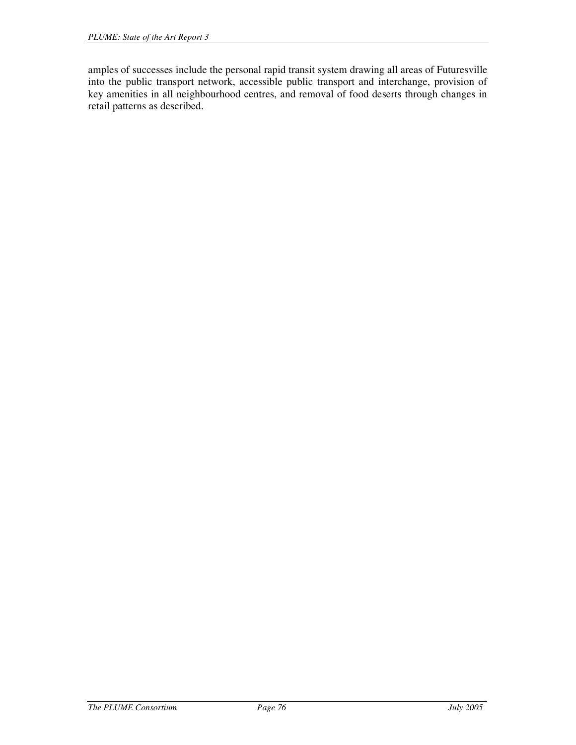amples of successes include the personal rapid transit system drawing all areas of Futuresville into the public transport network, accessible public transport and interchange, provision of key amenities in all neighbourhood centres, and removal of food deserts through changes in retail patterns as described.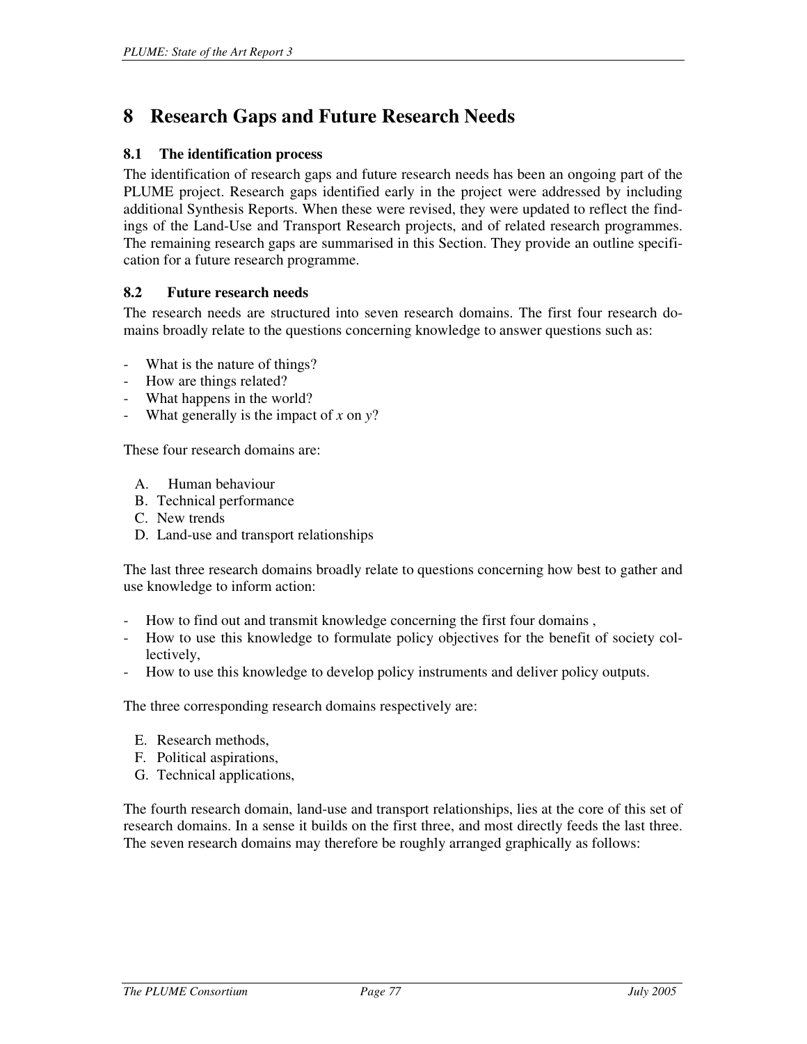# 8 Research Gaps and Future Research Needs

## 8.1 The identification process

The identification of research gaps and future research needs has been an ongoing part of the PLUME project. Research gaps identified early in the project were addressed by including additional Synthesis Reports. When these were revised, they were updated to reflect the findings of the Land-Use and Transport Research projects, and of related research programmes. The remaining research gaps are summarised in this Section. They provide an outline specification for a future research programme.

## 8.2 Future research needs

The research needs are structured into seven research domains. The first four research domains broadly relate to the questions concerning knowledge to answer questions such as:

- What is the nature of things?
- How are things related?
- What happens in the world?
- What generally is the impact of *x* on *y*?

These four research domains are:

A. Human behaviour
B. Technical performance
C. New trends
D. Land-use and transport relationships

The last three research domains broadly relate to questions concerning how best to gather and use knowledge to inform action:

- How to find out and transmit knowledge concerning the first four domains ,
- How to use this knowledge to formulate policy objectives for the benefit of society collectively,
- How to use this knowledge to develop policy instruments and deliver policy outputs.

The three corresponding research domains respectively are:

E. Research methods,
F. Political aspirations,
G. Technical applications,

The fourth research domain, land-use and transport relationships, lies at the core of this set of research domains. In a sense it builds on the first three, and most directly feeds the last three. The seven research domains may therefore be roughly arranged graphically as follows: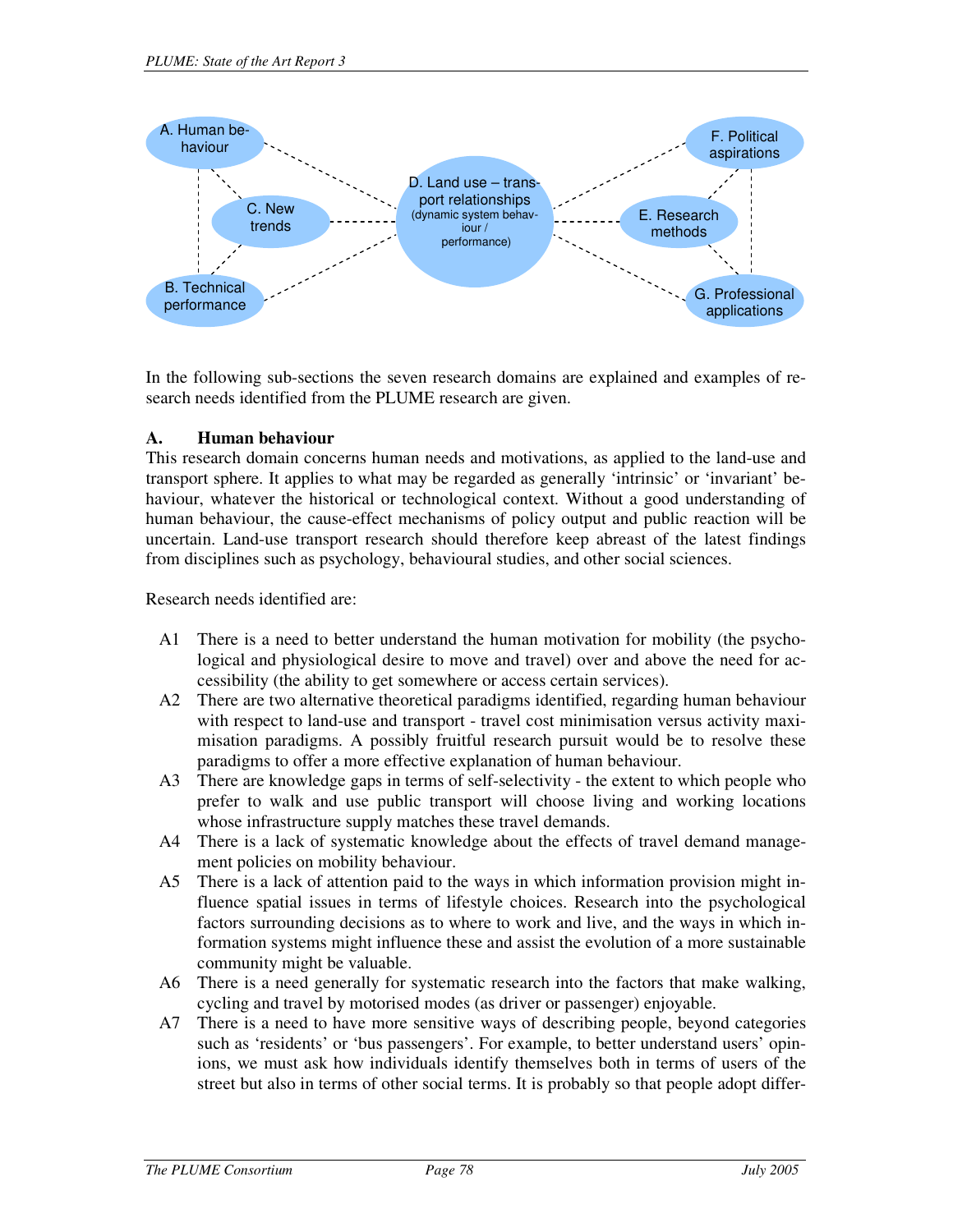In the following sub-sections the seven research domains are explained and examples of research needs identified from the PLUME research are given.

**A. Human behaviour**

This research domain concerns human needs and motivations, as applied to the land-use and transport sphere. It applies to what may be regarded as generally 'intrinsic' or 'invariant' behaviour, whatever the historical or technological context. Without a good understanding of human behaviour, the cause-effect mechanisms of policy output and public reaction will be uncertain. Land-use transport research should therefore keep abreast of the latest findings from disciplines such as psychology, behavioural studies, and other social sciences.

Research needs identified are:

- A1 There is a need to better understand the human motivation for mobility (the psychological and physiological desire to move and travel) over and above the need for accessibility (the ability to get somewhere or access certain services).
- A2 There are two alternative theoretical paradigms identified, regarding human behaviour with respect to land-use and transport - travel cost minimisation versus activity maximisation paradigms. A possibly fruitful research pursuit would be to resolve these paradigms to offer a more effective explanation of human behaviour.
- A3 There are knowledge gaps in terms of self-selectivity - the extent to which people who prefer to walk and use public transport will choose living and working locations whose infrastructure supply matches these travel demands.
- A4 There is a lack of systematic knowledge about the effects of travel demand management policies on mobility behaviour.
- A5 There is a lack of attention paid to the ways in which information provision might influence spatial issues in terms of lifestyle choices. Research into the psychological factors surrounding decisions as to where to work and live, and the ways in which information systems might influence these and assist the evolution of a more sustainable community might be valuable.
- A6 There is a need generally for systematic research into the factors that make walking, cycling and travel by motorised modes (as driver or passenger) enjoyable.
- A7 There is a need to have more sensitive ways of describing people, beyond categories such as 'residents' or 'bus passengers'. For example, to better understand users' opinions, we must ask how individuals identify themselves both in terms of users of the street but also in terms of other social terms. It is probably so that people adopt differ-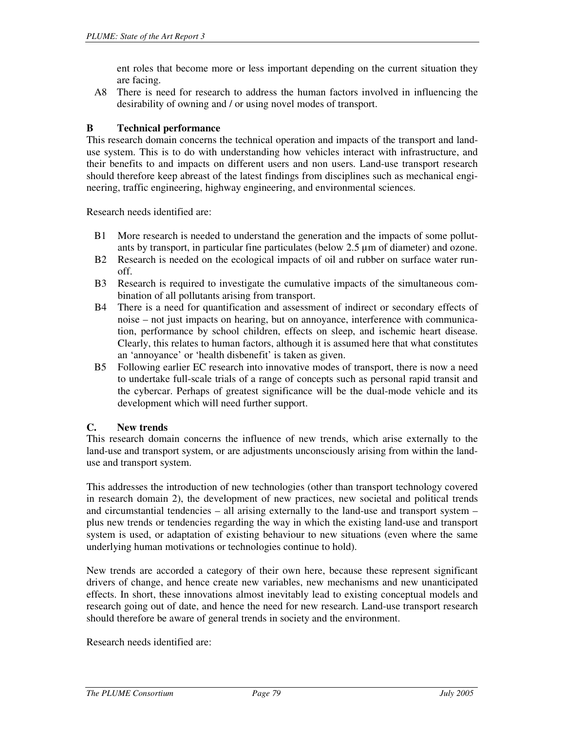ent roles that become more or less important depending on the current situation they are facing.

A8 There is need for research to address the human factors involved in influencing the desirability of owning and / or using novel modes of transport.

### B Technical performance

This research domain concerns the technical operation and impacts of the transport and land-use system. This is to do with understanding how vehicles interact with infrastructure, and their benefits to and impacts on different users and non users. Land-use transport research should therefore keep abreast of the latest findings from disciplines such as mechanical engineering, traffic engineering, highway engineering, and environmental sciences.

Research needs identified are:

- B1 More research is needed to understand the generation and the impacts of some pollutants by transport, in particular fine particulates (below 2.5 µm of diameter) and ozone.
- B2 Research is needed on the ecological impacts of oil and rubber on surface water run-off.
- B3 Research is required to investigate the cumulative impacts of the simultaneous combination of all pollutants arising from transport.
- B4 There is a need for quantification and assessment of indirect or secondary effects of noise – not just impacts on hearing, but on annoyance, interference with communication, performance by school children, effects on sleep, and ischemic heart disease. Clearly, this relates to human factors, although it is assumed here that what constitutes an 'annoyance' or 'health disbenefit' is taken as given.
- B5 Following earlier EC research into innovative modes of transport, there is now a need to undertake full-scale trials of a range of concepts such as personal rapid transit and the cybercar. Perhaps of greatest significance will be the dual-mode vehicle and its development which will need further support.

### C. New trends

This research domain concerns the influence of new trends, which arise externally to the land-use and transport system, or are adjustments unconsciously arising from within the land-use and transport system.

This addresses the introduction of new technologies (other than transport technology covered in research domain 2), the development of new practices, new societal and political trends and circumstantial tendencies – all arising externally to the land-use and transport system – plus new trends or tendencies regarding the way in which the existing land-use and transport system is used, or adaptation of existing behaviour to new situations (even where the same underlying human motivations or technologies continue to hold).

New trends are accorded a category of their own here, because these represent significant drivers of change, and hence create new variables, new mechanisms and new unanticipated effects. In short, these innovations almost inevitably lead to existing conceptual models and research going out of date, and hence the need for new research. Land-use transport research should therefore be aware of general trends in society and the environment.

Research needs identified are: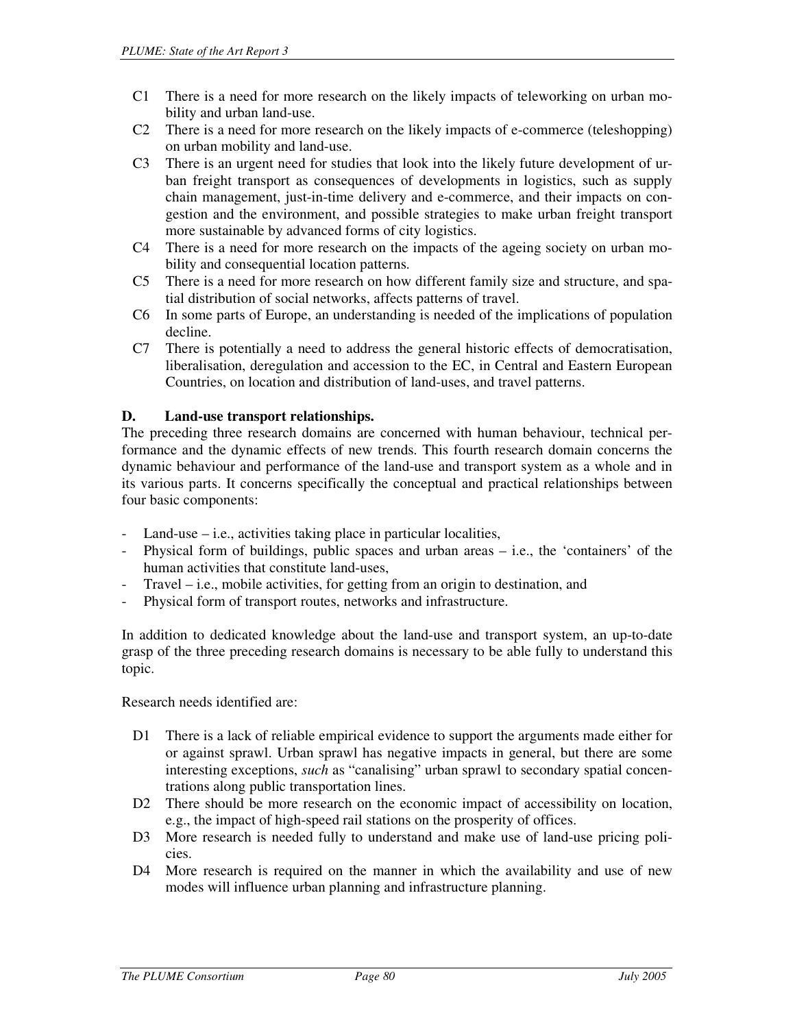C1 There is a need for more research on the likely impacts of teleworking on urban mobility and urban land-use.

C2 There is a need for more research on the likely impacts of e-commerce (teleshopping) on urban mobility and land-use.

C3 There is an urgent need for studies that look into the likely future development of urban freight transport as consequences of developments in logistics, such as supply chain management, just-in-time delivery and e-commerce, and their impacts on congestion and the environment, and possible strategies to make urban freight transport more sustainable by advanced forms of city logistics.

C4 There is a need for more research on the impacts of the ageing society on urban mobility and consequential location patterns.

C5 There is a need for more research on how different family size and structure, and spatial distribution of social networks, affects patterns of travel.

C6 In some parts of Europe, an understanding is needed of the implications of population decline.

C7 There is potentially a need to address the general historic effects of democratisation, liberalisation, deregulation and accession to the EC, in Central and Eastern European Countries, on location and distribution of land-uses, and travel patterns.

**D. Land-use transport relationships.**

The preceding three research domains are concerned with human behaviour, technical performance and the dynamic effects of new trends. This fourth research domain concerns the dynamic behaviour and performance of the land-use and transport system as a whole and in its various parts. It concerns specifically the conceptual and practical relationships between four basic components:

- Land-use – i.e., activities taking place in particular localities,
- Physical form of buildings, public spaces and urban areas – i.e., the 'containers' of the human activities that constitute land-uses,
- Travel – i.e., mobile activities, for getting from an origin to destination, and
- Physical form of transport routes, networks and infrastructure.

In addition to dedicated knowledge about the land-use and transport system, an up-to-date grasp of the three preceding research domains is necessary to be able fully to understand this topic.

Research needs identified are:

D1 There is a lack of reliable empirical evidence to support the arguments made either for or against sprawl. Urban sprawl has negative impacts in general, but there are some interesting exceptions, *such* as "canalising" urban sprawl to secondary spatial concentrations along public transportation lines.

D2 There should be more research on the economic impact of accessibility on location, e.g., the impact of high-speed rail stations on the prosperity of offices.

D3 More research is needed fully to understand and make use of land-use pricing policies.

D4 More research is required on the manner in which the availability and use of new modes will influence urban planning and infrastructure planning.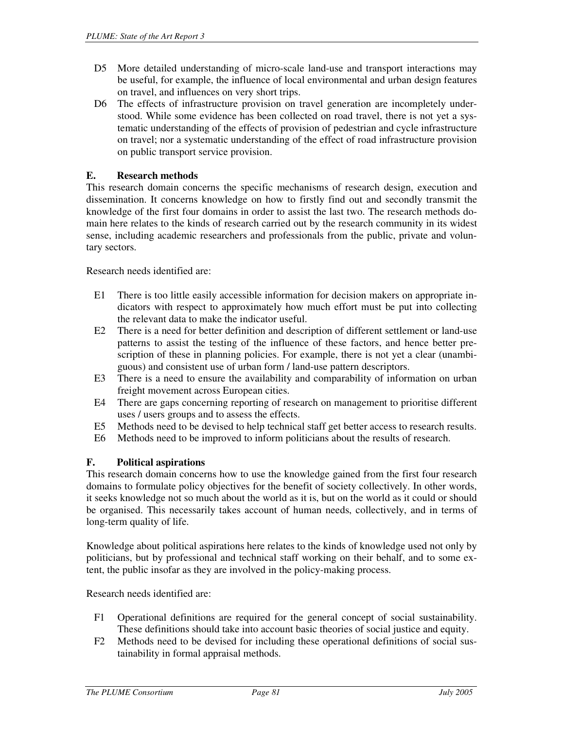D5 More detailed understanding of micro-scale land-use and transport interactions may be useful, for example, the influence of local environmental and urban design features on travel, and influences on very short trips.

D6 The effects of infrastructure provision on travel generation are incompletely understood. While some evidence has been collected on road travel, there is not yet a systematic understanding of the effects of provision of pedestrian and cycle infrastructure on travel; nor a systematic understanding of the effect of road infrastructure provision on public transport service provision.

### E. Research methods

This research domain concerns the specific mechanisms of research design, execution and dissemination. It concerns knowledge on how to firstly find out and secondly transmit the knowledge of the first four domains in order to assist the last two. The research methods domain here relates to the kinds of research carried out by the research community in its widest sense, including academic researchers and professionals from the public, private and voluntary sectors.

Research needs identified are:

E1 There is too little easily accessible information for decision makers on appropriate indicators with respect to approximately how much effort must be put into collecting the relevant data to make the indicator useful.

E2 There is a need for better definition and description of different settlement or land-use patterns to assist the testing of the influence of these factors, and hence better prescription of these in planning policies. For example, there is not yet a clear (unambiguous) and consistent use of urban form / land-use pattern descriptors.

E3 There is a need to ensure the availability and comparability of information on urban freight movement across European cities.

E4 There are gaps concerning reporting of research on management to prioritise different uses / users groups and to assess the effects.

E5 Methods need to be devised to help technical staff get better access to research results.

E6 Methods need to be improved to inform politicians about the results of research.

### F. Political aspirations

This research domain concerns how to use the knowledge gained from the first four research domains to formulate policy objectives for the benefit of society collectively. In other words, it seeks knowledge not so much about the world as it is, but on the world as it could or should be organised. This necessarily takes account of human needs, collectively, and in terms of long-term quality of life.

Knowledge about political aspirations here relates to the kinds of knowledge used not only by politicians, but by professional and technical staff working on their behalf, and to some extent, the public insofar as they are involved in the policy-making process.

Research needs identified are:

F1 Operational definitions are required for the general concept of social sustainability. These definitions should take into account basic theories of social justice and equity.

F2 Methods need to be devised for including these operational definitions of social sustainability in formal appraisal methods.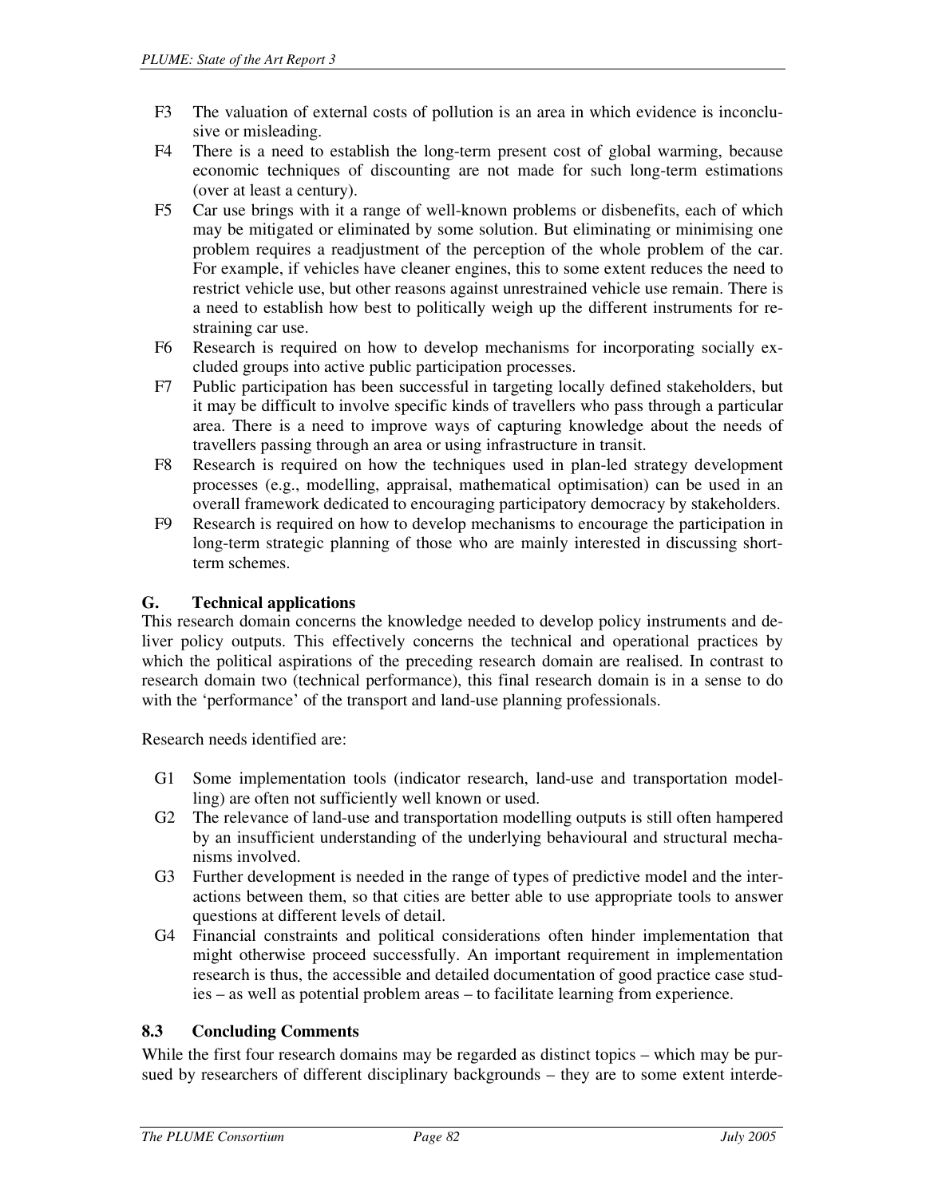F3 The valuation of external costs of pollution is an area in which evidence is inconclusive or misleading.

F4 There is a need to establish the long-term present cost of global warming, because economic techniques of discounting are not made for such long-term estimations (over at least a century).

F5 Car use brings with it a range of well-known problems or disbenefits, each of which may be mitigated or eliminated by some solution. But eliminating or minimising one problem requires a readjustment of the perception of the whole problem of the car. For example, if vehicles have cleaner engines, this to some extent reduces the need to restrict vehicle use, but other reasons against unrestrained vehicle use remain. There is a need to establish how best to politically weigh up the different instruments for restraining car use.

F6 Research is required on how to develop mechanisms for incorporating socially excluded groups into active public participation processes.

F7 Public participation has been successful in targeting locally defined stakeholders, but it may be difficult to involve specific kinds of travellers who pass through a particular area. There is a need to improve ways of capturing knowledge about the needs of travellers passing through an area or using infrastructure in transit.

F8 Research is required on how the techniques used in plan-led strategy development processes (e.g., modelling, appraisal, mathematical optimisation) can be used in an overall framework dedicated to encouraging participatory democracy by stakeholders.

F9 Research is required on how to develop mechanisms to encourage the participation in long-term strategic planning of those who are mainly interested in discussing short-term schemes.

### G. Technical applications

This research domain concerns the knowledge needed to develop policy instruments and deliver policy outputs. This effectively concerns the technical and operational practices by which the political aspirations of the preceding research domain are realised. In contrast to research domain two (technical performance), this final research domain is in a sense to do with the 'performance' of the transport and land-use planning professionals.

Research needs identified are:

G1 Some implementation tools (indicator research, land-use and transportation modelling) are often not sufficiently well known or used.

G2 The relevance of land-use and transportation modelling outputs is still often hampered by an insufficient understanding of the underlying behavioural and structural mechanisms involved.

G3 Further development is needed in the range of types of predictive model and the interactions between them, so that cities are better able to use appropriate tools to answer questions at different levels of detail.

G4 Financial constraints and political considerations often hinder implementation that might otherwise proceed successfully. An important requirement in implementation research is thus, the accessible and detailed documentation of good practice case studies – as well as potential problem areas – to facilitate learning from experience.

## 8.3 Concluding Comments

While the first four research domains may be regarded as distinct topics – which may be pursued by researchers of different disciplinary backgrounds – they are to some extent interde-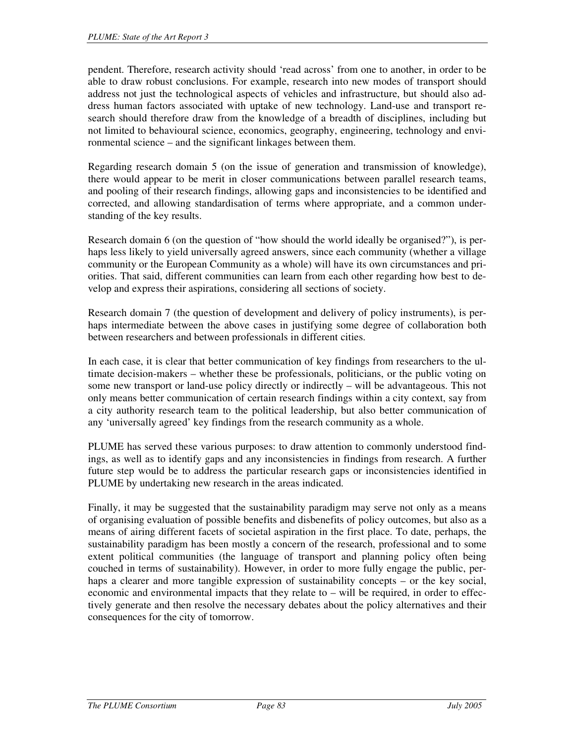pendent. Therefore, research activity should 'read across' from one to another, in order to be able to draw robust conclusions. For example, research into new modes of transport should address not just the technological aspects of vehicles and infrastructure, but should also address human factors associated with uptake of new technology. Land-use and transport research should therefore draw from the knowledge of a breadth of disciplines, including but not limited to behavioural science, economics, geography, engineering, technology and environmental science – and the significant linkages between them.

Regarding research domain 5 (on the issue of generation and transmission of knowledge), there would appear to be merit in closer communications between parallel research teams, and pooling of their research findings, allowing gaps and inconsistencies to be identified and corrected, and allowing standardisation of terms where appropriate, and a common understanding of the key results.

Research domain 6 (on the question of "how should the world ideally be organised?"), is perhaps less likely to yield universally agreed answers, since each community (whether a village community or the European Community as a whole) will have its own circumstances and priorities. That said, different communities can learn from each other regarding how best to develop and express their aspirations, considering all sections of society.

Research domain 7 (the question of development and delivery of policy instruments), is perhaps intermediate between the above cases in justifying some degree of collaboration both between researchers and between professionals in different cities.

In each case, it is clear that better communication of key findings from researchers to the ultimate decision-makers – whether these be professionals, politicians, or the public voting on some new transport or land-use policy directly or indirectly – will be advantageous. This not only means better communication of certain research findings within a city context, say from a city authority research team to the political leadership, but also better communication of any 'universally agreed' key findings from the research community as a whole.

PLUME has served these various purposes: to draw attention to commonly understood findings, as well as to identify gaps and any inconsistencies in findings from research. A further future step would be to address the particular research gaps or inconsistencies identified in PLUME by undertaking new research in the areas indicated.

Finally, it may be suggested that the sustainability paradigm may serve not only as a means of organising evaluation of possible benefits and disbenefits of policy outcomes, but also as a means of airing different facets of societal aspiration in the first place. To date, perhaps, the sustainability paradigm has been mostly a concern of the research, professional and to some extent political communities (the language of transport and planning policy often being couched in terms of sustainability). However, in order to more fully engage the public, perhaps a clearer and more tangible expression of sustainability concepts – or the key social, economic and environmental impacts that they relate to – will be required, in order to effectively generate and then resolve the necessary debates about the policy alternatives and their consequences for the city of tomorrow.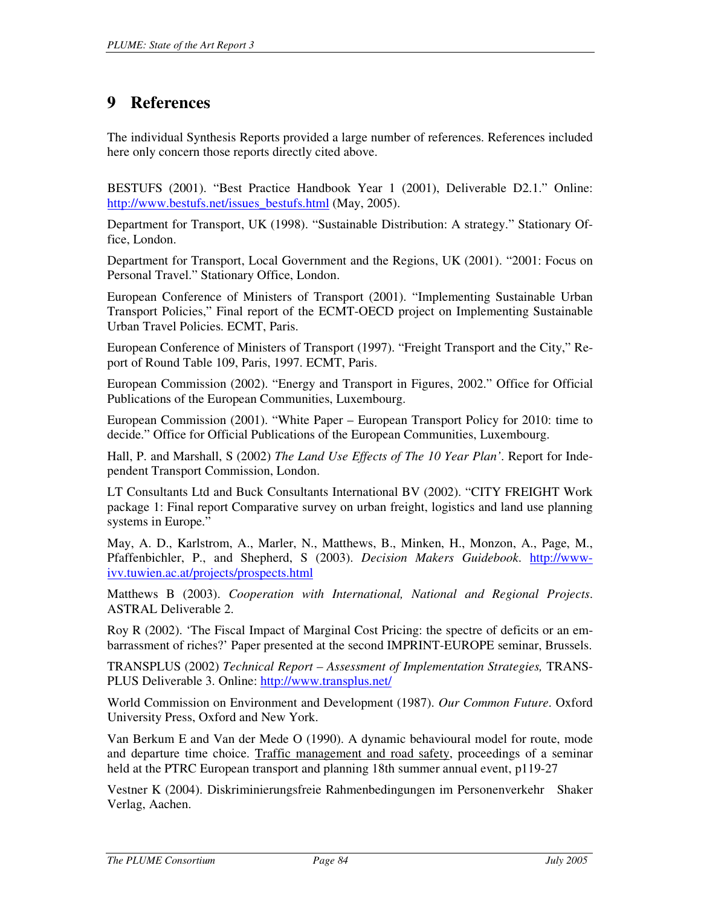# 9 References

The individual Synthesis Reports provided a large number of references. References included here only concern those reports directly cited above.

BESTUFS (2001). "Best Practice Handbook Year 1 (2001), Deliverable D2.1." Online: http://www.bestufs.net/issues_bestufs.html (May, 2005).

Department for Transport, UK (1998). "Sustainable Distribution: A strategy." Stationary Office, London.

Department for Transport, Local Government and the Regions, UK (2001). "2001: Focus on Personal Travel." Stationary Office, London.

European Conference of Ministers of Transport (2001). "Implementing Sustainable Urban Transport Policies," Final report of the ECMT-OECD project on Implementing Sustainable Urban Travel Policies. ECMT, Paris.

European Conference of Ministers of Transport (1997). "Freight Transport and the City," Report of Round Table 109, Paris, 1997. ECMT, Paris.

European Commission (2002). "Energy and Transport in Figures, 2002." Office for Official Publications of the European Communities, Luxembourg.

European Commission (2001). "White Paper – European Transport Policy for 2010: time to decide." Office for Official Publications of the European Communities, Luxembourg.

Hall, P. and Marshall, S (2002) *The Land Use Effects of The 10 Year Plan'*. Report for Independent Transport Commission, London.

LT Consultants Ltd and Buck Consultants International BV (2002). "CITY FREIGHT Work package 1: Final report Comparative survey on urban freight, logistics and land use planning systems in Europe."

May, A. D., Karlstrom, A., Marler, N., Matthews, B., Minken, H., Monzon, A., Page, M., Pfaffenbichler, P., and Shepherd, S (2003). *Decision Makers Guidebook*. http://www-ivv.tuwien.ac.at/projects/prospects.html

Matthews B (2003). *Cooperation with International, National and Regional Projects*. ASTRAL Deliverable 2.

Roy R (2002). 'The Fiscal Impact of Marginal Cost Pricing: the spectre of deficits or an embarrassment of riches?' Paper presented at the second IMPRINT-EUROPE seminar, Brussels.

TRANSPLUS (2002) *Technical Report – Assessment of Implementation Strategies,* TRANSPLUS Deliverable 3. Online: http://www.transplus.net/

World Commission on Environment and Development (1987). *Our Common Future*. Oxford University Press, Oxford and New York.

Van Berkum E and Van der Mede O (1990). A dynamic behavioural model for route, mode and departure time choice. Traffic management and road safety, proceedings of a seminar held at the PTRC European transport and planning 18th summer annual event, p119-27

Vestner K (2004). Diskriminierungsfreie Rahmenbedingungen im Personenverkehr Shaker Verlag, Aachen.